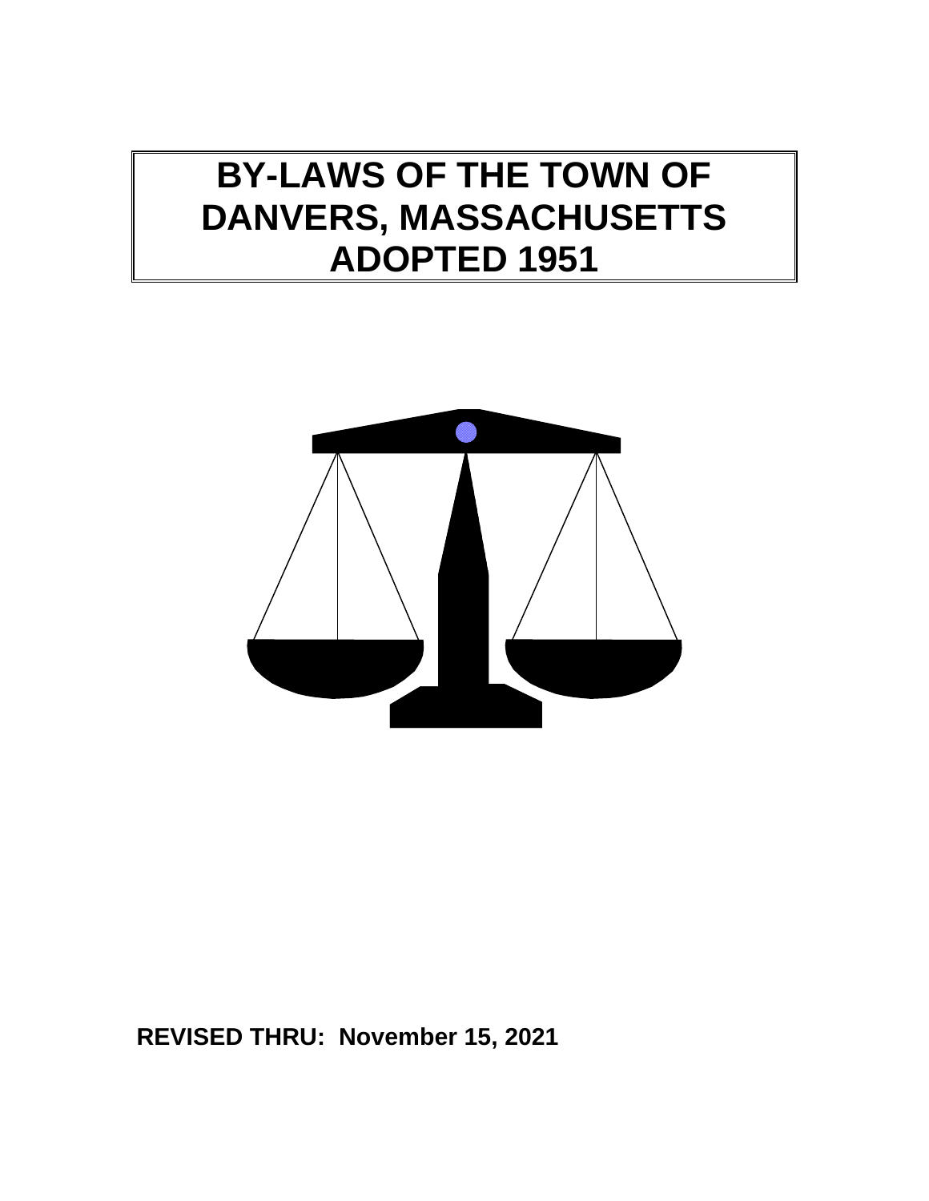# BY-LAWS OF THE TOWN OF DANVERS, MASSACHUSETTS ADOPTED 1951

**REVISED THRU: November 15, 2021**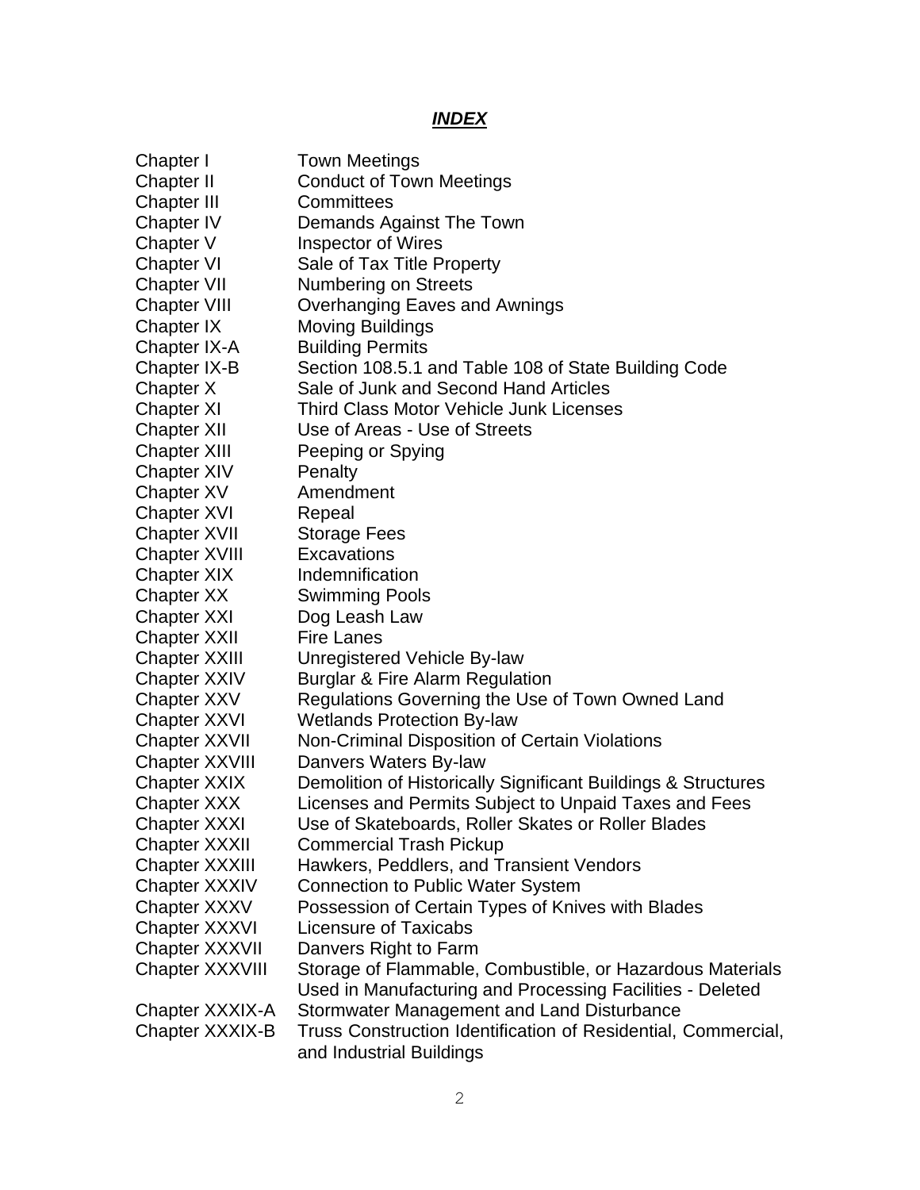## *INDEX*

| | |
|---|---|
| Chapter I | Town Meetings |
| Chapter II | Conduct of Town Meetings |
| Chapter III | Committees |
| Chapter IV | Demands Against The Town |
| Chapter V | Inspector of Wires |
| Chapter VI | Sale of Tax Title Property |
| Chapter VII | Numbering on Streets |
| Chapter VIII | Overhanging Eaves and Awnings |
| Chapter IX | Moving Buildings |
| Chapter IX-A | Building Permits |
| Chapter IX-B | Section 108.5.1 and Table 108 of State Building Code |
| Chapter X | Sale of Junk and Second Hand Articles |
| Chapter XI | Third Class Motor Vehicle Junk Licenses |
| Chapter XII | Use of Areas - Use of Streets |
| Chapter XIII | Peeping or Spying |
| Chapter XIV | Penalty |
| Chapter XV | Amendment |
| Chapter XVI | Repeal |
| Chapter XVII | Storage Fees |
| Chapter XVIII | Excavations |
| Chapter XIX | Indemnification |
| Chapter XX | Swimming Pools |
| Chapter XXI | Dog Leash Law |
| Chapter XXII | Fire Lanes |
| Chapter XXIII | Unregistered Vehicle By-law |
| Chapter XXIV | Burglar & Fire Alarm Regulation |
| Chapter XXV | Regulations Governing the Use of Town Owned Land |
| Chapter XXVI | Wetlands Protection By-law |
| Chapter XXVII | Non-Criminal Disposition of Certain Violations |
| Chapter XXVIII | Danvers Waters By-law |
| Chapter XXIX | Demolition of Historically Significant Buildings & Structures |
| Chapter XXX | Licenses and Permits Subject to Unpaid Taxes and Fees |
| Chapter XXXI | Use of Skateboards, Roller Skates or Roller Blades |
| Chapter XXXII | Commercial Trash Pickup |
| Chapter XXXIII | Hawkers, Peddlers, and Transient Vendors |
| Chapter XXXIV | Connection to Public Water System |
| Chapter XXXV | Possession of Certain Types of Knives with Blades |
| Chapter XXXVI | Licensure of Taxicabs |
| Chapter XXXVII | Danvers Right to Farm |
| Chapter XXXVIII | Storage of Flammable, Combustible, or Hazardous Materials Used in Manufacturing and Processing Facilities - Deleted |
| Chapter XXXIX-A | Stormwater Management and Land Disturbance |
| Chapter XXXIX-B | Truss Construction Identification of Residential, Commercial, and Industrial Buildings |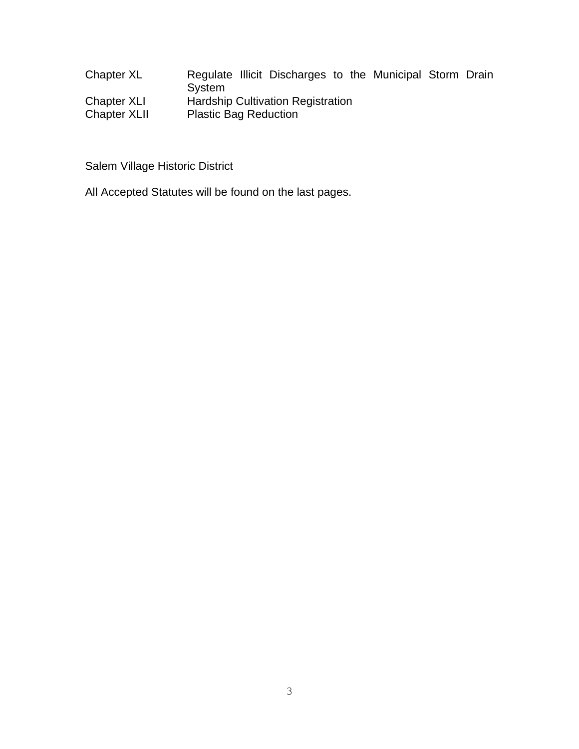| | |
|---|---|
| Chapter XL | Regulate Illicit Discharges to the Municipal Storm Drain System |
| Chapter XLI | Hardship Cultivation Registration |
| Chapter XLII | Plastic Bag Reduction |

Salem Village Historic District

All Accepted Statutes will be found on the last pages.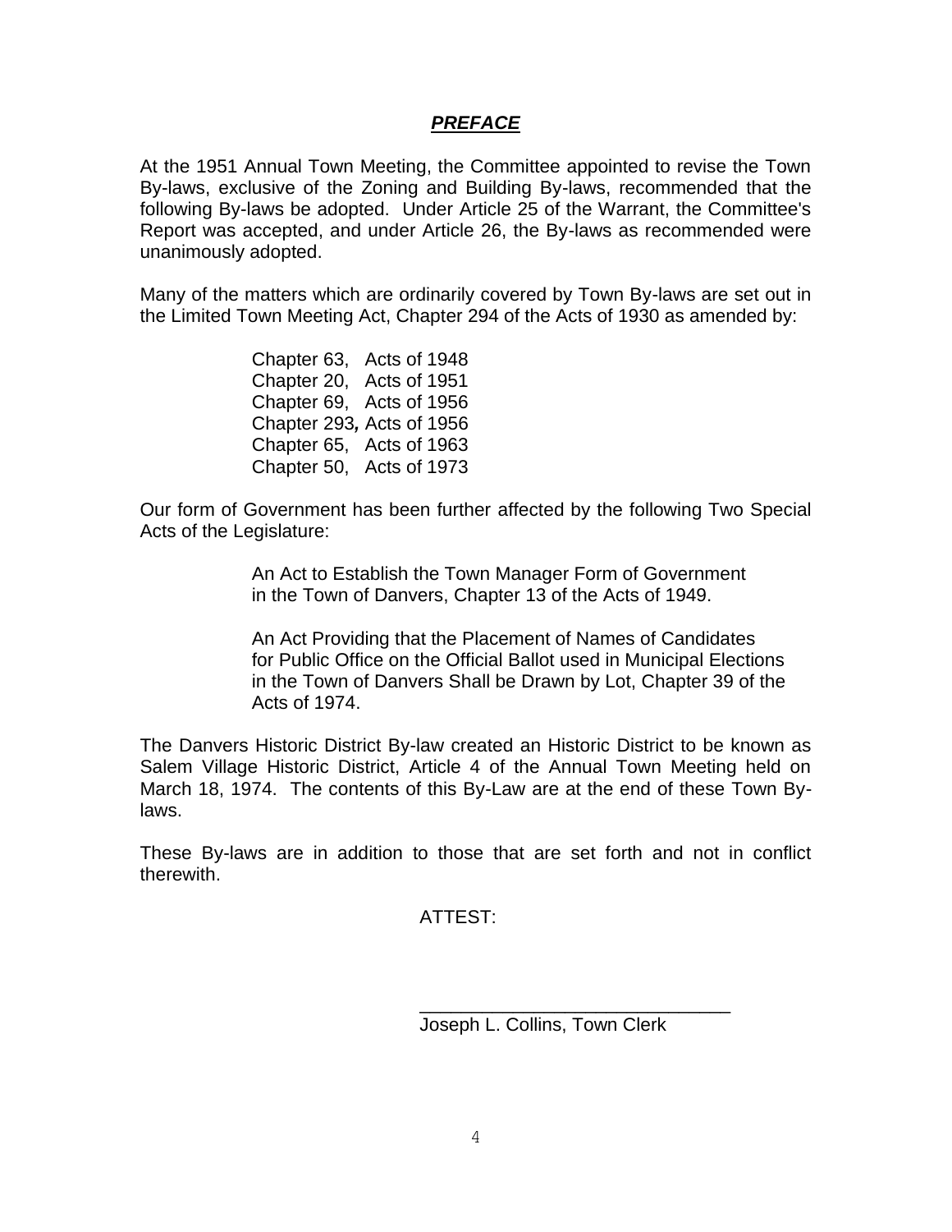## ***PREFACE***

At the 1951 Annual Town Meeting, the Committee appointed to revise the Town By-laws, exclusive of the Zoning and Building By-laws, recommended that the following By-laws be adopted. Under Article 25 of the Warrant, the Committee's Report was accepted, and under Article 26, the By-laws as recommended were unanimously adopted.

Many of the matters which are ordinarily covered by Town By-laws are set out in the Limited Town Meeting Act, Chapter 294 of the Acts of 1930 as amended by:

Chapter 63, Acts of 1948
Chapter 20, Acts of 1951
Chapter 69, Acts of 1956
Chapter 293*,* Acts of 1956
Chapter 65, Acts of 1963
Chapter 50, Acts of 1973

Our form of Government has been further affected by the following Two Special Acts of the Legislature:

An Act to Establish the Town Manager Form of Government in the Town of Danvers, Chapter 13 of the Acts of 1949.

An Act Providing that the Placement of Names of Candidates for Public Office on the Official Ballot used in Municipal Elections in the Town of Danvers Shall be Drawn by Lot, Chapter 39 of the Acts of 1974.

The Danvers Historic District By-law created an Historic District to be known as Salem Village Historic District, Article 4 of the Annual Town Meeting held on March 18, 1974. The contents of this By-Law are at the end of these Town By-laws.

These By-laws are in addition to those that are set forth and not in conflict therewith.

ATTEST:

______________________________
Joseph L. Collins, Town Clerk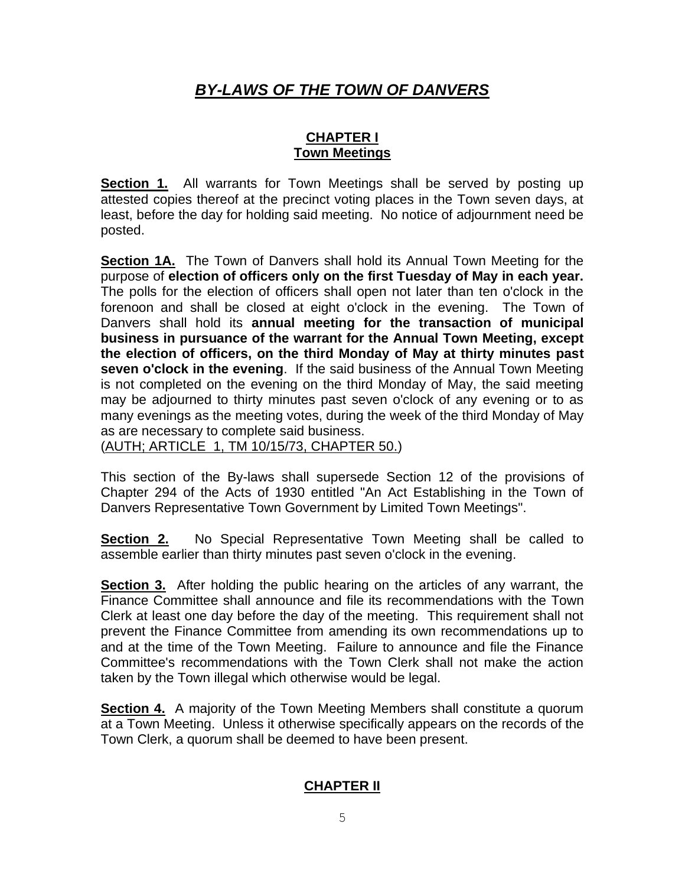# *BY-LAWS OF THE TOWN OF DANVERS*

## CHAPTER I
## Town Meetings

**Section 1.** All warrants for Town Meetings shall be served by posting up attested copies thereof at the precinct voting places in the Town seven days, at least, before the day for holding said meeting. No notice of adjournment need be posted.

**Section 1A.** The Town of Danvers shall hold its Annual Town Meeting for the purpose of **election of officers only on the first Tuesday of May in each year.** The polls for the election of officers shall open not later than ten o'clock in the forenoon and shall be closed at eight o'clock in the evening. The Town of Danvers shall hold its **annual meeting for the transaction of municipal business in pursuance of the warrant for the Annual Town Meeting, except the election of officers, on the third Monday of May at thirty minutes past seven o'clock in the evening**. If the said business of the Annual Town Meeting is not completed on the evening on the third Monday of May, the said meeting may be adjourned to thirty minutes past seven o'clock of any evening or to as many evenings as the meeting votes, during the week of the third Monday of May as are necessary to complete said business.
(AUTH; ARTICLE 1, TM 10/15/73, CHAPTER 50.)

This section of the By-laws shall supersede Section 12 of the provisions of Chapter 294 of the Acts of 1930 entitled "An Act Establishing in the Town of Danvers Representative Town Government by Limited Town Meetings".

**Section 2.** No Special Representative Town Meeting shall be called to assemble earlier than thirty minutes past seven o'clock in the evening.

**Section 3.** After holding the public hearing on the articles of any warrant, the Finance Committee shall announce and file its recommendations with the Town Clerk at least one day before the day of the meeting. This requirement shall not prevent the Finance Committee from amending its own recommendations up to and at the time of the Town Meeting. Failure to announce and file the Finance Committee's recommendations with the Town Clerk shall not make the action taken by the Town illegal which otherwise would be legal.

**Section 4.** A majority of the Town Meeting Members shall constitute a quorum at a Town Meeting. Unless it otherwise specifically appears on the records of the Town Clerk, a quorum shall be deemed to have been present.

## CHAPTER II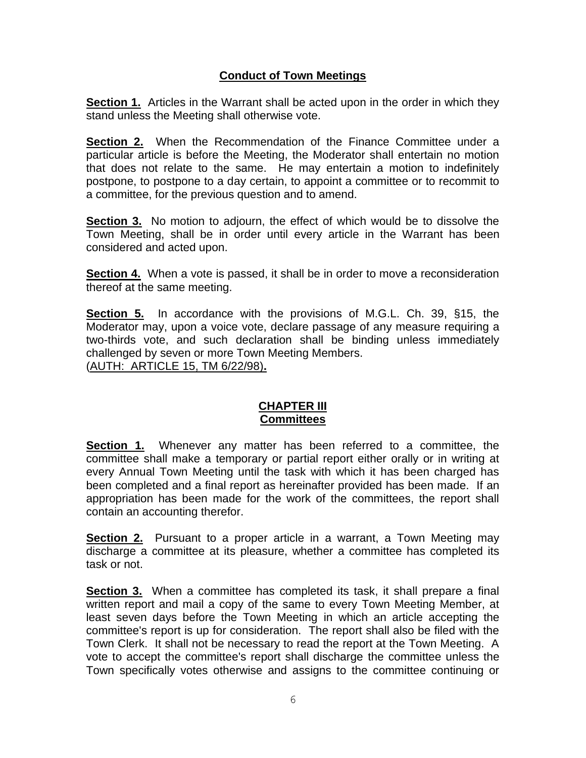## Conduct of Town Meetings

**Section 1.** Articles in the Warrant shall be acted upon in the order in which they stand unless the Meeting shall otherwise vote.

**Section 2.** When the Recommendation of the Finance Committee under a particular article is before the Meeting, the Moderator shall entertain no motion that does not relate to the same. He may entertain a motion to indefinitely postpone, to postpone to a day certain, to appoint a committee or to recommit to a committee, for the previous question and to amend.

**Section 3.** No motion to adjourn, the effect of which would be to dissolve the Town Meeting, shall be in order until every article in the Warrant has been considered and acted upon.

**Section 4.** When a vote is passed, it shall be in order to move a reconsideration thereof at the same meeting.

**Section 5.** In accordance with the provisions of M.G.L. Ch. 39, §15, the Moderator may, upon a voice vote, declare passage of any measure requiring a two-thirds vote, and such declaration shall be binding unless immediately challenged by seven or more Town Meeting Members.
(AUTH: ARTICLE 15, TM 6/22/98).

## CHAPTER III
## Committees

**Section 1.** Whenever any matter has been referred to a committee, the committee shall make a temporary or partial report either orally or in writing at every Annual Town Meeting until the task with which it has been charged has been completed and a final report as hereinafter provided has been made. If an appropriation has been made for the work of the committees, the report shall contain an accounting therefor.

**Section 2.** Pursuant to a proper article in a warrant, a Town Meeting may discharge a committee at its pleasure, whether a committee has completed its task or not.

**Section 3.** When a committee has completed its task, it shall prepare a final written report and mail a copy of the same to every Town Meeting Member, at least seven days before the Town Meeting in which an article accepting the committee's report is up for consideration. The report shall also be filed with the Town Clerk. It shall not be necessary to read the report at the Town Meeting. A vote to accept the committee's report shall discharge the committee unless the Town specifically votes otherwise and assigns to the committee continuing or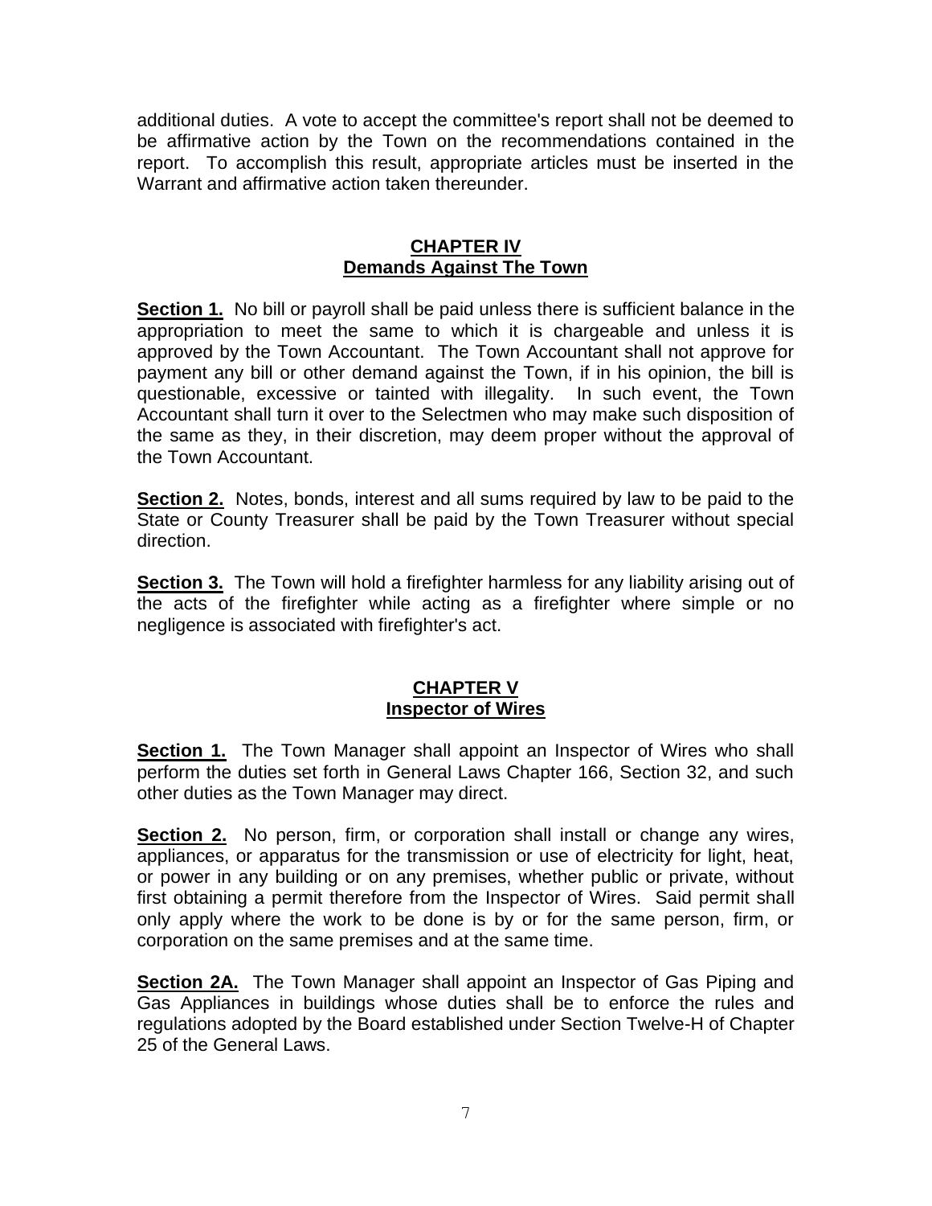additional duties. A vote to accept the committee's report shall not be deemed to be affirmative action by the Town on the recommendations contained in the report. To accomplish this result, appropriate articles must be inserted in the Warrant and affirmative action taken thereunder.

## CHAPTER IV
## Demands Against The Town

**Section 1.** No bill or payroll shall be paid unless there is sufficient balance in the appropriation to meet the same to which it is chargeable and unless it is approved by the Town Accountant. The Town Accountant shall not approve for payment any bill or other demand against the Town, if in his opinion, the bill is questionable, excessive or tainted with illegality. In such event, the Town Accountant shall turn it over to the Selectmen who may make such disposition of the same as they, in their discretion, may deem proper without the approval of the Town Accountant.

**Section 2.** Notes, bonds, interest and all sums required by law to be paid to the State or County Treasurer shall be paid by the Town Treasurer without special direction.

**Section 3.** The Town will hold a firefighter harmless for any liability arising out of the acts of the firefighter while acting as a firefighter where simple or no negligence is associated with firefighter's act.

## CHAPTER V
## Inspector of Wires

**Section 1.** The Town Manager shall appoint an Inspector of Wires who shall perform the duties set forth in General Laws Chapter 166, Section 32, and such other duties as the Town Manager may direct.

**Section 2.** No person, firm, or corporation shall install or change any wires, appliances, or apparatus for the transmission or use of electricity for light, heat, or power in any building or on any premises, whether public or private, without first obtaining a permit therefore from the Inspector of Wires. Said permit shall only apply where the work to be done is by or for the same person, firm, or corporation on the same premises and at the same time.

**Section 2A.** The Town Manager shall appoint an Inspector of Gas Piping and Gas Appliances in buildings whose duties shall be to enforce the rules and regulations adopted by the Board established under Section Twelve-H of Chapter 25 of the General Laws.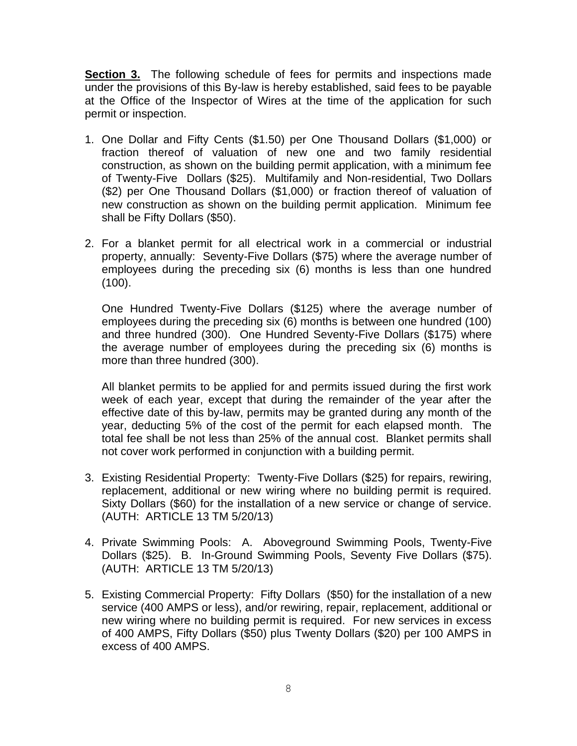**Section 3.** The following schedule of fees for permits and inspections made under the provisions of this By-law is hereby established, said fees to be payable at the Office of the Inspector of Wires at the time of the application for such permit or inspection.

1. One Dollar and Fifty Cents ($1.50) per One Thousand Dollars ($1,000) or fraction thereof of valuation of new one and two family residential construction, as shown on the building permit application, with a minimum fee of Twenty-Five Dollars ($25). Multifamily and Non-residential, Two Dollars ($2) per One Thousand Dollars ($1,000) or fraction thereof of valuation of new construction as shown on the building permit application. Minimum fee shall be Fifty Dollars ($50).

2. For a blanket permit for all electrical work in a commercial or industrial property, annually: Seventy-Five Dollars ($75) where the average number of employees during the preceding six (6) months is less than one hundred (100).

   One Hundred Twenty-Five Dollars ($125) where the average number of employees during the preceding six (6) months is between one hundred (100) and three hundred (300). One Hundred Seventy-Five Dollars ($175) where the average number of employees during the preceding six (6) months is more than three hundred (300).

   All blanket permits to be applied for and permits issued during the first work week of each year, except that during the remainder of the year after the effective date of this by-law, permits may be granted during any month of the year, deducting 5% of the cost of the permit for each elapsed month. The total fee shall be not less than 25% of the annual cost. Blanket permits shall not cover work performed in conjunction with a building permit.

3. Existing Residential Property: Twenty-Five Dollars ($25) for repairs, rewiring, replacement, additional or new wiring where no building permit is required. Sixty Dollars ($60) for the installation of a new service or change of service. (AUTH: ARTICLE 13 TM 5/20/13)

4. Private Swimming Pools: A. Aboveground Swimming Pools, Twenty-Five Dollars ($25). B. In-Ground Swimming Pools, Seventy Five Dollars ($75). (AUTH: ARTICLE 13 TM 5/20/13)

5. Existing Commercial Property: Fifty Dollars ($50) for the installation of a new service (400 AMPS or less), and/or rewiring, repair, replacement, additional or new wiring where no building permit is required. For new services in excess of 400 AMPS, Fifty Dollars ($50) plus Twenty Dollars ($20) per 100 AMPS in excess of 400 AMPS.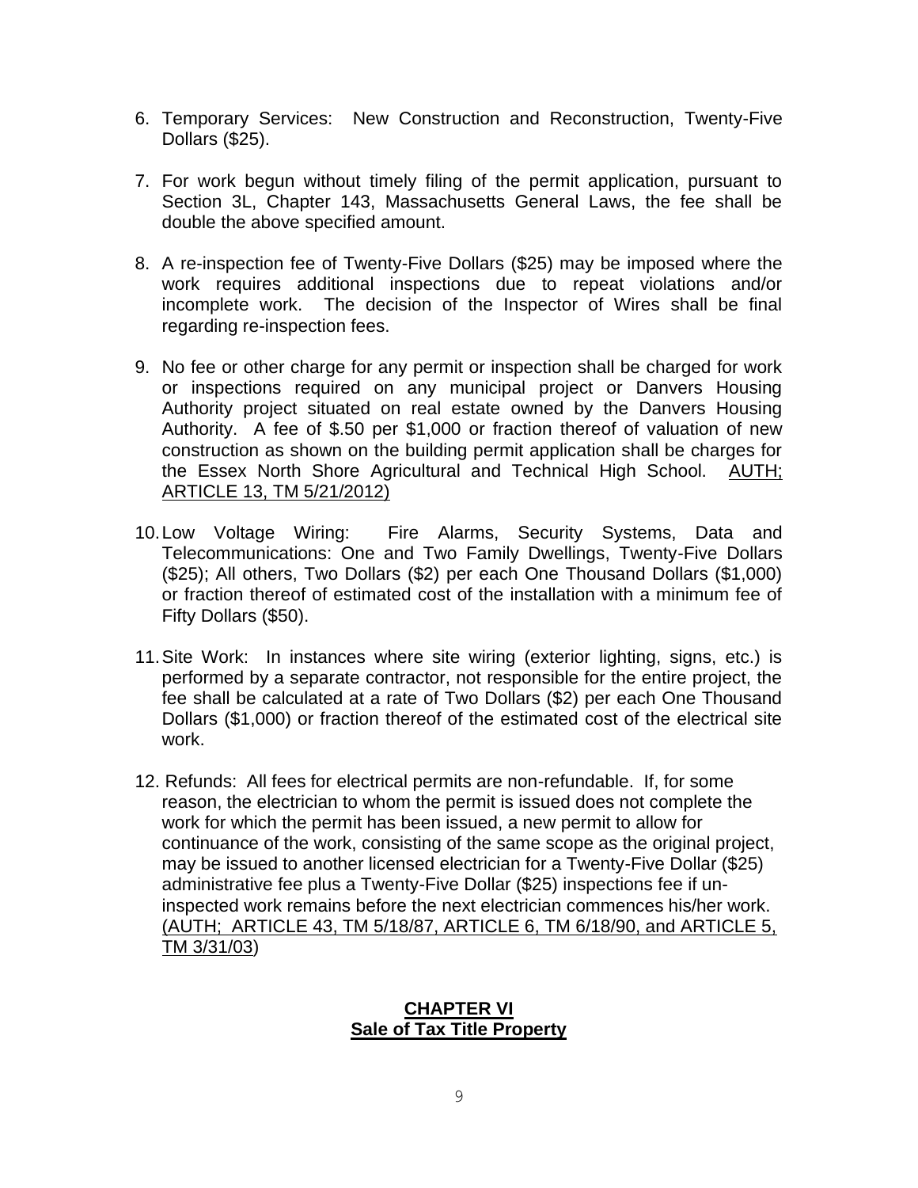6. Temporary Services: New Construction and Reconstruction, Twenty-Five Dollars ($25).

7. For work begun without timely filing of the permit application, pursuant to Section 3L, Chapter 143, Massachusetts General Laws, the fee shall be double the above specified amount.

8. A re-inspection fee of Twenty-Five Dollars ($25) may be imposed where the work requires additional inspections due to repeat violations and/or incomplete work. The decision of the Inspector of Wires shall be final regarding re-inspection fees.

9. No fee or other charge for any permit or inspection shall be charged for work or inspections required on any municipal project or Danvers Housing Authority project situated on real estate owned by the Danvers Housing Authority. A fee of $.50 per $1,000 or fraction thereof of valuation of new construction as shown on the building permit application shall be charges for the Essex North Shore Agricultural and Technical High School. AUTH; ARTICLE 13, TM 5/21/2012)

10. Low Voltage Wiring: Fire Alarms, Security Systems, Data and Telecommunications: One and Two Family Dwellings, Twenty-Five Dollars ($25); All others, Two Dollars ($2) per each One Thousand Dollars ($1,000) or fraction thereof of estimated cost of the installation with a minimum fee of Fifty Dollars ($50).

11. Site Work: In instances where site wiring (exterior lighting, signs, etc.) is performed by a separate contractor, not responsible for the entire project, the fee shall be calculated at a rate of Two Dollars ($2) per each One Thousand Dollars ($1,000) or fraction thereof of the estimated cost of the electrical site work.

12. Refunds: All fees for electrical permits are non-refundable. If, for some reason, the electrician to whom the permit is issued does not complete the work for which the permit has been issued, a new permit to allow for continuance of the work, consisting of the same scope as the original project, may be issued to another licensed electrician for a Twenty-Five Dollar ($25) administrative fee plus a Twenty-Five Dollar ($25) inspections fee if un-inspected work remains before the next electrician commences his/her work. (AUTH; ARTICLE 43, TM 5/18/87, ARTICLE 6, TM 6/18/90, and ARTICLE 5, TM 3/31/03)

## CHAPTER VI
## Sale of Tax Title Property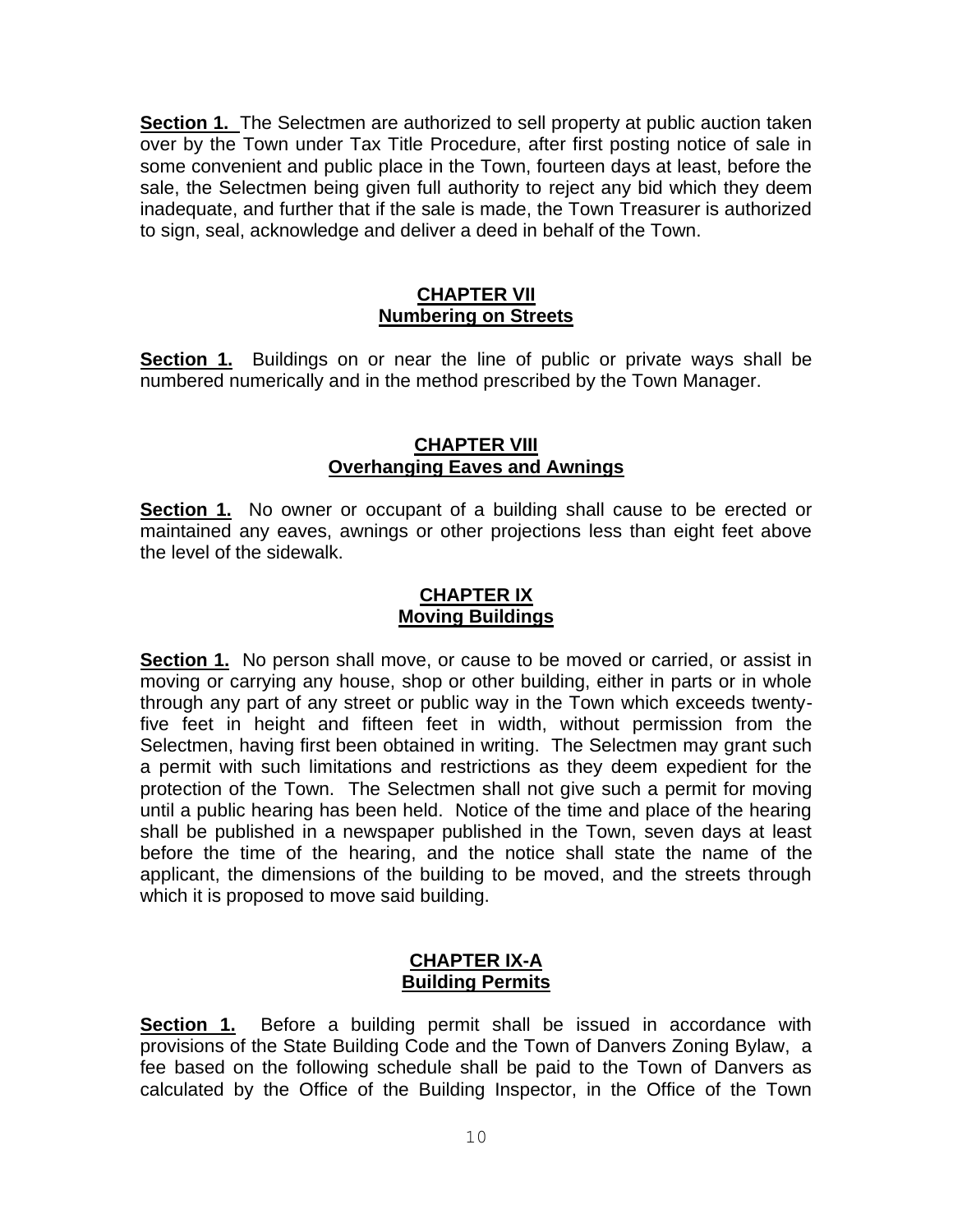**Section 1.** The Selectmen are authorized to sell property at public auction taken over by the Town under Tax Title Procedure, after first posting notice of sale in some convenient and public place in the Town, fourteen days at least, before the sale, the Selectmen being given full authority to reject any bid which they deem inadequate, and further that if the sale is made, the Town Treasurer is authorized to sign, seal, acknowledge and deliver a deed in behalf of the Town.

## CHAPTER VII
## Numbering on Streets

**Section 1.** Buildings on or near the line of public or private ways shall be numbered numerically and in the method prescribed by the Town Manager.

## CHAPTER VIII
## Overhanging Eaves and Awnings

**Section 1.** No owner or occupant of a building shall cause to be erected or maintained any eaves, awnings or other projections less than eight feet above the level of the sidewalk.

## CHAPTER IX
## Moving Buildings

**Section 1.** No person shall move, or cause to be moved or carried, or assist in moving or carrying any house, shop or other building, either in parts or in whole through any part of any street or public way in the Town which exceeds twenty-five feet in height and fifteen feet in width, without permission from the Selectmen, having first been obtained in writing. The Selectmen may grant such a permit with such limitations and restrictions as they deem expedient for the protection of the Town. The Selectmen shall not give such a permit for moving until a public hearing has been held. Notice of the time and place of the hearing shall be published in a newspaper published in the Town, seven days at least before the time of the hearing, and the notice shall state the name of the applicant, the dimensions of the building to be moved, and the streets through which it is proposed to move said building.

## CHAPTER IX-A
## Building Permits

**Section 1.** Before a building permit shall be issued in accordance with provisions of the State Building Code and the Town of Danvers Zoning Bylaw, a fee based on the following schedule shall be paid to the Town of Danvers as calculated by the Office of the Building Inspector, in the Office of the Town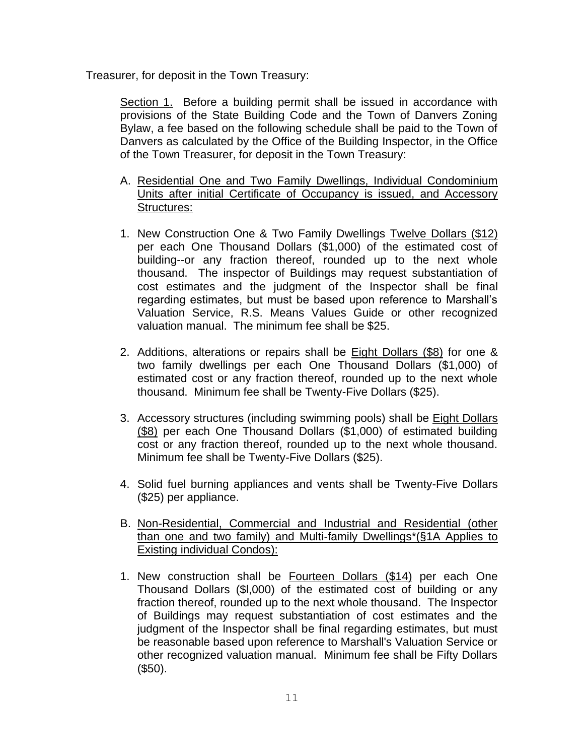Treasurer, for deposit in the Town Treasury:

<u>Section 1.</u> Before a building permit shall be issued in accordance with provisions of the State Building Code and the Town of Danvers Zoning Bylaw, a fee based on the following schedule shall be paid to the Town of Danvers as calculated by the Office of the Building Inspector, in the Office of the Town Treasurer, for deposit in the Town Treasury:

A. <u>Residential One and Two Family Dwellings, Individual Condominium Units after initial Certificate of Occupancy is issued, and Accessory Structures:</u>

1. New Construction One & Two Family Dwellings <u>Twelve Dollars ($12)</u> per each One Thousand Dollars ($1,000) of the estimated cost of building--or any fraction thereof, rounded up to the next whole thousand. The inspector of Buildings may request substantiation of cost estimates and the judgment of the Inspector shall be final regarding estimates, but must be based upon reference to Marshall's Valuation Service, R.S. Means Values Guide or other recognized valuation manual. The minimum fee shall be $25.

2. Additions, alterations or repairs shall be <u>Eight Dollars ($8)</u> for one & two family dwellings per each One Thousand Dollars ($1,000) of estimated cost or any fraction thereof, rounded up to the next whole thousand. Minimum fee shall be Twenty-Five Dollars ($25).

3. Accessory structures (including swimming pools) shall be <u>Eight Dollars ($8)</u> per each One Thousand Dollars ($1,000) of estimated building cost or any fraction thereof, rounded up to the next whole thousand. Minimum fee shall be Twenty-Five Dollars ($25).

4. Solid fuel burning appliances and vents shall be Twenty-Five Dollars ($25) per appliance.

B. <u>Non-Residential, Commercial and Industrial and Residential (other than one and two family) and Multi-family Dwellings*(§1A Applies to Existing individual Condos):</u>

1. New construction shall be <u>Fourteen Dollars ($14)</u> per each One Thousand Dollars ($l,000) of the estimated cost of building or any fraction thereof, rounded up to the next whole thousand. The Inspector of Buildings may request substantiation of cost estimates and the judgment of the Inspector shall be final regarding estimates, but must be reasonable based upon reference to Marshall's Valuation Service or other recognized valuation manual. Minimum fee shall be Fifty Dollars ($50).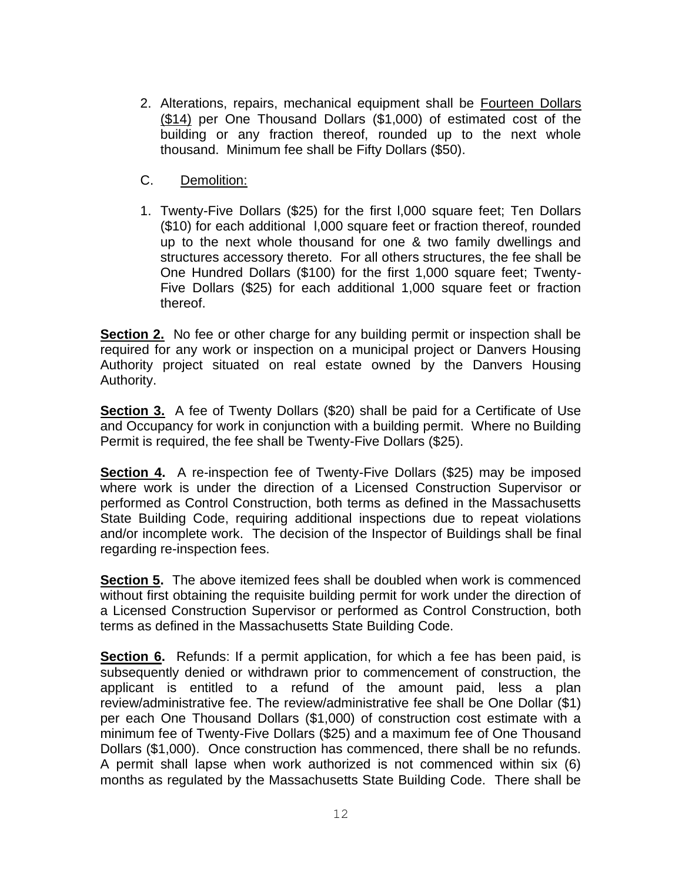2. Alterations, repairs, mechanical equipment shall be <u>Fourteen Dollars ($14)</u> per One Thousand Dollars ($1,000) of estimated cost of the building or any fraction thereof, rounded up to the next whole thousand. Minimum fee shall be Fifty Dollars ($50).

C. <u>Demolition:</u>

1. Twenty-Five Dollars ($25) for the first l,000 square feet; Ten Dollars ($10) for each additional l,000 square feet or fraction thereof, rounded up to the next whole thousand for one & two family dwellings and structures accessory thereto. For all others structures, the fee shall be One Hundred Dollars ($100) for the first 1,000 square feet; Twenty-Five Dollars ($25) for each additional 1,000 square feet or fraction thereof.

**<u>Section 2.</u>** No fee or other charge for any building permit or inspection shall be required for any work or inspection on a municipal project or Danvers Housing Authority project situated on real estate owned by the Danvers Housing Authority.

**<u>Section 3.</u>** A fee of Twenty Dollars ($20) shall be paid for a Certificate of Use and Occupancy for work in conjunction with a building permit. Where no Building Permit is required, the fee shall be Twenty-Five Dollars ($25).

**<u>Section 4</u>.** A re-inspection fee of Twenty-Five Dollars ($25) may be imposed where work is under the direction of a Licensed Construction Supervisor or performed as Control Construction, both terms as defined in the Massachusetts State Building Code, requiring additional inspections due to repeat violations and/or incomplete work. The decision of the Inspector of Buildings shall be final regarding re-inspection fees.

**<u>Section 5</u>.** The above itemized fees shall be doubled when work is commenced without first obtaining the requisite building permit for work under the direction of a Licensed Construction Supervisor or performed as Control Construction, both terms as defined in the Massachusetts State Building Code.

**<u>Section 6</u>.** Refunds: If a permit application, for which a fee has been paid, is subsequently denied or withdrawn prior to commencement of construction, the applicant is entitled to a refund of the amount paid, less a plan review/administrative fee. The review/administrative fee shall be One Dollar ($1) per each One Thousand Dollars ($1,000) of construction cost estimate with a minimum fee of Twenty-Five Dollars ($25) and a maximum fee of One Thousand Dollars ($1,000). Once construction has commenced, there shall be no refunds. A permit shall lapse when work authorized is not commenced within six (6) months as regulated by the Massachusetts State Building Code. There shall be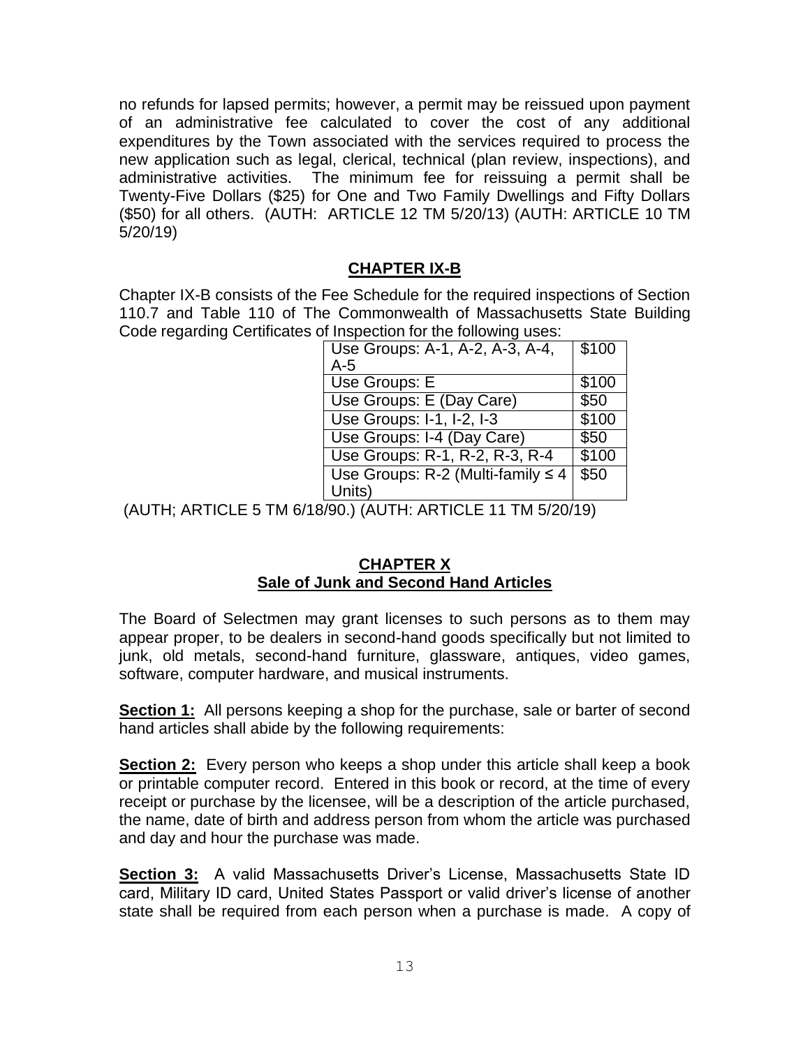no refunds for lapsed permits; however, a permit may be reissued upon payment of an administrative fee calculated to cover the cost of any additional expenditures by the Town associated with the services required to process the new application such as legal, clerical, technical (plan review, inspections), and administrative activities. The minimum fee for reissuing a permit shall be Twenty-Five Dollars ($25) for One and Two Family Dwellings and Fifty Dollars ($50) for all others. (AUTH: ARTICLE 12 TM 5/20/13) (AUTH: ARTICLE 10 TM 5/20/19)

## CHAPTER IX-B

Chapter IX-B consists of the Fee Schedule for the required inspections of Section 110.7 and Table 110 of The Commonwealth of Massachusetts State Building Code regarding Certificates of Inspection for the following uses:

| | |
|---|---|
| Use Groups: A-1, A-2, A-3, A-4, A-5 | $100 |
| Use Groups: E | $100 |
| Use Groups: E (Day Care) | $50 |
| Use Groups: I-1, I-2, I-3 | $100 |
| Use Groups: I-4 (Day Care) | $50 |
| Use Groups: R-1, R-2, R-3, R-4 | $100 |
| Use Groups: R-2 (Multi-family ≤ 4 Units) | $50 |

(AUTH; ARTICLE 5 TM 6/18/90.) (AUTH: ARTICLE 11 TM 5/20/19)

## CHAPTER X
## Sale of Junk and Second Hand Articles

The Board of Selectmen may grant licenses to such persons as to them may appear proper, to be dealers in second-hand goods specifically but not limited to junk, old metals, second-hand furniture, glassware, antiques, video games, software, computer hardware, and musical instruments.

**Section 1:** All persons keeping a shop for the purchase, sale or barter of second hand articles shall abide by the following requirements:

**Section 2:** Every person who keeps a shop under this article shall keep a book or printable computer record. Entered in this book or record, at the time of every receipt or purchase by the licensee, will be a description of the article purchased, the name, date of birth and address person from whom the article was purchased and day and hour the purchase was made.

**Section 3:** A valid Massachusetts Driver's License, Massachusetts State ID card, Military ID card, United States Passport or valid driver's license of another state shall be required from each person when a purchase is made. A copy of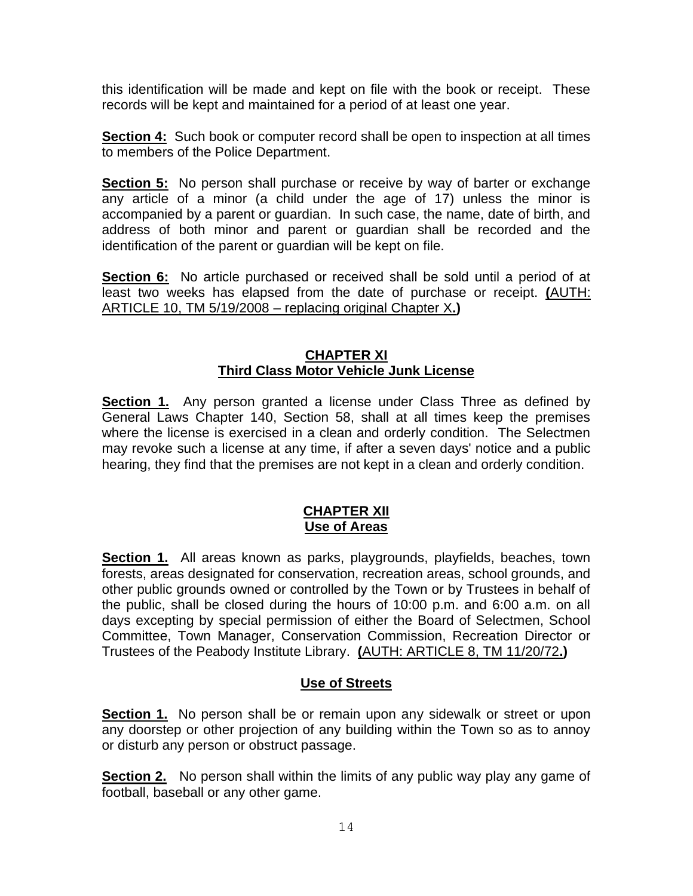this identification will be made and kept on file with the book or receipt. These records will be kept and maintained for a period of at least one year.

**Section 4:** Such book or computer record shall be open to inspection at all times to members of the Police Department.

**Section 5:** No person shall purchase or receive by way of barter or exchange any article of a minor (a child under the age of 17) unless the minor is accompanied by a parent or guardian. In such case, the name, date of birth, and address of both minor and parent or guardian shall be recorded and the identification of the parent or guardian will be kept on file.

**Section 6:** No article purchased or received shall be sold until a period of at least two weeks has elapsed from the date of purchase or receipt. **(**AUTH: ARTICLE 10, TM 5/19/2008 – replacing original Chapter X**.)**

## CHAPTER XI
## Third Class Motor Vehicle Junk License

**Section 1.** Any person granted a license under Class Three as defined by General Laws Chapter 140, Section 58, shall at all times keep the premises where the license is exercised in a clean and orderly condition. The Selectmen may revoke such a license at any time, if after a seven days' notice and a public hearing, they find that the premises are not kept in a clean and orderly condition.

## CHAPTER XII
## Use of Areas

**Section 1.** All areas known as parks, playgrounds, playfields, beaches, town forests, areas designated for conservation, recreation areas, school grounds, and other public grounds owned or controlled by the Town or by Trustees in behalf of the public, shall be closed during the hours of 10:00 p.m. and 6:00 a.m. on all days excepting by special permission of either the Board of Selectmen, School Committee, Town Manager, Conservation Commission, Recreation Director or Trustees of the Peabody Institute Library. **(**AUTH: ARTICLE 8, TM 11/20/72**.)**

### Use of Streets

**Section 1.** No person shall be or remain upon any sidewalk or street or upon any doorstep or other projection of any building within the Town so as to annoy or disturb any person or obstruct passage.

**Section 2.** No person shall within the limits of any public way play any game of football, baseball or any other game.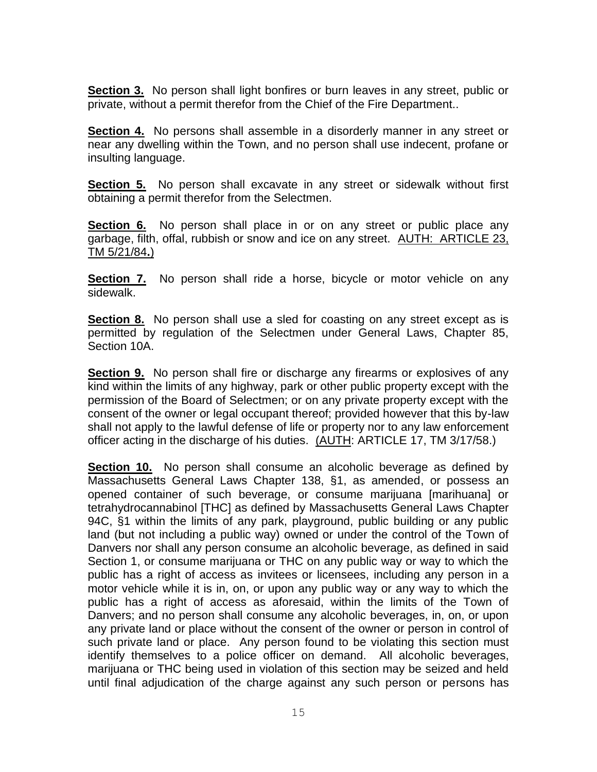**Section 3.** No person shall light bonfires or burn leaves in any street, public or private, without a permit therefor from the Chief of the Fire Department..

**Section 4.** No persons shall assemble in a disorderly manner in any street or near any dwelling within the Town, and no person shall use indecent, profane or insulting language.

**Section 5.** No person shall excavate in any street or sidewalk without first obtaining a permit therefor from the Selectmen.

**Section 6.** No person shall place in or on any street or public place any garbage, filth, offal, rubbish or snow and ice on any street. AUTH: ARTICLE 23, TM 5/21/84**.)**

**Section 7.** No person shall ride a horse, bicycle or motor vehicle on any sidewalk.

**Section 8.** No person shall use a sled for coasting on any street except as is permitted by regulation of the Selectmen under General Laws, Chapter 85, Section 10A.

**Section 9.** No person shall fire or discharge any firearms or explosives of any kind within the limits of any highway, park or other public property except with the permission of the Board of Selectmen; or on any private property except with the consent of the owner or legal occupant thereof; provided however that this by-law shall not apply to the lawful defense of life or property nor to any law enforcement officer acting in the discharge of his duties. (AUTH: ARTICLE 17, TM 3/17/58.)

**Section 10.** No person shall consume an alcoholic beverage as defined by Massachusetts General Laws Chapter 138, §1, as amended, or possess an opened container of such beverage, or consume marijuana [marihuana] or tetrahydrocannabinol [THC] as defined by Massachusetts General Laws Chapter 94C, §1 within the limits of any park, playground, public building or any public land (but not including a public way) owned or under the control of the Town of Danvers nor shall any person consume an alcoholic beverage, as defined in said Section 1, or consume marijuana or THC on any public way or way to which the public has a right of access as invitees or licensees, including any person in a motor vehicle while it is in, on, or upon any public way or any way to which the public has a right of access as aforesaid, within the limits of the Town of Danvers; and no person shall consume any alcoholic beverages, in, on, or upon any private land or place without the consent of the owner or person in control of such private land or place. Any person found to be violating this section must identify themselves to a police officer on demand. All alcoholic beverages, marijuana or THC being used in violation of this section may be seized and held until final adjudication of the charge against any such person or persons has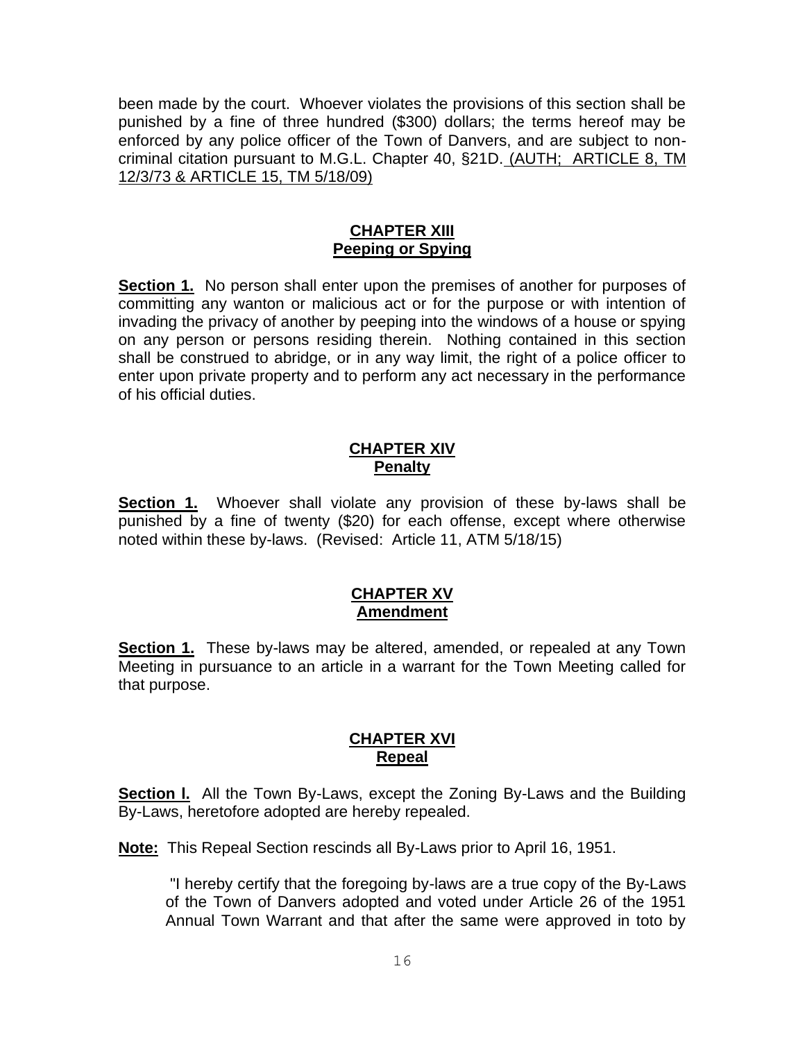been made by the court. Whoever violates the provisions of this section shall be punished by a fine of three hundred ($300) dollars; the terms hereof may be enforced by any police officer of the Town of Danvers, and are subject to non-criminal citation pursuant to M.G.L. Chapter 40, §21D. (AUTH; ARTICLE 8, TM 12/3/73 & ARTICLE 15, TM 5/18/09)

## CHAPTER XIII
## Peeping or Spying

**Section 1.** No person shall enter upon the premises of another for purposes of committing any wanton or malicious act or for the purpose or with intention of invading the privacy of another by peeping into the windows of a house or spying on any person or persons residing therein. Nothing contained in this section shall be construed to abridge, or in any way limit, the right of a police officer to enter upon private property and to perform any act necessary in the performance of his official duties.

## CHAPTER XIV
## Penalty

**Section 1.** Whoever shall violate any provision of these by-laws shall be punished by a fine of twenty ($20) for each offense, except where otherwise noted within these by-laws. (Revised: Article 11, ATM 5/18/15)

## CHAPTER XV
## Amendment

**Section 1.** These by-laws may be altered, amended, or repealed at any Town Meeting in pursuance to an article in a warrant for the Town Meeting called for that purpose.

## CHAPTER XVI
## Repeal

**Section l.** All the Town By-Laws, except the Zoning By-Laws and the Building By-Laws, heretofore adopted are hereby repealed.

**Note:** This Repeal Section rescinds all By-Laws prior to April 16, 1951.

> "I hereby certify that the foregoing by-laws are a true copy of the By-Laws of the Town of Danvers adopted and voted under Article 26 of the 1951 Annual Town Warrant and that after the same were approved in toto by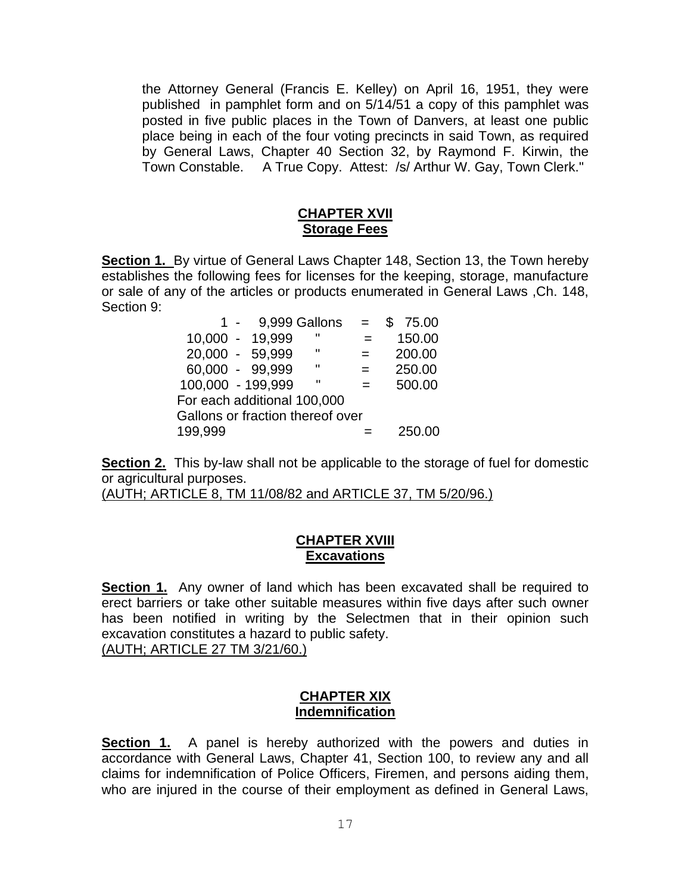the Attorney General (Francis E. Kelley) on April 16, 1951, they were published in pamphlet form and on 5/14/51 a copy of this pamphlet was posted in five public places in the Town of Danvers, at least one public place being in each of the four voting precincts in said Town, as required by General Laws, Chapter 40 Section 32, by Raymond F. Kirwin, the Town Constable. A True Copy. Attest: /s/ Arthur W. Gay, Town Clerk."

## CHAPTER XVII
## Storage Fees

**Section 1.** By virtue of General Laws Chapter 148, Section 13, the Town hereby establishes the following fees for licenses for the keeping, storage, manufacture or sale of any of the articles or products enumerated in General Laws ,Ch. 148, Section 9:

| Gallons | | Fee |
|---|---|---|
| 1 - 9,999 Gallons | = | $ 75.00 |
| 10,000 - 19,999 " | = | 150.00 |
| 20,000 - 59,999 " | = | 200.00 |
| 60,000 - 99,999 " | = | 250.00 |
| 100,000 - 199,999 " | = | 500.00 |
| For each additional 100,000 Gallons or fraction thereof over 199,999 | = | 250.00 |

**Section 2.** This by-law shall not be applicable to the storage of fuel for domestic or agricultural purposes.
(AUTH; ARTICLE 8, TM 11/08/82 and ARTICLE 37, TM 5/20/96.)

## CHAPTER XVIII
## Excavations

**Section 1.** Any owner of land which has been excavated shall be required to erect barriers or take other suitable measures within five days after such owner has been notified in writing by the Selectmen that in their opinion such excavation constitutes a hazard to public safety.
(AUTH; ARTICLE 27 TM 3/21/60.)

## CHAPTER XIX
## Indemnification

**Section 1.** A panel is hereby authorized with the powers and duties in accordance with General Laws, Chapter 41, Section 100, to review any and all claims for indemnification of Police Officers, Firemen, and persons aiding them, who are injured in the course of their employment as defined in General Laws,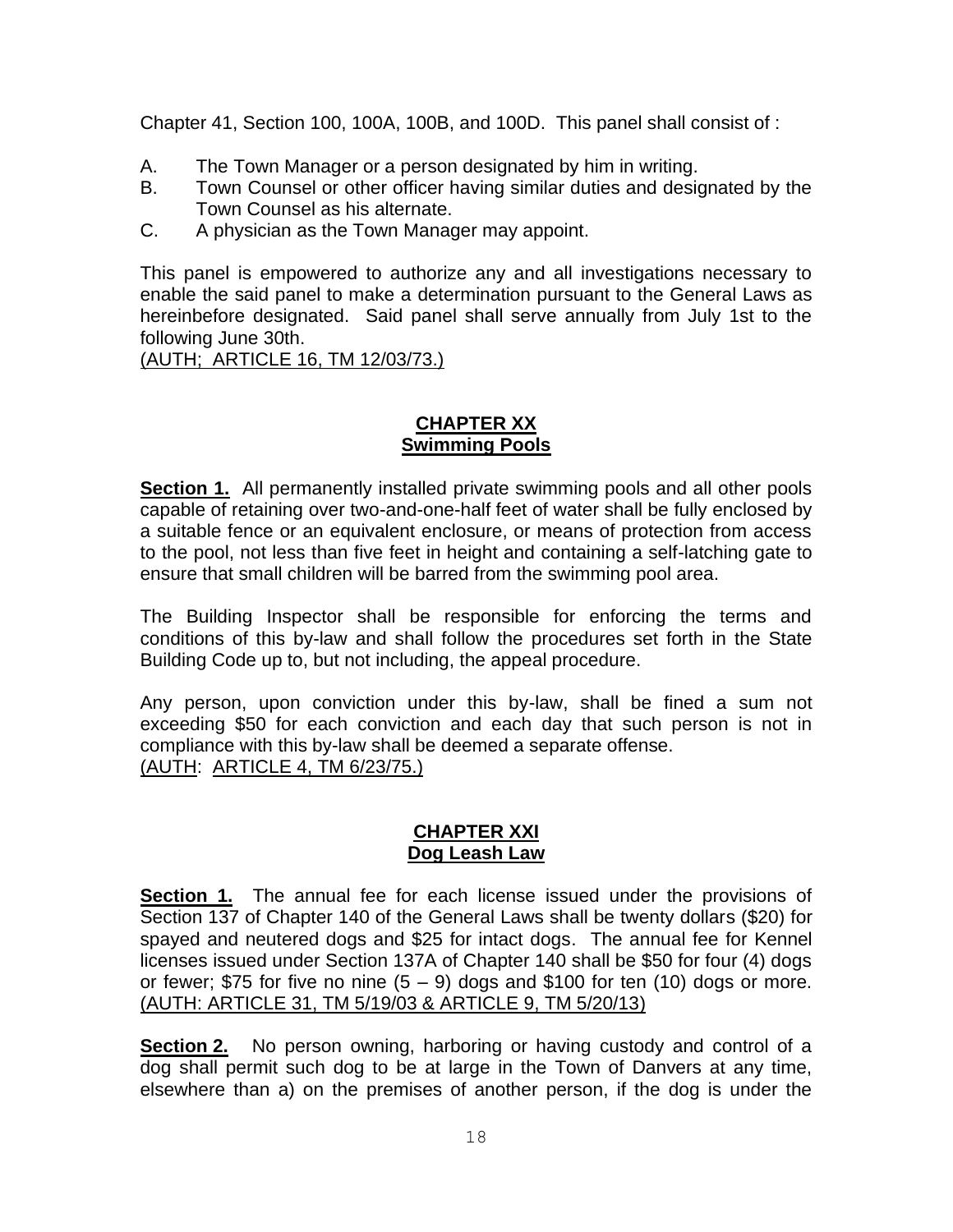Chapter 41, Section 100, 100A, 100B, and 100D. This panel shall consist of :

A. The Town Manager or a person designated by him in writing.
B. Town Counsel or other officer having similar duties and designated by the Town Counsel as his alternate.
C. A physician as the Town Manager may appoint.

This panel is empowered to authorize any and all investigations necessary to enable the said panel to make a determination pursuant to the General Laws as hereinbefore designated. Said panel shall serve annually from July 1st to the following June 30th.
(AUTH; ARTICLE 16, TM 12/03/73.)

## CHAPTER XX
## Swimming Pools

**Section 1.** All permanently installed private swimming pools and all other pools capable of retaining over two-and-one-half feet of water shall be fully enclosed by a suitable fence or an equivalent enclosure, or means of protection from access to the pool, not less than five feet in height and containing a self-latching gate to ensure that small children will be barred from the swimming pool area.

The Building Inspector shall be responsible for enforcing the terms and conditions of this by-law and shall follow the procedures set forth in the State Building Code up to, but not including, the appeal procedure.

Any person, upon conviction under this by-law, shall be fined a sum not exceeding $50 for each conviction and each day that such person is not in compliance with this by-law shall be deemed a separate offense.
(AUTH: ARTICLE 4, TM 6/23/75.)

## CHAPTER XXI
## Dog Leash Law

**Section 1.** The annual fee for each license issued under the provisions of Section 137 of Chapter 140 of the General Laws shall be twenty dollars ($20) for spayed and neutered dogs and $25 for intact dogs. The annual fee for Kennel licenses issued under Section 137A of Chapter 140 shall be $50 for four (4) dogs or fewer; $75 for five no nine (5 – 9) dogs and $100 for ten (10) dogs or more.
(AUTH: ARTICLE 31, TM 5/19/03 & ARTICLE 9, TM 5/20/13)

**Section 2.** No person owning, harboring or having custody and control of a dog shall permit such dog to be at large in the Town of Danvers at any time, elsewhere than a) on the premises of another person, if the dog is under the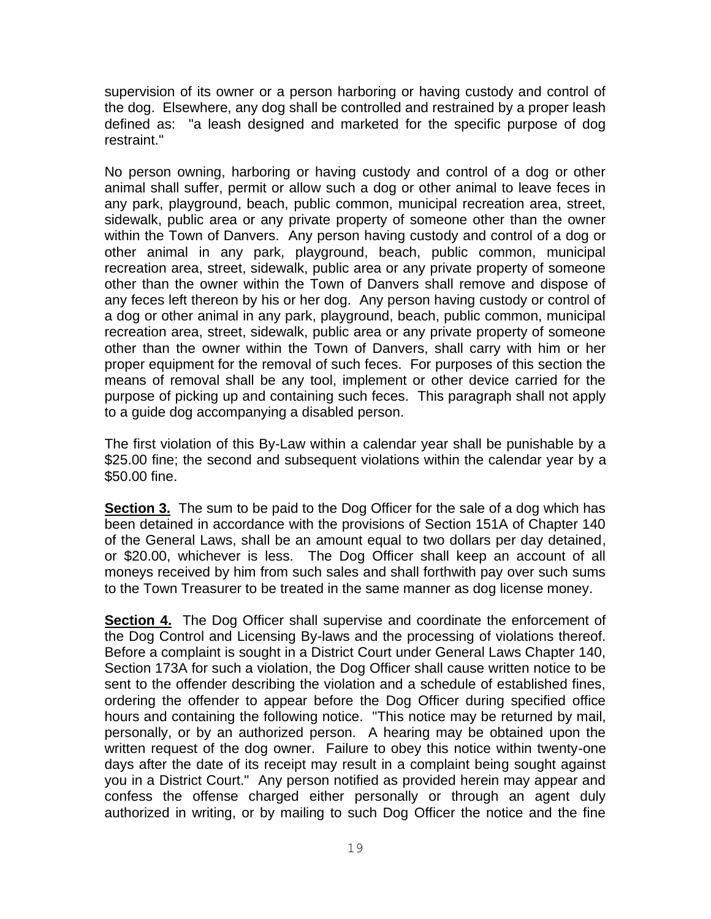supervision of its owner or a person harboring or having custody and control of the dog. Elsewhere, any dog shall be controlled and restrained by a proper leash defined as: "a leash designed and marketed for the specific purpose of dog restraint."

No person owning, harboring or having custody and control of a dog or other animal shall suffer, permit or allow such a dog or other animal to leave feces in any park, playground, beach, public common, municipal recreation area, street, sidewalk, public area or any private property of someone other than the owner within the Town of Danvers. Any person having custody and control of a dog or other animal in any park, playground, beach, public common, municipal recreation area, street, sidewalk, public area or any private property of someone other than the owner within the Town of Danvers shall remove and dispose of any feces left thereon by his or her dog. Any person having custody or control of a dog or other animal in any park, playground, beach, public common, municipal recreation area, street, sidewalk, public area or any private property of someone other than the owner within the Town of Danvers, shall carry with him or her proper equipment for the removal of such feces. For purposes of this section the means of removal shall be any tool, implement or other device carried for the purpose of picking up and containing such feces. This paragraph shall not apply to a guide dog accompanying a disabled person.

The first violation of this By-Law within a calendar year shall be punishable by a $25.00 fine; the second and subsequent violations within the calendar year by a $50.00 fine.

**Section 3.** The sum to be paid to the Dog Officer for the sale of a dog which has been detained in accordance with the provisions of Section 151A of Chapter 140 of the General Laws, shall be an amount equal to two dollars per day detained, or $20.00, whichever is less. The Dog Officer shall keep an account of all moneys received by him from such sales and shall forthwith pay over such sums to the Town Treasurer to be treated in the same manner as dog license money.

**Section 4.** The Dog Officer shall supervise and coordinate the enforcement of the Dog Control and Licensing By-laws and the processing of violations thereof. Before a complaint is sought in a District Court under General Laws Chapter 140, Section 173A for such a violation, the Dog Officer shall cause written notice to be sent to the offender describing the violation and a schedule of established fines, ordering the offender to appear before the Dog Officer during specified office hours and containing the following notice. "This notice may be returned by mail, personally, or by an authorized person. A hearing may be obtained upon the written request of the dog owner. Failure to obey this notice within twenty-one days after the date of its receipt may result in a complaint being sought against you in a District Court." Any person notified as provided herein may appear and confess the offense charged either personally or through an agent duly authorized in writing, or by mailing to such Dog Officer the notice and the fine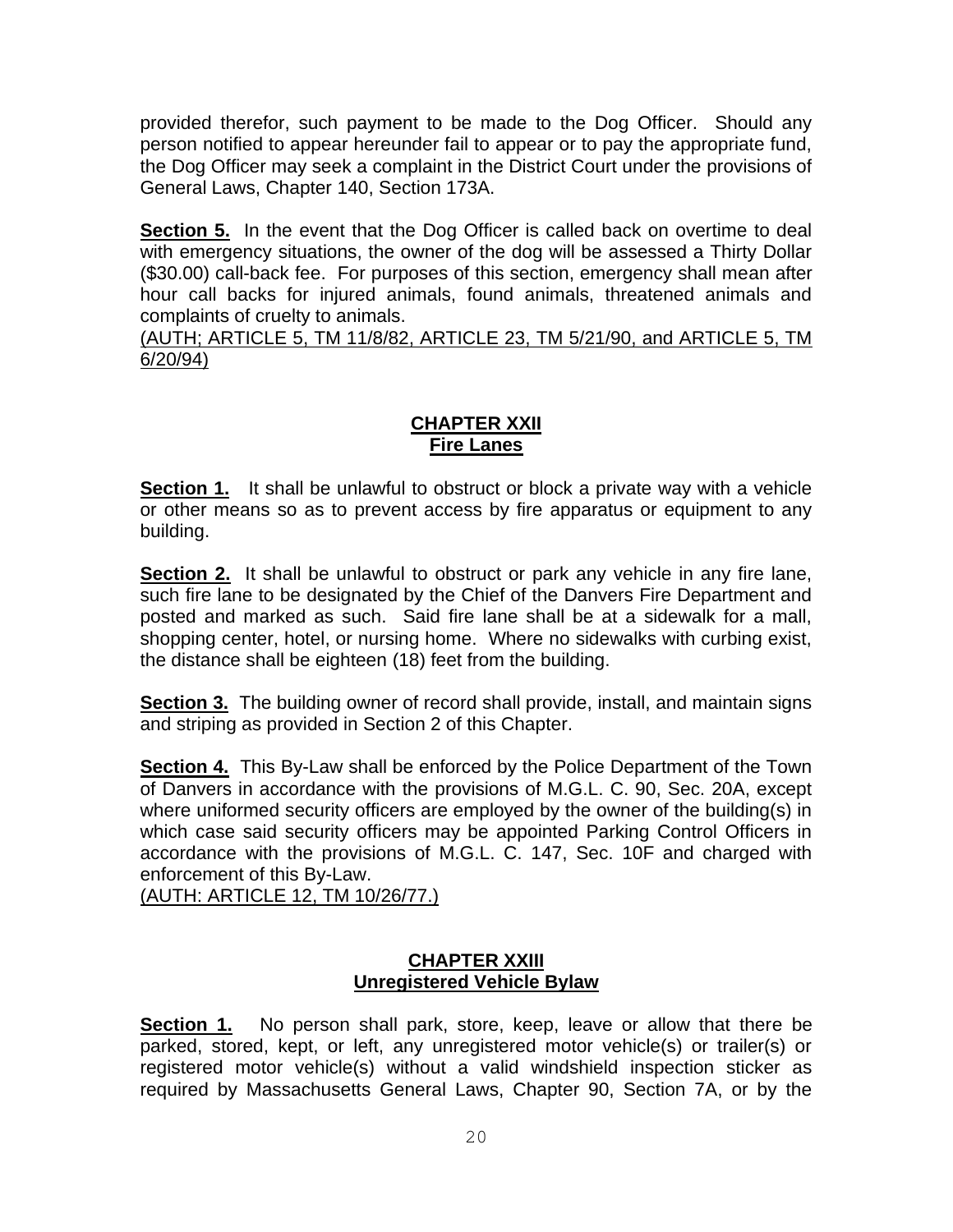provided therefor, such payment to be made to the Dog Officer. Should any person notified to appear hereunder fail to appear or to pay the appropriate fund, the Dog Officer may seek a complaint in the District Court under the provisions of General Laws, Chapter 140, Section 173A.

**Section 5.** In the event that the Dog Officer is called back on overtime to deal with emergency situations, the owner of the dog will be assessed a Thirty Dollar ($30.00) call-back fee. For purposes of this section, emergency shall mean after hour call backs for injured animals, found animals, threatened animals and complaints of cruelty to animals.
(AUTH; ARTICLE 5, TM 11/8/82, ARTICLE 23, TM 5/21/90, and ARTICLE 5, TM 6/20/94)

## CHAPTER XXII
## Fire Lanes

**Section 1.** It shall be unlawful to obstruct or block a private way with a vehicle or other means so as to prevent access by fire apparatus or equipment to any building.

**Section 2.** It shall be unlawful to obstruct or park any vehicle in any fire lane, such fire lane to be designated by the Chief of the Danvers Fire Department and posted and marked as such. Said fire lane shall be at a sidewalk for a mall, shopping center, hotel, or nursing home. Where no sidewalks with curbing exist, the distance shall be eighteen (18) feet from the building.

**Section 3.** The building owner of record shall provide, install, and maintain signs and striping as provided in Section 2 of this Chapter.

**Section 4.** This By-Law shall be enforced by the Police Department of the Town of Danvers in accordance with the provisions of M.G.L. C. 90, Sec. 20A, except where uniformed security officers are employed by the owner of the building(s) in which case said security officers may be appointed Parking Control Officers in accordance with the provisions of M.G.L. C. 147, Sec. 10F and charged with enforcement of this By-Law.
(AUTH: ARTICLE 12, TM 10/26/77.)

## CHAPTER XXIII
## Unregistered Vehicle Bylaw

**Section 1.** No person shall park, store, keep, leave or allow that there be parked, stored, kept, or left, any unregistered motor vehicle(s) or trailer(s) or registered motor vehicle(s) without a valid windshield inspection sticker as required by Massachusetts General Laws, Chapter 90, Section 7A, or by the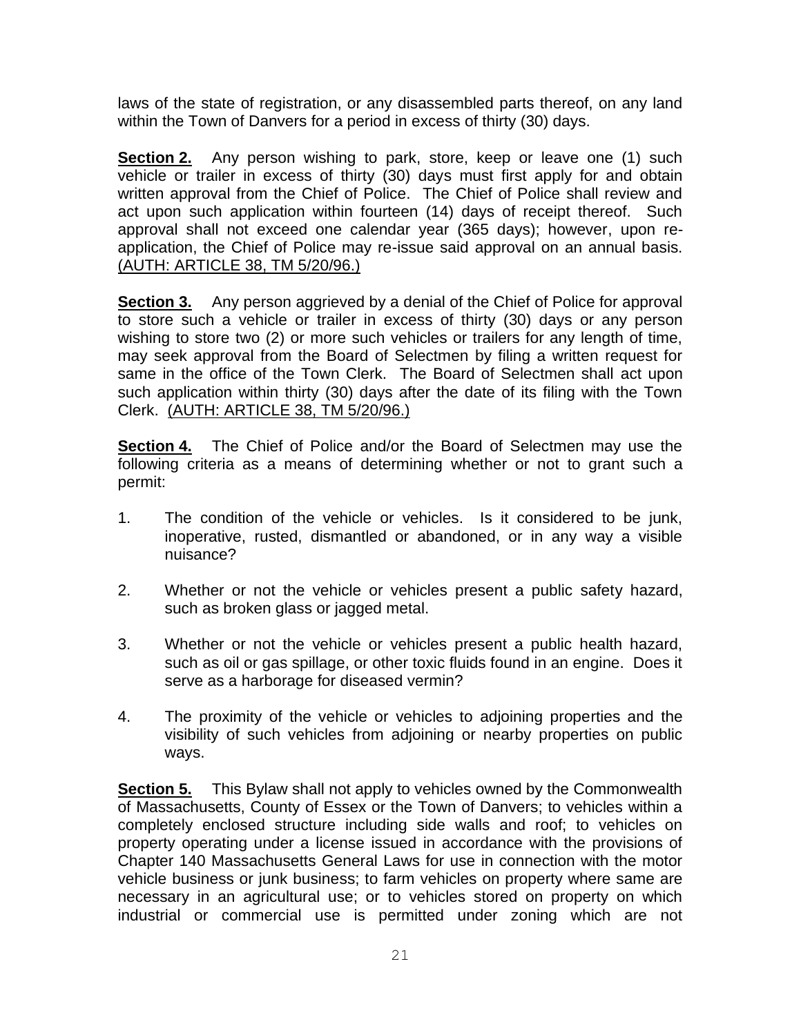laws of the state of registration, or any disassembled parts thereof, on any land within the Town of Danvers for a period in excess of thirty (30) days.

**Section 2.** Any person wishing to park, store, keep or leave one (1) such vehicle or trailer in excess of thirty (30) days must first apply for and obtain written approval from the Chief of Police. The Chief of Police shall review and act upon such application within fourteen (14) days of receipt thereof. Such approval shall not exceed one calendar year (365 days); however, upon re-application, the Chief of Police may re-issue said approval on an annual basis. (AUTH: ARTICLE 38, TM 5/20/96.)

**Section 3.** Any person aggrieved by a denial of the Chief of Police for approval to store such a vehicle or trailer in excess of thirty (30) days or any person wishing to store two (2) or more such vehicles or trailers for any length of time, may seek approval from the Board of Selectmen by filing a written request for same in the office of the Town Clerk. The Board of Selectmen shall act upon such application within thirty (30) days after the date of its filing with the Town Clerk. (AUTH: ARTICLE 38, TM 5/20/96.)

**Section 4.** The Chief of Police and/or the Board of Selectmen may use the following criteria as a means of determining whether or not to grant such a permit:

1. The condition of the vehicle or vehicles. Is it considered to be junk, inoperative, rusted, dismantled or abandoned, or in any way a visible nuisance?

2. Whether or not the vehicle or vehicles present a public safety hazard, such as broken glass or jagged metal.

3. Whether or not the vehicle or vehicles present a public health hazard, such as oil or gas spillage, or other toxic fluids found in an engine. Does it serve as a harborage for diseased vermin?

4. The proximity of the vehicle or vehicles to adjoining properties and the visibility of such vehicles from adjoining or nearby properties on public ways.

**Section 5.** This Bylaw shall not apply to vehicles owned by the Commonwealth of Massachusetts, County of Essex or the Town of Danvers; to vehicles within a completely enclosed structure including side walls and roof; to vehicles on property operating under a license issued in accordance with the provisions of Chapter 140 Massachusetts General Laws for use in connection with the motor vehicle business or junk business; to farm vehicles on property where same are necessary in an agricultural use; or to vehicles stored on property on which industrial or commercial use is permitted under zoning which are not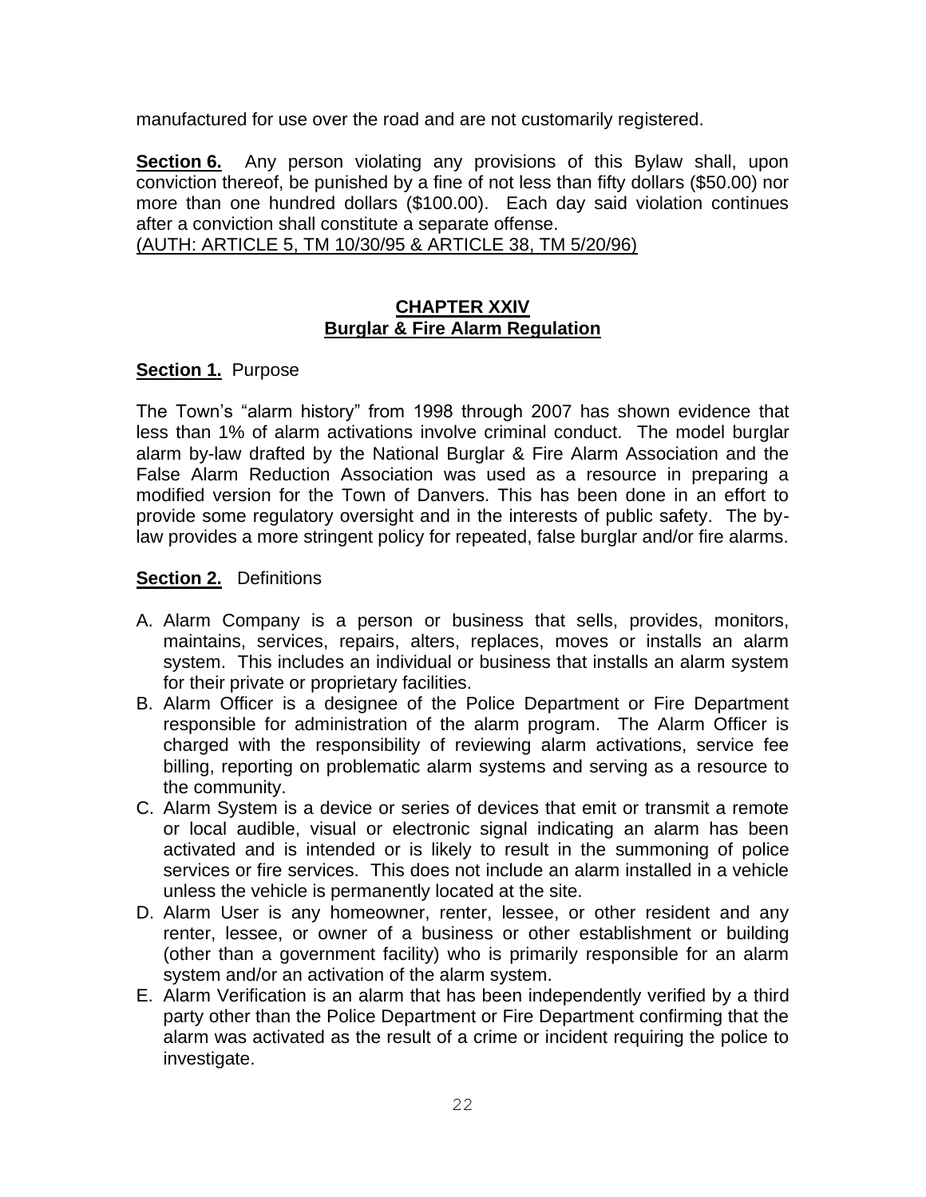manufactured for use over the road and are not customarily registered.

**Section 6.** Any person violating any provisions of this Bylaw shall, upon conviction thereof, be punished by a fine of not less than fifty dollars ($50.00) nor more than one hundred dollars ($100.00). Each day said violation continues after a conviction shall constitute a separate offense.
(AUTH: ARTICLE 5, TM 10/30/95 & ARTICLE 38, TM 5/20/96)

## CHAPTER XXIV
## Burglar & Fire Alarm Regulation

**Section 1.** Purpose

The Town's "alarm history" from 1998 through 2007 has shown evidence that less than 1% of alarm activations involve criminal conduct. The model burglar alarm by-law drafted by the National Burglar & Fire Alarm Association and the False Alarm Reduction Association was used as a resource in preparing a modified version for the Town of Danvers. This has been done in an effort to provide some regulatory oversight and in the interests of public safety. The by-law provides a more stringent policy for repeated, false burglar and/or fire alarms.

**Section 2.** Definitions

A. Alarm Company is a person or business that sells, provides, monitors, maintains, services, repairs, alters, replaces, moves or installs an alarm system. This includes an individual or business that installs an alarm system for their private or proprietary facilities.
B. Alarm Officer is a designee of the Police Department or Fire Department responsible for administration of the alarm program. The Alarm Officer is charged with the responsibility of reviewing alarm activations, service fee billing, reporting on problematic alarm systems and serving as a resource to the community.
C. Alarm System is a device or series of devices that emit or transmit a remote or local audible, visual or electronic signal indicating an alarm has been activated and is intended or is likely to result in the summoning of police services or fire services. This does not include an alarm installed in a vehicle unless the vehicle is permanently located at the site.
D. Alarm User is any homeowner, renter, lessee, or other resident and any renter, lessee, or owner of a business or other establishment or building (other than a government facility) who is primarily responsible for an alarm system and/or an activation of the alarm system.
E. Alarm Verification is an alarm that has been independently verified by a third party other than the Police Department or Fire Department confirming that the alarm was activated as the result of a crime or incident requiring the police to investigate.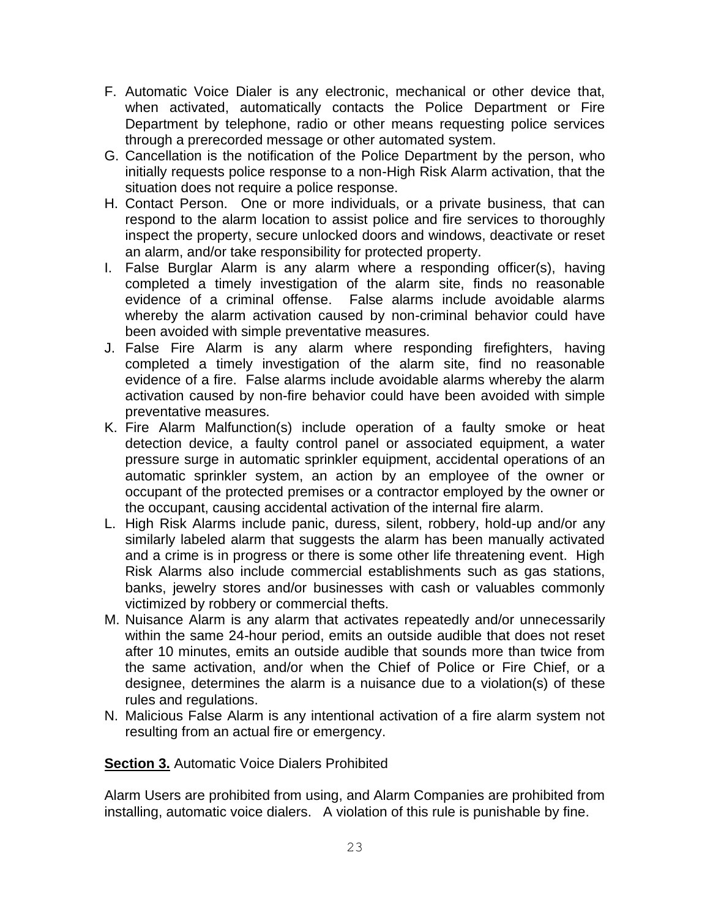F. Automatic Voice Dialer is any electronic, mechanical or other device that, when activated, automatically contacts the Police Department or Fire Department by telephone, radio or other means requesting police services through a prerecorded message or other automated system.

G. Cancellation is the notification of the Police Department by the person, who initially requests police response to a non-High Risk Alarm activation, that the situation does not require a police response.

H. Contact Person. One or more individuals, or a private business, that can respond to the alarm location to assist police and fire services to thoroughly inspect the property, secure unlocked doors and windows, deactivate or reset an alarm, and/or take responsibility for protected property.

I. False Burglar Alarm is any alarm where a responding officer(s), having completed a timely investigation of the alarm site, finds no reasonable evidence of a criminal offense. False alarms include avoidable alarms whereby the alarm activation caused by non-criminal behavior could have been avoided with simple preventative measures.

J. False Fire Alarm is any alarm where responding firefighters, having completed a timely investigation of the alarm site, find no reasonable evidence of a fire. False alarms include avoidable alarms whereby the alarm activation caused by non-fire behavior could have been avoided with simple preventative measures.

K. Fire Alarm Malfunction(s) include operation of a faulty smoke or heat detection device, a faulty control panel or associated equipment, a water pressure surge in automatic sprinkler equipment, accidental operations of an automatic sprinkler system, an action by an employee of the owner or occupant of the protected premises or a contractor employed by the owner or the occupant, causing accidental activation of the internal fire alarm.

L. High Risk Alarms include panic, duress, silent, robbery, hold-up and/or any similarly labeled alarm that suggests the alarm has been manually activated and a crime is in progress or there is some other life threatening event. High Risk Alarms also include commercial establishments such as gas stations, banks, jewelry stores and/or businesses with cash or valuables commonly victimized by robbery or commercial thefts.

M. Nuisance Alarm is any alarm that activates repeatedly and/or unnecessarily within the same 24-hour period, emits an outside audible that does not reset after 10 minutes, emits an outside audible that sounds more than twice from the same activation, and/or when the Chief of Police or Fire Chief, or a designee, determines the alarm is a nuisance due to a violation(s) of these rules and regulations.

N. Malicious False Alarm is any intentional activation of a fire alarm system not resulting from an actual fire or emergency.

**Section 3.** Automatic Voice Dialers Prohibited

Alarm Users are prohibited from using, and Alarm Companies are prohibited from installing, automatic voice dialers. A violation of this rule is punishable by fine.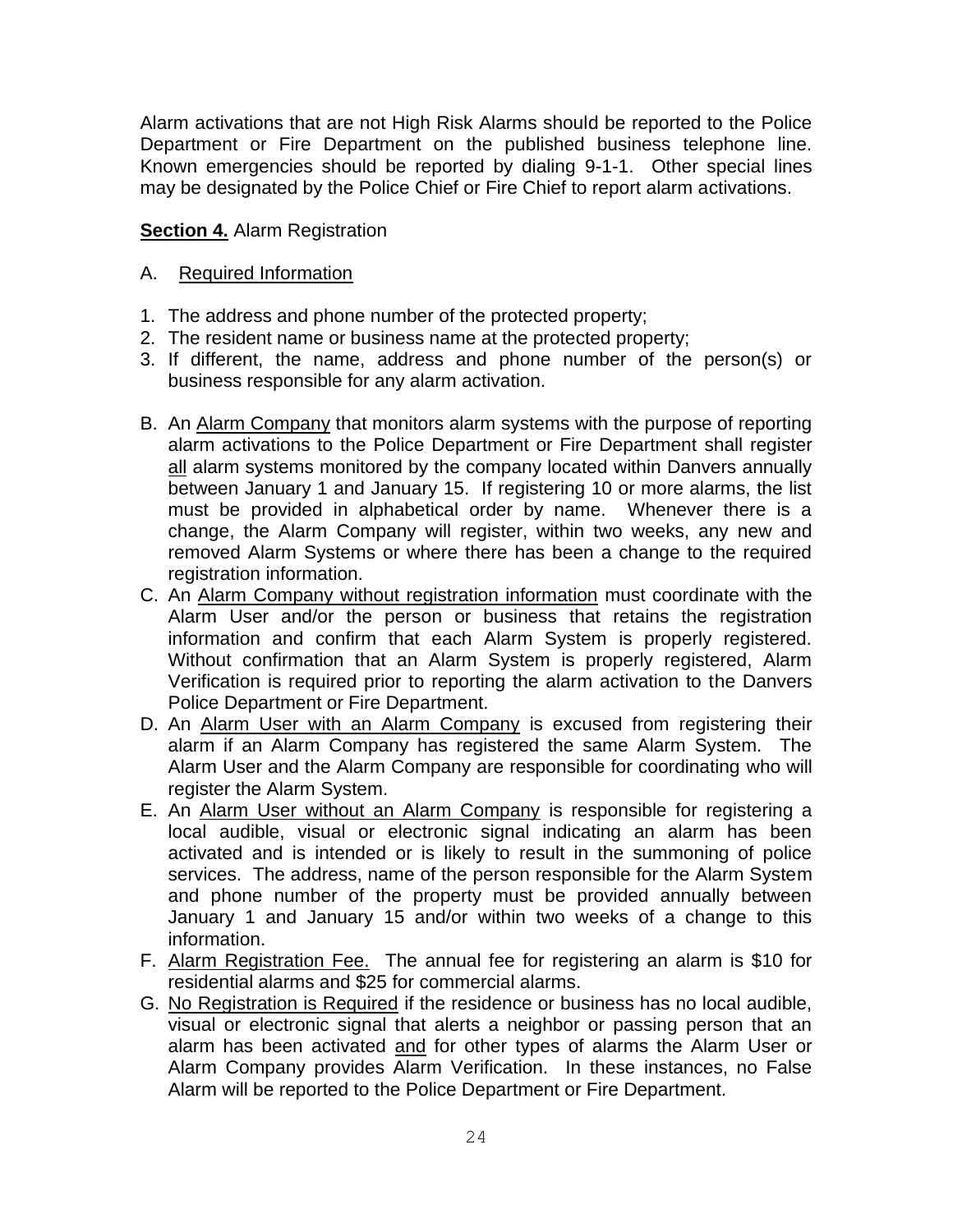Alarm activations that are not High Risk Alarms should be reported to the Police Department or Fire Department on the published business telephone line. Known emergencies should be reported by dialing 9-1-1. Other special lines may be designated by the Police Chief or Fire Chief to report alarm activations.

**Section 4.** Alarm Registration

A. <u>Required Information</u>

1. The address and phone number of the protected property;
2. The resident name or business name at the protected property;
3. If different, the name, address and phone number of the person(s) or business responsible for any alarm activation.

B. An <u>Alarm Company</u> that monitors alarm systems with the purpose of reporting alarm activations to the Police Department or Fire Department shall register <u>all</u> alarm systems monitored by the company located within Danvers annually between January 1 and January 15. If registering 10 or more alarms, the list must be provided in alphabetical order by name. Whenever there is a change, the Alarm Company will register, within two weeks, any new and removed Alarm Systems or where there has been a change to the required registration information.

C. An <u>Alarm Company without registration information</u> must coordinate with the Alarm User and/or the person or business that retains the registration information and confirm that each Alarm System is properly registered. Without confirmation that an Alarm System is properly registered, Alarm Verification is required prior to reporting the alarm activation to the Danvers Police Department or Fire Department.

D. An <u>Alarm User with an Alarm Company</u> is excused from registering their alarm if an Alarm Company has registered the same Alarm System. The Alarm User and the Alarm Company are responsible for coordinating who will register the Alarm System.

E. An <u>Alarm User without an Alarm Company</u> is responsible for registering a local audible, visual or electronic signal indicating an alarm has been activated and is intended or is likely to result in the summoning of police services. The address, name of the person responsible for the Alarm System and phone number of the property must be provided annually between January 1 and January 15 and/or within two weeks of a change to this information.

F. <u>Alarm Registration Fee.</u> The annual fee for registering an alarm is $10 for residential alarms and $25 for commercial alarms.

G. <u>No Registration is Required</u> if the residence or business has no local audible, visual or electronic signal that alerts a neighbor or passing person that an alarm has been activated <u>and</u> for other types of alarms the Alarm User or Alarm Company provides Alarm Verification. In these instances, no False Alarm will be reported to the Police Department or Fire Department.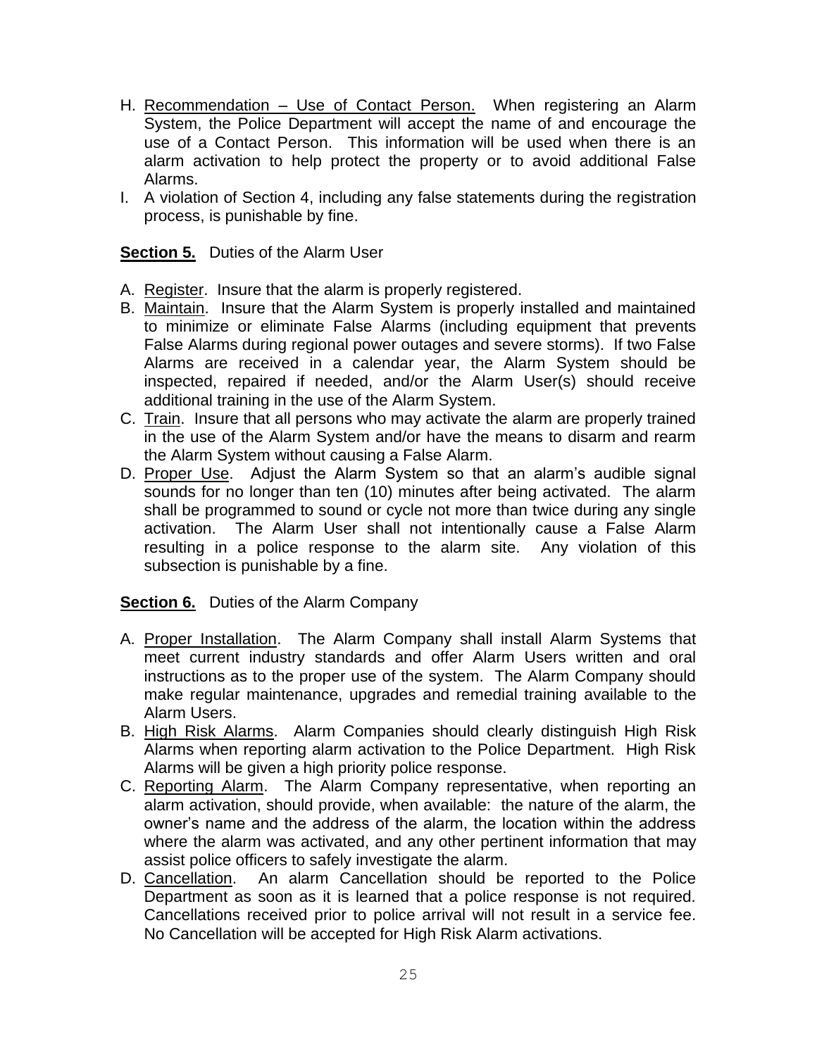H. Recommendation – Use of Contact Person. When registering an Alarm System, the Police Department will accept the name of and encourage the use of a Contact Person. This information will be used when there is an alarm activation to help protect the property or to avoid additional False Alarms.
I. A violation of Section 4, including any false statements during the registration process, is punishable by fine.

**Section 5.** Duties of the Alarm User

A. Register. Insure that the alarm is properly registered.
B. Maintain. Insure that the Alarm System is properly installed and maintained to minimize or eliminate False Alarms (including equipment that prevents False Alarms during regional power outages and severe storms). If two False Alarms are received in a calendar year, the Alarm System should be inspected, repaired if needed, and/or the Alarm User(s) should receive additional training in the use of the Alarm System.
C. Train. Insure that all persons who may activate the alarm are properly trained in the use of the Alarm System and/or have the means to disarm and rearm the Alarm System without causing a False Alarm.
D. Proper Use. Adjust the Alarm System so that an alarm's audible signal sounds for no longer than ten (10) minutes after being activated. The alarm shall be programmed to sound or cycle not more than twice during any single activation. The Alarm User shall not intentionally cause a False Alarm resulting in a police response to the alarm site. Any violation of this subsection is punishable by a fine.

**Section 6.** Duties of the Alarm Company

A. Proper Installation. The Alarm Company shall install Alarm Systems that meet current industry standards and offer Alarm Users written and oral instructions as to the proper use of the system. The Alarm Company should make regular maintenance, upgrades and remedial training available to the Alarm Users.
B. High Risk Alarms. Alarm Companies should clearly distinguish High Risk Alarms when reporting alarm activation to the Police Department. High Risk Alarms will be given a high priority police response.
C. Reporting Alarm. The Alarm Company representative, when reporting an alarm activation, should provide, when available: the nature of the alarm, the owner's name and the address of the alarm, the location within the address where the alarm was activated, and any other pertinent information that may assist police officers to safely investigate the alarm.
D. Cancellation. An alarm Cancellation should be reported to the Police Department as soon as it is learned that a police response is not required. Cancellations received prior to police arrival will not result in a service fee. No Cancellation will be accepted for High Risk Alarm activations.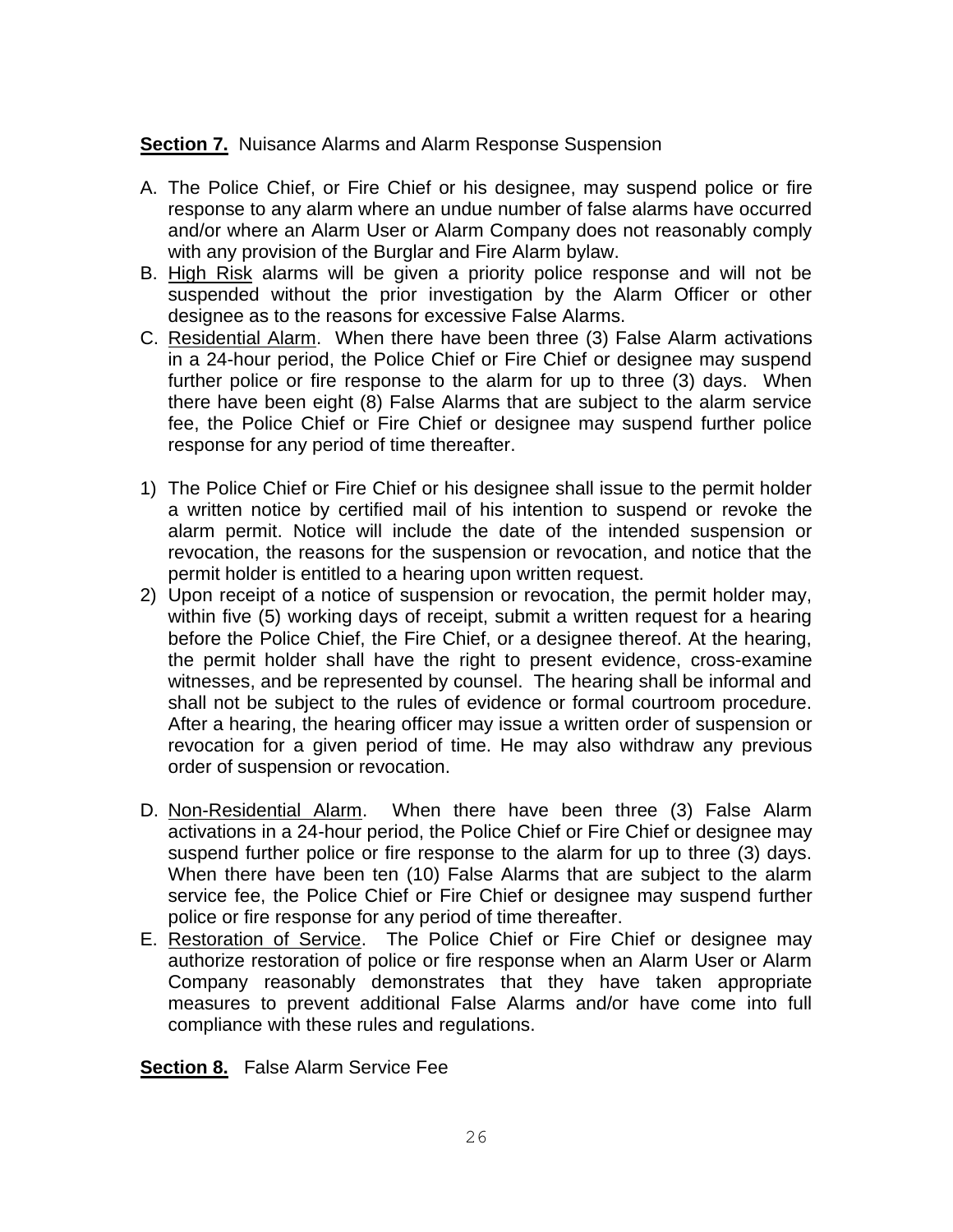**Section 7.** Nuisance Alarms and Alarm Response Suspension

A. The Police Chief, or Fire Chief or his designee, may suspend police or fire response to any alarm where an undue number of false alarms have occurred and/or where an Alarm User or Alarm Company does not reasonably comply with any provision of the Burglar and Fire Alarm bylaw.
B. <u>High Risk</u> alarms will be given a priority police response and will not be suspended without the prior investigation by the Alarm Officer or other designee as to the reasons for excessive False Alarms.
C. <u>Residential Alarm</u>. When there have been three (3) False Alarm activations in a 24-hour period, the Police Chief or Fire Chief or designee may suspend further police or fire response to the alarm for up to three (3) days. When there have been eight (8) False Alarms that are subject to the alarm service fee, the Police Chief or Fire Chief or designee may suspend further police response for any period of time thereafter.

1) The Police Chief or Fire Chief or his designee shall issue to the permit holder a written notice by certified mail of his intention to suspend or revoke the alarm permit. Notice will include the date of the intended suspension or revocation, the reasons for the suspension or revocation, and notice that the permit holder is entitled to a hearing upon written request.
2) Upon receipt of a notice of suspension or revocation, the permit holder may, within five (5) working days of receipt, submit a written request for a hearing before the Police Chief, the Fire Chief, or a designee thereof. At the hearing, the permit holder shall have the right to present evidence, cross-examine witnesses, and be represented by counsel. The hearing shall be informal and shall not be subject to the rules of evidence or formal courtroom procedure. After a hearing, the hearing officer may issue a written order of suspension or revocation for a given period of time. He may also withdraw any previous order of suspension or revocation.

D. <u>Non-Residential Alarm</u>. When there have been three (3) False Alarm activations in a 24-hour period, the Police Chief or Fire Chief or designee may suspend further police or fire response to the alarm for up to three (3) days. When there have been ten (10) False Alarms that are subject to the alarm service fee, the Police Chief or Fire Chief or designee may suspend further police or fire response for any period of time thereafter.
E. <u>Restoration of Service</u>. The Police Chief or Fire Chief or designee may authorize restoration of police or fire response when an Alarm User or Alarm Company reasonably demonstrates that they have taken appropriate measures to prevent additional False Alarms and/or have come into full compliance with these rules and regulations.

**Section 8.** False Alarm Service Fee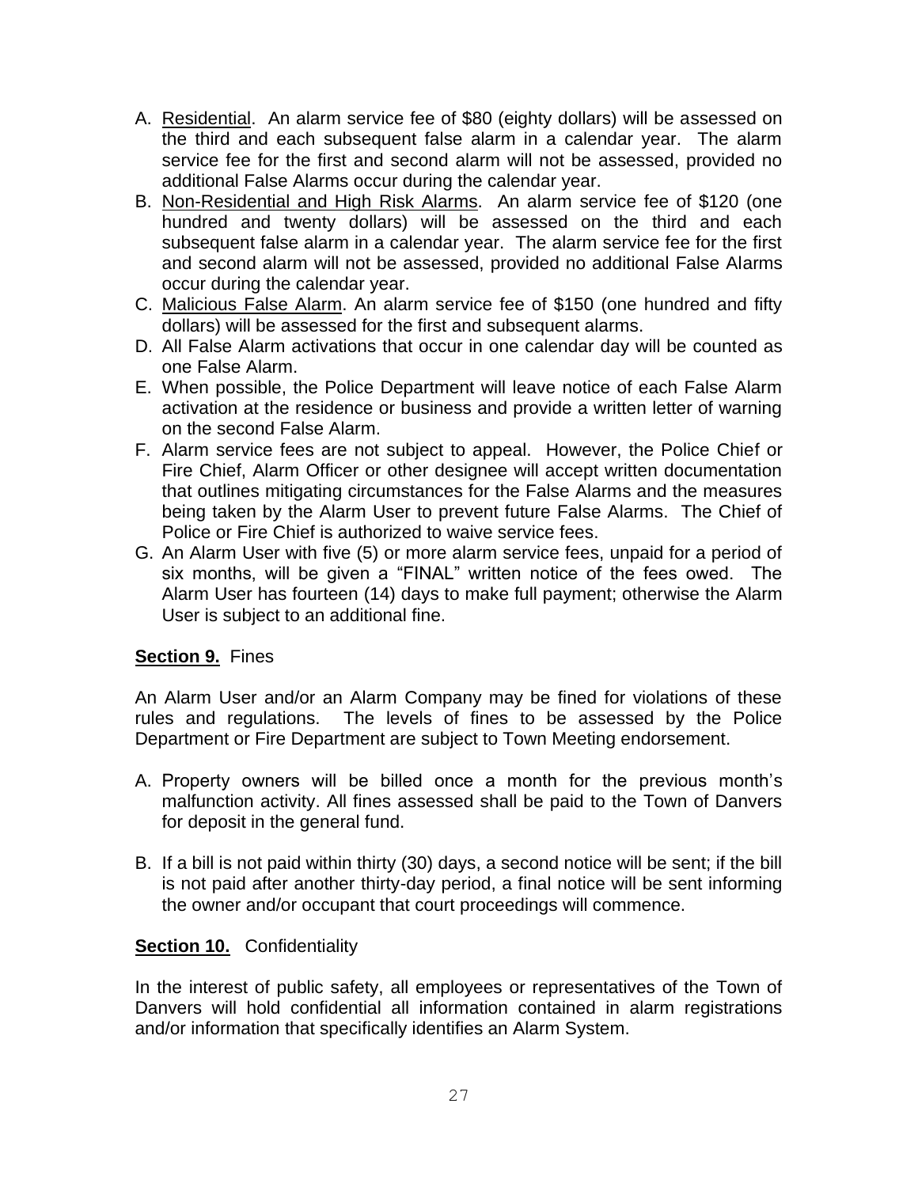A. Residential. An alarm service fee of $80 (eighty dollars) will be assessed on the third and each subsequent false alarm in a calendar year. The alarm service fee for the first and second alarm will not be assessed, provided no additional False Alarms occur during the calendar year.
B. Non-Residential and High Risk Alarms. An alarm service fee of $120 (one hundred and twenty dollars) will be assessed on the third and each subsequent false alarm in a calendar year. The alarm service fee for the first and second alarm will not be assessed, provided no additional False Alarms occur during the calendar year.
C. Malicious False Alarm. An alarm service fee of $150 (one hundred and fifty dollars) will be assessed for the first and subsequent alarms.
D. All False Alarm activations that occur in one calendar day will be counted as one False Alarm.
E. When possible, the Police Department will leave notice of each False Alarm activation at the residence or business and provide a written letter of warning on the second False Alarm.
F. Alarm service fees are not subject to appeal. However, the Police Chief or Fire Chief, Alarm Officer or other designee will accept written documentation that outlines mitigating circumstances for the False Alarms and the measures being taken by the Alarm User to prevent future False Alarms. The Chief of Police or Fire Chief is authorized to waive service fees.
G. An Alarm User with five (5) or more alarm service fees, unpaid for a period of six months, will be given a "FINAL" written notice of the fees owed. The Alarm User has fourteen (14) days to make full payment; otherwise the Alarm User is subject to an additional fine.

**Section 9.** Fines

An Alarm User and/or an Alarm Company may be fined for violations of these rules and regulations. The levels of fines to be assessed by the Police Department or Fire Department are subject to Town Meeting endorsement.

A. Property owners will be billed once a month for the previous month's malfunction activity. All fines assessed shall be paid to the Town of Danvers for deposit in the general fund.

B. If a bill is not paid within thirty (30) days, a second notice will be sent; if the bill is not paid after another thirty-day period, a final notice will be sent informing the owner and/or occupant that court proceedings will commence.

**Section 10.** Confidentiality

In the interest of public safety, all employees or representatives of the Town of Danvers will hold confidential all information contained in alarm registrations and/or information that specifically identifies an Alarm System.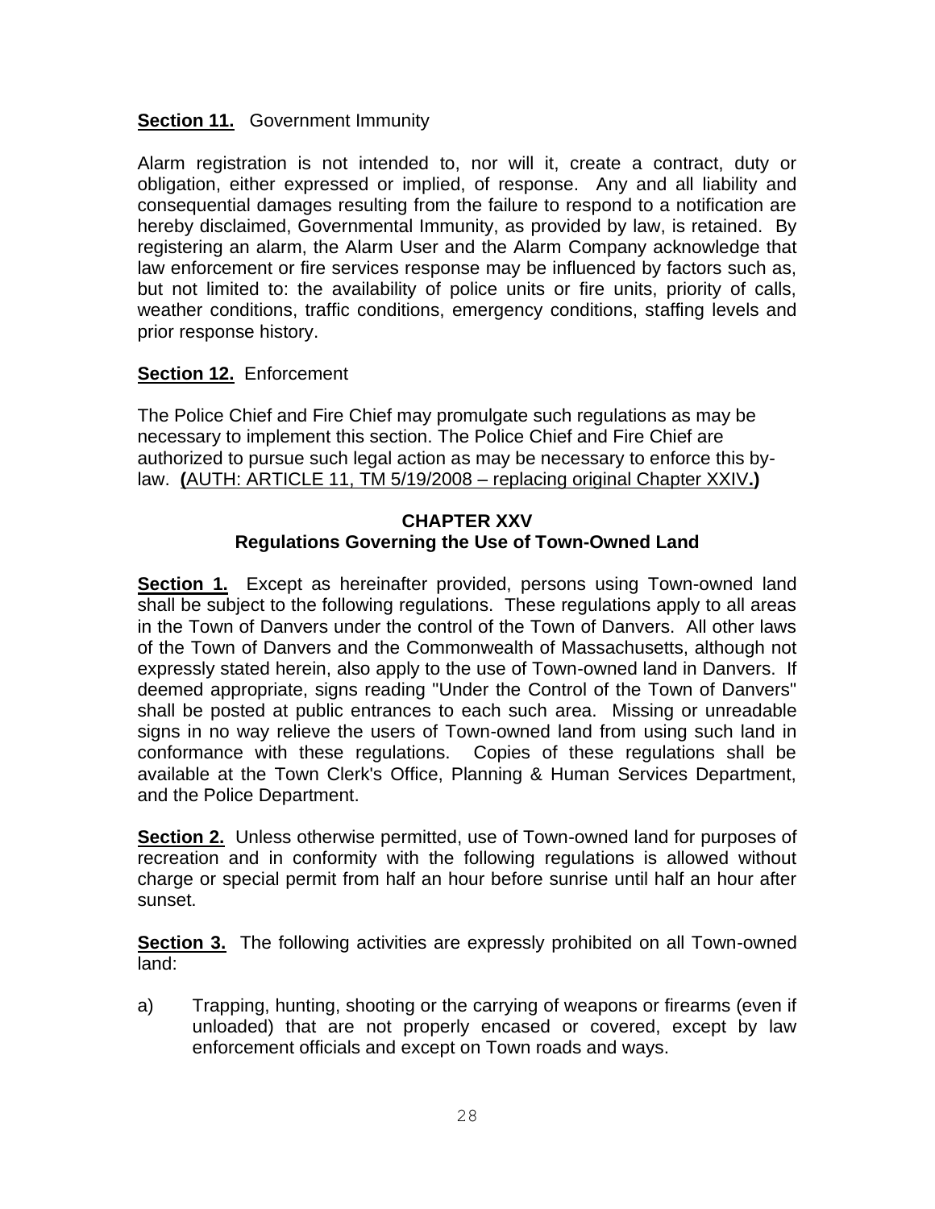**Section 11.** Government Immunity

Alarm registration is not intended to, nor will it, create a contract, duty or obligation, either expressed or implied, of response. Any and all liability and consequential damages resulting from the failure to respond to a notification are hereby disclaimed, Governmental Immunity, as provided by law, is retained. By registering an alarm, the Alarm User and the Alarm Company acknowledge that law enforcement or fire services response may be influenced by factors such as, but not limited to: the availability of police units or fire units, priority of calls, weather conditions, traffic conditions, emergency conditions, staffing levels and prior response history.

**Section 12.** Enforcement

The Police Chief and Fire Chief may promulgate such regulations as may be necessary to implement this section. The Police Chief and Fire Chief are authorized to pursue such legal action as may be necessary to enforce this by-law. **(**AUTH: ARTICLE 11, TM 5/19/2008 – replacing original Chapter XXIV**.)**

## CHAPTER XXV
## Regulations Governing the Use of Town-Owned Land

**Section 1.** Except as hereinafter provided, persons using Town-owned land shall be subject to the following regulations. These regulations apply to all areas in the Town of Danvers under the control of the Town of Danvers. All other laws of the Town of Danvers and the Commonwealth of Massachusetts, although not expressly stated herein, also apply to the use of Town-owned land in Danvers. If deemed appropriate, signs reading "Under the Control of the Town of Danvers" shall be posted at public entrances to each such area. Missing or unreadable signs in no way relieve the users of Town-owned land from using such land in conformance with these regulations. Copies of these regulations shall be available at the Town Clerk's Office, Planning & Human Services Department, and the Police Department.

**Section 2.** Unless otherwise permitted, use of Town-owned land for purposes of recreation and in conformity with the following regulations is allowed without charge or special permit from half an hour before sunrise until half an hour after sunset.

**Section 3.** The following activities are expressly prohibited on all Town-owned land:

a) Trapping, hunting, shooting or the carrying of weapons or firearms (even if unloaded) that are not properly encased or covered, except by law enforcement officials and except on Town roads and ways.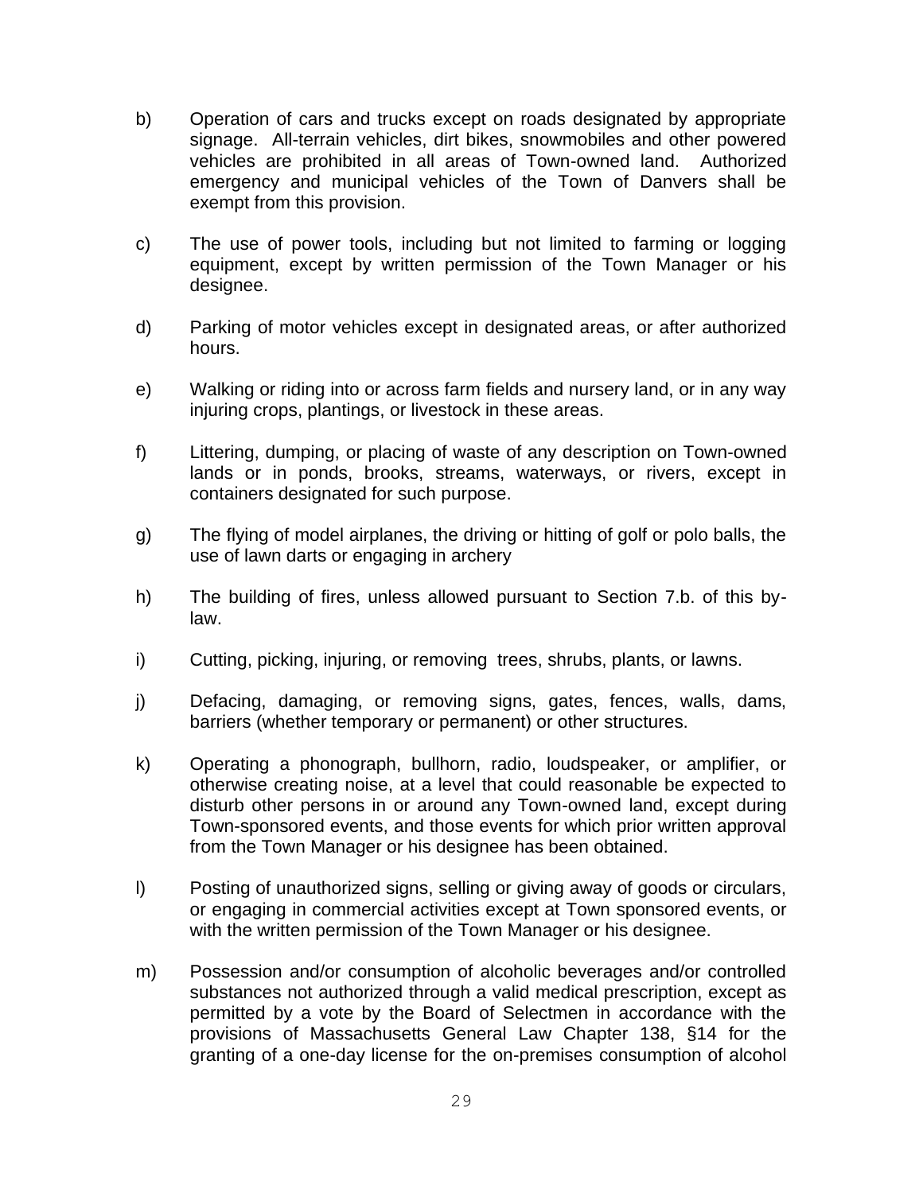b) Operation of cars and trucks except on roads designated by appropriate signage. All-terrain vehicles, dirt bikes, snowmobiles and other powered vehicles are prohibited in all areas of Town-owned land. Authorized emergency and municipal vehicles of the Town of Danvers shall be exempt from this provision.

c) The use of power tools, including but not limited to farming or logging equipment, except by written permission of the Town Manager or his designee.

d) Parking of motor vehicles except in designated areas, or after authorized hours.

e) Walking or riding into or across farm fields and nursery land, or in any way injuring crops, plantings, or livestock in these areas.

f) Littering, dumping, or placing of waste of any description on Town-owned lands or in ponds, brooks, streams, waterways, or rivers, except in containers designated for such purpose.

g) The flying of model airplanes, the driving or hitting of golf or polo balls, the use of lawn darts or engaging in archery

h) The building of fires, unless allowed pursuant to Section 7.b. of this by-law.

i) Cutting, picking, injuring, or removing trees, shrubs, plants, or lawns.

j) Defacing, damaging, or removing signs, gates, fences, walls, dams, barriers (whether temporary or permanent) or other structures.

k) Operating a phonograph, bullhorn, radio, loudspeaker, or amplifier, or otherwise creating noise, at a level that could reasonable be expected to disturb other persons in or around any Town-owned land, except during Town-sponsored events, and those events for which prior written approval from the Town Manager or his designee has been obtained.

l) Posting of unauthorized signs, selling or giving away of goods or circulars, or engaging in commercial activities except at Town sponsored events, or with the written permission of the Town Manager or his designee.

m) Possession and/or consumption of alcoholic beverages and/or controlled substances not authorized through a valid medical prescription, except as permitted by a vote by the Board of Selectmen in accordance with the provisions of Massachusetts General Law Chapter 138, §14 for the granting of a one-day license for the on-premises consumption of alcohol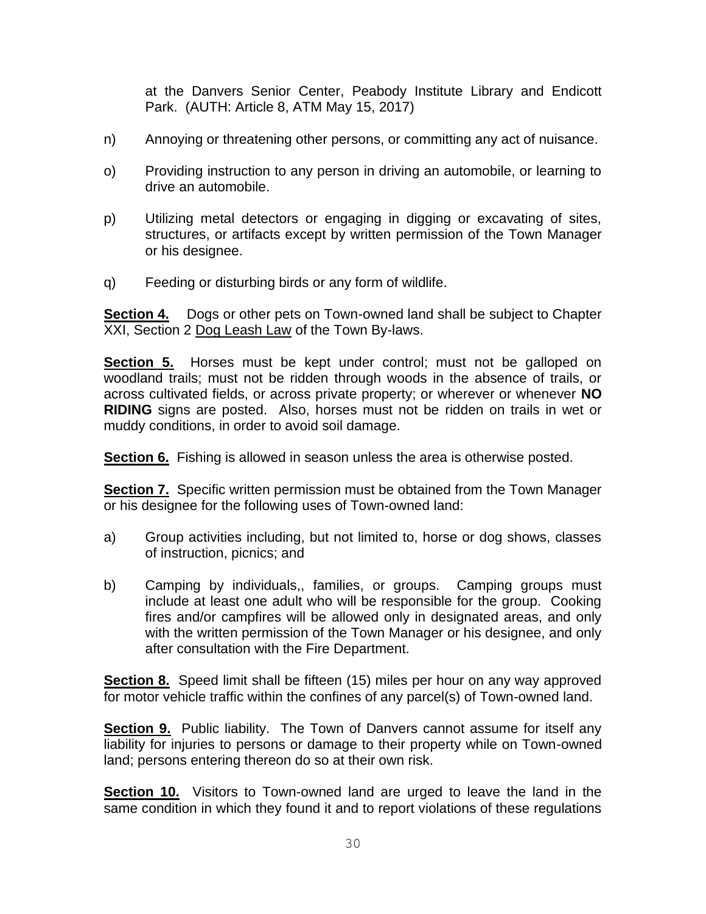at the Danvers Senior Center, Peabody Institute Library and Endicott Park. (AUTH: Article 8, ATM May 15, 2017)

n) Annoying or threatening other persons, or committing any act of nuisance.

o) Providing instruction to any person in driving an automobile, or learning to drive an automobile.

p) Utilizing metal detectors or engaging in digging or excavating of sites, structures, or artifacts except by written permission of the Town Manager or his designee.

q) Feeding or disturbing birds or any form of wildlife.

**Section 4.** Dogs or other pets on Town-owned land shall be subject to Chapter XXI, Section 2 Dog Leash Law of the Town By-laws.

**Section 5.** Horses must be kept under control; must not be galloped on woodland trails; must not be ridden through woods in the absence of trails, or across cultivated fields, or across private property; or wherever or whenever **NO RIDING** signs are posted. Also, horses must not be ridden on trails in wet or muddy conditions, in order to avoid soil damage.

**Section 6.** Fishing is allowed in season unless the area is otherwise posted.

**Section 7.** Specific written permission must be obtained from the Town Manager or his designee for the following uses of Town-owned land:

a) Group activities including, but not limited to, horse or dog shows, classes of instruction, picnics; and

b) Camping by individuals,, families, or groups. Camping groups must include at least one adult who will be responsible for the group. Cooking fires and/or campfires will be allowed only in designated areas, and only with the written permission of the Town Manager or his designee, and only after consultation with the Fire Department.

**Section 8.** Speed limit shall be fifteen (15) miles per hour on any way approved for motor vehicle traffic within the confines of any parcel(s) of Town-owned land.

**Section 9.** Public liability. The Town of Danvers cannot assume for itself any liability for injuries to persons or damage to their property while on Town-owned land; persons entering thereon do so at their own risk.

**Section 10.** Visitors to Town-owned land are urged to leave the land in the same condition in which they found it and to report violations of these regulations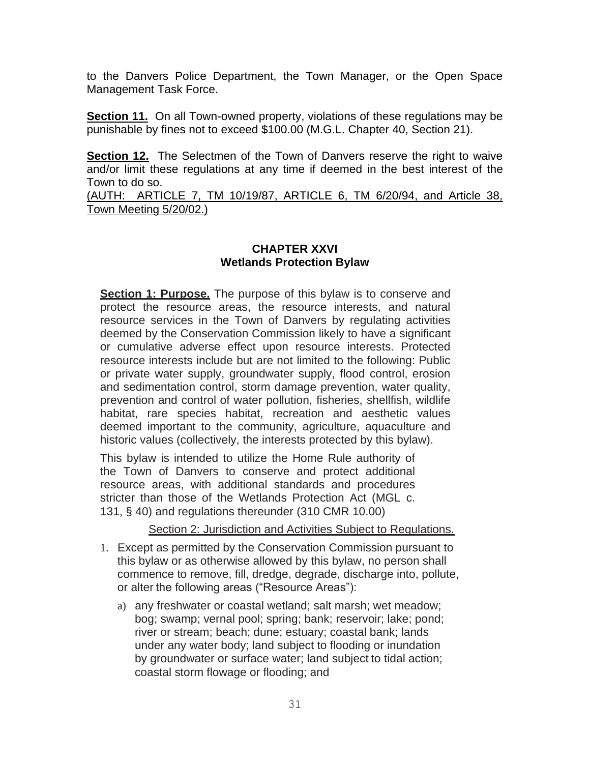to the Danvers Police Department, the Town Manager, or the Open Space Management Task Force.

**Section 11.** On all Town-owned property, violations of these regulations may be punishable by fines not to exceed $100.00 (M.G.L. Chapter 40, Section 21).

**Section 12.** The Selectmen of the Town of Danvers reserve the right to waive and/or limit these regulations at any time if deemed in the best interest of the Town to do so.
(AUTH: ARTICLE 7, TM 10/19/87, ARTICLE 6, TM 6/20/94, and Article 38, Town Meeting 5/20/02.)

## CHAPTER XXVI
## Wetlands Protection Bylaw

**Section 1: Purpose.** The purpose of this bylaw is to conserve and protect the resource areas, the resource interests, and natural resource services in the Town of Danvers by regulating activities deemed by the Conservation Commission likely to have a significant or cumulative adverse effect upon resource interests. Protected resource interests include but are not limited to the following: Public or private water supply, groundwater supply, flood control, erosion and sedimentation control, storm damage prevention, water quality, prevention and control of water pollution, fisheries, shellfish, wildlife habitat, rare species habitat, recreation and aesthetic values deemed important to the community, agriculture, aquaculture and historic values (collectively, the interests protected by this bylaw).

This bylaw is intended to utilize the Home Rule authority of the Town of Danvers to conserve and protect additional resource areas, with additional standards and procedures stricter than those of the Wetlands Protection Act (MGL c. 131, § 40) and regulations thereunder (310 CMR 10.00)

Section 2: Jurisdiction and Activities Subject to Regulations.

1. Except as permitted by the Conservation Commission pursuant to this bylaw or as otherwise allowed by this bylaw, no person shall commence to remove, fill, dredge, degrade, discharge into, pollute, or alter the following areas ("Resource Areas"):
   a) any freshwater or coastal wetland; salt marsh; wet meadow; bog; swamp; vernal pool; spring; bank; reservoir; lake; pond; river or stream; beach; dune; estuary; coastal bank; lands under any water body; land subject to flooding or inundation by groundwater or surface water; land subject to tidal action; coastal storm flowage or flooding; and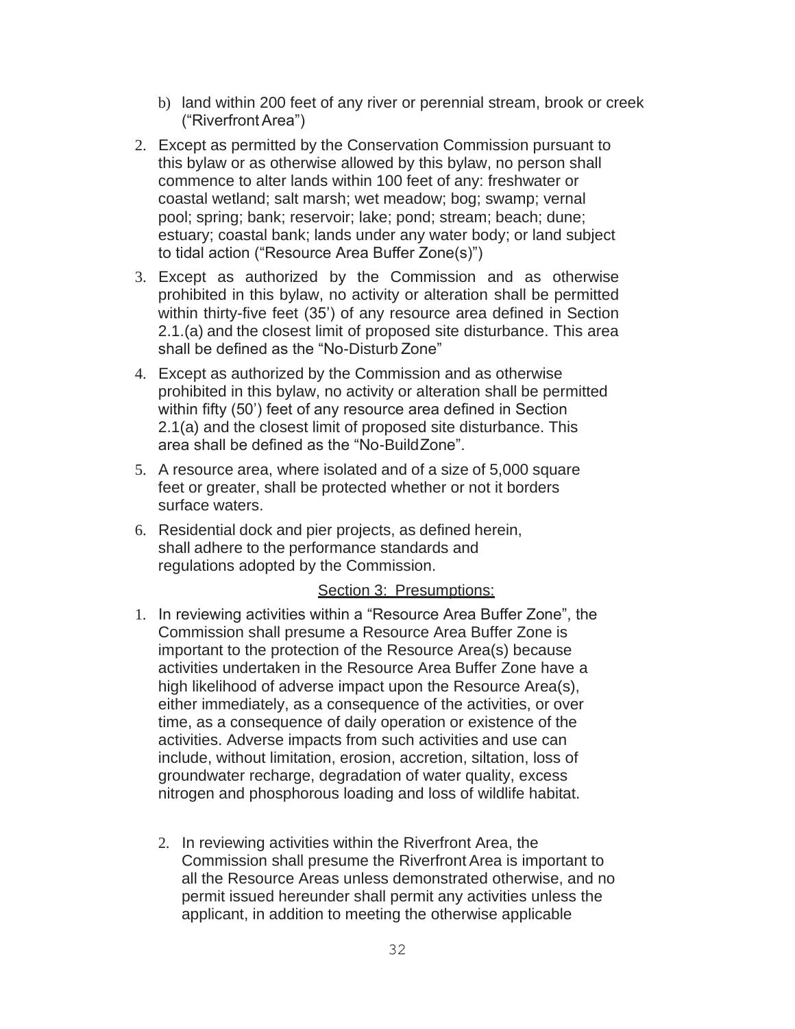b) land within 200 feet of any river or perennial stream, brook or creek ("Riverfront Area")

2. Except as permitted by the Conservation Commission pursuant to this bylaw or as otherwise allowed by this bylaw, no person shall commence to alter lands within 100 feet of any: freshwater or coastal wetland; salt marsh; wet meadow; bog; swamp; vernal pool; spring; bank; reservoir; lake; pond; stream; beach; dune; estuary; coastal bank; lands under any water body; or land subject to tidal action ("Resource Area Buffer Zone(s)")

3. Except as authorized by the Commission and as otherwise prohibited in this bylaw, no activity or alteration shall be permitted within thirty-five feet (35') of any resource area defined in Section 2.1.(a) and the closest limit of proposed site disturbance. This area shall be defined as the "No-Disturb Zone"

4. Except as authorized by the Commission and as otherwise prohibited in this bylaw, no activity or alteration shall be permitted within fifty (50') feet of any resource area defined in Section 2.1(a) and the closest limit of proposed site disturbance. This area shall be defined as the "No-Build Zone".

5. A resource area, where isolated and of a size of 5,000 square feet or greater, shall be protected whether or not it borders surface waters.

6. Residential dock and pier projects, as defined herein, shall adhere to the performance standards and regulations adopted by the Commission.

## Section 3: Presumptions:

1. In reviewing activities within a "Resource Area Buffer Zone", the Commission shall presume a Resource Area Buffer Zone is important to the protection of the Resource Area(s) because activities undertaken in the Resource Area Buffer Zone have a high likelihood of adverse impact upon the Resource Area(s), either immediately, as a consequence of the activities, or over time, as a consequence of daily operation or existence of the activities. Adverse impacts from such activities and use can include, without limitation, erosion, accretion, siltation, loss of groundwater recharge, degradation of water quality, excess nitrogen and phosphorous loading and loss of wildlife habitat.

2. In reviewing activities within the Riverfront Area, the Commission shall presume the Riverfront Area is important to all the Resource Areas unless demonstrated otherwise, and no permit issued hereunder shall permit any activities unless the applicant, in addition to meeting the otherwise applicable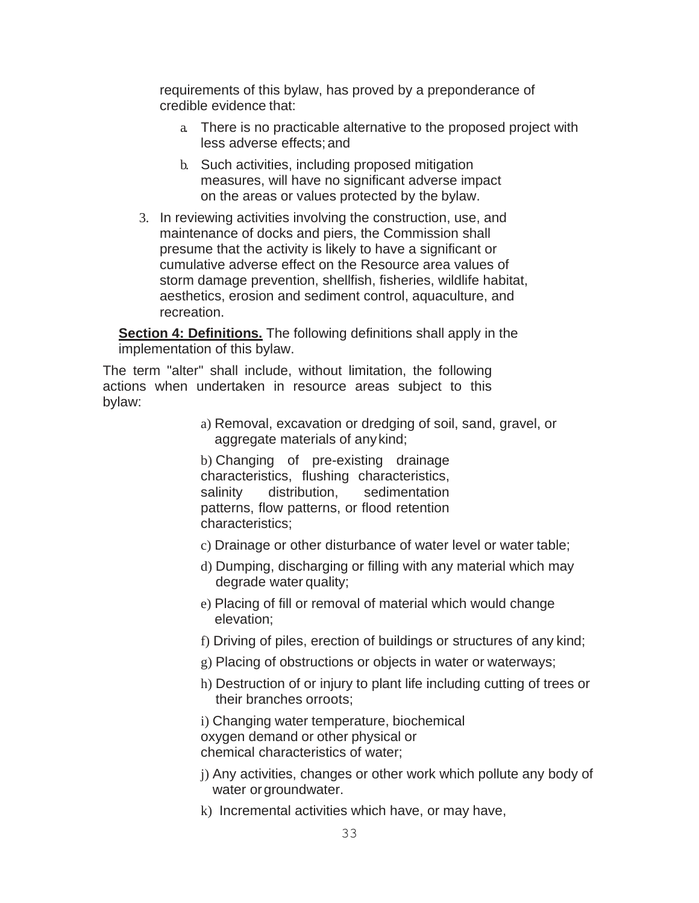requirements of this bylaw, has proved by a preponderance of credible evidence that:

a. There is no practicable alternative to the proposed project with less adverse effects; and

b. Such activities, including proposed mitigation measures, will have no significant adverse impact on the areas or values protected by the bylaw.

3. In reviewing activities involving the construction, use, and maintenance of docks and piers, the Commission shall presume that the activity is likely to have a significant or cumulative adverse effect on the Resource area values of storm damage prevention, shellfish, fisheries, wildlife habitat, aesthetics, erosion and sediment control, aquaculture, and recreation.

**Section 4: Definitions.** The following definitions shall apply in the implementation of this bylaw.

The term "alter" shall include, without limitation, the following actions when undertaken in resource areas subject to this bylaw:

a) Removal, excavation or dredging of soil, sand, gravel, or aggregate materials of any kind;

b) Changing of pre-existing drainage characteristics, flushing characteristics, salinity distribution, sedimentation patterns, flow patterns, or flood retention characteristics;

c) Drainage or other disturbance of water level or water table;

d) Dumping, discharging or filling with any material which may degrade water quality;

e) Placing of fill or removal of material which would change elevation;

f) Driving of piles, erection of buildings or structures of any kind;

g) Placing of obstructions or objects in water or waterways;

h) Destruction of or injury to plant life including cutting of trees or their branches orroots;

i) Changing water temperature, biochemical oxygen demand or other physical or chemical characteristics of water;

j) Any activities, changes or other work which pollute any body of water or groundwater.

k) Incremental activities which have, or may have,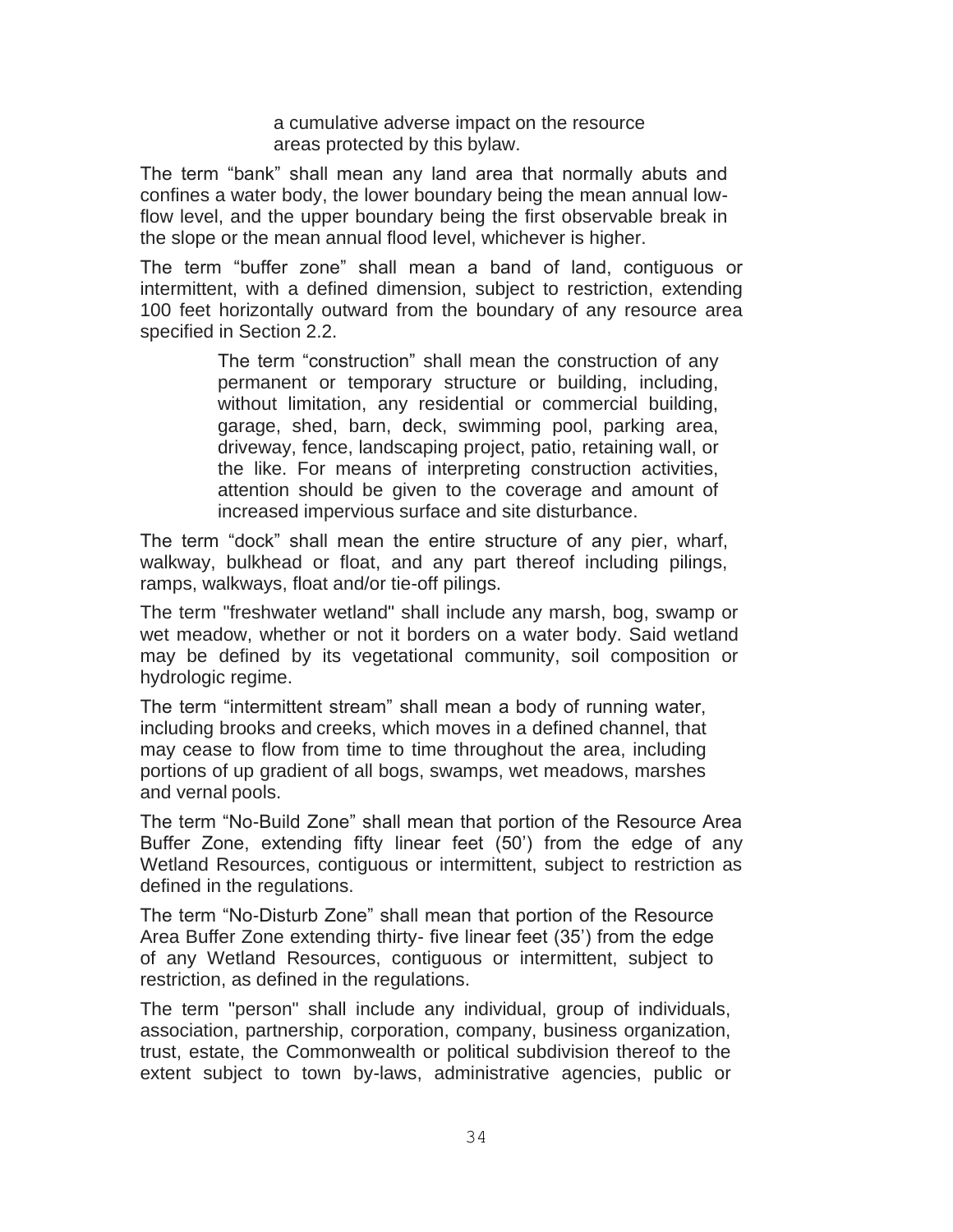a cumulative adverse impact on the resource areas protected by this bylaw.

The term “bank” shall mean any land area that normally abuts and confines a water body, the lower boundary being the mean annual low-flow level, and the upper boundary being the first observable break in the slope or the mean annual flood level, whichever is higher.

The term “buffer zone” shall mean a band of land, contiguous or intermittent, with a defined dimension, subject to restriction, extending 100 feet horizontally outward from the boundary of any resource area specified in Section 2.2.

The term “construction” shall mean the construction of any permanent or temporary structure or building, including, without limitation, any residential or commercial building, garage, shed, barn, deck, swimming pool, parking area, driveway, fence, landscaping project, patio, retaining wall, or the like. For means of interpreting construction activities, attention should be given to the coverage and amount of increased impervious surface and site disturbance.

The term “dock” shall mean the entire structure of any pier, wharf, walkway, bulkhead or float, and any part thereof including pilings, ramps, walkways, float and/or tie-off pilings.

The term "freshwater wetland" shall include any marsh, bog, swamp or wet meadow, whether or not it borders on a water body. Said wetland may be defined by its vegetational community, soil composition or hydrologic regime.

The term “intermittent stream” shall mean a body of running water, including brooks and creeks, which moves in a defined channel, that may cease to flow from time to time throughout the area, including portions of up gradient of all bogs, swamps, wet meadows, marshes and vernal pools.

The term “No-Build Zone” shall mean that portion of the Resource Area Buffer Zone, extending fifty linear feet (50’) from the edge of any Wetland Resources, contiguous or intermittent, subject to restriction as defined in the regulations.

The term “No-Disturb Zone” shall mean that portion of the Resource Area Buffer Zone extending thirty- five linear feet (35’) from the edge of any Wetland Resources, contiguous or intermittent, subject to restriction, as defined in the regulations.

The term "person" shall include any individual, group of individuals, association, partnership, corporation, company, business organization, trust, estate, the Commonwealth or political subdivision thereof to the extent subject to town by-laws, administrative agencies, public or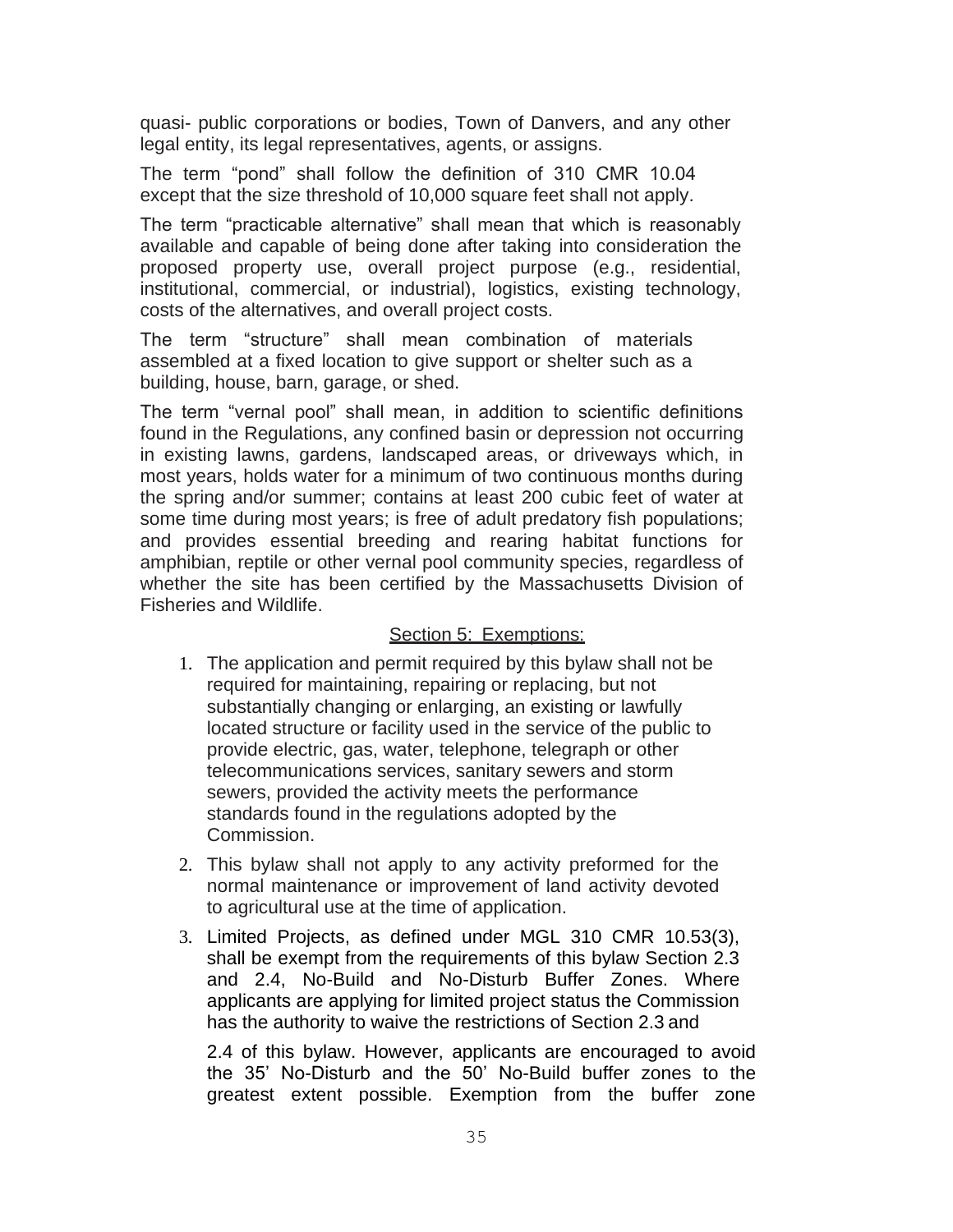quasi- public corporations or bodies, Town of Danvers, and any other legal entity, its legal representatives, agents, or assigns.

The term "pond" shall follow the definition of 310 CMR 10.04 except that the size threshold of 10,000 square feet shall not apply.

The term "practicable alternative" shall mean that which is reasonably available and capable of being done after taking into consideration the proposed property use, overall project purpose (e.g., residential, institutional, commercial, or industrial), logistics, existing technology, costs of the alternatives, and overall project costs.

The term "structure" shall mean combination of materials assembled at a fixed location to give support or shelter such as a building, house, barn, garage, or shed.

The term "vernal pool" shall mean, in addition to scientific definitions found in the Regulations, any confined basin or depression not occurring in existing lawns, gardens, landscaped areas, or driveways which, in most years, holds water for a minimum of two continuous months during the spring and/or summer; contains at least 200 cubic feet of water at some time during most years; is free of adult predatory fish populations; and provides essential breeding and rearing habitat functions for amphibian, reptile or other vernal pool community species, regardless of whether the site has been certified by the Massachusetts Division of Fisheries and Wildlife.

## Section 5: Exemptions:

1. The application and permit required by this bylaw shall not be required for maintaining, repairing or replacing, but not substantially changing or enlarging, an existing or lawfully located structure or facility used in the service of the public to provide electric, gas, water, telephone, telegraph or other telecommunications services, sanitary sewers and storm sewers, provided the activity meets the performance standards found in the regulations adopted by the Commission.
2. This bylaw shall not apply to any activity preformed for the normal maintenance or improvement of land activity devoted to agricultural use at the time of application.
3. Limited Projects, as defined under MGL 310 CMR 10.53(3), shall be exempt from the requirements of this bylaw Section 2.3 and 2.4, No-Build and No-Disturb Buffer Zones. Where applicants are applying for limited project status the Commission has the authority to waive the restrictions of Section 2.3 and

   2.4 of this bylaw. However, applicants are encouraged to avoid the 35' No-Disturb and the 50' No-Build buffer zones to the greatest extent possible. Exemption from the buffer zone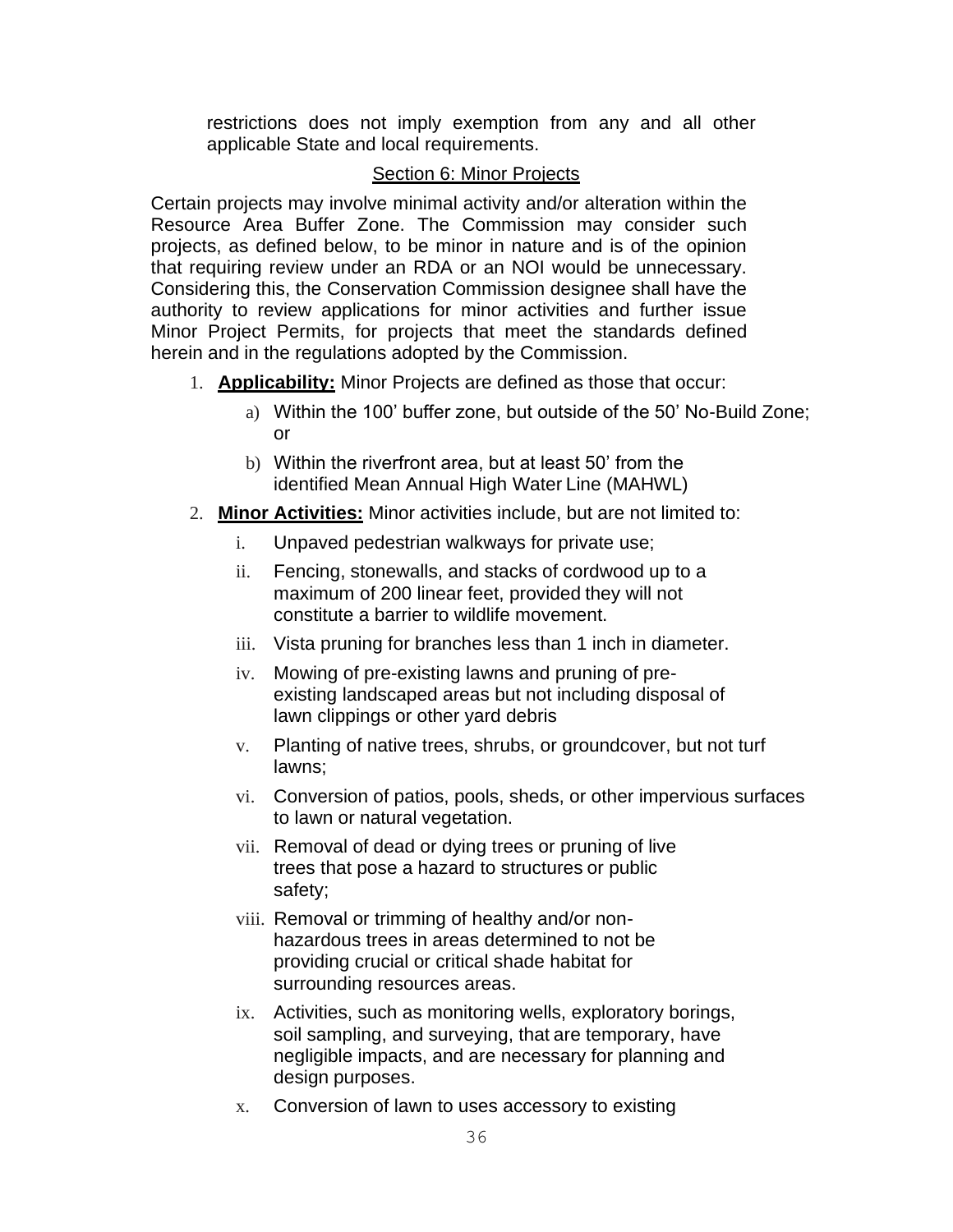restrictions does not imply exemption from any and all other applicable State and local requirements.

## Section 6: Minor Projects

Certain projects may involve minimal activity and/or alteration within the Resource Area Buffer Zone. The Commission may consider such projects, as defined below, to be minor in nature and is of the opinion that requiring review under an RDA or an NOI would be unnecessary. Considering this, the Conservation Commission designee shall have the authority to review applications for minor activities and further issue Minor Project Permits, for projects that meet the standards defined herein and in the regulations adopted by the Commission.

1. **Applicability:** Minor Projects are defined as those that occur:
   a) Within the 100' buffer zone, but outside of the 50' No-Build Zone; or
   b) Within the riverfront area, but at least 50' from the identified Mean Annual High Water Line (MAHWL)
2. **Minor Activities:** Minor activities include, but are not limited to:
   i. Unpaved pedestrian walkways for private use;
   ii. Fencing, stonewalls, and stacks of cordwood up to a maximum of 200 linear feet, provided they will not constitute a barrier to wildlife movement.
   iii. Vista pruning for branches less than 1 inch in diameter.
   iv. Mowing of pre-existing lawns and pruning of pre-existing landscaped areas but not including disposal of lawn clippings or other yard debris
   v. Planting of native trees, shrubs, or groundcover, but not turf lawns;
   vi. Conversion of patios, pools, sheds, or other impervious surfaces to lawn or natural vegetation.
   vii. Removal of dead or dying trees or pruning of live trees that pose a hazard to structures or public safety;
   viii. Removal or trimming of healthy and/or non-hazardous trees in areas determined to not be providing crucial or critical shade habitat for surrounding resources areas.
   ix. Activities, such as monitoring wells, exploratory borings, soil sampling, and surveying, that are temporary, have negligible impacts, and are necessary for planning and design purposes.
   x. Conversion of lawn to uses accessory to existing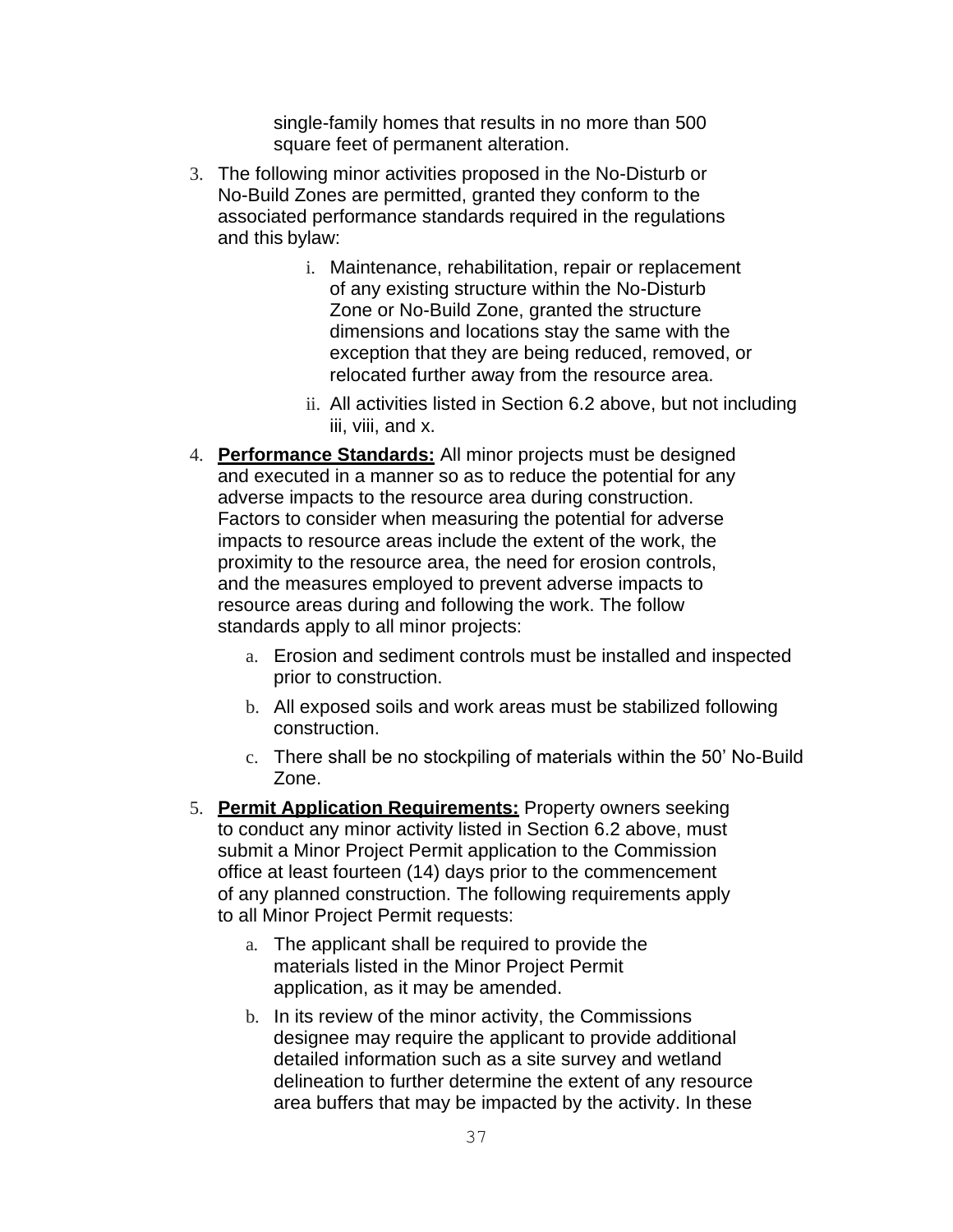single-family homes that results in no more than 500 square feet of permanent alteration.

3. The following minor activities proposed in the No-Disturb or No-Build Zones are permitted, granted they conform to the associated performance standards required in the regulations and this bylaw:
   i. Maintenance, rehabilitation, repair or replacement of any existing structure within the No-Disturb Zone or No-Build Zone, granted the structure dimensions and locations stay the same with the exception that they are being reduced, removed, or relocated further away from the resource area.
   ii. All activities listed in Section 6.2 above, but not including iii, viii, and x.

4. **Performance Standards:** All minor projects must be designed and executed in a manner so as to reduce the potential for any adverse impacts to the resource area during construction. Factors to consider when measuring the potential for adverse impacts to resource areas include the extent of the work, the proximity to the resource area, the need for erosion controls, and the measures employed to prevent adverse impacts to resource areas during and following the work. The follow standards apply to all minor projects:
   a. Erosion and sediment controls must be installed and inspected prior to construction.
   b. All exposed soils and work areas must be stabilized following construction.
   c. There shall be no stockpiling of materials within the 50' No-Build Zone.

5. **Permit Application Requirements:** Property owners seeking to conduct any minor activity listed in Section 6.2 above, must submit a Minor Project Permit application to the Commission office at least fourteen (14) days prior to the commencement of any planned construction. The following requirements apply to all Minor Project Permit requests:
   a. The applicant shall be required to provide the materials listed in the Minor Project Permit application, as it may be amended.
   b. In its review of the minor activity, the Commissions designee may require the applicant to provide additional detailed information such as a site survey and wetland delineation to further determine the extent of any resource area buffers that may be impacted by the activity. In these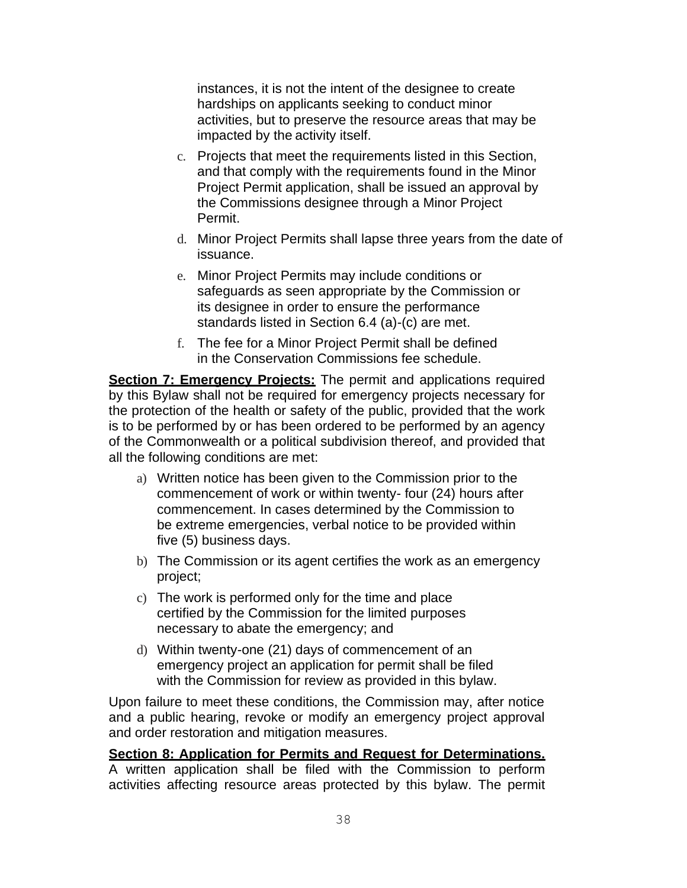instances, it is not the intent of the designee to create hardships on applicants seeking to conduct minor activities, but to preserve the resource areas that may be impacted by the activity itself.

c. Projects that meet the requirements listed in this Section, and that comply with the requirements found in the Minor Project Permit application, shall be issued an approval by the Commissions designee through a Minor Project Permit.

d. Minor Project Permits shall lapse three years from the date of issuance.

e. Minor Project Permits may include conditions or safeguards as seen appropriate by the Commission or its designee in order to ensure the performance standards listed in Section 6.4 (a)-(c) are met.

f. The fee for a Minor Project Permit shall be defined in the Conservation Commissions fee schedule.

**Section 7: Emergency Projects:** The permit and applications required by this Bylaw shall not be required for emergency projects necessary for the protection of the health or safety of the public, provided that the work is to be performed by or has been ordered to be performed by an agency of the Commonwealth or a political subdivision thereof, and provided that all the following conditions are met:

a) Written notice has been given to the Commission prior to the commencement of work or within twenty- four (24) hours after commencement. In cases determined by the Commission to be extreme emergencies, verbal notice to be provided within five (5) business days.

b) The Commission or its agent certifies the work as an emergency project;

c) The work is performed only for the time and place certified by the Commission for the limited purposes necessary to abate the emergency; and

d) Within twenty-one (21) days of commencement of an emergency project an application for permit shall be filed with the Commission for review as provided in this bylaw.

Upon failure to meet these conditions, the Commission may, after notice and a public hearing, revoke or modify an emergency project approval and order restoration and mitigation measures.

**Section 8: Application for Permits and Request for Determinations.** A written application shall be filed with the Commission to perform activities affecting resource areas protected by this bylaw. The permit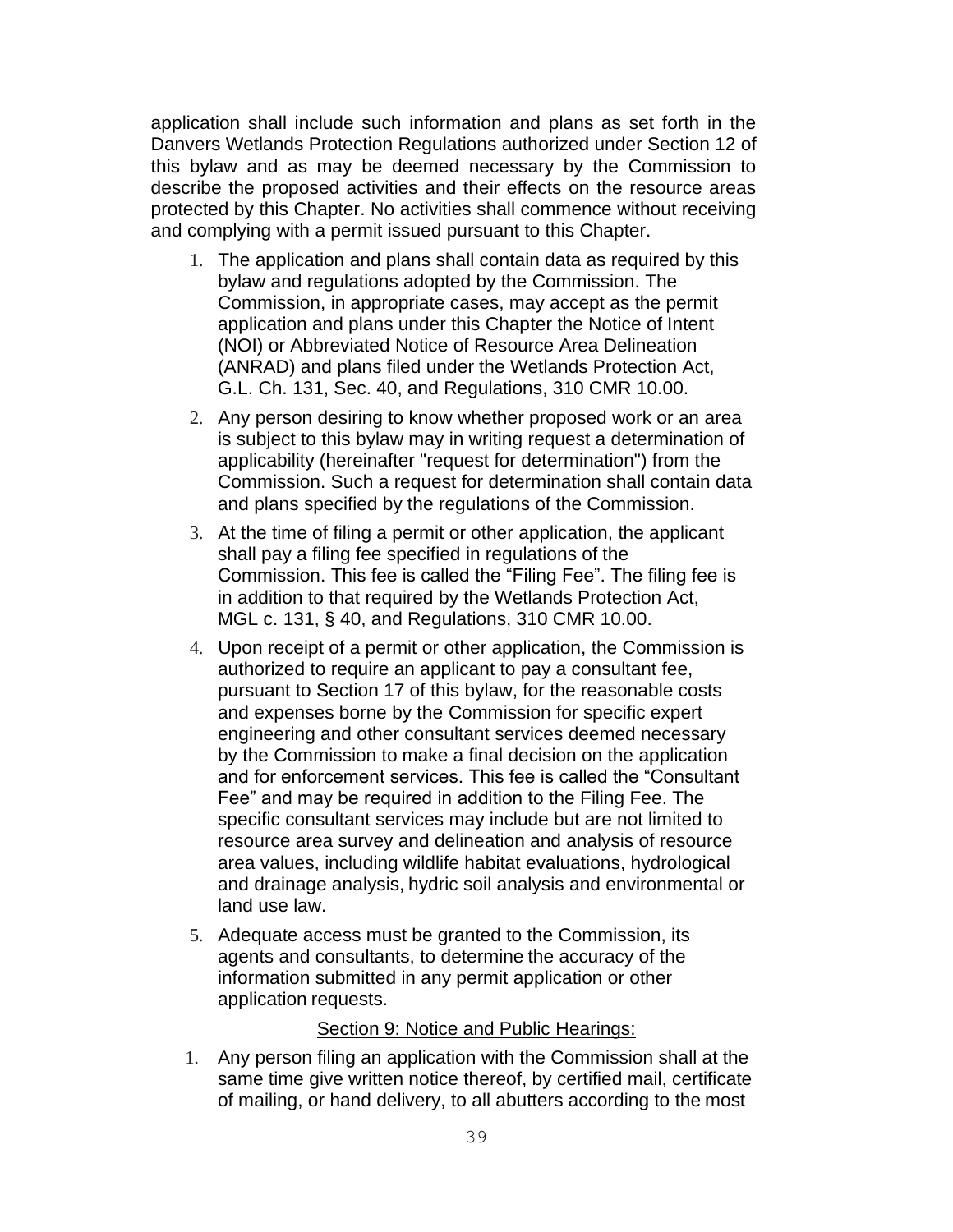application shall include such information and plans as set forth in the Danvers Wetlands Protection Regulations authorized under Section 12 of this bylaw and as may be deemed necessary by the Commission to describe the proposed activities and their effects on the resource areas protected by this Chapter. No activities shall commence without receiving and complying with a permit issued pursuant to this Chapter.

1. The application and plans shall contain data as required by this bylaw and regulations adopted by the Commission. The Commission, in appropriate cases, may accept as the permit application and plans under this Chapter the Notice of Intent (NOI) or Abbreviated Notice of Resource Area Delineation (ANRAD) and plans filed under the Wetlands Protection Act, G.L. Ch. 131, Sec. 40, and Regulations, 310 CMR 10.00.
2. Any person desiring to know whether proposed work or an area is subject to this bylaw may in writing request a determination of applicability (hereinafter "request for determination") from the Commission. Such a request for determination shall contain data and plans specified by the regulations of the Commission.
3. At the time of filing a permit or other application, the applicant shall pay a filing fee specified in regulations of the Commission. This fee is called the “Filing Fee”. The filing fee is in addition to that required by the Wetlands Protection Act, MGL c. 131, § 40, and Regulations, 310 CMR 10.00.
4. Upon receipt of a permit or other application, the Commission is authorized to require an applicant to pay a consultant fee, pursuant to Section 17 of this bylaw, for the reasonable costs and expenses borne by the Commission for specific expert engineering and other consultant services deemed necessary by the Commission to make a final decision on the application and for enforcement services. This fee is called the “Consultant Fee” and may be required in addition to the Filing Fee. The specific consultant services may include but are not limited to resource area survey and delineation and analysis of resource area values, including wildlife habitat evaluations, hydrological and drainage analysis, hydric soil analysis and environmental or land use law.
5. Adequate access must be granted to the Commission, its agents and consultants, to determine the accuracy of the information submitted in any permit application or other application requests.

## Section 9: Notice and Public Hearings:

1. Any person filing an application with the Commission shall at the same time give written notice thereof, by certified mail, certificate of mailing, or hand delivery, to all abutters according to the most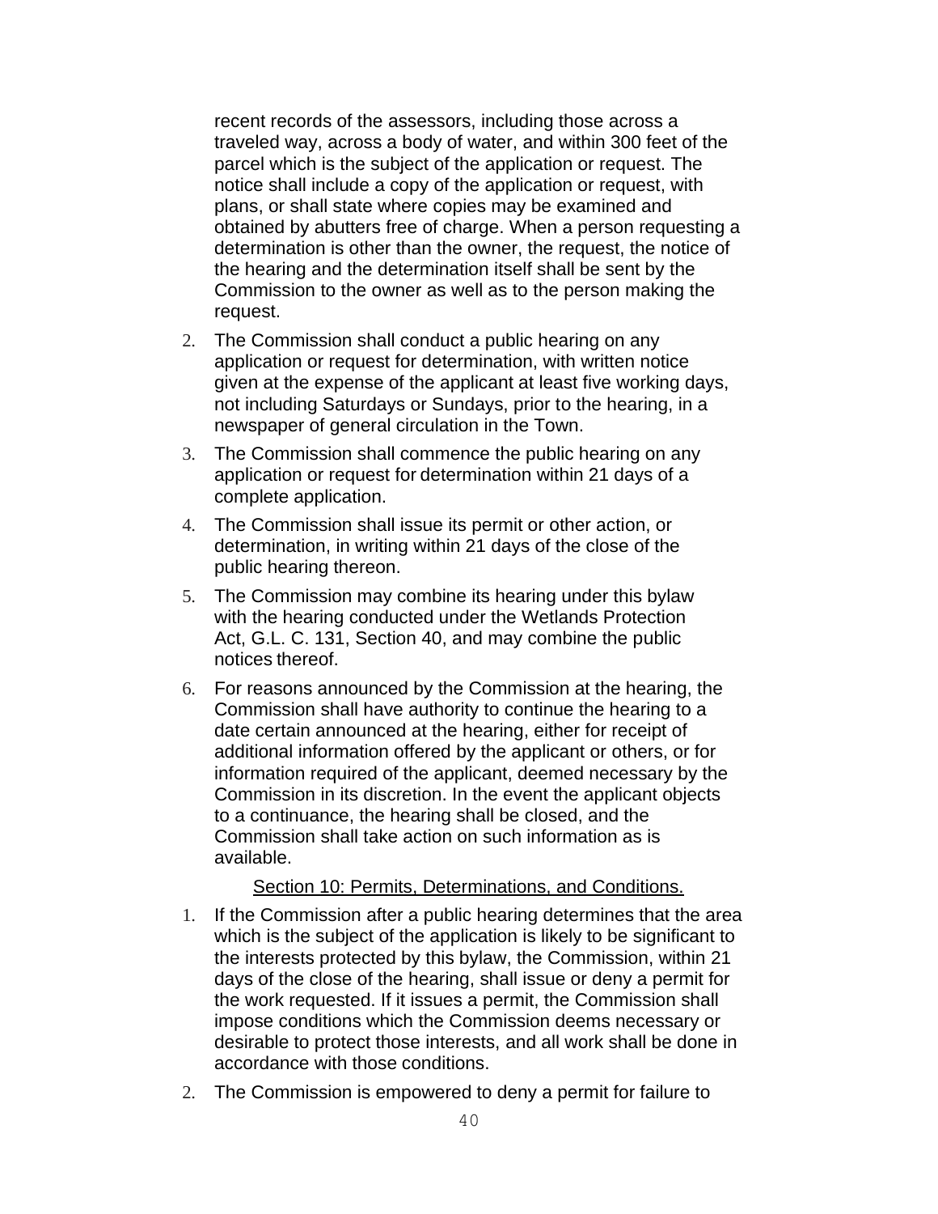recent records of the assessors, including those across a traveled way, across a body of water, and within 300 feet of the parcel which is the subject of the application or request. The notice shall include a copy of the application or request, with plans, or shall state where copies may be examined and obtained by abutters free of charge. When a person requesting a determination is other than the owner, the request, the notice of the hearing and the determination itself shall be sent by the Commission to the owner as well as to the person making the request.

2. The Commission shall conduct a public hearing on any application or request for determination, with written notice given at the expense of the applicant at least five working days, not including Saturdays or Sundays, prior to the hearing, in a newspaper of general circulation in the Town.
3. The Commission shall commence the public hearing on any application or request for determination within 21 days of a complete application.
4. The Commission shall issue its permit or other action, or determination, in writing within 21 days of the close of the public hearing thereon.
5. The Commission may combine its hearing under this bylaw with the hearing conducted under the Wetlands Protection Act, G.L. C. 131, Section 40, and may combine the public notices thereof.
6. For reasons announced by the Commission at the hearing, the Commission shall have authority to continue the hearing to a date certain announced at the hearing, either for receipt of additional information offered by the applicant or others, or for information required of the applicant, deemed necessary by the Commission in its discretion. In the event the applicant objects to a continuance, the hearing shall be closed, and the Commission shall take action on such information as is available.

<u>Section 10: Permits, Determinations, and Conditions.</u>

1. If the Commission after a public hearing determines that the area which is the subject of the application is likely to be significant to the interests protected by this bylaw, the Commission, within 21 days of the close of the hearing, shall issue or deny a permit for the work requested. If it issues a permit, the Commission shall impose conditions which the Commission deems necessary or desirable to protect those interests, and all work shall be done in accordance with those conditions.
2. The Commission is empowered to deny a permit for failure to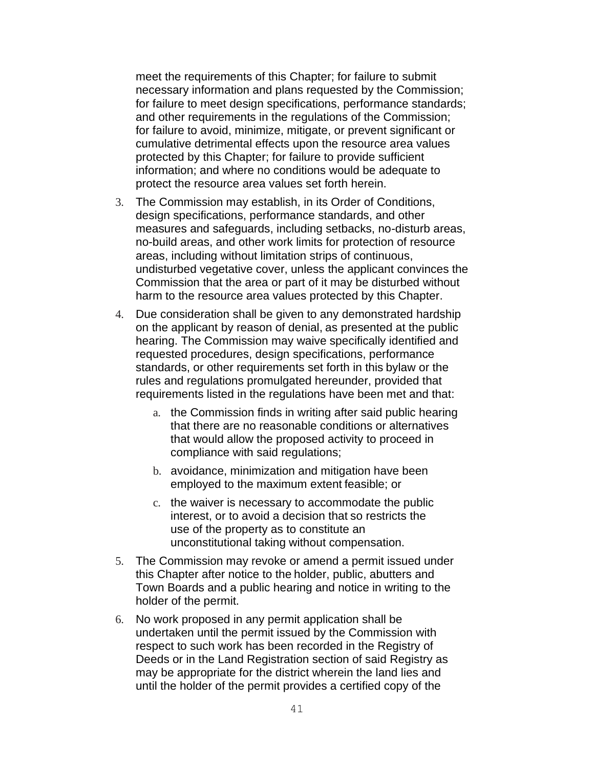meet the requirements of this Chapter; for failure to submit necessary information and plans requested by the Commission; for failure to meet design specifications, performance standards; and other requirements in the regulations of the Commission; for failure to avoid, minimize, mitigate, or prevent significant or cumulative detrimental effects upon the resource area values protected by this Chapter; for failure to provide sufficient information; and where no conditions would be adequate to protect the resource area values set forth herein.

3. The Commission may establish, in its Order of Conditions, design specifications, performance standards, and other measures and safeguards, including setbacks, no-disturb areas, no-build areas, and other work limits for protection of resource areas, including without limitation strips of continuous, undisturbed vegetative cover, unless the applicant convinces the Commission that the area or part of it may be disturbed without harm to the resource area values protected by this Chapter.

4. Due consideration shall be given to any demonstrated hardship on the applicant by reason of denial, as presented at the public hearing. The Commission may waive specifically identified and requested procedures, design specifications, performance standards, or other requirements set forth in this bylaw or the rules and regulations promulgated hereunder, provided that requirements listed in the regulations have been met and that:

    a. the Commission finds in writing after said public hearing that there are no reasonable conditions or alternatives that would allow the proposed activity to proceed in compliance with said regulations;

    b. avoidance, minimization and mitigation have been employed to the maximum extent feasible; or

    c. the waiver is necessary to accommodate the public interest, or to avoid a decision that so restricts the use of the property as to constitute an unconstitutional taking without compensation.

5. The Commission may revoke or amend a permit issued under this Chapter after notice to the holder, public, abutters and Town Boards and a public hearing and notice in writing to the holder of the permit.

6. No work proposed in any permit application shall be undertaken until the permit issued by the Commission with respect to such work has been recorded in the Registry of Deeds or in the Land Registration section of said Registry as may be appropriate for the district wherein the land lies and until the holder of the permit provides a certified copy of the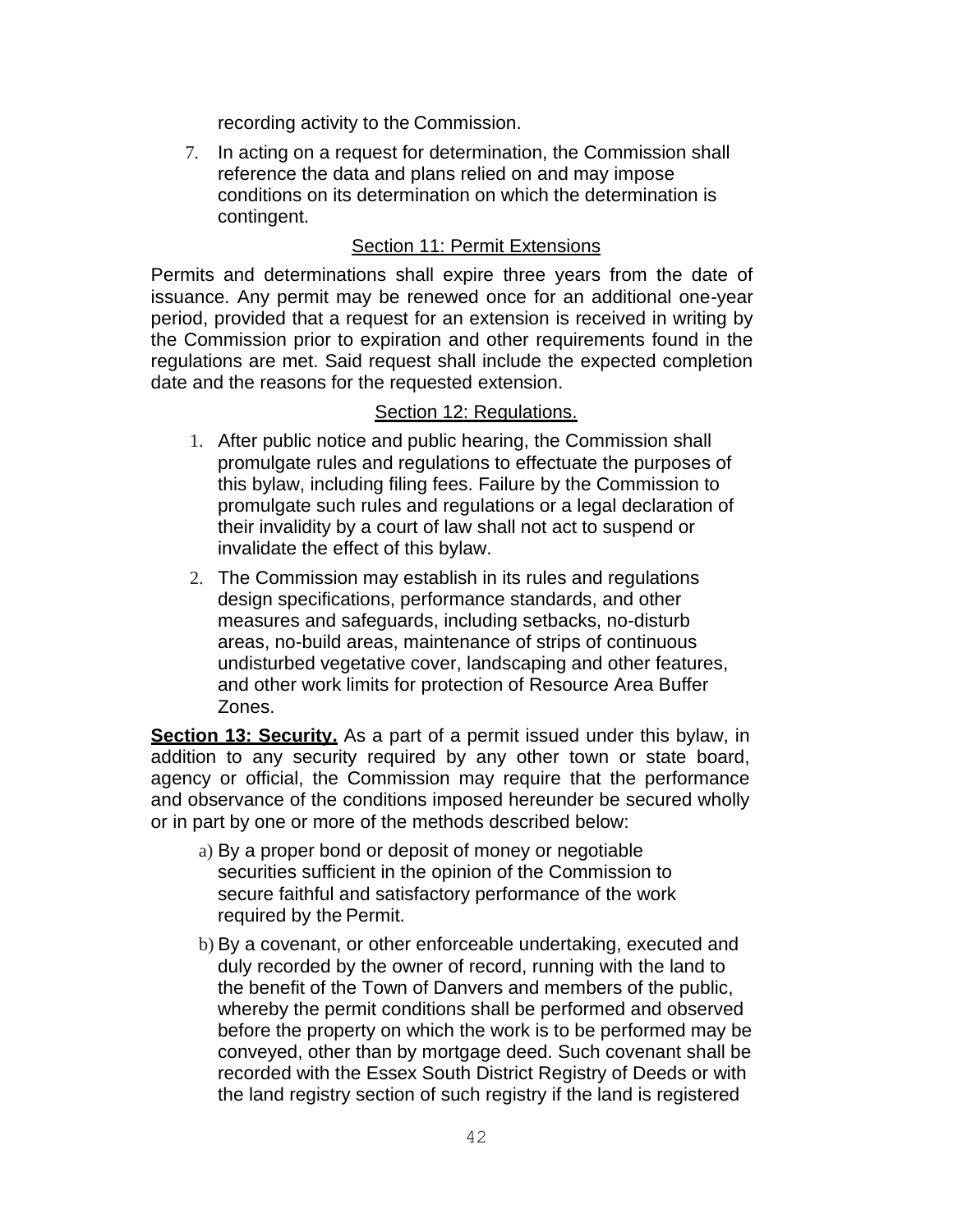recording activity to the Commission.

7. In acting on a request for determination, the Commission shall reference the data and plans relied on and may impose conditions on its determination on which the determination is contingent.

## Section 11: Permit Extensions

Permits and determinations shall expire three years from the date of issuance. Any permit may be renewed once for an additional one-year period, provided that a request for an extension is received in writing by the Commission prior to expiration and other requirements found in the regulations are met. Said request shall include the expected completion date and the reasons for the requested extension.

## Section 12: Regulations.

1. After public notice and public hearing, the Commission shall promulgate rules and regulations to effectuate the purposes of this bylaw, including filing fees. Failure by the Commission to promulgate such rules and regulations or a legal declaration of their invalidity by a court of law shall not act to suspend or invalidate the effect of this bylaw.
2. The Commission may establish in its rules and regulations design specifications, performance standards, and other measures and safeguards, including setbacks, no-disturb areas, no-build areas, maintenance of strips of continuous undisturbed vegetative cover, landscaping and other features, and other work limits for protection of Resource Area Buffer Zones.

**Section 13: Security.** As a part of a permit issued under this bylaw, in addition to any security required by any other town or state board, agency or official, the Commission may require that the performance and observance of the conditions imposed hereunder be secured wholly or in part by one or more of the methods described below:

a) By a proper bond or deposit of money or negotiable securities sufficient in the opinion of the Commission to secure faithful and satisfactory performance of the work required by the Permit.

b) By a covenant, or other enforceable undertaking, executed and duly recorded by the owner of record, running with the land to the benefit of the Town of Danvers and members of the public, whereby the permit conditions shall be performed and observed before the property on which the work is to be performed may be conveyed, other than by mortgage deed. Such covenant shall be recorded with the Essex South District Registry of Deeds or with the land registry section of such registry if the land is registered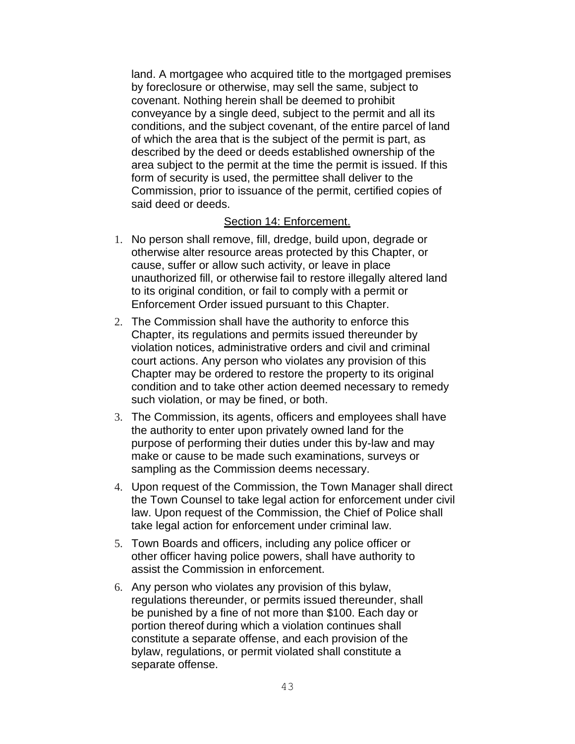land. A mortgagee who acquired title to the mortgaged premises by foreclosure or otherwise, may sell the same, subject to covenant. Nothing herein shall be deemed to prohibit conveyance by a single deed, subject to the permit and all its conditions, and the subject covenant, of the entire parcel of land of which the area that is the subject of the permit is part, as described by the deed or deeds established ownership of the area subject to the permit at the time the permit is issued. If this form of security is used, the permittee shall deliver to the Commission, prior to issuance of the permit, certified copies of said deed or deeds.

## Section 14: Enforcement.

1. No person shall remove, fill, dredge, build upon, degrade or otherwise alter resource areas protected by this Chapter, or cause, suffer or allow such activity, or leave in place unauthorized fill, or otherwise fail to restore illegally altered land to its original condition, or fail to comply with a permit or Enforcement Order issued pursuant to this Chapter.
2. The Commission shall have the authority to enforce this Chapter, its regulations and permits issued thereunder by violation notices, administrative orders and civil and criminal court actions. Any person who violates any provision of this Chapter may be ordered to restore the property to its original condition and to take other action deemed necessary to remedy such violation, or may be fined, or both.
3. The Commission, its agents, officers and employees shall have the authority to enter upon privately owned land for the purpose of performing their duties under this by-law and may make or cause to be made such examinations, surveys or sampling as the Commission deems necessary.
4. Upon request of the Commission, the Town Manager shall direct the Town Counsel to take legal action for enforcement under civil law. Upon request of the Commission, the Chief of Police shall take legal action for enforcement under criminal law.
5. Town Boards and officers, including any police officer or other officer having police powers, shall have authority to assist the Commission in enforcement.
6. Any person who violates any provision of this bylaw, regulations thereunder, or permits issued thereunder, shall be punished by a fine of not more than $100. Each day or portion thereof during which a violation continues shall constitute a separate offense, and each provision of the bylaw, regulations, or permit violated shall constitute a separate offense.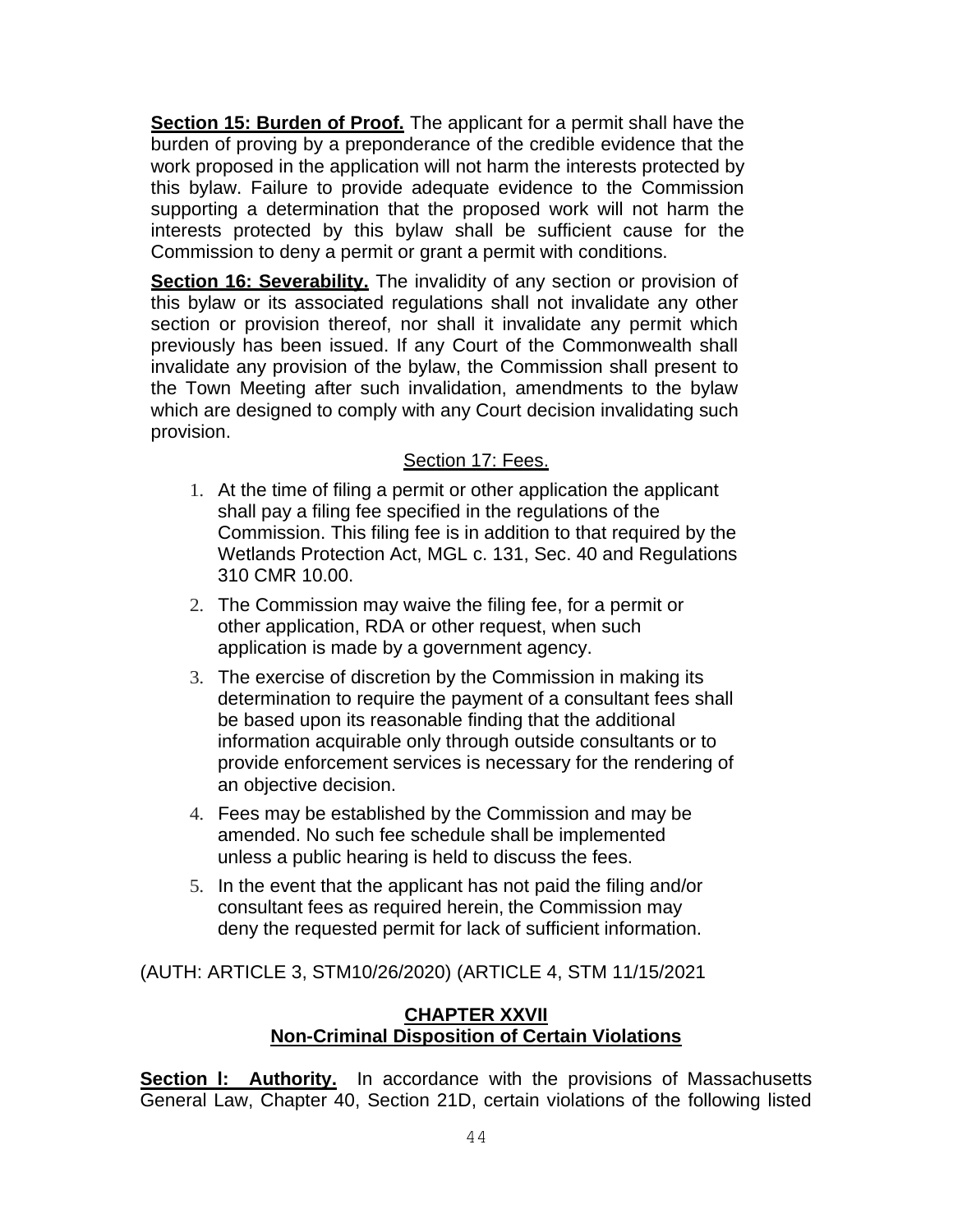**Section 15: Burden of Proof.** The applicant for a permit shall have the burden of proving by a preponderance of the credible evidence that the work proposed in the application will not harm the interests protected by this bylaw. Failure to provide adequate evidence to the Commission supporting a determination that the proposed work will not harm the interests protected by this bylaw shall be sufficient cause for the Commission to deny a permit or grant a permit with conditions.

**Section 16: Severability.** The invalidity of any section or provision of this bylaw or its associated regulations shall not invalidate any other section or provision thereof, nor shall it invalidate any permit which previously has been issued. If any Court of the Commonwealth shall invalidate any provision of the bylaw, the Commission shall present to the Town Meeting after such invalidation, amendments to the bylaw which are designed to comply with any Court decision invalidating such provision.

Section 17: Fees.

1. At the time of filing a permit or other application the applicant shall pay a filing fee specified in the regulations of the Commission. This filing fee is in addition to that required by the Wetlands Protection Act, MGL c. 131, Sec. 40 and Regulations 310 CMR 10.00.
2. The Commission may waive the filing fee, for a permit or other application, RDA or other request, when such application is made by a government agency.
3. The exercise of discretion by the Commission in making its determination to require the payment of a consultant fees shall be based upon its reasonable finding that the additional information acquirable only through outside consultants or to provide enforcement services is necessary for the rendering of an objective decision.
4. Fees may be established by the Commission and may be amended. No such fee schedule shall be implemented unless a public hearing is held to discuss the fees.
5. In the event that the applicant has not paid the filing and/or consultant fees as required herein, the Commission may deny the requested permit for lack of sufficient information.

(AUTH: ARTICLE 3, STM10/26/2020) (ARTICLE 4, STM 11/15/2021

## CHAPTER XXVII
## Non-Criminal Disposition of Certain Violations

**Section l: Authority.** In accordance with the provisions of Massachusetts General Law, Chapter 40, Section 21D, certain violations of the following listed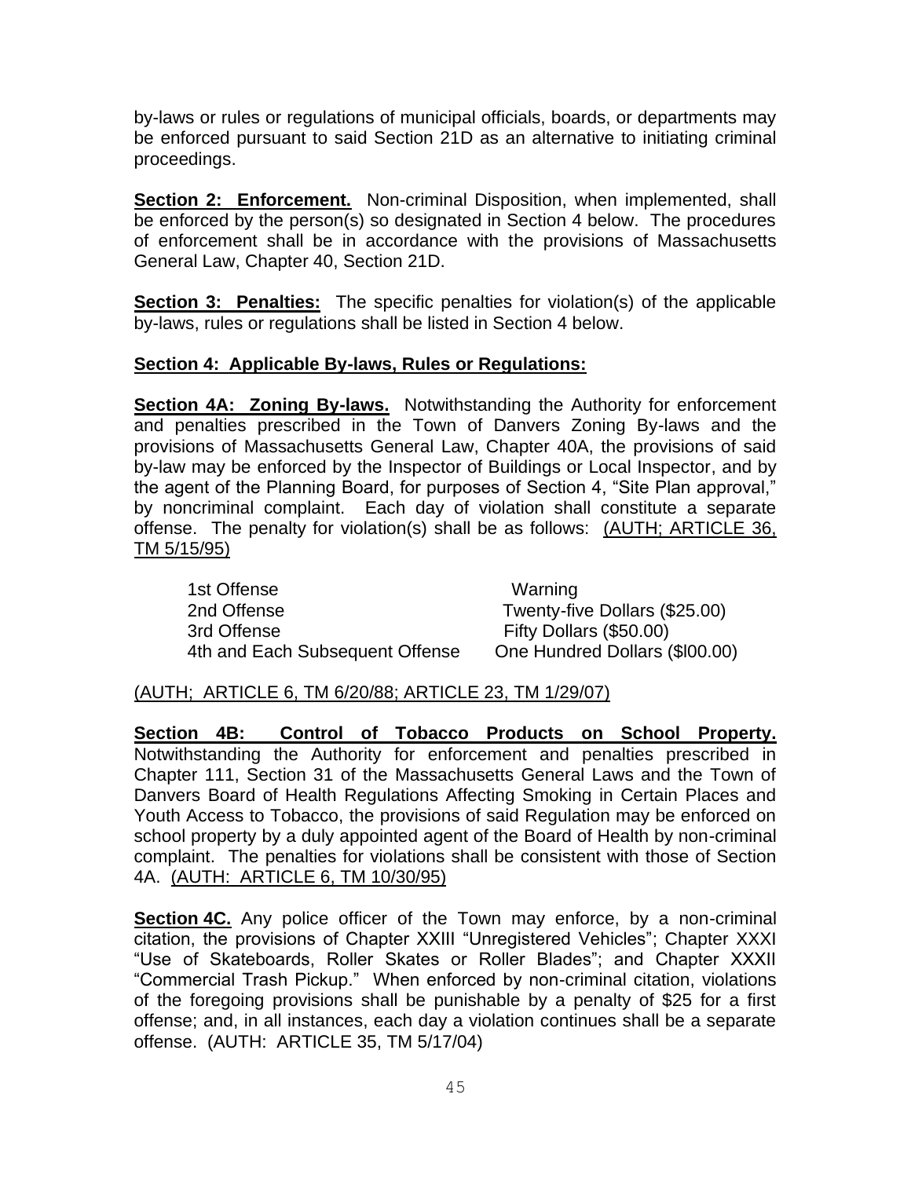by-laws or rules or regulations of municipal officials, boards, or departments may be enforced pursuant to said Section 21D as an alternative to initiating criminal proceedings.

**Section 2: Enforcement.** Non-criminal Disposition, when implemented, shall be enforced by the person(s) so designated in Section 4 below. The procedures of enforcement shall be in accordance with the provisions of Massachusetts General Law, Chapter 40, Section 21D.

**Section 3: Penalties:** The specific penalties for violation(s) of the applicable by-laws, rules or regulations shall be listed in Section 4 below.

**Section 4: Applicable By-laws, Rules or Regulations:**

**Section 4A: Zoning By-laws.** Notwithstanding the Authority for enforcement and penalties prescribed in the Town of Danvers Zoning By-laws and the provisions of Massachusetts General Law, Chapter 40A, the provisions of said by-law may be enforced by the Inspector of Buildings or Local Inspector, and by the agent of the Planning Board, for purposes of Section 4, "Site Plan approval," by noncriminal complaint. Each day of violation shall constitute a separate offense. The penalty for violation(s) shall be as follows: (AUTH; ARTICLE 36, TM 5/15/95)

| | |
|---|---|
| 1st Offense | Warning |
| 2nd Offense | Twenty-five Dollars ($25.00) |
| 3rd Offense | Fifty Dollars ($50.00) |
| 4th and Each Subsequent Offense | One Hundred Dollars ($l00.00) |

(AUTH; ARTICLE 6, TM 6/20/88; ARTICLE 23, TM 1/29/07)

**Section 4B: Control of Tobacco Products on School Property.** Notwithstanding the Authority for enforcement and penalties prescribed in Chapter 111, Section 31 of the Massachusetts General Laws and the Town of Danvers Board of Health Regulations Affecting Smoking in Certain Places and Youth Access to Tobacco, the provisions of said Regulation may be enforced on school property by a duly appointed agent of the Board of Health by non-criminal complaint. The penalties for violations shall be consistent with those of Section 4A. (AUTH: ARTICLE 6, TM 10/30/95)

**Section 4C.** Any police officer of the Town may enforce, by a non-criminal citation, the provisions of Chapter XXIII "Unregistered Vehicles"; Chapter XXXI "Use of Skateboards, Roller Skates or Roller Blades"; and Chapter XXXII "Commercial Trash Pickup." When enforced by non-criminal citation, violations of the foregoing provisions shall be punishable by a penalty of $25 for a first offense; and, in all instances, each day a violation continues shall be a separate offense. (AUTH: ARTICLE 35, TM 5/17/04)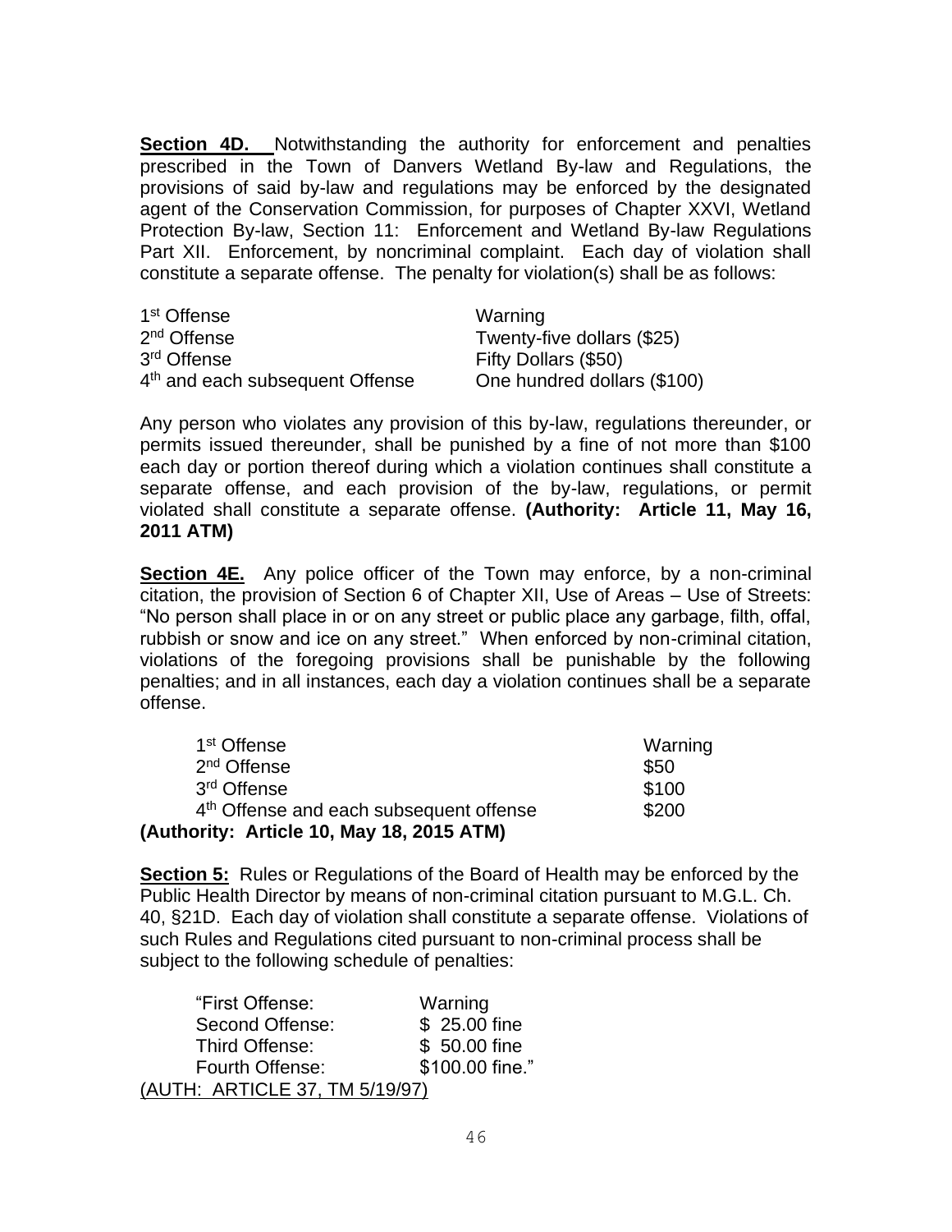**Section 4D.** Notwithstanding the authority for enforcement and penalties prescribed in the Town of Danvers Wetland By-law and Regulations, the provisions of said by-law and regulations may be enforced by the designated agent of the Conservation Commission, for purposes of Chapter XXVI, Wetland Protection By-law, Section 11: Enforcement and Wetland By-law Regulations Part XII. Enforcement, by noncriminal complaint. Each day of violation shall constitute a separate offense. The penalty for violation(s) shall be as follows:

| | |
|---|---|
| 1st Offense | Warning |
| 2nd Offense | Twenty-five dollars ($25) |
| 3rd Offense | Fifty Dollars ($50) |
| 4th and each subsequent Offense | One hundred dollars ($100) |

Any person who violates any provision of this by-law, regulations thereunder, or permits issued thereunder, shall be punished by a fine of not more than $100 each day or portion thereof during which a violation continues shall constitute a separate offense, and each provision of the by-law, regulations, or permit violated shall constitute a separate offense. **(Authority: Article 11, May 16, 2011 ATM)**

**Section 4E.** Any police officer of the Town may enforce, by a non-criminal citation, the provision of Section 6 of Chapter XII, Use of Areas – Use of Streets: "No person shall place in or on any street or public place any garbage, filth, offal, rubbish or snow and ice on any street." When enforced by non-criminal citation, violations of the foregoing provisions shall be punishable by the following penalties; and in all instances, each day a violation continues shall be a separate offense.

| | |
|---|---|
| 1st Offense | Warning |
| 2nd Offense | $50 |
| 3rd Offense | $100 |
| 4th Offense and each subsequent offense | $200 |

**(Authority: Article 10, May 18, 2015 ATM)**

**Section 5:** Rules or Regulations of the Board of Health may be enforced by the Public Health Director by means of non-criminal citation pursuant to M.G.L. Ch. 40, §21D. Each day of violation shall constitute a separate offense. Violations of such Rules and Regulations cited pursuant to non-criminal process shall be subject to the following schedule of penalties:

| | |
|---|---|
| "First Offense: | Warning |
| Second Offense: | $ 25.00 fine |
| Third Offense: | $ 50.00 fine |
| Fourth Offense: | $100.00 fine." |

(AUTH: ARTICLE 37, TM 5/19/97)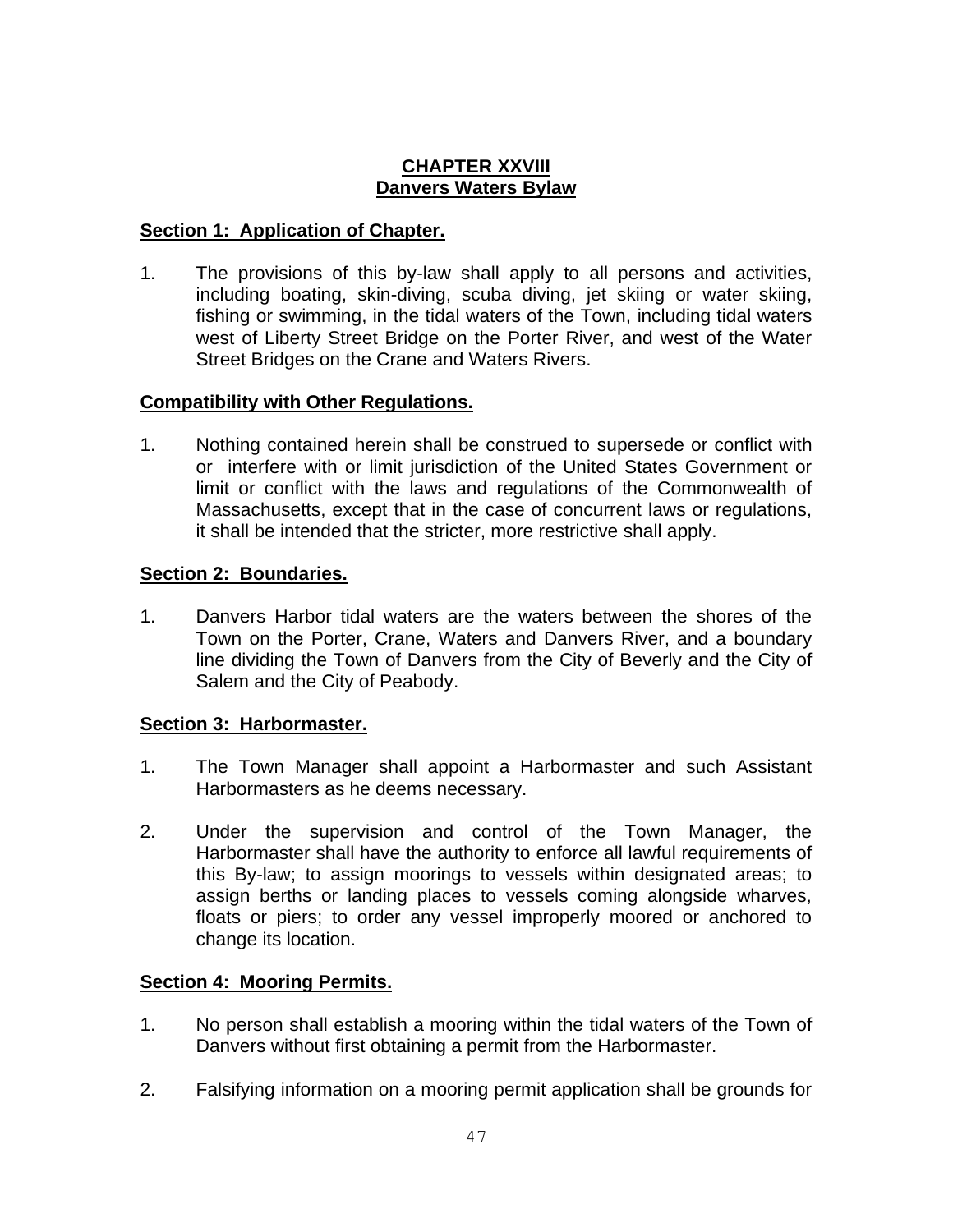## CHAPTER XXVIII
## Danvers Waters Bylaw

### Section 1: Application of Chapter.

1. The provisions of this by-law shall apply to all persons and activities, including boating, skin-diving, scuba diving, jet skiing or water skiing, fishing or swimming, in the tidal waters of the Town, including tidal waters west of Liberty Street Bridge on the Porter River, and west of the Water Street Bridges on the Crane and Waters Rivers.

### Compatibility with Other Regulations.

1. Nothing contained herein shall be construed to supersede or conflict with or interfere with or limit jurisdiction of the United States Government or limit or conflict with the laws and regulations of the Commonwealth of Massachusetts, except that in the case of concurrent laws or regulations, it shall be intended that the stricter, more restrictive shall apply.

### Section 2: Boundaries.

1. Danvers Harbor tidal waters are the waters between the shores of the Town on the Porter, Crane, Waters and Danvers River, and a boundary line dividing the Town of Danvers from the City of Beverly and the City of Salem and the City of Peabody.

### Section 3: Harbormaster.

1. The Town Manager shall appoint a Harbormaster and such Assistant Harbormasters as he deems necessary.

2. Under the supervision and control of the Town Manager, the Harbormaster shall have the authority to enforce all lawful requirements of this By-law; to assign moorings to vessels within designated areas; to assign berths or landing places to vessels coming alongside wharves, floats or piers; to order any vessel improperly moored or anchored to change its location.

### Section 4: Mooring Permits.

1. No person shall establish a mooring within the tidal waters of the Town of Danvers without first obtaining a permit from the Harbormaster.

2. Falsifying information on a mooring permit application shall be grounds for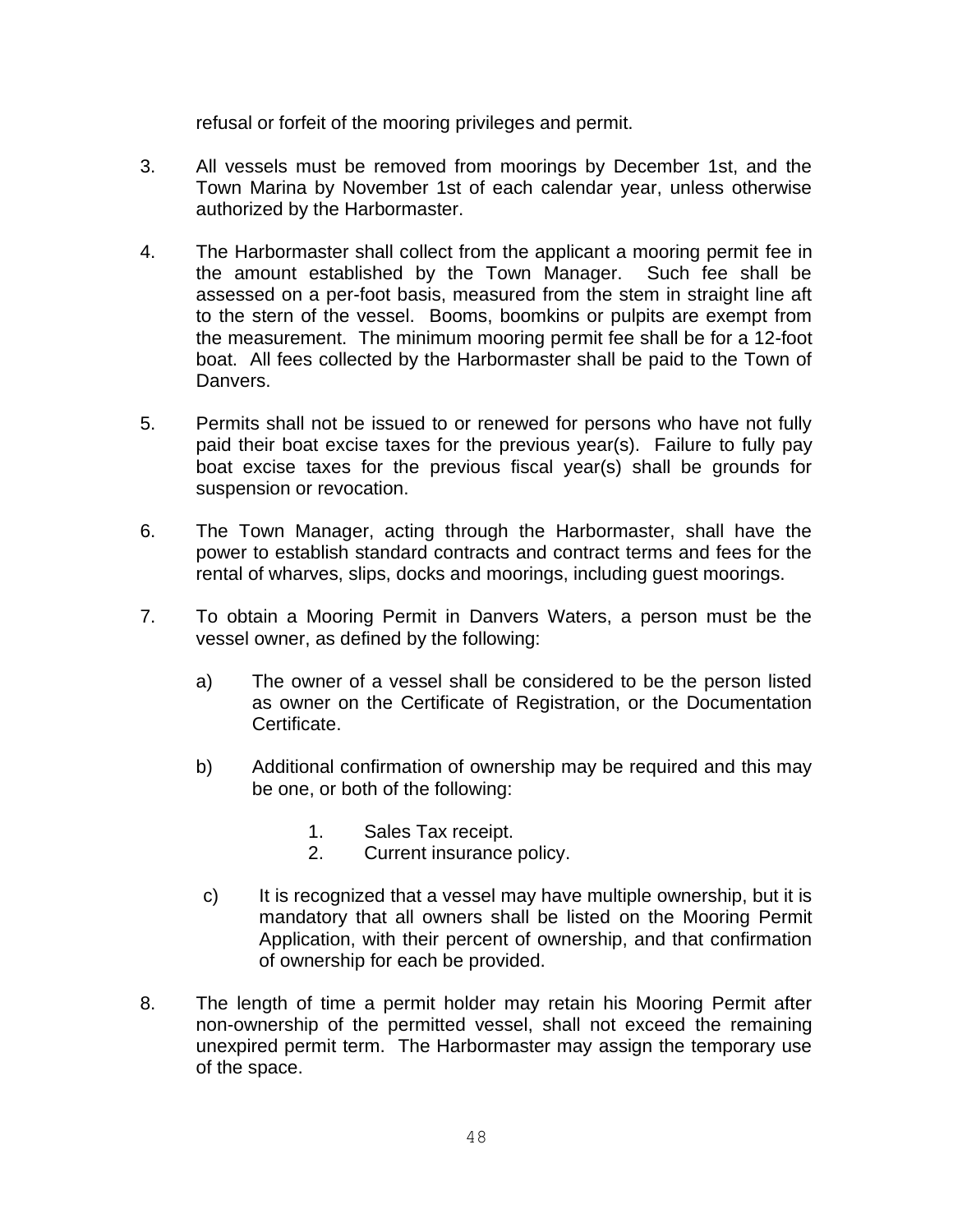refusal or forfeit of the mooring privileges and permit.

3. All vessels must be removed from moorings by December 1st, and the Town Marina by November 1st of each calendar year, unless otherwise authorized by the Harbormaster.

4. The Harbormaster shall collect from the applicant a mooring permit fee in the amount established by the Town Manager. Such fee shall be assessed on a per-foot basis, measured from the stem in straight line aft to the stern of the vessel. Booms, boomkins or pulpits are exempt from the measurement. The minimum mooring permit fee shall be for a 12-foot boat. All fees collected by the Harbormaster shall be paid to the Town of Danvers.

5. Permits shall not be issued to or renewed for persons who have not fully paid their boat excise taxes for the previous year(s). Failure to fully pay boat excise taxes for the previous fiscal year(s) shall be grounds for suspension or revocation.

6. The Town Manager, acting through the Harbormaster, shall have the power to establish standard contracts and contract terms and fees for the rental of wharves, slips, docks and moorings, including guest moorings.

7. To obtain a Mooring Permit in Danvers Waters, a person must be the vessel owner, as defined by the following:

   a) The owner of a vessel shall be considered to be the person listed as owner on the Certificate of Registration, or the Documentation Certificate.

   b) Additional confirmation of ownership may be required and this may be one, or both of the following:

      1. Sales Tax receipt.
      2. Current insurance policy.

   c) It is recognized that a vessel may have multiple ownership, but it is mandatory that all owners shall be listed on the Mooring Permit Application, with their percent of ownership, and that confirmation of ownership for each be provided.

8. The length of time a permit holder may retain his Mooring Permit after non-ownership of the permitted vessel, shall not exceed the remaining unexpired permit term. The Harbormaster may assign the temporary use of the space.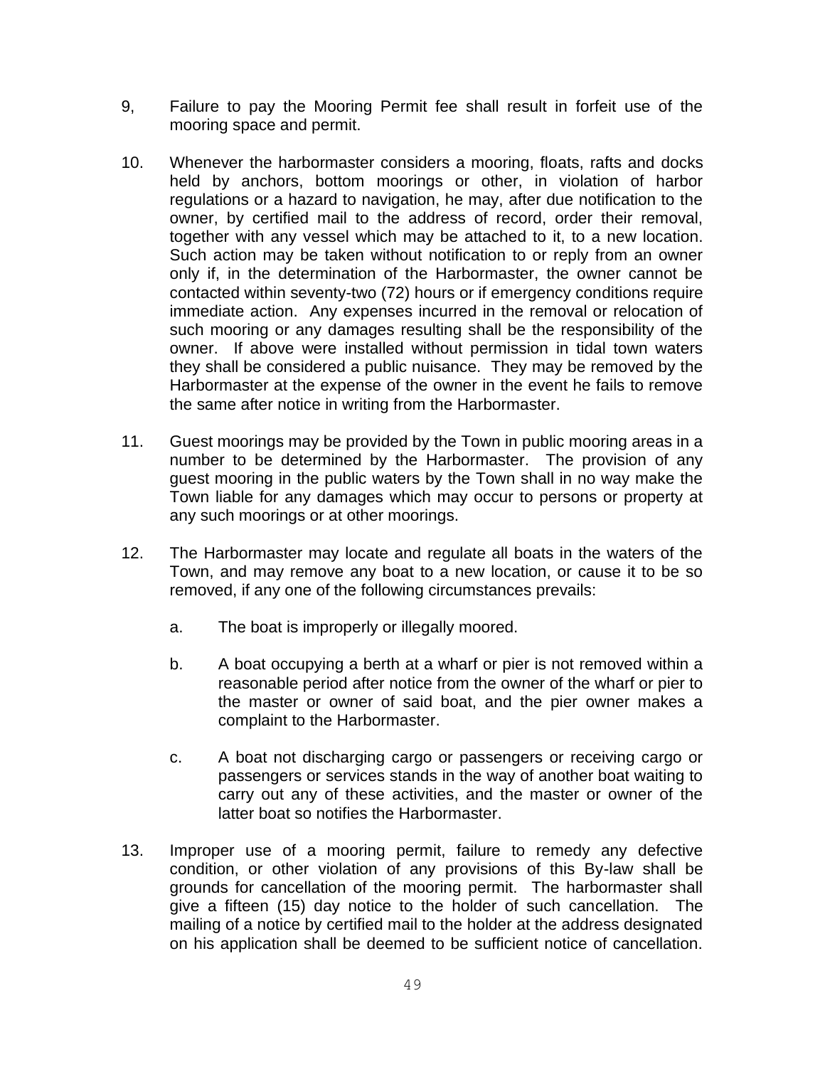9, Failure to pay the Mooring Permit fee shall result in forfeit use of the mooring space and permit.

10. Whenever the harbormaster considers a mooring, floats, rafts and docks held by anchors, bottom moorings or other, in violation of harbor regulations or a hazard to navigation, he may, after due notification to the owner, by certified mail to the address of record, order their removal, together with any vessel which may be attached to it, to a new location. Such action may be taken without notification to or reply from an owner only if, in the determination of the Harbormaster, the owner cannot be contacted within seventy-two (72) hours or if emergency conditions require immediate action. Any expenses incurred in the removal or relocation of such mooring or any damages resulting shall be the responsibility of the owner. If above were installed without permission in tidal town waters they shall be considered a public nuisance. They may be removed by the Harbormaster at the expense of the owner in the event he fails to remove the same after notice in writing from the Harbormaster.

11. Guest moorings may be provided by the Town in public mooring areas in a number to be determined by the Harbormaster. The provision of any guest mooring in the public waters by the Town shall in no way make the Town liable for any damages which may occur to persons or property at any such moorings or at other moorings.

12. The Harbormaster may locate and regulate all boats in the waters of the Town, and may remove any boat to a new location, or cause it to be so removed, if any one of the following circumstances prevails:

    a. The boat is improperly or illegally moored.

    b. A boat occupying a berth at a wharf or pier is not removed within a reasonable period after notice from the owner of the wharf or pier to the master or owner of said boat, and the pier owner makes a complaint to the Harbormaster.

    c. A boat not discharging cargo or passengers or receiving cargo or passengers or services stands in the way of another boat waiting to carry out any of these activities, and the master or owner of the latter boat so notifies the Harbormaster.

13. Improper use of a mooring permit, failure to remedy any defective condition, or other violation of any provisions of this By-law shall be grounds for cancellation of the mooring permit. The harbormaster shall give a fifteen (15) day notice to the holder of such cancellation. The mailing of a notice by certified mail to the holder at the address designated on his application shall be deemed to be sufficient notice of cancellation.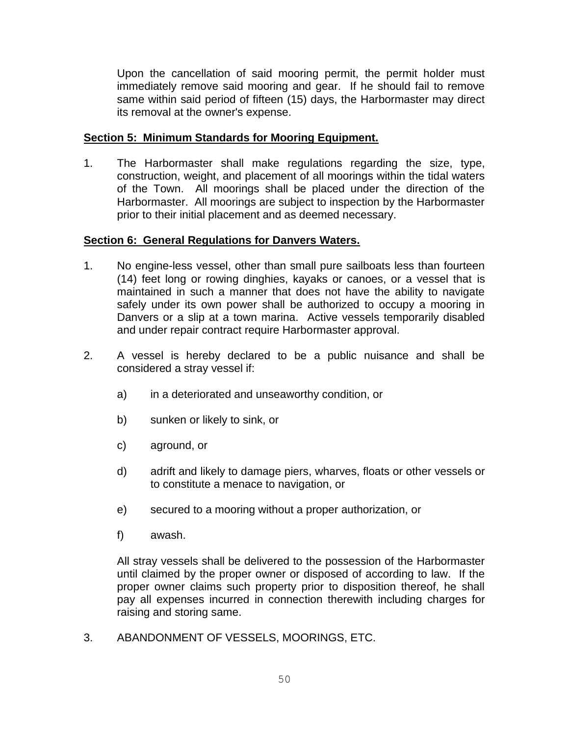Upon the cancellation of said mooring permit, the permit holder must immediately remove said mooring and gear. If he should fail to remove same within said period of fifteen (15) days, the Harbormaster may direct its removal at the owner's expense.

**Section 5: Minimum Standards for Mooring Equipment.**

1. The Harbormaster shall make regulations regarding the size, type, construction, weight, and placement of all moorings within the tidal waters of the Town. All moorings shall be placed under the direction of the Harbormaster. All moorings are subject to inspection by the Harbormaster prior to their initial placement and as deemed necessary.

**Section 6: General Regulations for Danvers Waters.**

1. No engine-less vessel, other than small pure sailboats less than fourteen (14) feet long or rowing dinghies, kayaks or canoes, or a vessel that is maintained in such a manner that does not have the ability to navigate safely under its own power shall be authorized to occupy a mooring in Danvers or a slip at a town marina. Active vessels temporarily disabled and under repair contract require Harbormaster approval.

2. A vessel is hereby declared to be a public nuisance and shall be considered a stray vessel if:

   a) in a deteriorated and unseaworthy condition, or

   b) sunken or likely to sink, or

   c) aground, or

   d) adrift and likely to damage piers, wharves, floats or other vessels or to constitute a menace to navigation, or

   e) secured to a mooring without a proper authorization, or

   f) awash.

   All stray vessels shall be delivered to the possession of the Harbormaster until claimed by the proper owner or disposed of according to law. If the proper owner claims such property prior to disposition thereof, he shall pay all expenses incurred in connection therewith including charges for raising and storing same.

3. ABANDONMENT OF VESSELS, MOORINGS, ETC.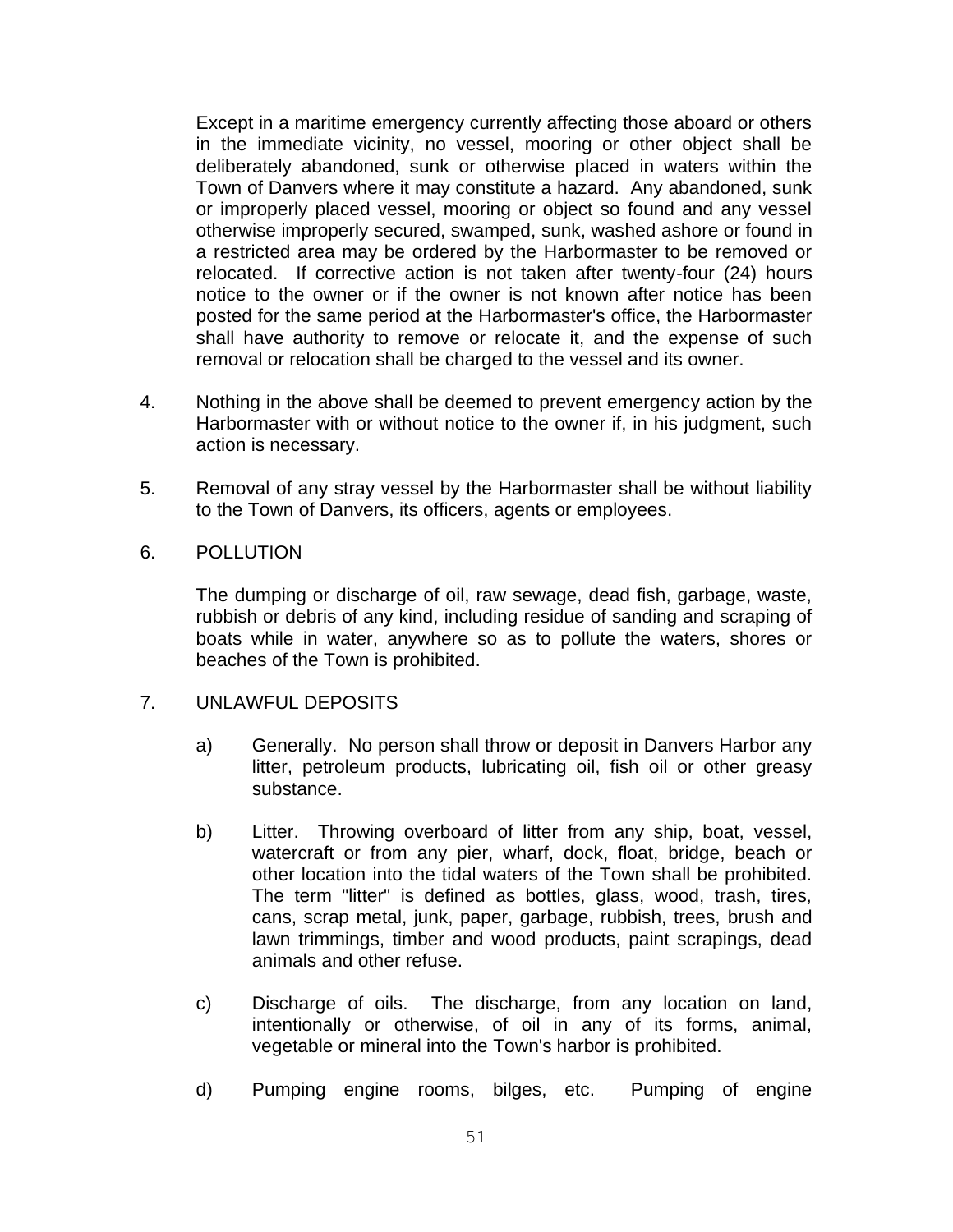Except in a maritime emergency currently affecting those aboard or others in the immediate vicinity, no vessel, mooring or other object shall be deliberately abandoned, sunk or otherwise placed in waters within the Town of Danvers where it may constitute a hazard. Any abandoned, sunk or improperly placed vessel, mooring or object so found and any vessel otherwise improperly secured, swamped, sunk, washed ashore or found in a restricted area may be ordered by the Harbormaster to be removed or relocated. If corrective action is not taken after twenty-four (24) hours notice to the owner or if the owner is not known after notice has been posted for the same period at the Harbormaster's office, the Harbormaster shall have authority to remove or relocate it, and the expense of such removal or relocation shall be charged to the vessel and its owner.

4. Nothing in the above shall be deemed to prevent emergency action by the Harbormaster with or without notice to the owner if, in his judgment, such action is necessary.

5. Removal of any stray vessel by the Harbormaster shall be without liability to the Town of Danvers, its officers, agents or employees.

6. POLLUTION

   The dumping or discharge of oil, raw sewage, dead fish, garbage, waste, rubbish or debris of any kind, including residue of sanding and scraping of boats while in water, anywhere so as to pollute the waters, shores or beaches of the Town is prohibited.

7. UNLAWFUL DEPOSITS

   a) Generally. No person shall throw or deposit in Danvers Harbor any litter, petroleum products, lubricating oil, fish oil or other greasy substance.

   b) Litter. Throwing overboard of litter from any ship, boat, vessel, watercraft or from any pier, wharf, dock, float, bridge, beach or other location into the tidal waters of the Town shall be prohibited. The term "litter" is defined as bottles, glass, wood, trash, tires, cans, scrap metal, junk, paper, garbage, rubbish, trees, brush and lawn trimmings, timber and wood products, paint scrapings, dead animals and other refuse.

   c) Discharge of oils. The discharge, from any location on land, intentionally or otherwise, of oil in any of its forms, animal, vegetable or mineral into the Town's harbor is prohibited.

   d) Pumping engine rooms, bilges, etc. Pumping of engine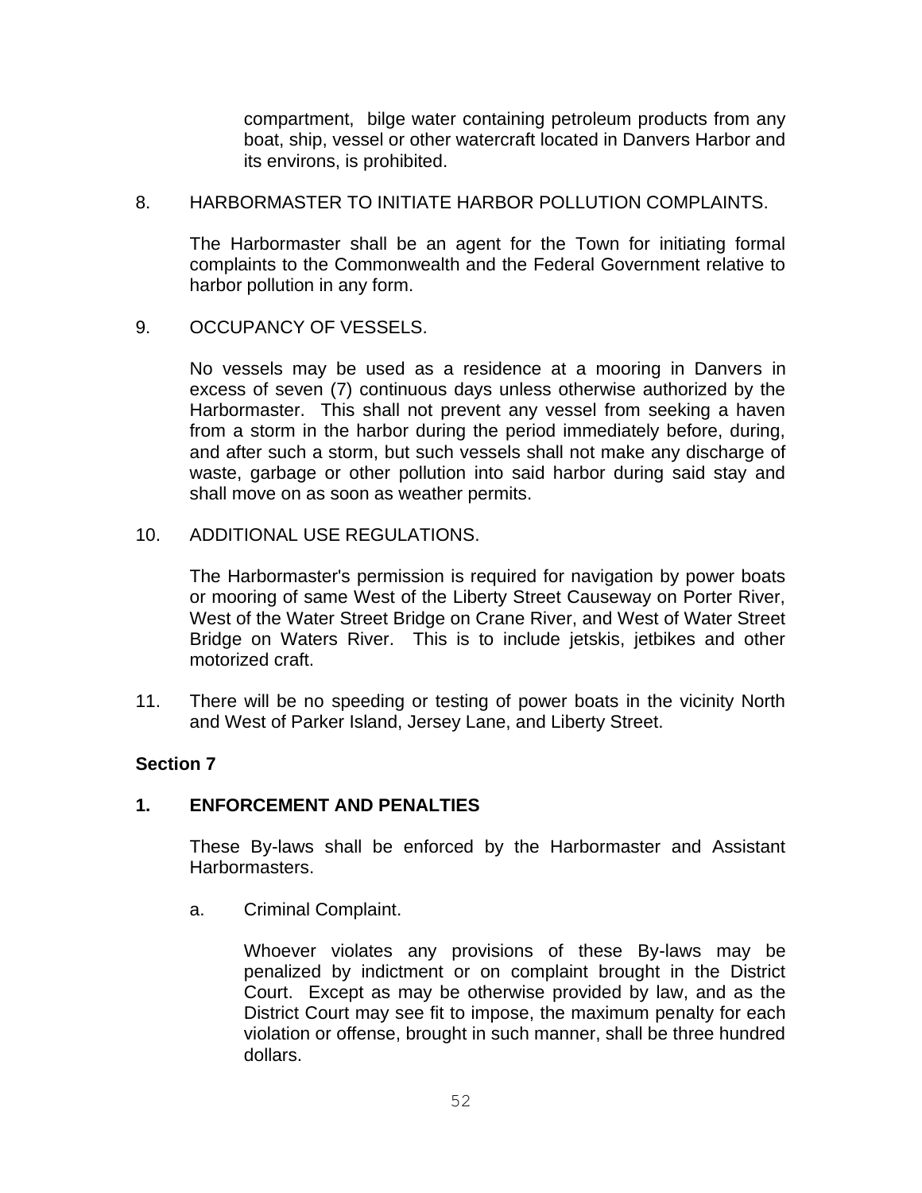compartment, bilge water containing petroleum products from any boat, ship, vessel or other watercraft located in Danvers Harbor and its environs, is prohibited.

8. HARBORMASTER TO INITIATE HARBOR POLLUTION COMPLAINTS.

   The Harbormaster shall be an agent for the Town for initiating formal complaints to the Commonwealth and the Federal Government relative to harbor pollution in any form.

9. OCCUPANCY OF VESSELS.

   No vessels may be used as a residence at a mooring in Danvers in excess of seven (7) continuous days unless otherwise authorized by the Harbormaster. This shall not prevent any vessel from seeking a haven from a storm in the harbor during the period immediately before, during, and after such a storm, but such vessels shall not make any discharge of waste, garbage or other pollution into said harbor during said stay and shall move on as soon as weather permits.

10. ADDITIONAL USE REGULATIONS.

    The Harbormaster's permission is required for navigation by power boats or mooring of same West of the Liberty Street Causeway on Porter River, West of the Water Street Bridge on Crane River, and West of Water Street Bridge on Waters River. This is to include jetskis, jetbikes and other motorized craft.

11. There will be no speeding or testing of power boats in the vicinity North and West of Parker Island, Jersey Lane, and Liberty Street.

**Section 7**

**1. ENFORCEMENT AND PENALTIES**

These By-laws shall be enforced by the Harbormaster and Assistant Harbormasters.

a. Criminal Complaint.

   Whoever violates any provisions of these By-laws may be penalized by indictment or on complaint brought in the District Court. Except as may be otherwise provided by law, and as the District Court may see fit to impose, the maximum penalty for each violation or offense, brought in such manner, shall be three hundred dollars.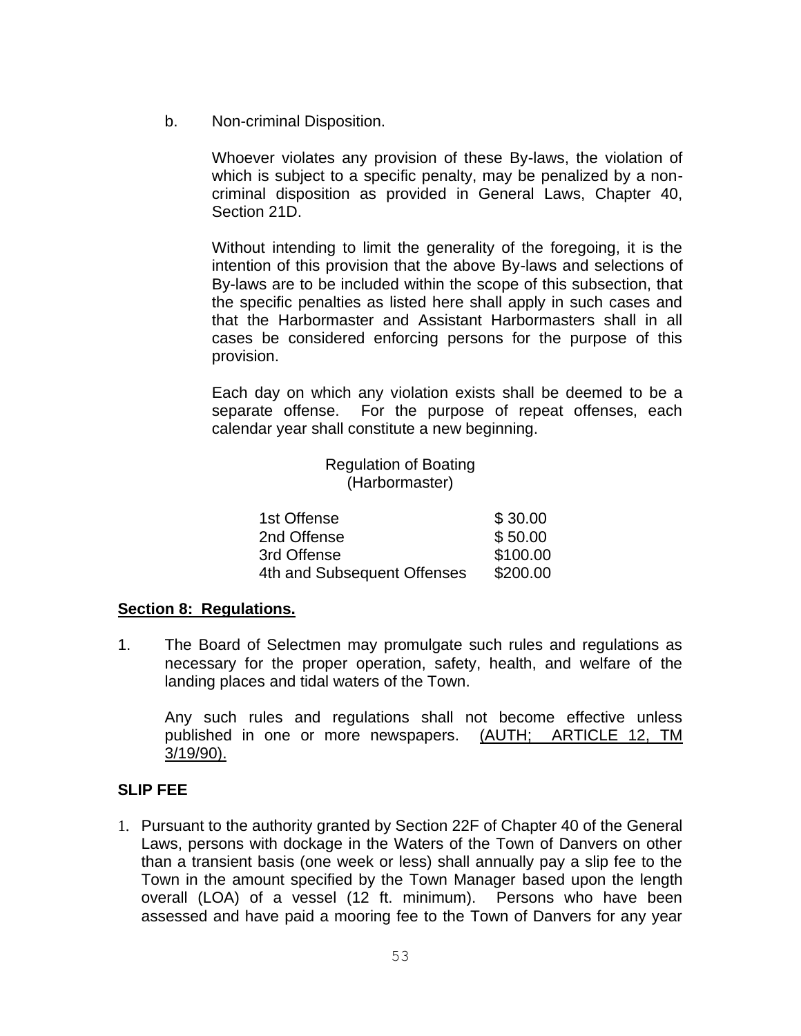b. Non-criminal Disposition.

Whoever violates any provision of these By-laws, the violation of which is subject to a specific penalty, may be penalized by a non-criminal disposition as provided in General Laws, Chapter 40, Section 21D.

Without intending to limit the generality of the foregoing, it is the intention of this provision that the above By-laws and selections of By-laws are to be included within the scope of this subsection, that the specific penalties as listed here shall apply in such cases and that the Harbormaster and Assistant Harbormasters shall in all cases be considered enforcing persons for the purpose of this provision.

Each day on which any violation exists shall be deemed to be a separate offense. For the purpose of repeat offenses, each calendar year shall constitute a new beginning.

Regulation of Boating
(Harbormaster)

| | |
|---|---|
| 1st Offense | $ 30.00 |
| 2nd Offense | $ 50.00 |
| 3rd Offense | $100.00 |
| 4th and Subsequent Offenses | $200.00 |

**<u>Section 8: Regulations.</u>**

1. The Board of Selectmen may promulgate such rules and regulations as necessary for the proper operation, safety, health, and welfare of the landing places and tidal waters of the Town.

   Any such rules and regulations shall not become effective unless published in one or more newspapers. <u>(AUTH; ARTICLE 12, TM 3/19/90).</u>

**SLIP FEE**

1. Pursuant to the authority granted by Section 22F of Chapter 40 of the General Laws, persons with dockage in the Waters of the Town of Danvers on other than a transient basis (one week or less) shall annually pay a slip fee to the Town in the amount specified by the Town Manager based upon the length overall (LOA) of a vessel (12 ft. minimum). Persons who have been assessed and have paid a mooring fee to the Town of Danvers for any year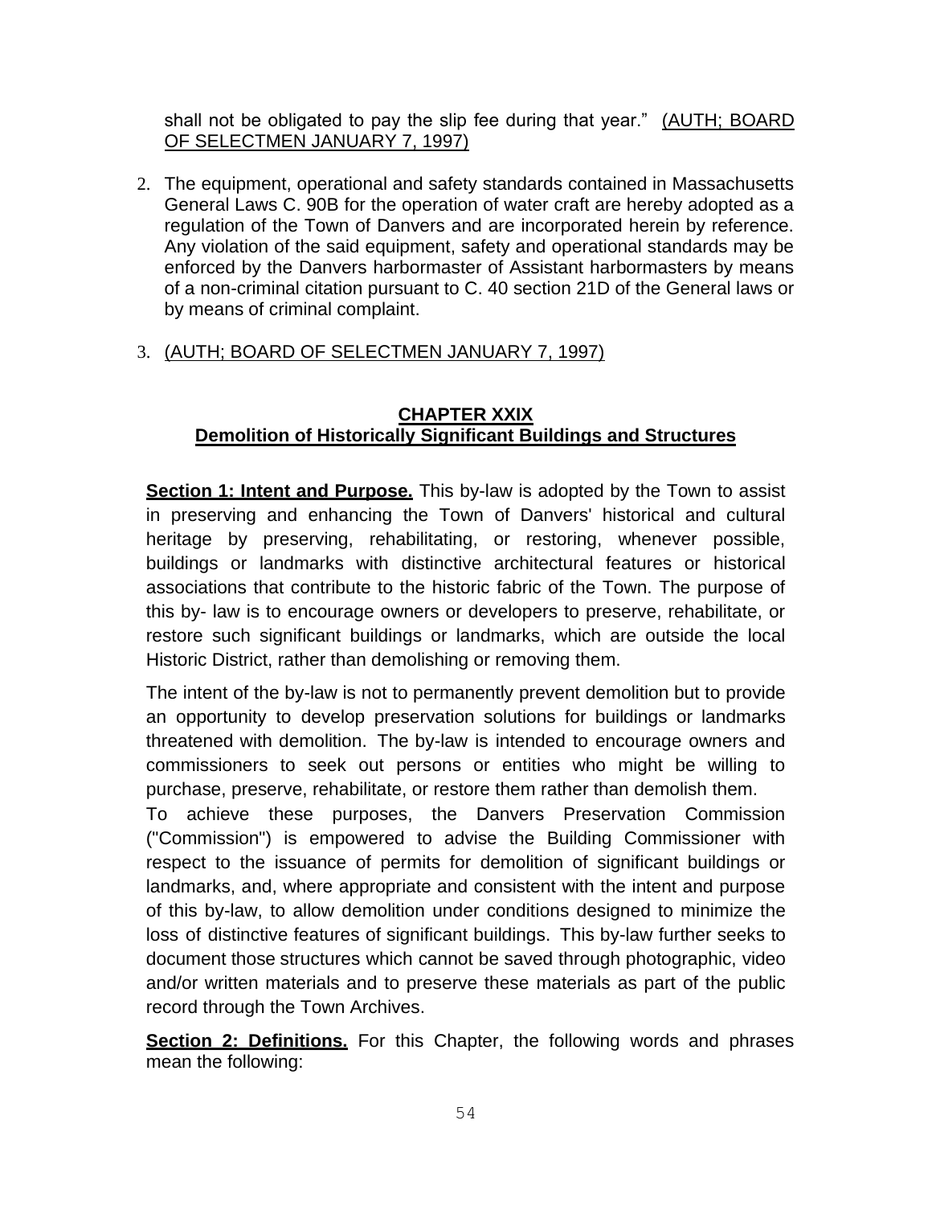shall not be obligated to pay the slip fee during that year." <u>(AUTH; BOARD OF SELECTMEN JANUARY 7, 1997)</u>

2. The equipment, operational and safety standards contained in Massachusetts General Laws C. 90B for the operation of water craft are hereby adopted as a regulation of the Town of Danvers and are incorporated herein by reference. Any violation of the said equipment, safety and operational standards may be enforced by the Danvers harbormaster of Assistant harbormasters by means of a non-criminal citation pursuant to C. 40 section 21D of the General laws or by means of criminal complaint.

3. <u>(AUTH; BOARD OF SELECTMEN JANUARY 7, 1997)</u>

## CHAPTER XXIX
## Demolition of Historically Significant Buildings and Structures

**Section 1: Intent and Purpose.** This by-law is adopted by the Town to assist in preserving and enhancing the Town of Danvers' historical and cultural heritage by preserving, rehabilitating, or restoring, whenever possible, buildings or landmarks with distinctive architectural features or historical associations that contribute to the historic fabric of the Town. The purpose of this by- law is to encourage owners or developers to preserve, rehabilitate, or restore such significant buildings or landmarks, which are outside the local Historic District, rather than demolishing or removing them.

The intent of the by-law is not to permanently prevent demolition but to provide an opportunity to develop preservation solutions for buildings or landmarks threatened with demolition. The by-law is intended to encourage owners and commissioners to seek out persons or entities who might be willing to purchase, preserve, rehabilitate, or restore them rather than demolish them.

To achieve these purposes, the Danvers Preservation Commission ("Commission") is empowered to advise the Building Commissioner with respect to the issuance of permits for demolition of significant buildings or landmarks, and, where appropriate and consistent with the intent and purpose of this by-law, to allow demolition under conditions designed to minimize the loss of distinctive features of significant buildings. This by-law further seeks to document those structures which cannot be saved through photographic, video and/or written materials and to preserve these materials as part of the public record through the Town Archives.

**Section 2: Definitions.** For this Chapter, the following words and phrases mean the following: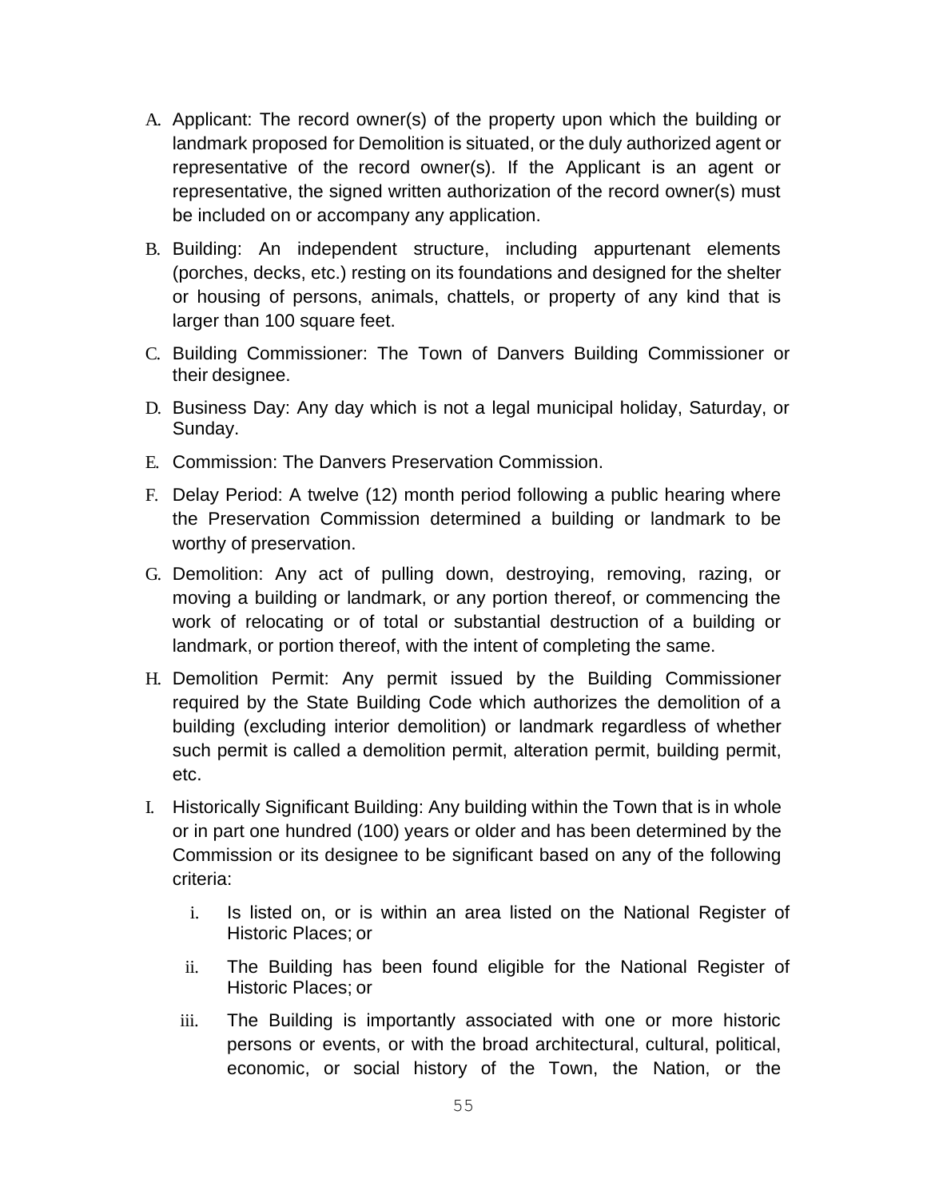A. Applicant: The record owner(s) of the property upon which the building or landmark proposed for Demolition is situated, or the duly authorized agent or representative of the record owner(s). If the Applicant is an agent or representative, the signed written authorization of the record owner(s) must be included on or accompany any application.

B. Building: An independent structure, including appurtenant elements (porches, decks, etc.) resting on its foundations and designed for the shelter or housing of persons, animals, chattels, or property of any kind that is larger than 100 square feet.

C. Building Commissioner: The Town of Danvers Building Commissioner or their designee.

D. Business Day: Any day which is not a legal municipal holiday, Saturday, or Sunday.

E. Commission: The Danvers Preservation Commission.

F. Delay Period: A twelve (12) month period following a public hearing where the Preservation Commission determined a building or landmark to be worthy of preservation.

G. Demolition: Any act of pulling down, destroying, removing, razing, or moving a building or landmark, or any portion thereof, or commencing the work of relocating or of total or substantial destruction of a building or landmark, or portion thereof, with the intent of completing the same.

H. Demolition Permit: Any permit issued by the Building Commissioner required by the State Building Code which authorizes the demolition of a building (excluding interior demolition) or landmark regardless of whether such permit is called a demolition permit, alteration permit, building permit, etc.

I. Historically Significant Building: Any building within the Town that is in whole or in part one hundred (100) years or older and has been determined by the Commission or its designee to be significant based on any of the following criteria:

   i. Is listed on, or is within an area listed on the National Register of Historic Places; or

   ii. The Building has been found eligible for the National Register of Historic Places; or

   iii. The Building is importantly associated with one or more historic persons or events, or with the broad architectural, cultural, political, economic, or social history of the Town, the Nation, or the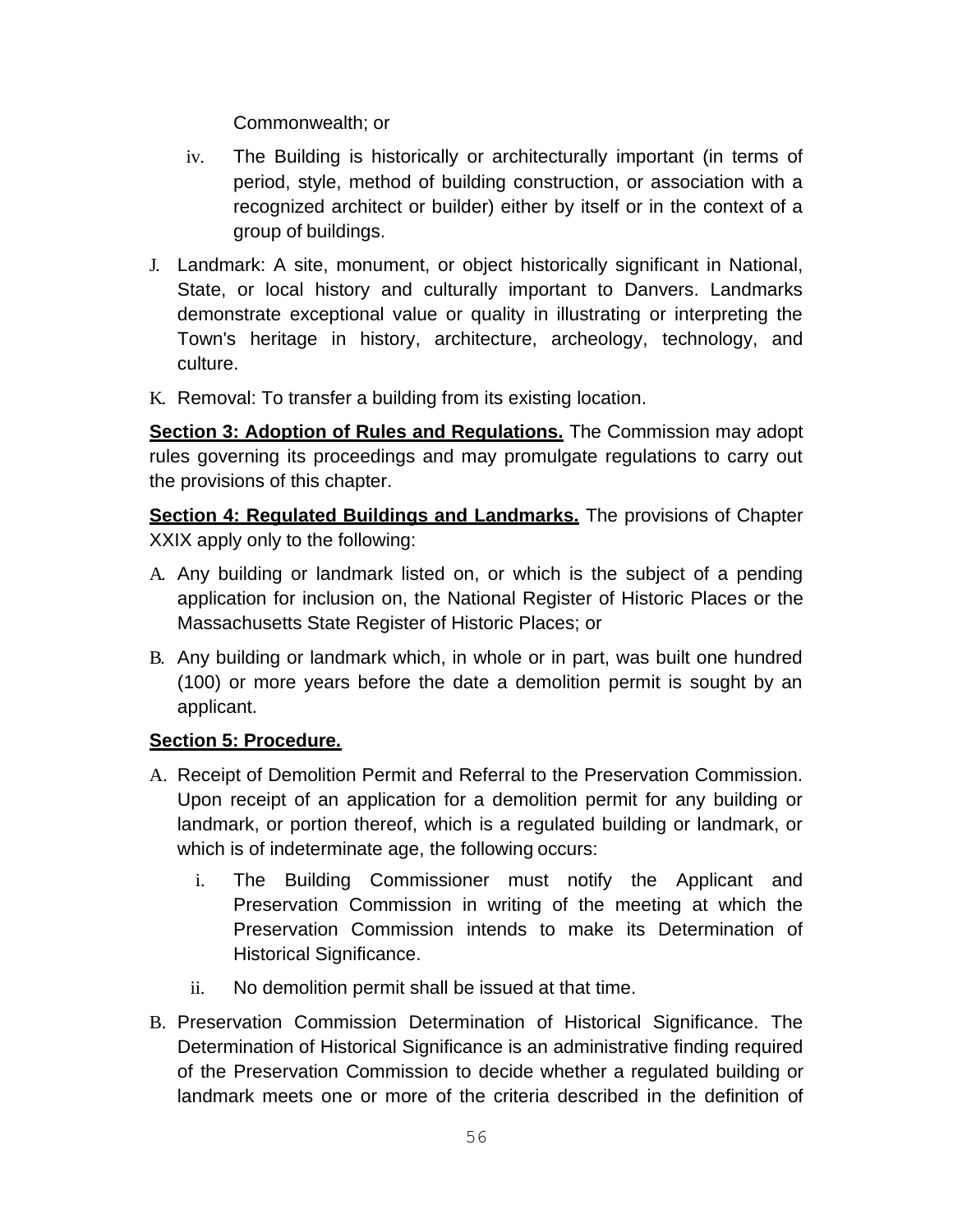Commonwealth; or

iv. The Building is historically or architecturally important (in terms of period, style, method of building construction, or association with a recognized architect or builder) either by itself or in the context of a group of buildings.

J. Landmark: A site, monument, or object historically significant in National, State, or local history and culturally important to Danvers. Landmarks demonstrate exceptional value or quality in illustrating or interpreting the Town's heritage in history, architecture, archeology, technology, and culture.

K. Removal: To transfer a building from its existing location.

**Section 3: Adoption of Rules and Regulations.** The Commission may adopt rules governing its proceedings and may promulgate regulations to carry out the provisions of this chapter.

**Section 4: Regulated Buildings and Landmarks.** The provisions of Chapter XXIX apply only to the following:

A. Any building or landmark listed on, or which is the subject of a pending application for inclusion on, the National Register of Historic Places or the Massachusetts State Register of Historic Places; or

B. Any building or landmark which, in whole or in part, was built one hundred (100) or more years before the date a demolition permit is sought by an applicant.

**Section 5: Procedure.**

A. Receipt of Demolition Permit and Referral to the Preservation Commission. Upon receipt of an application for a demolition permit for any building or landmark, or portion thereof, which is a regulated building or landmark, or which is of indeterminate age, the following occurs:

   i. The Building Commissioner must notify the Applicant and Preservation Commission in writing of the meeting at which the Preservation Commission intends to make its Determination of Historical Significance.

   ii. No demolition permit shall be issued at that time.

B. Preservation Commission Determination of Historical Significance. The Determination of Historical Significance is an administrative finding required of the Preservation Commission to decide whether a regulated building or landmark meets one or more of the criteria described in the definition of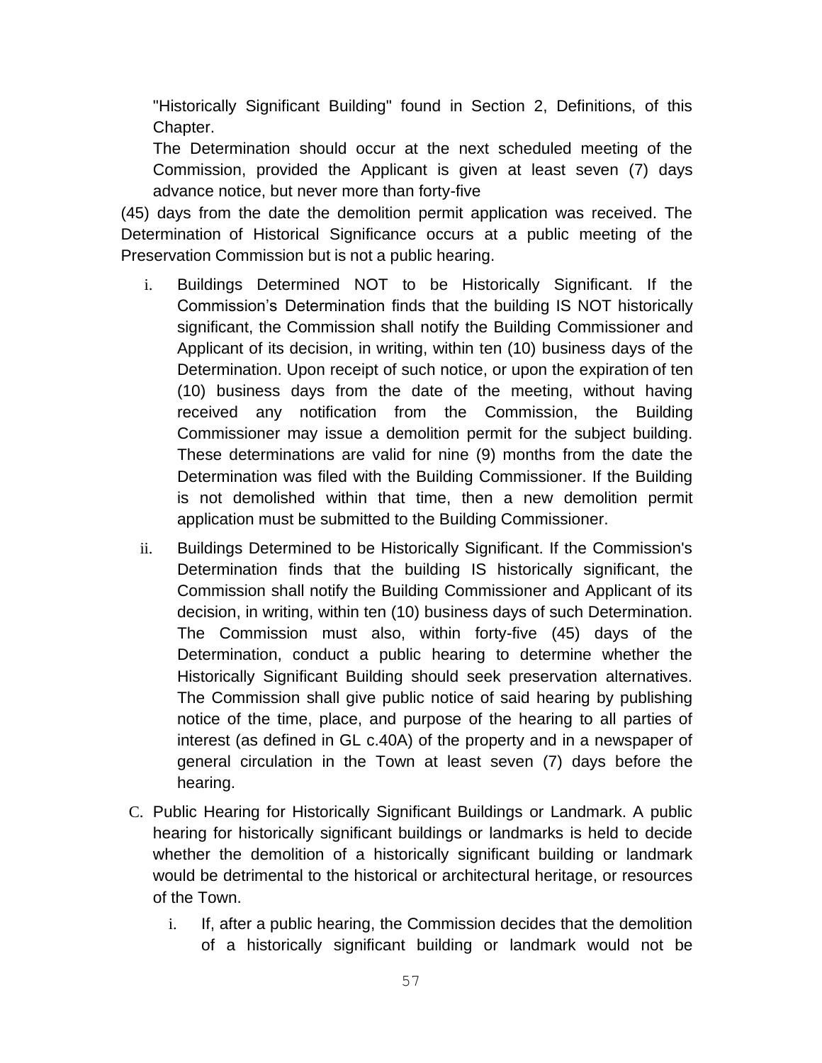"Historically Significant Building" found in Section 2, Definitions, of this Chapter.

The Determination should occur at the next scheduled meeting of the Commission, provided the Applicant is given at least seven (7) days advance notice, but never more than forty-five (45) days from the date the demolition permit application was received. The Determination of Historical Significance occurs at a public meeting of the Preservation Commission but is not a public hearing.

i. Buildings Determined NOT to be Historically Significant. If the Commission's Determination finds that the building IS NOT historically significant, the Commission shall notify the Building Commissioner and Applicant of its decision, in writing, within ten (10) business days of the Determination. Upon receipt of such notice, or upon the expiration of ten (10) business days from the date of the meeting, without having received any notification from the Commission, the Building Commissioner may issue a demolition permit for the subject building. These determinations are valid for nine (9) months from the date the Determination was filed with the Building Commissioner. If the Building is not demolished within that time, then a new demolition permit application must be submitted to the Building Commissioner.

ii. Buildings Determined to be Historically Significant. If the Commission's Determination finds that the building IS historically significant, the Commission shall notify the Building Commissioner and Applicant of its decision, in writing, within ten (10) business days of such Determination. The Commission must also, within forty-five (45) days of the Determination, conduct a public hearing to determine whether the Historically Significant Building should seek preservation alternatives. The Commission shall give public notice of said hearing by publishing notice of the time, place, and purpose of the hearing to all parties of interest (as defined in GL c.40A) of the property and in a newspaper of general circulation in the Town at least seven (7) days before the hearing.

C. Public Hearing for Historically Significant Buildings or Landmark. A public hearing for historically significant buildings or landmarks is held to decide whether the demolition of a historically significant building or landmark would be detrimental to the historical or architectural heritage, or resources of the Town.

i. If, after a public hearing, the Commission decides that the demolition of a historically significant building or landmark would not be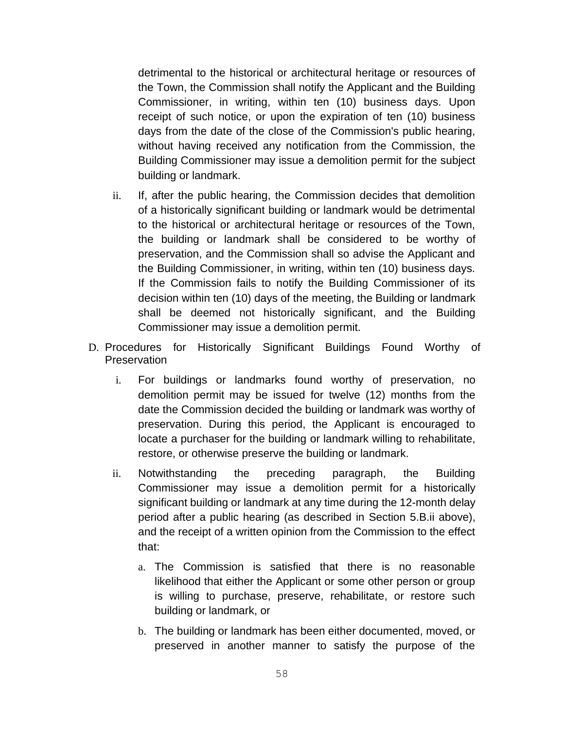detrimental to the historical or architectural heritage or resources of the Town, the Commission shall notify the Applicant and the Building Commissioner, in writing, within ten (10) business days. Upon receipt of such notice, or upon the expiration of ten (10) business days from the date of the close of the Commission's public hearing, without having received any notification from the Commission, the Building Commissioner may issue a demolition permit for the subject building or landmark.

ii. If, after the public hearing, the Commission decides that demolition of a historically significant building or landmark would be detrimental to the historical or architectural heritage or resources of the Town, the building or landmark shall be considered to be worthy of preservation, and the Commission shall so advise the Applicant and the Building Commissioner, in writing, within ten (10) business days. If the Commission fails to notify the Building Commissioner of its decision within ten (10) days of the meeting, the Building or landmark shall be deemed not historically significant, and the Building Commissioner may issue a demolition permit.

D. Procedures for Historically Significant Buildings Found Worthy of Preservation

i. For buildings or landmarks found worthy of preservation, no demolition permit may be issued for twelve (12) months from the date the Commission decided the building or landmark was worthy of preservation. During this period, the Applicant is encouraged to locate a purchaser for the building or landmark willing to rehabilitate, restore, or otherwise preserve the building or landmark.

ii. Notwithstanding the preceding paragraph, the Building Commissioner may issue a demolition permit for a historically significant building or landmark at any time during the 12-month delay period after a public hearing (as described in Section 5.B.ii above), and the receipt of a written opinion from the Commission to the effect that:

a. The Commission is satisfied that there is no reasonable likelihood that either the Applicant or some other person or group is willing to purchase, preserve, rehabilitate, or restore such building or landmark, or

b. The building or landmark has been either documented, moved, or preserved in another manner to satisfy the purpose of the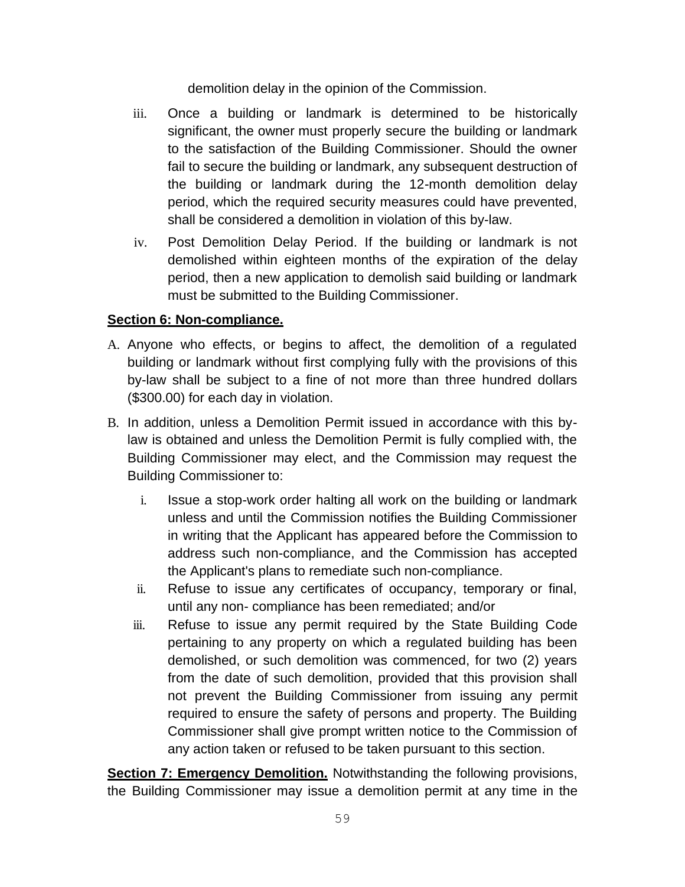demolition delay in the opinion of the Commission.

iii. Once a building or landmark is determined to be historically significant, the owner must properly secure the building or landmark to the satisfaction of the Building Commissioner. Should the owner fail to secure the building or landmark, any subsequent destruction of the building or landmark during the 12-month demolition delay period, which the required security measures could have prevented, shall be considered a demolition in violation of this by-law.

iv. Post Demolition Delay Period. If the building or landmark is not demolished within eighteen months of the expiration of the delay period, then a new application to demolish said building or landmark must be submitted to the Building Commissioner.

**Section 6: Non-compliance.**

A. Anyone who effects, or begins to affect, the demolition of a regulated building or landmark without first complying fully with the provisions of this by-law shall be subject to a fine of not more than three hundred dollars ($300.00) for each day in violation.

B. In addition, unless a Demolition Permit issued in accordance with this by-law is obtained and unless the Demolition Permit is fully complied with, the Building Commissioner may elect, and the Commission may request the Building Commissioner to:

   i. Issue a stop-work order halting all work on the building or landmark unless and until the Commission notifies the Building Commissioner in writing that the Applicant has appeared before the Commission to address such non-compliance, and the Commission has accepted the Applicant's plans to remediate such non-compliance.

   ii. Refuse to issue any certificates of occupancy, temporary or final, until any non- compliance has been remediated; and/or

   iii. Refuse to issue any permit required by the State Building Code pertaining to any property on which a regulated building has been demolished, or such demolition was commenced, for two (2) years from the date of such demolition, provided that this provision shall not prevent the Building Commissioner from issuing any permit required to ensure the safety of persons and property. The Building Commissioner shall give prompt written notice to the Commission of any action taken or refused to be taken pursuant to this section.

**Section 7: Emergency Demolition.** Notwithstanding the following provisions, the Building Commissioner may issue a demolition permit at any time in the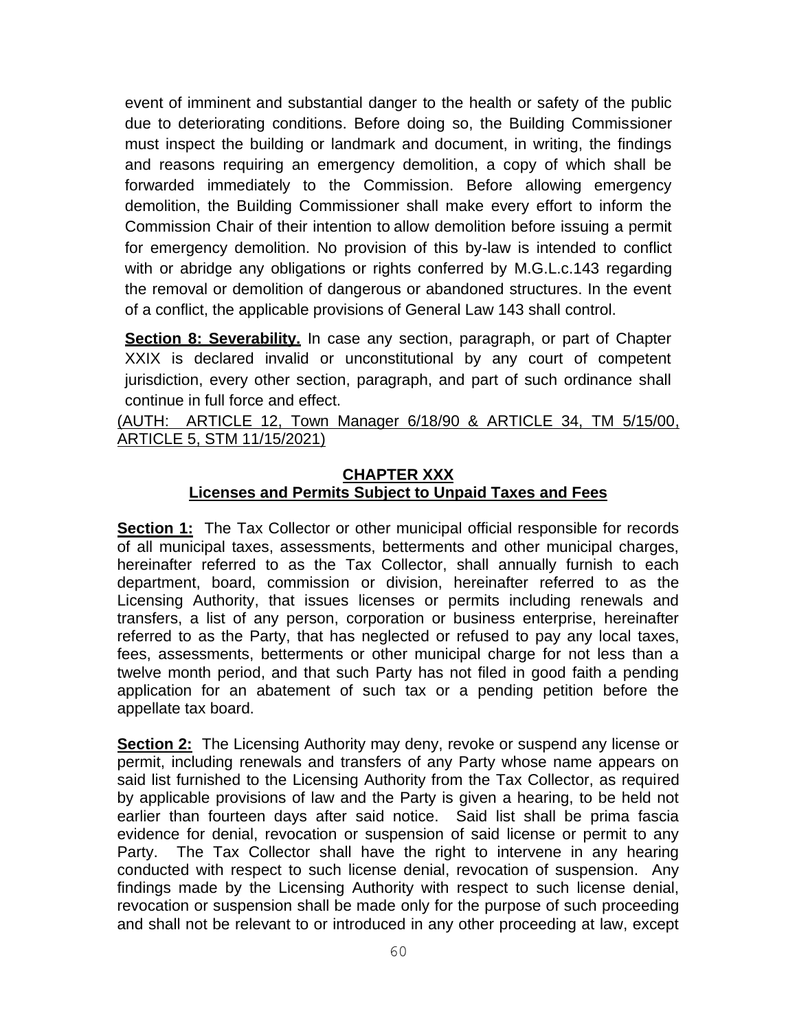event of imminent and substantial danger to the health or safety of the public due to deteriorating conditions. Before doing so, the Building Commissioner must inspect the building or landmark and document, in writing, the findings and reasons requiring an emergency demolition, a copy of which shall be forwarded immediately to the Commission. Before allowing emergency demolition, the Building Commissioner shall make every effort to inform the Commission Chair of their intention to allow demolition before issuing a permit for emergency demolition. No provision of this by-law is intended to conflict with or abridge any obligations or rights conferred by M.G.L.c.143 regarding the removal or demolition of dangerous or abandoned structures. In the event of a conflict, the applicable provisions of General Law 143 shall control.

**Section 8: Severability.** In case any section, paragraph, or part of Chapter XXIX is declared invalid or unconstitutional by any court of competent jurisdiction, every other section, paragraph, and part of such ordinance shall continue in full force and effect.

(AUTH: ARTICLE 12, Town Manager 6/18/90 & ARTICLE 34, TM 5/15/00, ARTICLE 5, STM 11/15/2021)

## CHAPTER XXX
## Licenses and Permits Subject to Unpaid Taxes and Fees

**Section 1:** The Tax Collector or other municipal official responsible for records of all municipal taxes, assessments, betterments and other municipal charges, hereinafter referred to as the Tax Collector, shall annually furnish to each department, board, commission or division, hereinafter referred to as the Licensing Authority, that issues licenses or permits including renewals and transfers, a list of any person, corporation or business enterprise, hereinafter referred to as the Party, that has neglected or refused to pay any local taxes, fees, assessments, betterments or other municipal charge for not less than a twelve month period, and that such Party has not filed in good faith a pending application for an abatement of such tax or a pending petition before the appellate tax board.

**Section 2:** The Licensing Authority may deny, revoke or suspend any license or permit, including renewals and transfers of any Party whose name appears on said list furnished to the Licensing Authority from the Tax Collector, as required by applicable provisions of law and the Party is given a hearing, to be held not earlier than fourteen days after said notice. Said list shall be prima fascia evidence for denial, revocation or suspension of said license or permit to any Party. The Tax Collector shall have the right to intervene in any hearing conducted with respect to such license denial, revocation of suspension. Any findings made by the Licensing Authority with respect to such license denial, revocation or suspension shall be made only for the purpose of such proceeding and shall not be relevant to or introduced in any other proceeding at law, except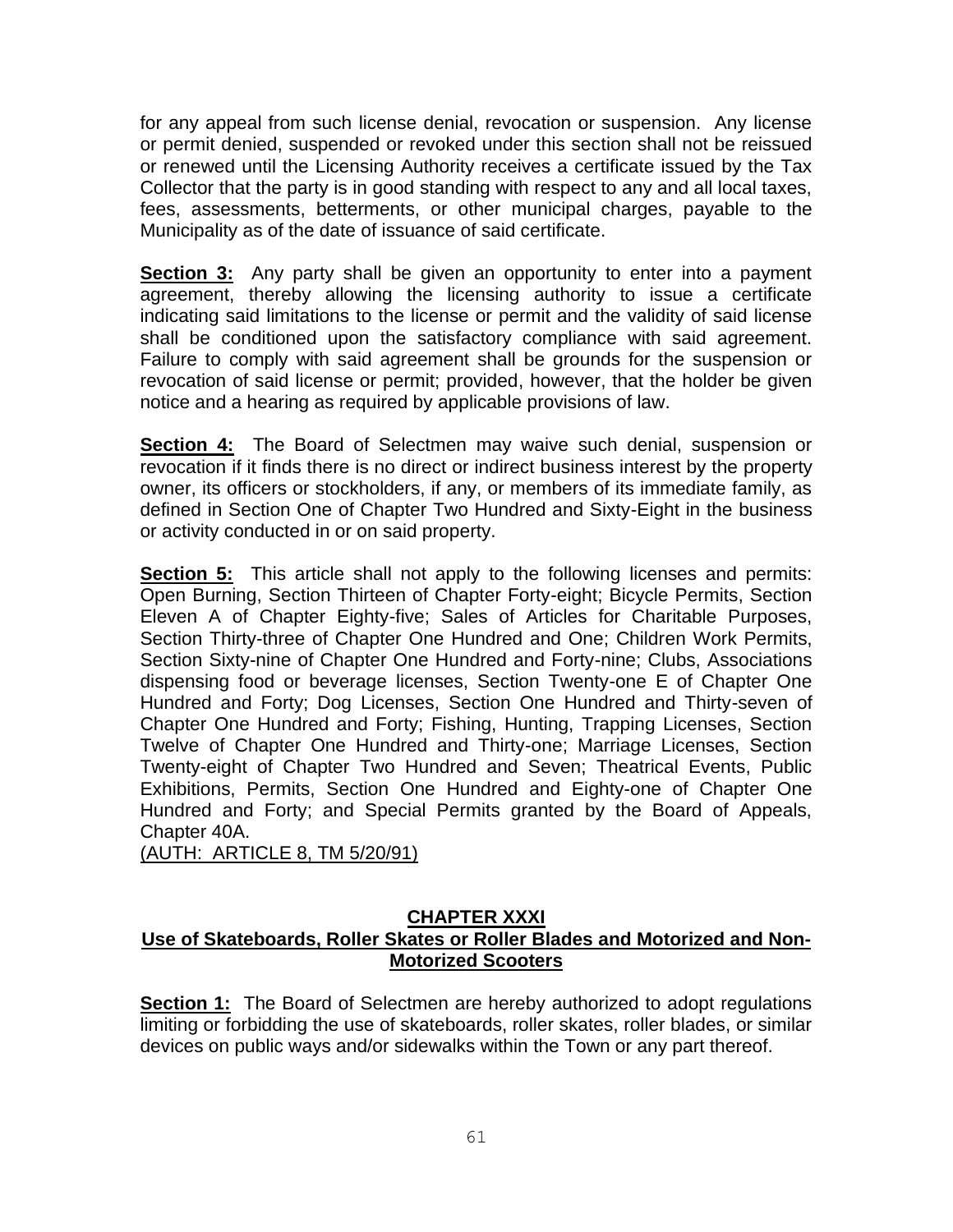for any appeal from such license denial, revocation or suspension. Any license or permit denied, suspended or revoked under this section shall not be reissued or renewed until the Licensing Authority receives a certificate issued by the Tax Collector that the party is in good standing with respect to any and all local taxes, fees, assessments, betterments, or other municipal charges, payable to the Municipality as of the date of issuance of said certificate.

**Section 3:** Any party shall be given an opportunity to enter into a payment agreement, thereby allowing the licensing authority to issue a certificate indicating said limitations to the license or permit and the validity of said license shall be conditioned upon the satisfactory compliance with said agreement. Failure to comply with said agreement shall be grounds for the suspension or revocation of said license or permit; provided, however, that the holder be given notice and a hearing as required by applicable provisions of law.

**Section 4:** The Board of Selectmen may waive such denial, suspension or revocation if it finds there is no direct or indirect business interest by the property owner, its officers or stockholders, if any, or members of its immediate family, as defined in Section One of Chapter Two Hundred and Sixty-Eight in the business or activity conducted in or on said property.

**Section 5:** This article shall not apply to the following licenses and permits: Open Burning, Section Thirteen of Chapter Forty-eight; Bicycle Permits, Section Eleven A of Chapter Eighty-five; Sales of Articles for Charitable Purposes, Section Thirty-three of Chapter One Hundred and One; Children Work Permits, Section Sixty-nine of Chapter One Hundred and Forty-nine; Clubs, Associations dispensing food or beverage licenses, Section Twenty-one E of Chapter One Hundred and Forty; Dog Licenses, Section One Hundred and Thirty-seven of Chapter One Hundred and Forty; Fishing, Hunting, Trapping Licenses, Section Twelve of Chapter One Hundred and Thirty-one; Marriage Licenses, Section Twenty-eight of Chapter Two Hundred and Seven; Theatrical Events, Public Exhibitions, Permits, Section One Hundred and Eighty-one of Chapter One Hundred and Forty; and Special Permits granted by the Board of Appeals, Chapter 40A.
(AUTH: ARTICLE 8, TM 5/20/91)

## CHAPTER XXXI
## Use of Skateboards, Roller Skates or Roller Blades and Motorized and Non-Motorized Scooters

**Section 1:** The Board of Selectmen are hereby authorized to adopt regulations limiting or forbidding the use of skateboards, roller skates, roller blades, or similar devices on public ways and/or sidewalks within the Town or any part thereof.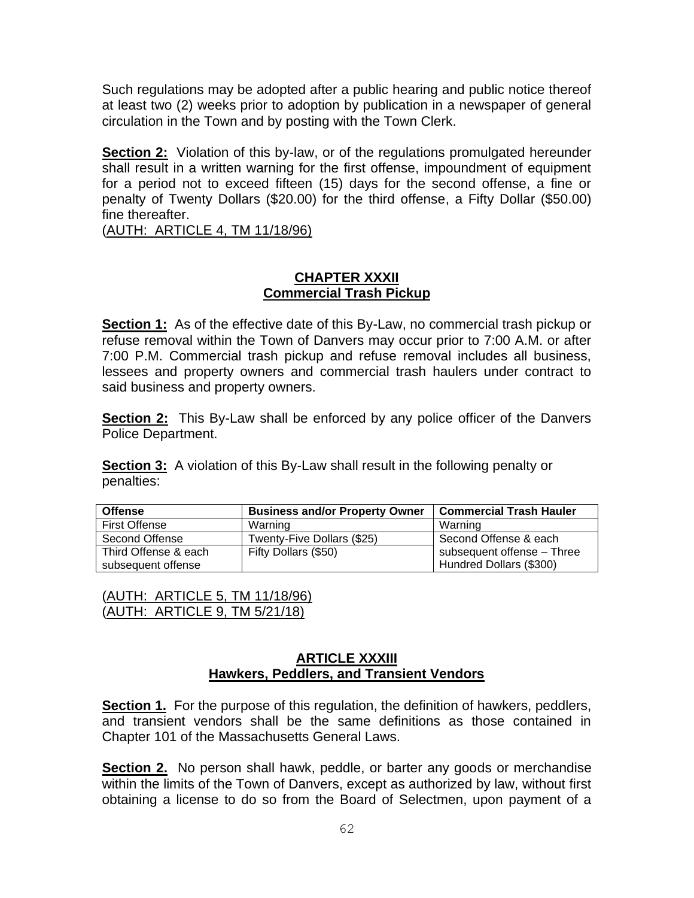Such regulations may be adopted after a public hearing and public notice thereof at least two (2) weeks prior to adoption by publication in a newspaper of general circulation in the Town and by posting with the Town Clerk.

**Section 2:** Violation of this by-law, or of the regulations promulgated hereunder shall result in a written warning for the first offense, impoundment of equipment for a period not to exceed fifteen (15) days for the second offense, a fine or penalty of Twenty Dollars ($20.00) for the third offense, a Fifty Dollar ($50.00) fine thereafter.
(AUTH: ARTICLE 4, TM 11/18/96)

## CHAPTER XXXII
## Commercial Trash Pickup

**Section 1:** As of the effective date of this By-Law, no commercial trash pickup or refuse removal within the Town of Danvers may occur prior to 7:00 A.M. or after 7:00 P.M. Commercial trash pickup and refuse removal includes all business, lessees and property owners and commercial trash haulers under contract to said business and property owners.

**Section 2:** This By-Law shall be enforced by any police officer of the Danvers Police Department.

**Section 3:** A violation of this By-Law shall result in the following penalty or penalties:

| Offense | Business and/or Property Owner | Commercial Trash Hauler |
|---|---|---|
| First Offense | Warning | Warning |
| Second Offense | Twenty-Five Dollars ($25) | Second Offense & each subsequent offense – Three Hundred Dollars ($300) |
| Third Offense & each subsequent offense | Fifty Dollars ($50) | |

(AUTH: ARTICLE 5, TM 11/18/96)
(AUTH: ARTICLE 9, TM 5/21/18)

## ARTICLE XXXIII
## Hawkers, Peddlers, and Transient Vendors

**Section 1.** For the purpose of this regulation, the definition of hawkers, peddlers, and transient vendors shall be the same definitions as those contained in Chapter 101 of the Massachusetts General Laws.

**Section 2.** No person shall hawk, peddle, or barter any goods or merchandise within the limits of the Town of Danvers, except as authorized by law, without first obtaining a license to do so from the Board of Selectmen, upon payment of a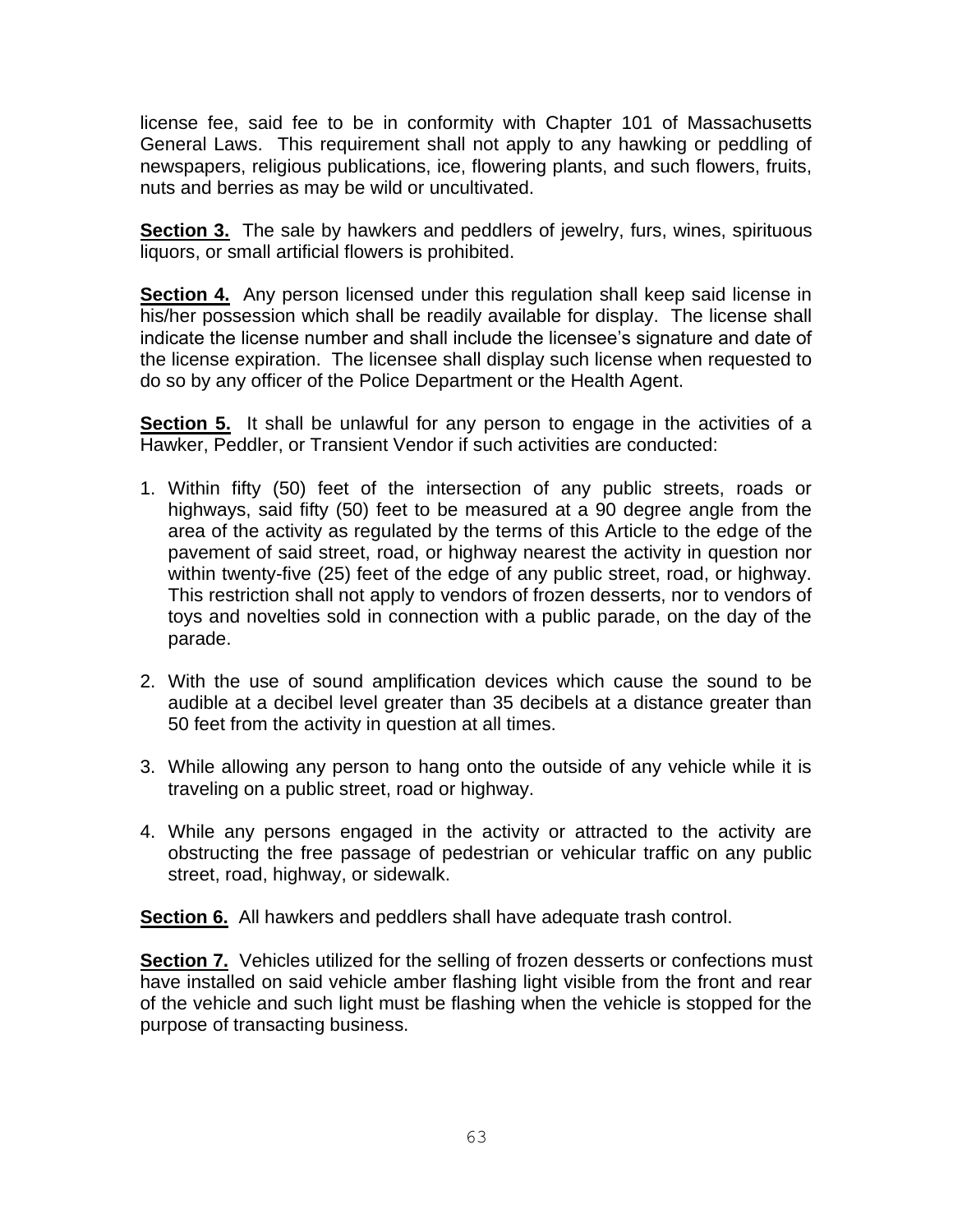license fee, said fee to be in conformity with Chapter 101 of Massachusetts General Laws. This requirement shall not apply to any hawking or peddling of newspapers, religious publications, ice, flowering plants, and such flowers, fruits, nuts and berries as may be wild or uncultivated.

**Section 3.** The sale by hawkers and peddlers of jewelry, furs, wines, spirituous liquors, or small artificial flowers is prohibited.

**Section 4.** Any person licensed under this regulation shall keep said license in his/her possession which shall be readily available for display. The license shall indicate the license number and shall include the licensee's signature and date of the license expiration. The licensee shall display such license when requested to do so by any officer of the Police Department or the Health Agent.

**Section 5.** It shall be unlawful for any person to engage in the activities of a Hawker, Peddler, or Transient Vendor if such activities are conducted:

1. Within fifty (50) feet of the intersection of any public streets, roads or highways, said fifty (50) feet to be measured at a 90 degree angle from the area of the activity as regulated by the terms of this Article to the edge of the pavement of said street, road, or highway nearest the activity in question nor within twenty-five (25) feet of the edge of any public street, road, or highway. This restriction shall not apply to vendors of frozen desserts, nor to vendors of toys and novelties sold in connection with a public parade, on the day of the parade.

2. With the use of sound amplification devices which cause the sound to be audible at a decibel level greater than 35 decibels at a distance greater than 50 feet from the activity in question at all times.

3. While allowing any person to hang onto the outside of any vehicle while it is traveling on a public street, road or highway.

4. While any persons engaged in the activity or attracted to the activity are obstructing the free passage of pedestrian or vehicular traffic on any public street, road, highway, or sidewalk.

**Section 6.** All hawkers and peddlers shall have adequate trash control.

**Section 7.** Vehicles utilized for the selling of frozen desserts or confections must have installed on said vehicle amber flashing light visible from the front and rear of the vehicle and such light must be flashing when the vehicle is stopped for the purpose of transacting business.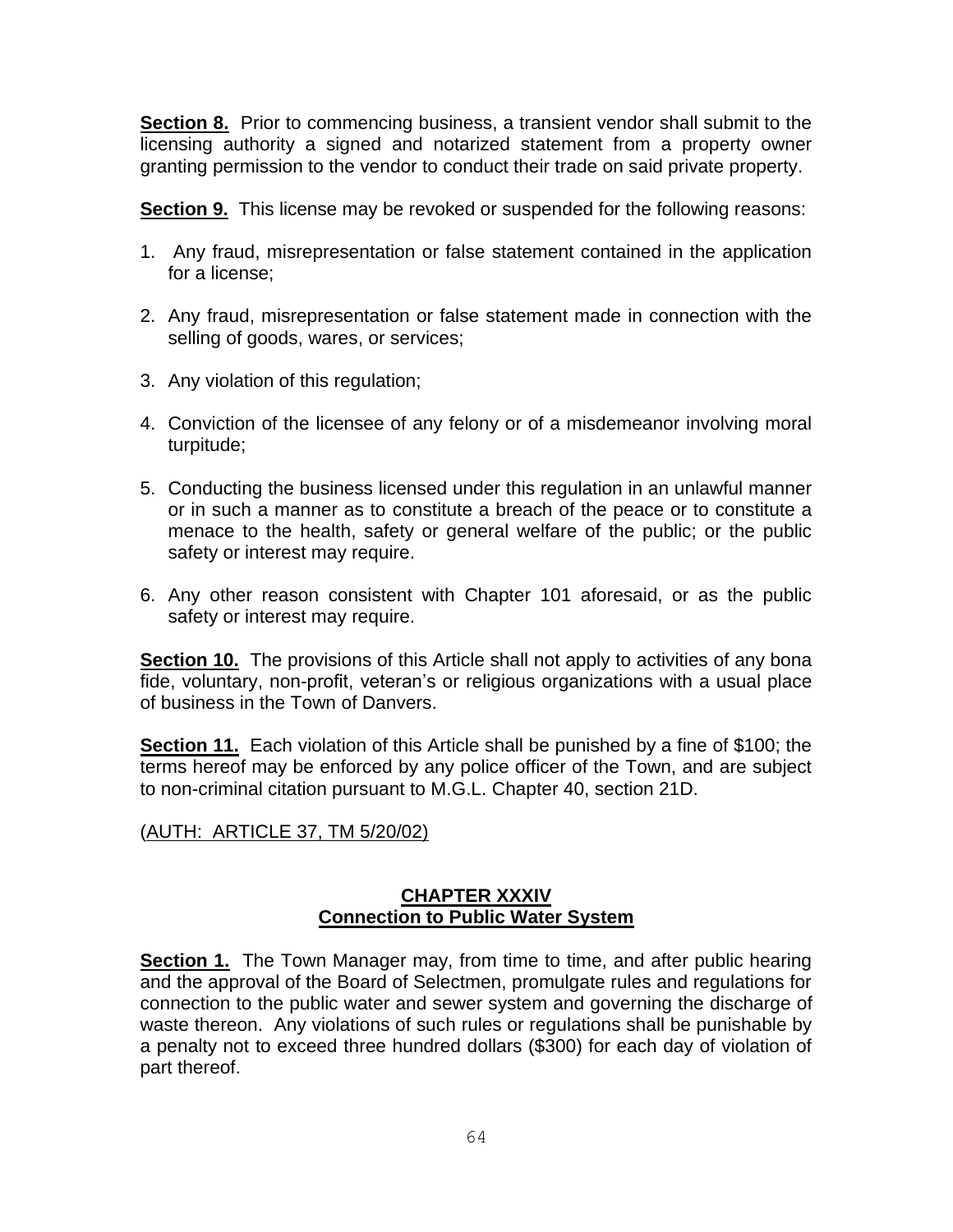**Section 8.** Prior to commencing business, a transient vendor shall submit to the licensing authority a signed and notarized statement from a property owner granting permission to the vendor to conduct their trade on said private property.

**Section 9.** This license may be revoked or suspended for the following reasons:

1. Any fraud, misrepresentation or false statement contained in the application for a license;
2. Any fraud, misrepresentation or false statement made in connection with the selling of goods, wares, or services;
3. Any violation of this regulation;
4. Conviction of the licensee of any felony or of a misdemeanor involving moral turpitude;
5. Conducting the business licensed under this regulation in an unlawful manner or in such a manner as to constitute a breach of the peace or to constitute a menace to the health, safety or general welfare of the public; or the public safety or interest may require.
6. Any other reason consistent with Chapter 101 aforesaid, or as the public safety or interest may require.

**Section 10.** The provisions of this Article shall not apply to activities of any bona fide, voluntary, non-profit, veteran's or religious organizations with a usual place of business in the Town of Danvers.

**Section 11.** Each violation of this Article shall be punished by a fine of $100; the terms hereof may be enforced by any police officer of the Town, and are subject to non-criminal citation pursuant to M.G.L. Chapter 40, section 21D.

(AUTH: ARTICLE 37, TM 5/20/02)

## CHAPTER XXXIV
## Connection to Public Water System

**Section 1.** The Town Manager may, from time to time, and after public hearing and the approval of the Board of Selectmen, promulgate rules and regulations for connection to the public water and sewer system and governing the discharge of waste thereon. Any violations of such rules or regulations shall be punishable by a penalty not to exceed three hundred dollars ($300) for each day of violation of part thereof.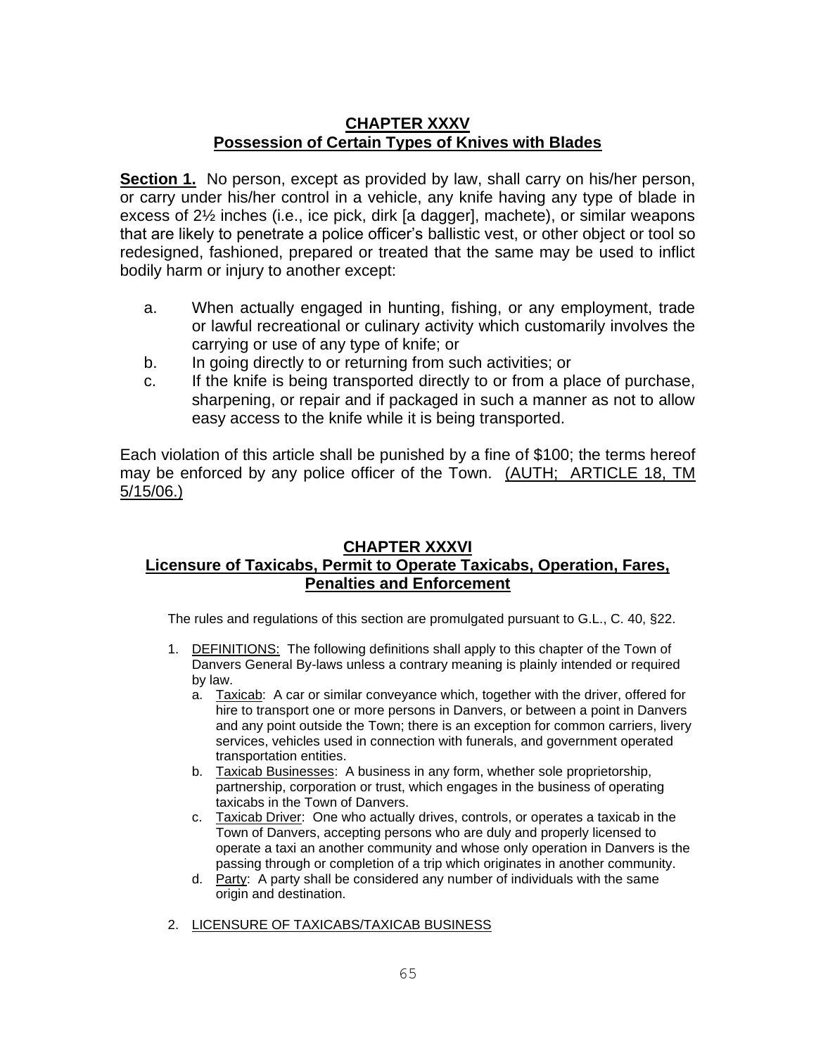## CHAPTER XXXV
## Possession of Certain Types of Knives with Blades

**Section 1.** No person, except as provided by law, shall carry on his/her person, or carry under his/her control in a vehicle, any knife having any type of blade in excess of 2½ inches (i.e., ice pick, dirk [a dagger], machete), or similar weapons that are likely to penetrate a police officer's ballistic vest, or other object or tool so redesigned, fashioned, prepared or treated that the same may be used to inflict bodily harm or injury to another except:

a. When actually engaged in hunting, fishing, or any employment, trade or lawful recreational or culinary activity which customarily involves the carrying or use of any type of knife; or
b. In going directly to or returning from such activities; or
c. If the knife is being transported directly to or from a place of purchase, sharpening, or repair and if packaged in such a manner as not to allow easy access to the knife while it is being transported.

Each violation of this article shall be punished by a fine of $100; the terms hereof may be enforced by any police officer of the Town. (AUTH; ARTICLE 18, TM 5/15/06.)

## CHAPTER XXXVI
## Licensure of Taxicabs, Permit to Operate Taxicabs, Operation, Fares, Penalties and Enforcement

The rules and regulations of this section are promulgated pursuant to G.L., C. 40, §22.

1. DEFINITIONS: The following definitions shall apply to this chapter of the Town of Danvers General By-laws unless a contrary meaning is plainly intended or required by law.
   a. Taxicab: A car or similar conveyance which, together with the driver, offered for hire to transport one or more persons in Danvers, or between a point in Danvers and any point outside the Town; there is an exception for common carriers, livery services, vehicles used in connection with funerals, and government operated transportation entities.
   b. Taxicab Businesses: A business in any form, whether sole proprietorship, partnership, corporation or trust, which engages in the business of operating taxicabs in the Town of Danvers.
   c. Taxicab Driver: One who actually drives, controls, or operates a taxicab in the Town of Danvers, accepting persons who are duly and properly licensed to operate a taxi an another community and whose only operation in Danvers is the passing through or completion of a trip which originates in another community.
   d. Party: A party shall be considered any number of individuals with the same origin and destination.
2. LICENSURE OF TAXICABS/TAXICAB BUSINESS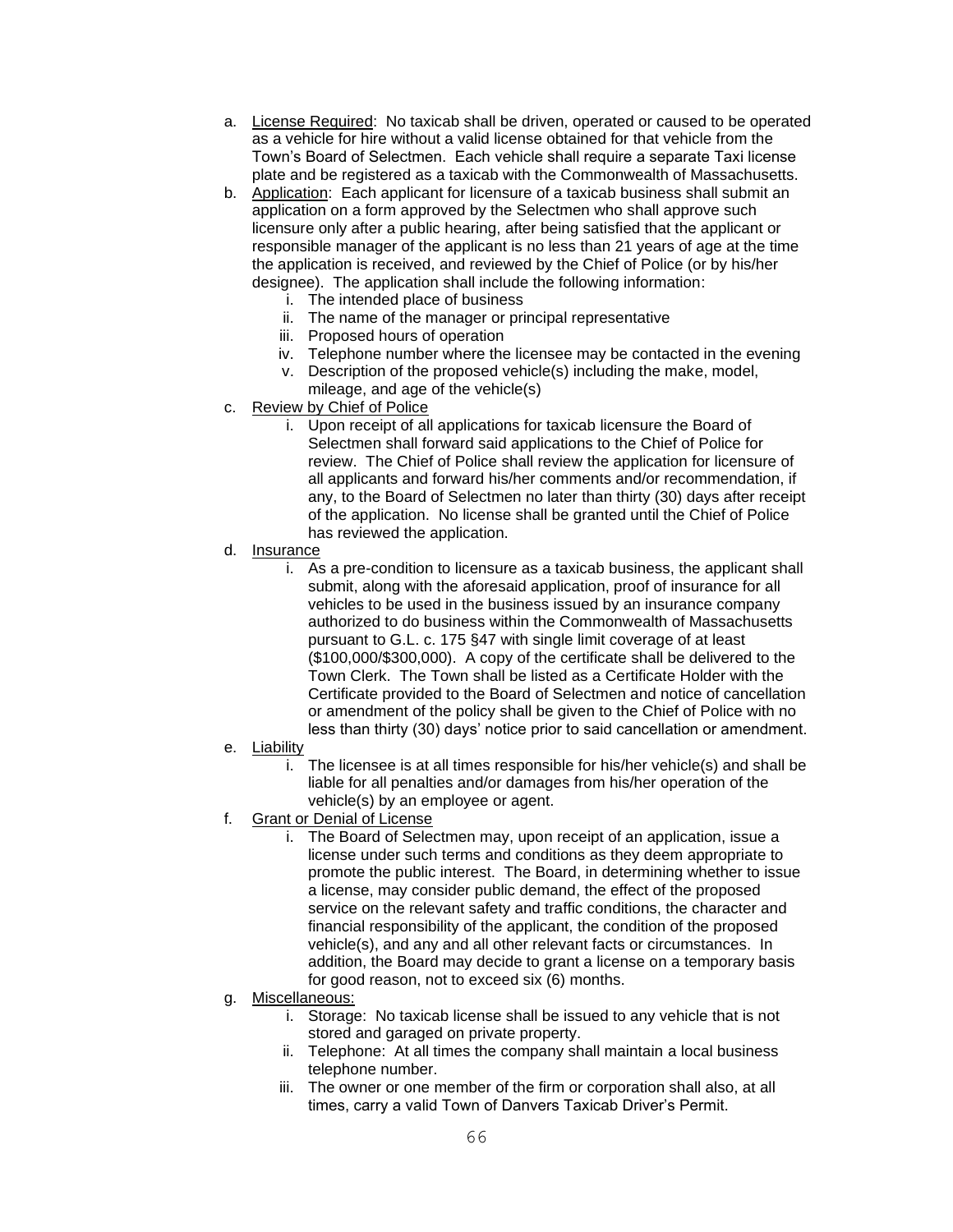a. License Required: No taxicab shall be driven, operated or caused to be operated as a vehicle for hire without a valid license obtained for that vehicle from the Town's Board of Selectmen. Each vehicle shall require a separate Taxi license plate and be registered as a taxicab with the Commonwealth of Massachusetts.

b. Application: Each applicant for licensure of a taxicab business shall submit an application on a form approved by the Selectmen who shall approve such licensure only after a public hearing, after being satisfied that the applicant or responsible manager of the applicant is no less than 21 years of age at the time the application is received, and reviewed by the Chief of Police (or by his/her designee). The application shall include the following information:
   i. The intended place of business
   ii. The name of the manager or principal representative
   iii. Proposed hours of operation
   iv. Telephone number where the licensee may be contacted in the evening
   v. Description of the proposed vehicle(s) including the make, model, mileage, and age of the vehicle(s)

c. Review by Chief of Police
   i. Upon receipt of all applications for taxicab licensure the Board of Selectmen shall forward said applications to the Chief of Police for review. The Chief of Police shall review the application for licensure of all applicants and forward his/her comments and/or recommendation, if any, to the Board of Selectmen no later than thirty (30) days after receipt of the application. No license shall be granted until the Chief of Police has reviewed the application.

d. Insurance
   i. As a pre-condition to licensure as a taxicab business, the applicant shall submit, along with the aforesaid application, proof of insurance for all vehicles to be used in the business issued by an insurance company authorized to do business within the Commonwealth of Massachusetts pursuant to G.L. c. 175 §47 with single limit coverage of at least ($100,000/$300,000). A copy of the certificate shall be delivered to the Town Clerk. The Town shall be listed as a Certificate Holder with the Certificate provided to the Board of Selectmen and notice of cancellation or amendment of the policy shall be given to the Chief of Police with no less than thirty (30) days' notice prior to said cancellation or amendment.

e. Liability
   i. The licensee is at all times responsible for his/her vehicle(s) and shall be liable for all penalties and/or damages from his/her operation of the vehicle(s) by an employee or agent.

f. Grant or Denial of License
   i. The Board of Selectmen may, upon receipt of an application, issue a license under such terms and conditions as they deem appropriate to promote the public interest. The Board, in determining whether to issue a license, may consider public demand, the effect of the proposed service on the relevant safety and traffic conditions, the character and financial responsibility of the applicant, the condition of the proposed vehicle(s), and any and all other relevant facts or circumstances. In addition, the Board may decide to grant a license on a temporary basis for good reason, not to exceed six (6) months.

g. Miscellaneous:
   i. Storage: No taxicab license shall be issued to any vehicle that is not stored and garaged on private property.
   ii. Telephone: At all times the company shall maintain a local business telephone number.
   iii. The owner or one member of the firm or corporation shall also, at all times, carry a valid Town of Danvers Taxicab Driver's Permit.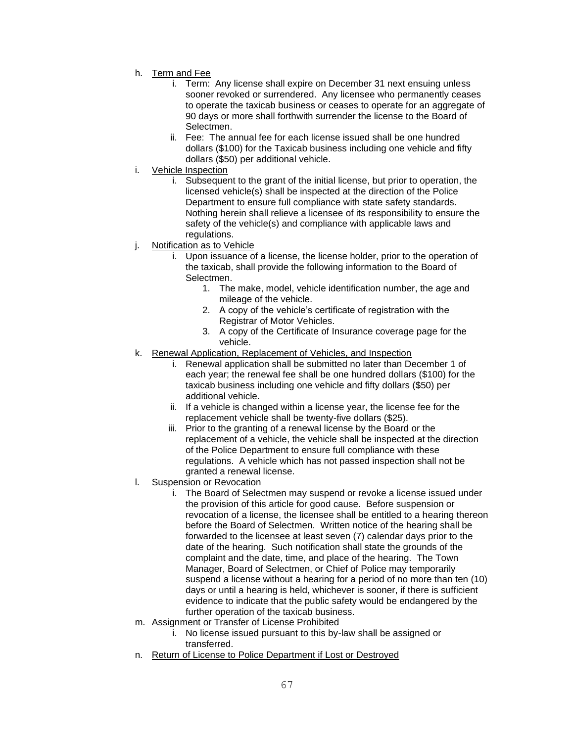h. <u>Term and Fee</u>
    i. Term: Any license shall expire on December 31 next ensuing unless sooner revoked or surrendered. Any licensee who permanently ceases to operate the taxicab business or ceases to operate for an aggregate of 90 days or more shall forthwith surrender the license to the Board of Selectmen.
    ii. Fee: The annual fee for each license issued shall be one hundred dollars ($100) for the Taxicab business including one vehicle and fifty dollars ($50) per additional vehicle.

i. <u>Vehicle Inspection</u>
    i. Subsequent to the grant of the initial license, but prior to operation, the licensed vehicle(s) shall be inspected at the direction of the Police Department to ensure full compliance with state safety standards. Nothing herein shall relieve a licensee of its responsibility to ensure the safety of the vehicle(s) and compliance with applicable laws and regulations.

j. <u>Notification as to Vehicle</u>
    i. Upon issuance of a license, the license holder, prior to the operation of the taxicab, shall provide the following information to the Board of Selectmen.
        1. The make, model, vehicle identification number, the age and mileage of the vehicle.
        2. A copy of the vehicle's certificate of registration with the Registrar of Motor Vehicles.
        3. A copy of the Certificate of Insurance coverage page for the vehicle.

k. <u>Renewal Application, Replacement of Vehicles, and Inspection</u>
    i. Renewal application shall be submitted no later than December 1 of each year; the renewal fee shall be one hundred dollars ($100) for the taxicab business including one vehicle and fifty dollars ($50) per additional vehicle.
    ii. If a vehicle is changed within a license year, the license fee for the replacement vehicle shall be twenty-five dollars ($25).
    iii. Prior to the granting of a renewal license by the Board or the replacement of a vehicle, the vehicle shall be inspected at the direction of the Police Department to ensure full compliance with these regulations. A vehicle which has not passed inspection shall not be granted a renewal license.

l. <u>Suspension or Revocation</u>
    i. The Board of Selectmen may suspend or revoke a license issued under the provision of this article for good cause. Before suspension or revocation of a license, the licensee shall be entitled to a hearing thereon before the Board of Selectmen. Written notice of the hearing shall be forwarded to the licensee at least seven (7) calendar days prior to the date of the hearing. Such notification shall state the grounds of the complaint and the date, time, and place of the hearing. The Town Manager, Board of Selectmen, or Chief of Police may temporarily suspend a license without a hearing for a period of no more than ten (10) days or until a hearing is held, whichever is sooner, if there is sufficient evidence to indicate that the public safety would be endangered by the further operation of the taxicab business.

m. <u>Assignment or Transfer of License Prohibited</u>
    i. No license issued pursuant to this by-law shall be assigned or transferred.

n. <u>Return of License to Police Department if Lost or Destroyed</u>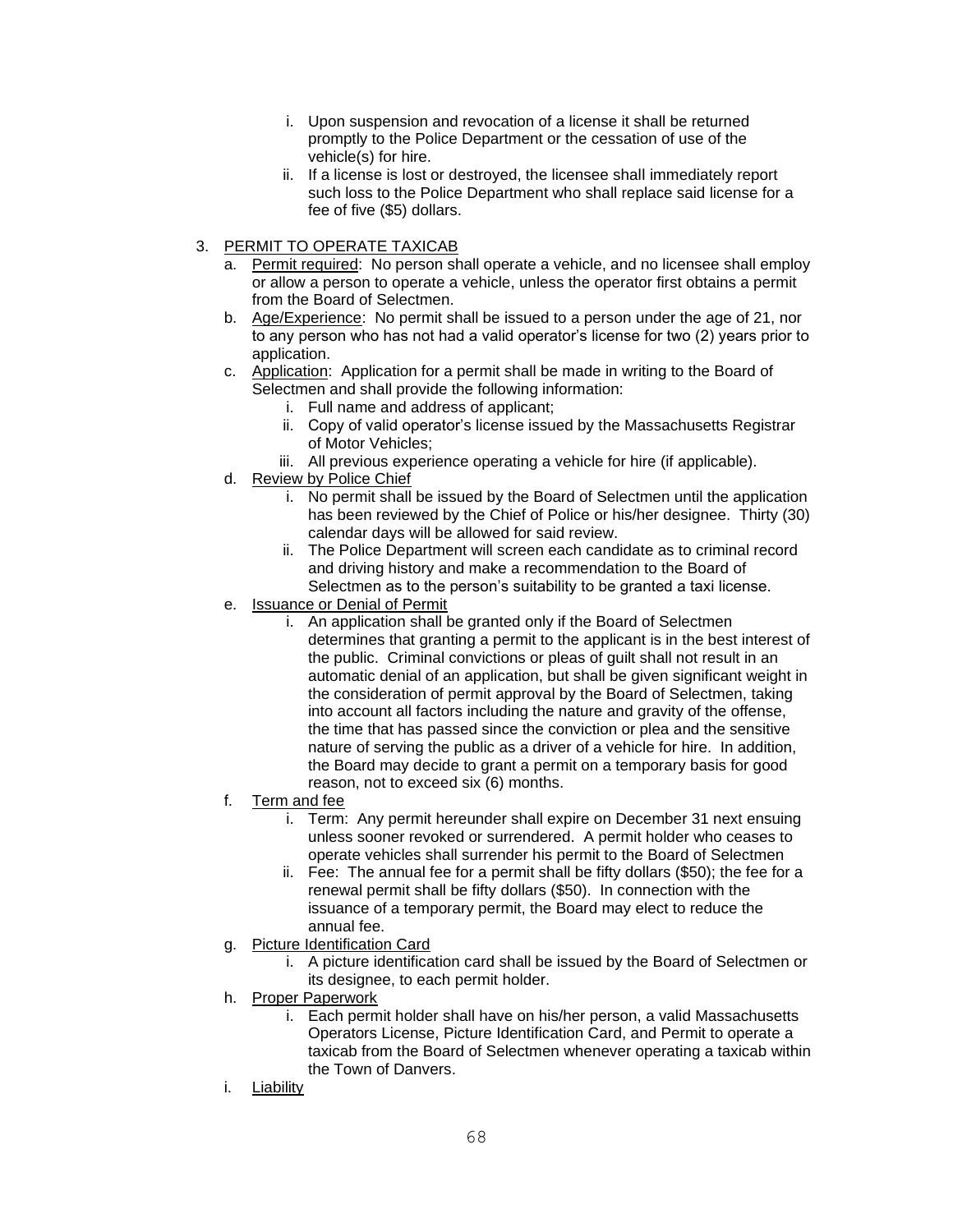i. Upon suspension and revocation of a license it shall be returned promptly to the Police Department or the cessation of use of the vehicle(s) for hire.
   ii. If a license is lost or destroyed, the licensee shall immediately report such loss to the Police Department who shall replace said license for a fee of five ($5) dollars.

3. <u>PERMIT TO OPERATE TAXICAB</u>
   a. <u>Permit required</u>: No person shall operate a vehicle, and no licensee shall employ or allow a person to operate a vehicle, unless the operator first obtains a permit from the Board of Selectmen.
   b. <u>Age/Experience</u>: No permit shall be issued to a person under the age of 21, nor to any person who has not had a valid operator's license for two (2) years prior to application.
   c. <u>Application</u>: Application for a permit shall be made in writing to the Board of Selectmen and shall provide the following information:
      i. Full name and address of applicant;
      ii. Copy of valid operator's license issued by the Massachusetts Registrar of Motor Vehicles;
      iii. All previous experience operating a vehicle for hire (if applicable).
   d. <u>Review by Police Chief</u>
      i. No permit shall be issued by the Board of Selectmen until the application has been reviewed by the Chief of Police or his/her designee. Thirty (30) calendar days will be allowed for said review.
      ii. The Police Department will screen each candidate as to criminal record and driving history and make a recommendation to the Board of Selectmen as to the person's suitability to be granted a taxi license.
   e. <u>Issuance or Denial of Permit</u>
      i. An application shall be granted only if the Board of Selectmen determines that granting a permit to the applicant is in the best interest of the public. Criminal convictions or pleas of guilt shall not result in an automatic denial of an application, but shall be given significant weight in the consideration of permit approval by the Board of Selectmen, taking into account all factors including the nature and gravity of the offense, the time that has passed since the conviction or plea and the sensitive nature of serving the public as a driver of a vehicle for hire. In addition, the Board may decide to grant a permit on a temporary basis for good reason, not to exceed six (6) months.
   f. <u>Term and fee</u>
      i. Term: Any permit hereunder shall expire on December 31 next ensuing unless sooner revoked or surrendered. A permit holder who ceases to operate vehicles shall surrender his permit to the Board of Selectmen
      ii. Fee: The annual fee for a permit shall be fifty dollars ($50); the fee for a renewal permit shall be fifty dollars ($50). In connection with the issuance of a temporary permit, the Board may elect to reduce the annual fee.
   g. <u>Picture Identification Card</u>
      i. A picture identification card shall be issued by the Board of Selectmen or its designee, to each permit holder.
   h. <u>Proper Paperwork</u>
      i. Each permit holder shall have on his/her person, a valid Massachusetts Operators License, Picture Identification Card, and Permit to operate a taxicab from the Board of Selectmen whenever operating a taxicab within the Town of Danvers.
   i. <u>Liability</u>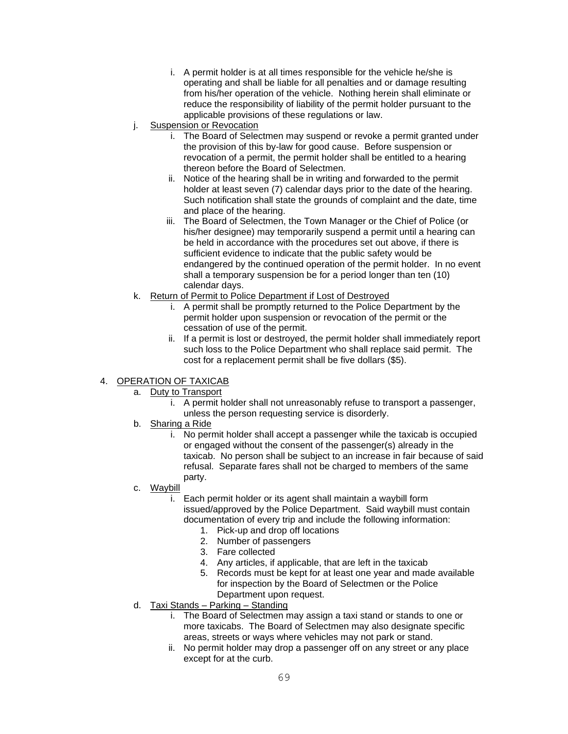i. A permit holder is at all times responsible for the vehicle he/she is operating and shall be liable for all penalties and or damage resulting from his/her operation of the vehicle. Nothing herein shall eliminate or reduce the responsibility of liability of the permit holder pursuant to the applicable provisions of these regulations or law.

j. Suspension or Revocation

   i. The Board of Selectmen may suspend or revoke a permit granted under the provision of this by-law for good cause. Before suspension or revocation of a permit, the permit holder shall be entitled to a hearing thereon before the Board of Selectmen.

   ii. Notice of the hearing shall be in writing and forwarded to the permit holder at least seven (7) calendar days prior to the date of the hearing. Such notification shall state the grounds of complaint and the date, time and place of the hearing.

   iii. The Board of Selectmen, the Town Manager or the Chief of Police (or his/her designee) may temporarily suspend a permit until a hearing can be held in accordance with the procedures set out above, if there is sufficient evidence to indicate that the public safety would be endangered by the continued operation of the permit holder. In no event shall a temporary suspension be for a period longer than ten (10) calendar days.

k. Return of Permit to Police Department if Lost of Destroyed

   i. A permit shall be promptly returned to the Police Department by the permit holder upon suspension or revocation of the permit or the cessation of use of the permit.

   ii. If a permit is lost or destroyed, the permit holder shall immediately report such loss to the Police Department who shall replace said permit. The cost for a replacement permit shall be five dollars ($5).

4. OPERATION OF TAXICAB

   a. Duty to Transport

      i. A permit holder shall not unreasonably refuse to transport a passenger, unless the person requesting service is disorderly.

   b. Sharing a Ride

      i. No permit holder shall accept a passenger while the taxicab is occupied or engaged without the consent of the passenger(s) already in the taxicab. No person shall be subject to an increase in fair because of said refusal. Separate fares shall not be charged to members of the same party.

   c. Waybill

      i. Each permit holder or its agent shall maintain a waybill form issued/approved by the Police Department. Said waybill must contain documentation of every trip and include the following information:

         1. Pick-up and drop off locations
         2. Number of passengers
         3. Fare collected
         4. Any articles, if applicable, that are left in the taxicab
         5. Records must be kept for at least one year and made available for inspection by the Board of Selectmen or the Police Department upon request.

   d. Taxi Stands – Parking – Standing

      i. The Board of Selectmen may assign a taxi stand or stands to one or more taxicabs. The Board of Selectmen may also designate specific areas, streets or ways where vehicles may not park or stand.

      ii. No permit holder may drop a passenger off on any street or any place except for at the curb.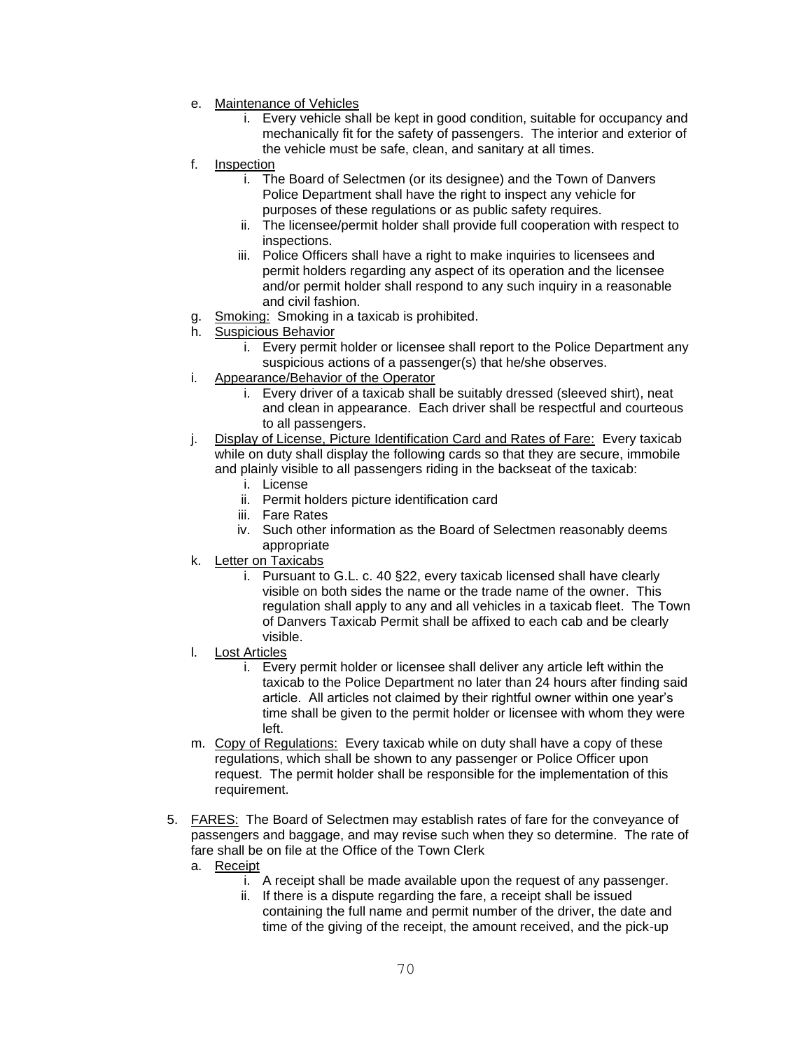e. Maintenance of Vehicles
    i. Every vehicle shall be kept in good condition, suitable for occupancy and mechanically fit for the safety of passengers. The interior and exterior of the vehicle must be safe, clean, and sanitary at all times.
f. Inspection
    i. The Board of Selectmen (or its designee) and the Town of Danvers Police Department shall have the right to inspect any vehicle for purposes of these regulations or as public safety requires.
    ii. The licensee/permit holder shall provide full cooperation with respect to inspections.
    iii. Police Officers shall have a right to make inquiries to licensees and permit holders regarding any aspect of its operation and the licensee and/or permit holder shall respond to any such inquiry in a reasonable and civil fashion.
g. Smoking: Smoking in a taxicab is prohibited.
h. Suspicious Behavior
    i. Every permit holder or licensee shall report to the Police Department any suspicious actions of a passenger(s) that he/she observes.
i. Appearance/Behavior of the Operator
    i. Every driver of a taxicab shall be suitably dressed (sleeved shirt), neat and clean in appearance. Each driver shall be respectful and courteous to all passengers.
j. Display of License, Picture Identification Card and Rates of Fare: Every taxicab while on duty shall display the following cards so that they are secure, immobile and plainly visible to all passengers riding in the backseat of the taxicab:
    i. License
    ii. Permit holders picture identification card
    iii. Fare Rates
    iv. Such other information as the Board of Selectmen reasonably deems appropriate
k. Letter on Taxicabs
    i. Pursuant to G.L. c. 40 §22, every taxicab licensed shall have clearly visible on both sides the name or the trade name of the owner. This regulation shall apply to any and all vehicles in a taxicab fleet. The Town of Danvers Taxicab Permit shall be affixed to each cab and be clearly visible.
l. Lost Articles
    i. Every permit holder or licensee shall deliver any article left within the taxicab to the Police Department no later than 24 hours after finding said article. All articles not claimed by their rightful owner within one year's time shall be given to the permit holder or licensee with whom they were left.
m. Copy of Regulations: Every taxicab while on duty shall have a copy of these regulations, which shall be shown to any passenger or Police Officer upon request. The permit holder shall be responsible for the implementation of this requirement.

5. FARES: The Board of Selectmen may establish rates of fare for the conveyance of passengers and baggage, and may revise such when they so determine. The rate of fare shall be on file at the Office of the Town Clerk
    a. Receipt
        i. A receipt shall be made available upon the request of any passenger.
        ii. If there is a dispute regarding the fare, a receipt shall be issued containing the full name and permit number of the driver, the date and time of the giving of the receipt, the amount received, and the pick-up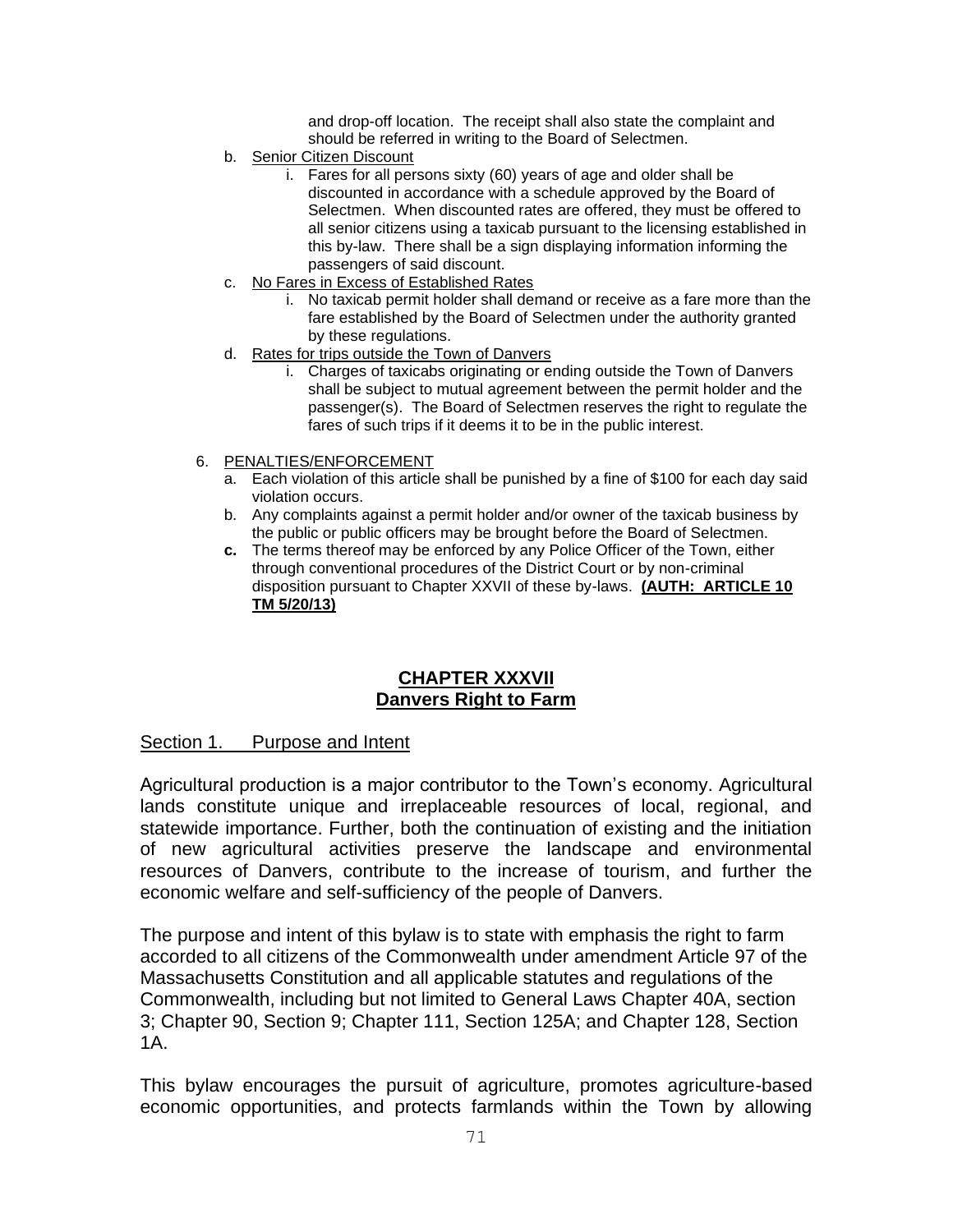and drop-off location. The receipt shall also state the complaint and should be referred in writing to the Board of Selectmen.

b. Senior Citizen Discount
   i. Fares for all persons sixty (60) years of age and older shall be discounted in accordance with a schedule approved by the Board of Selectmen. When discounted rates are offered, they must be offered to all senior citizens using a taxicab pursuant to the licensing established in this by-law. There shall be a sign displaying information informing the passengers of said discount.
c. No Fares in Excess of Established Rates
   i. No taxicab permit holder shall demand or receive as a fare more than the fare established by the Board of Selectmen under the authority granted by these regulations.
d. Rates for trips outside the Town of Danvers
   i. Charges of taxicabs originating or ending outside the Town of Danvers shall be subject to mutual agreement between the permit holder and the passenger(s). The Board of Selectmen reserves the right to regulate the fares of such trips if it deems it to be in the public interest.

6. PENALTIES/ENFORCEMENT
   a. Each violation of this article shall be punished by a fine of $100 for each day said violation occurs.
   b. Any complaints against a permit holder and/or owner of the taxicab business by the public or public officers may be brought before the Board of Selectmen.
   **c.** The terms thereof may be enforced by any Police Officer of the Town, either through conventional procedures of the District Court or by non-criminal disposition pursuant to Chapter XXVII of these by-laws. **(AUTH: ARTICLE 10 TM 5/20/13)**

## CHAPTER XXXVII
## Danvers Right to Farm

### Section 1. Purpose and Intent

Agricultural production is a major contributor to the Town's economy. Agricultural lands constitute unique and irreplaceable resources of local, regional, and statewide importance. Further, both the continuation of existing and the initiation of new agricultural activities preserve the landscape and environmental resources of Danvers, contribute to the increase of tourism, and further the economic welfare and self-sufficiency of the people of Danvers.

The purpose and intent of this bylaw is to state with emphasis the right to farm accorded to all citizens of the Commonwealth under amendment Article 97 of the Massachusetts Constitution and all applicable statutes and regulations of the Commonwealth, including but not limited to General Laws Chapter 40A, section 3; Chapter 90, Section 9; Chapter 111, Section 125A; and Chapter 128, Section 1A.

This bylaw encourages the pursuit of agriculture, promotes agriculture-based economic opportunities, and protects farmlands within the Town by allowing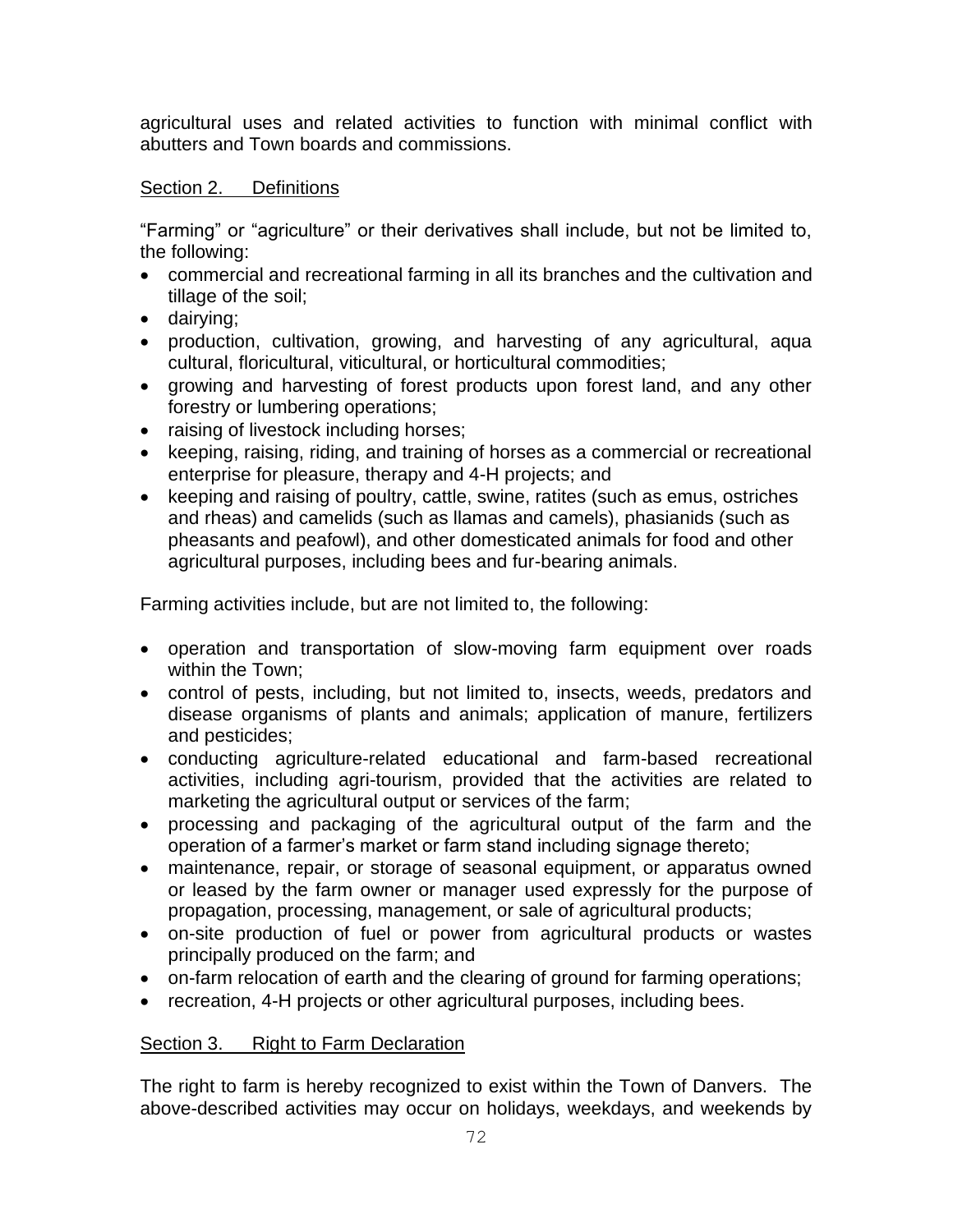agricultural uses and related activities to function with minimal conflict with abutters and Town boards and commissions.

## Section 2. Definitions

"Farming" or "agriculture" or their derivatives shall include, but not be limited to, the following:

- commercial and recreational farming in all its branches and the cultivation and tillage of the soil;
- dairying;
- production, cultivation, growing, and harvesting of any agricultural, aqua cultural, floricultural, viticultural, or horticultural commodities;
- growing and harvesting of forest products upon forest land, and any other forestry or lumbering operations;
- raising of livestock including horses;
- keeping, raising, riding, and training of horses as a commercial or recreational enterprise for pleasure, therapy and 4-H projects; and
- keeping and raising of poultry, cattle, swine, ratites (such as emus, ostriches and rheas) and camelids (such as llamas and camels), phasianids (such as pheasants and peafowl), and other domesticated animals for food and other agricultural purposes, including bees and fur-bearing animals.

Farming activities include, but are not limited to, the following:

- operation and transportation of slow-moving farm equipment over roads within the Town;
- control of pests, including, but not limited to, insects, weeds, predators and disease organisms of plants and animals; application of manure, fertilizers and pesticides;
- conducting agriculture-related educational and farm-based recreational activities, including agri-tourism, provided that the activities are related to marketing the agricultural output or services of the farm;
- processing and packaging of the agricultural output of the farm and the operation of a farmer's market or farm stand including signage thereto;
- maintenance, repair, or storage of seasonal equipment, or apparatus owned or leased by the farm owner or manager used expressly for the purpose of propagation, processing, management, or sale of agricultural products;
- on-site production of fuel or power from agricultural products or wastes principally produced on the farm; and
- on-farm relocation of earth and the clearing of ground for farming operations;
- recreation, 4-H projects or other agricultural purposes, including bees.

## Section 3. Right to Farm Declaration

The right to farm is hereby recognized to exist within the Town of Danvers. The above-described activities may occur on holidays, weekdays, and weekends by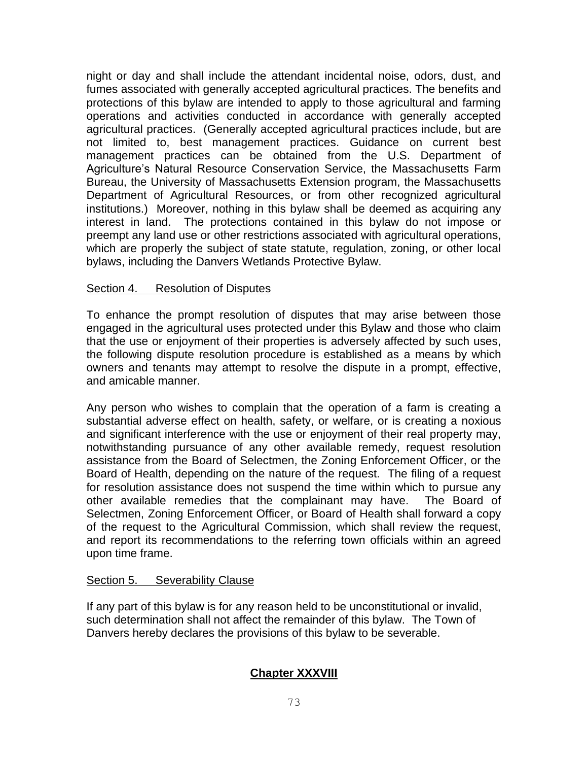night or day and shall include the attendant incidental noise, odors, dust, and fumes associated with generally accepted agricultural practices. The benefits and protections of this bylaw are intended to apply to those agricultural and farming operations and activities conducted in accordance with generally accepted agricultural practices. (Generally accepted agricultural practices include, but are not limited to, best management practices. Guidance on current best management practices can be obtained from the U.S. Department of Agriculture's Natural Resource Conservation Service, the Massachusetts Farm Bureau, the University of Massachusetts Extension program, the Massachusetts Department of Agricultural Resources, or from other recognized agricultural institutions.) Moreover, nothing in this bylaw shall be deemed as acquiring any interest in land. The protections contained in this bylaw do not impose or preempt any land use or other restrictions associated with agricultural operations, which are properly the subject of state statute, regulation, zoning, or other local bylaws, including the Danvers Wetlands Protective Bylaw.

Section 4. Resolution of Disputes

To enhance the prompt resolution of disputes that may arise between those engaged in the agricultural uses protected under this Bylaw and those who claim that the use or enjoyment of their properties is adversely affected by such uses, the following dispute resolution procedure is established as a means by which owners and tenants may attempt to resolve the dispute in a prompt, effective, and amicable manner.

Any person who wishes to complain that the operation of a farm is creating a substantial adverse effect on health, safety, or welfare, or is creating a noxious and significant interference with the use or enjoyment of their real property may, notwithstanding pursuance of any other available remedy, request resolution assistance from the Board of Selectmen, the Zoning Enforcement Officer, or the Board of Health, depending on the nature of the request. The filing of a request for resolution assistance does not suspend the time within which to pursue any other available remedies that the complainant may have. The Board of Selectmen, Zoning Enforcement Officer, or Board of Health shall forward a copy of the request to the Agricultural Commission, which shall review the request, and report its recommendations to the referring town officials within an agreed upon time frame.

Section 5. Severability Clause

If any part of this bylaw is for any reason held to be unconstitutional or invalid, such determination shall not affect the remainder of this bylaw. The Town of Danvers hereby declares the provisions of this bylaw to be severable.

## Chapter XXXVIII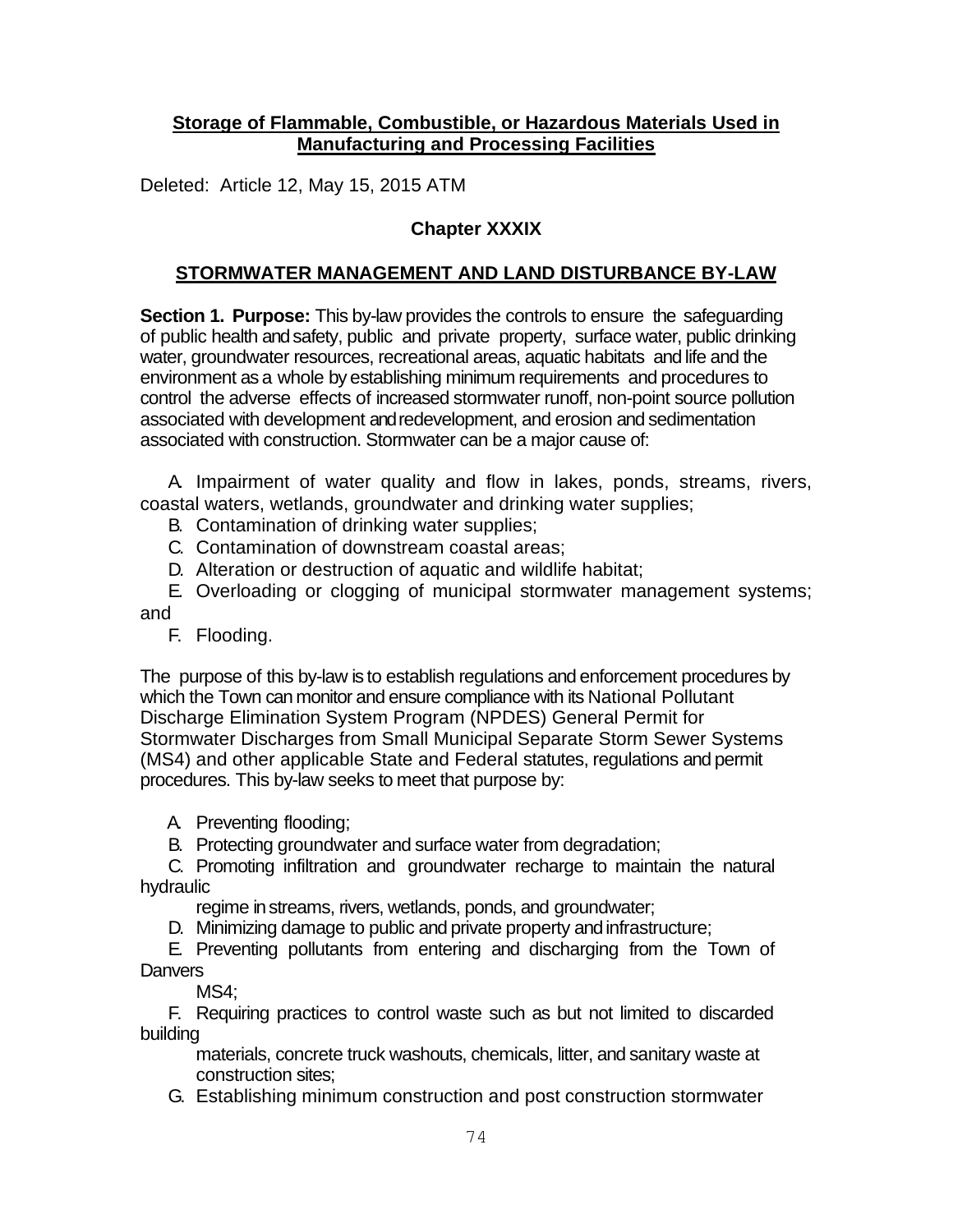**Storage of Flammable, Combustible, or Hazardous Materials Used in Manufacturing and Processing Facilities**

Deleted: Article 12, May 15, 2015 ATM

## Chapter XXXIX

## STORMWATER MANAGEMENT AND LAND DISTURBANCE BY-LAW

**Section 1. Purpose:** This by-law provides the controls to ensure the safeguarding of public health and safety, public and private property, surface water, public drinking water, groundwater resources, recreational areas, aquatic habitats and life and the environment as a whole by establishing minimum requirements and procedures to control the adverse effects of increased stormwater runoff, non-point source pollution associated with development and redevelopment, and erosion and sedimentation associated with construction. Stormwater can be a major cause of:

A. Impairment of water quality and flow in lakes, ponds, streams, rivers, coastal waters, wetlands, groundwater and drinking water supplies;
B. Contamination of drinking water supplies;
C. Contamination of downstream coastal areas;
D. Alteration or destruction of aquatic and wildlife habitat;
E. Overloading or clogging of municipal stormwater management systems; and
F. Flooding.

The purpose of this by-law is to establish regulations and enforcement procedures by which the Town can monitor and ensure compliance with its National Pollutant Discharge Elimination System Program (NPDES) General Permit for Stormwater Discharges from Small Municipal Separate Storm Sewer Systems (MS4) and other applicable State and Federal statutes, regulations and permit procedures. This by-law seeks to meet that purpose by:

A. Preventing flooding;
B. Protecting groundwater and surface water from degradation;
C. Promoting infiltration and groundwater recharge to maintain the natural hydraulic regime in streams, rivers, wetlands, ponds, and groundwater;
D. Minimizing damage to public and private property and infrastructure;
E. Preventing pollutants from entering and discharging from the Town of Danvers MS4;
F. Requiring practices to control waste such as but not limited to discarded building materials, concrete truck washouts, chemicals, litter, and sanitary waste at construction sites;
G. Establishing minimum construction and post construction stormwater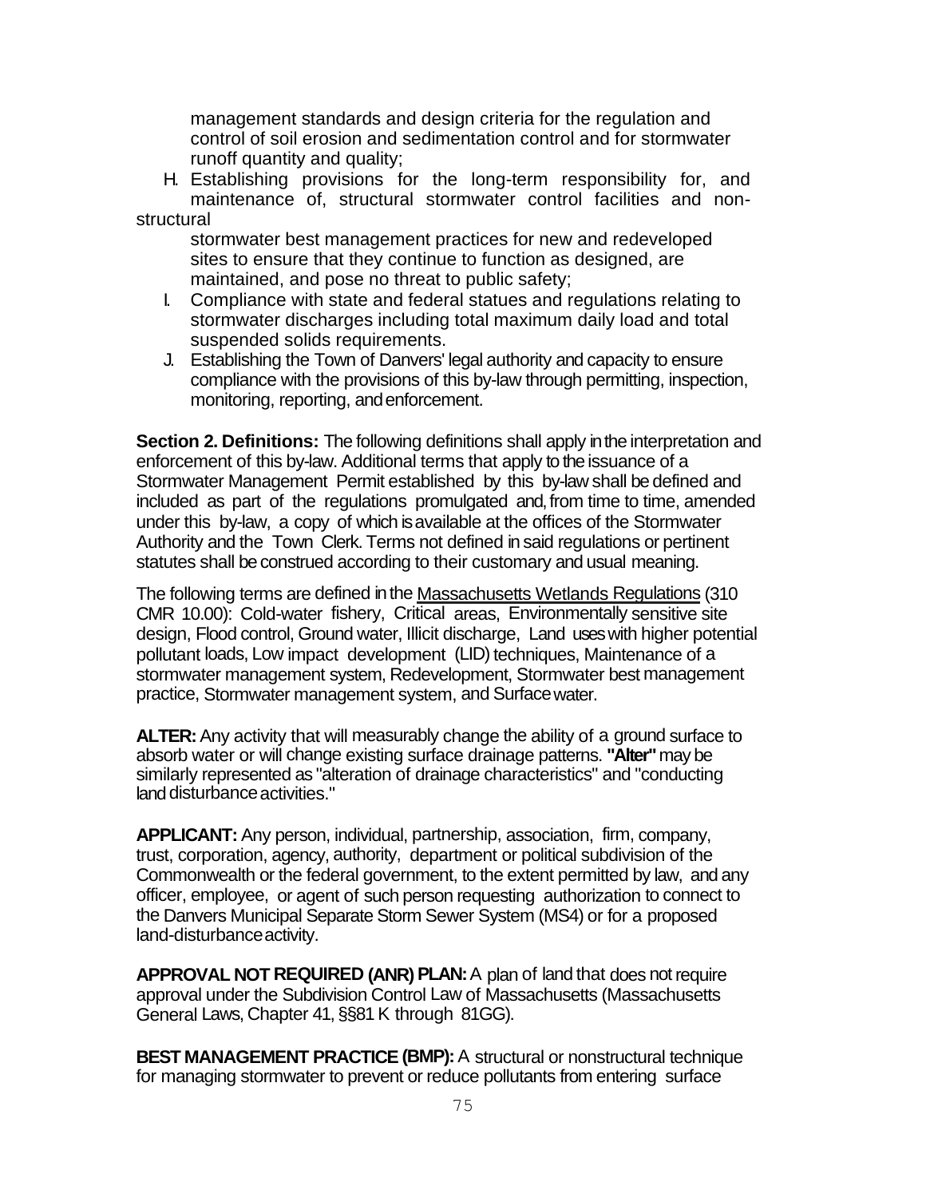management standards and design criteria for the regulation and control of soil erosion and sedimentation control and for stormwater runoff quantity and quality;

H. Establishing provisions for the long-term responsibility for, and maintenance of, structural stormwater control facilities and non-structural stormwater best management practices for new and redeveloped sites to ensure that they continue to function as designed, are maintained, and pose no threat to public safety;

I. Compliance with state and federal statues and regulations relating to stormwater discharges including total maximum daily load and total suspended solids requirements.

J. Establishing the Town of Danvers' legal authority and capacity to ensure compliance with the provisions of this by-law through permitting, inspection, monitoring, reporting, and enforcement.

**Section 2. Definitions:** The following definitions shall apply in the interpretation and enforcement of this by-law. Additional terms that apply to the issuance of a Stormwater Management Permit established by this by-law shall be defined and included as part of the regulations promulgated and, from time to time, amended under this by-law, a copy of which is available at the offices of the Stormwater Authority and the Town Clerk. Terms not defined in said regulations or pertinent statutes shall be construed according to their customary and usual meaning.

The following terms are defined in the Massachusetts Wetlands Regulations (310 CMR 10.00): Cold-water fishery, Critical areas, Environmentally sensitive site design, Flood control, Ground water, Illicit discharge, Land uses with higher potential pollutant loads, Low impact development (LID) techniques, Maintenance of a stormwater management system, Redevelopment, Stormwater best management practice, Stormwater management system, and Surface water.

**ALTER:** Any activity that will measurably change the ability of a ground surface to absorb water or will change existing surface drainage patterns. **"Alter"** may be similarly represented as "alteration of drainage characteristics" and "conducting land disturbance activities."

**APPLICANT:** Any person, individual, partnership, association, firm, company, trust, corporation, agency, authority, department or political subdivision of the Commonwealth or the federal government, to the extent permitted by law, and any officer, employee, or agent of such person requesting authorization to connect to the Danvers Municipal Separate Storm Sewer System (MS4) or for a proposed land-disturbance activity.

**APPROVAL NOT REQUIRED (ANR) PLAN:** A plan of land that does not require approval under the Subdivision Control Law of Massachusetts (Massachusetts General Laws, Chapter 41, §§81 K through 81GG).

**BEST MANAGEMENT PRACTICE (BMP):** A structural or nonstructural technique for managing stormwater to prevent or reduce pollutants from entering surface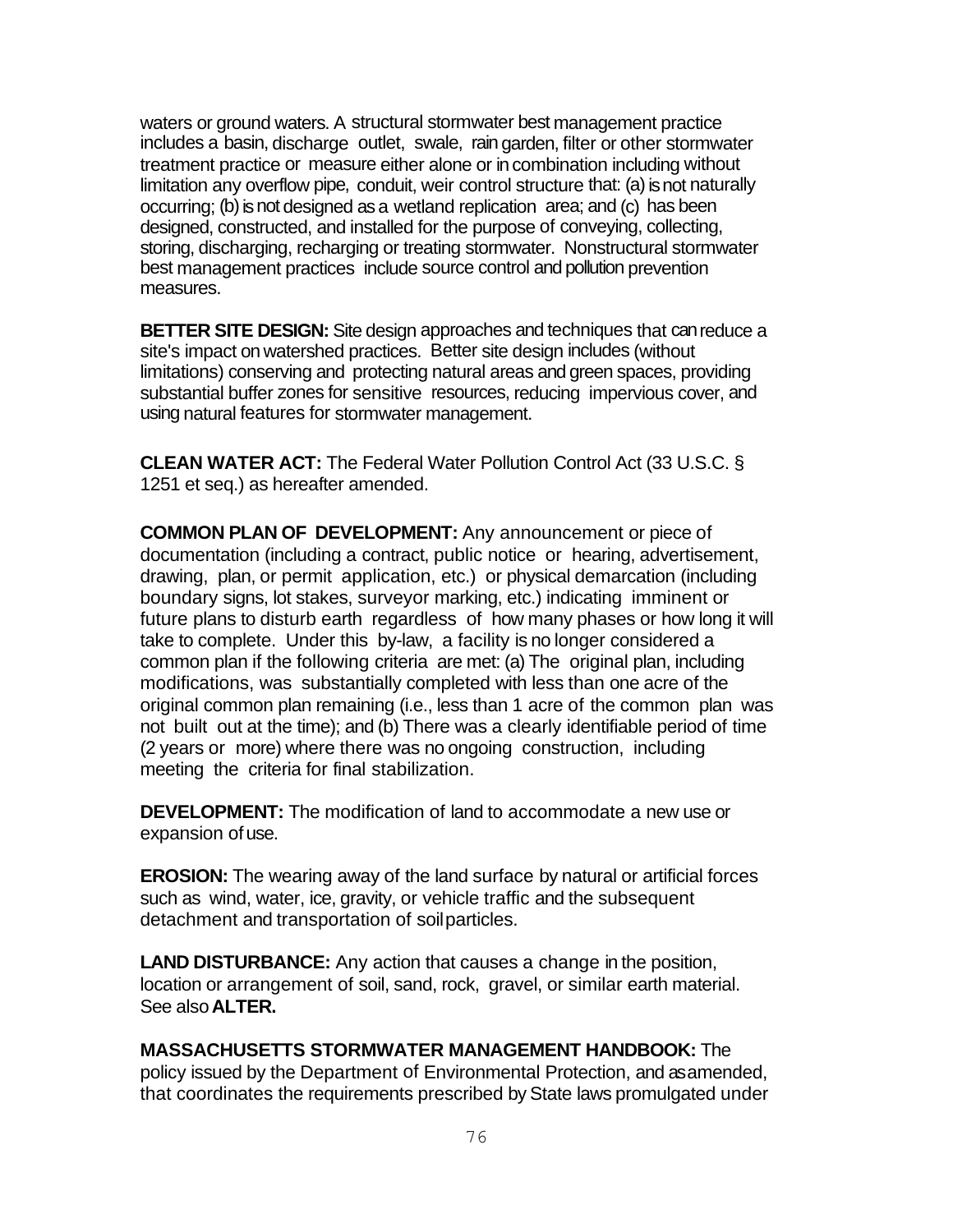waters or ground waters. A structural stormwater best management practice includes a basin, discharge outlet, swale, rain garden, filter or other stormwater treatment practice or measure either alone or in combination including without limitation any overflow pipe, conduit, weir control structure that: (a) is not naturally occurring; (b) is not designed as a wetland replication area; and (c) has been designed, constructed, and installed for the purpose of conveying, collecting, storing, discharging, recharging or treating stormwater. Nonstructural stormwater best management practices include source control and pollution prevention measures.

**BETTER SITE DESIGN:** Site design approaches and techniques that can reduce a site's impact on watershed practices. Better site design includes (without limitations) conserving and protecting natural areas and green spaces, providing substantial buffer zones for sensitive resources, reducing impervious cover, and using natural features for stormwater management.

**CLEAN WATER ACT:** The Federal Water Pollution Control Act (33 U.S.C. § 1251 et seq.) as hereafter amended.

**COMMON PLAN OF DEVELOPMENT:** Any announcement or piece of documentation (including a contract, public notice or hearing, advertisement, drawing, plan, or permit application, etc.) or physical demarcation (including boundary signs, lot stakes, surveyor marking, etc.) indicating imminent or future plans to disturb earth regardless of how many phases or how long it will take to complete. Under this by-law, a facility is no longer considered a common plan if the following criteria are met: (a) The original plan, including modifications, was substantially completed with less than one acre of the original common plan remaining (i.e., less than 1 acre of the common plan was not built out at the time); and (b) There was a clearly identifiable period of time (2 years or more) where there was no ongoing construction, including meeting the criteria for final stabilization.

**DEVELOPMENT:** The modification of land to accommodate a new use or expansion of use.

**EROSION:** The wearing away of the land surface by natural or artificial forces such as wind, water, ice, gravity, or vehicle traffic and the subsequent detachment and transportation of soil particles.

**LAND DISTURBANCE:** Any action that causes a change in the position, location or arrangement of soil, sand, rock, gravel, or similar earth material. See also **ALTER.**

**MASSACHUSETTS STORMWATER MANAGEMENT HANDBOOK:** The policy issued by the Department of Environmental Protection, and as amended, that coordinates the requirements prescribed by State laws promulgated under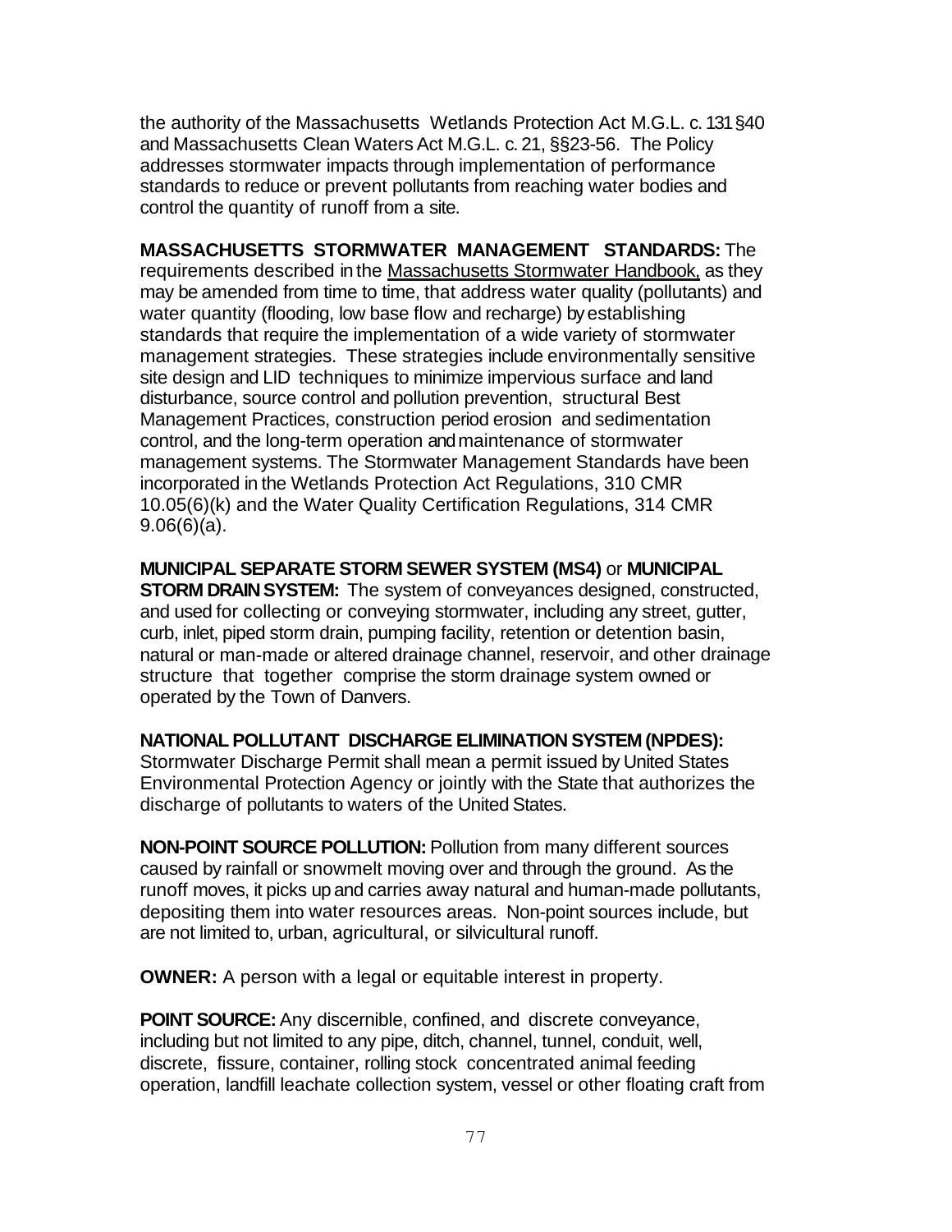the authority of the Massachusetts Wetlands Protection Act M.G.L. c. 131 §40 and Massachusetts Clean Waters Act M.G.L. c. 21, §§23-56. The Policy addresses stormwater impacts through implementation of performance standards to reduce or prevent pollutants from reaching water bodies and control the quantity of runoff from a site.

**MASSACHUSETTS STORMWATER MANAGEMENT STANDARDS:** The requirements described in the Massachusetts Stormwater Handbook, as they may be amended from time to time, that address water quality (pollutants) and water quantity (flooding, low base flow and recharge) by establishing standards that require the implementation of a wide variety of stormwater management strategies. These strategies include environmentally sensitive site design and LID techniques to minimize impervious surface and land disturbance, source control and pollution prevention, structural Best Management Practices, construction period erosion and sedimentation control, and the long-term operation and maintenance of stormwater management systems. The Stormwater Management Standards have been incorporated in the Wetlands Protection Act Regulations, 310 CMR 10.05(6)(k) and the Water Quality Certification Regulations, 314 CMR 9.06(6)(a).

**MUNICIPAL SEPARATE STORM SEWER SYSTEM (MS4)** or **MUNICIPAL STORM DRAIN SYSTEM:** The system of conveyances designed, constructed, and used for collecting or conveying stormwater, including any street, gutter, curb, inlet, piped storm drain, pumping facility, retention or detention basin, natural or man-made or altered drainage channel, reservoir, and other drainage structure that together comprise the storm drainage system owned or operated by the Town of Danvers.

**NATIONAL POLLUTANT DISCHARGE ELIMINATION SYSTEM (NPDES):** Stormwater Discharge Permit shall mean a permit issued by United States Environmental Protection Agency or jointly with the State that authorizes the discharge of pollutants to waters of the United States.

**NON-POINT SOURCE POLLUTION:** Pollution from many different sources caused by rainfall or snowmelt moving over and through the ground. As the runoff moves, it picks up and carries away natural and human-made pollutants, depositing them into water resources areas. Non-point sources include, but are not limited to, urban, agricultural, or silvicultural runoff.

**OWNER:** A person with a legal or equitable interest in property.

**POINT SOURCE:** Any discernible, confined, and discrete conveyance, including but not limited to any pipe, ditch, channel, tunnel, conduit, well, discrete, fissure, container, rolling stock concentrated animal feeding operation, landfill leachate collection system, vessel or other floating craft from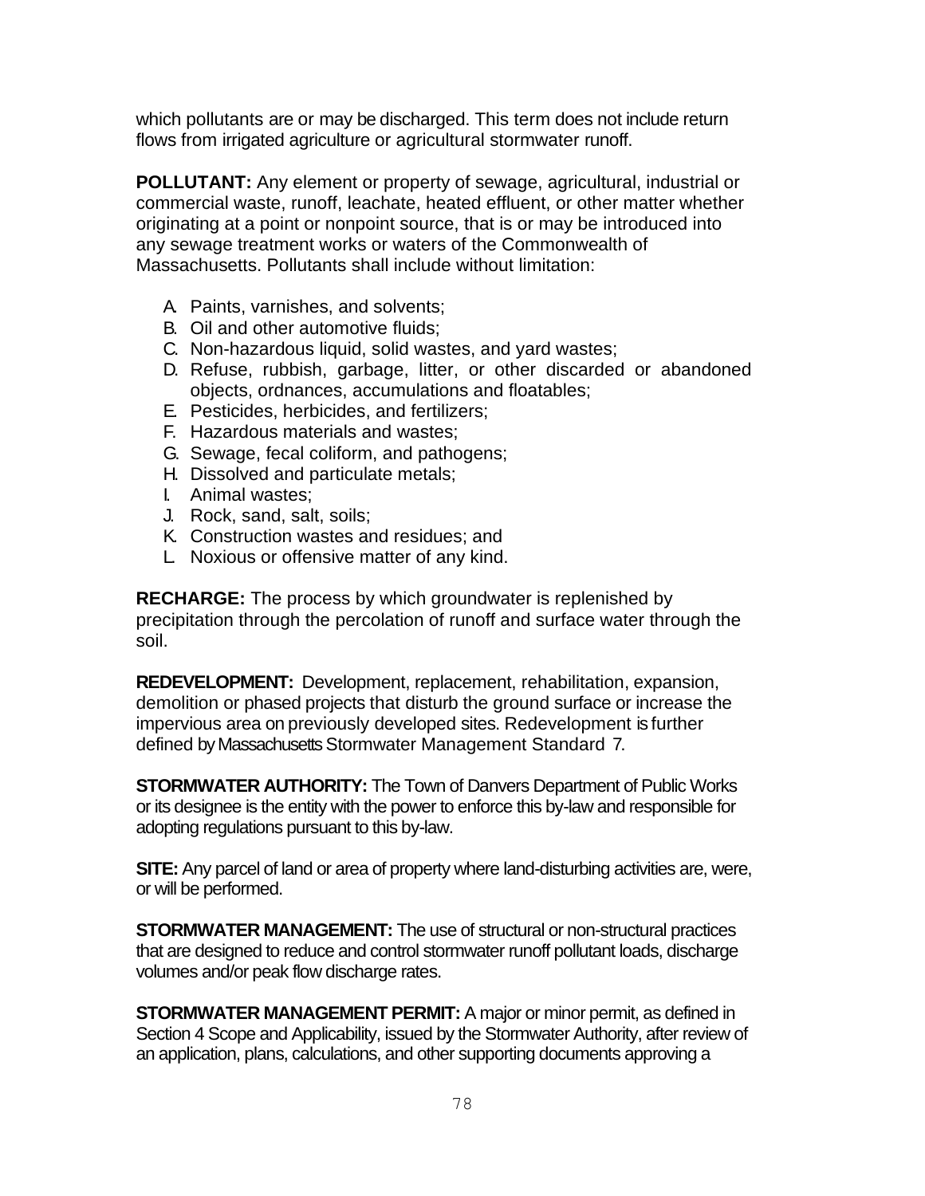which pollutants are or may be discharged. This term does not include return flows from irrigated agriculture or agricultural stormwater runoff.

**POLLUTANT:** Any element or property of sewage, agricultural, industrial or commercial waste, runoff, leachate, heated effluent, or other matter whether originating at a point or nonpoint source, that is or may be introduced into any sewage treatment works or waters of the Commonwealth of Massachusetts. Pollutants shall include without limitation:

A. Paints, varnishes, and solvents;
B. Oil and other automotive fluids;
C. Non-hazardous liquid, solid wastes, and yard wastes;
D. Refuse, rubbish, garbage, litter, or other discarded or abandoned objects, ordnances, accumulations and floatables;
E. Pesticides, herbicides, and fertilizers;
F. Hazardous materials and wastes;
G. Sewage, fecal coliform, and pathogens;
H. Dissolved and particulate metals;
I. Animal wastes;
J. Rock, sand, salt, soils;
K. Construction wastes and residues; and
L. Noxious or offensive matter of any kind.

**RECHARGE:** The process by which groundwater is replenished by precipitation through the percolation of runoff and surface water through the soil.

**REDEVELOPMENT:** Development, replacement, rehabilitation, expansion, demolition or phased projects that disturb the ground surface or increase the impervious area on previously developed sites. Redevelopment is further defined by Massachusetts Stormwater Management Standard 7.

**STORMWATER AUTHORITY:** The Town of Danvers Department of Public Works or its designee is the entity with the power to enforce this by-law and responsible for adopting regulations pursuant to this by-law.

**SITE:** Any parcel of land or area of property where land-disturbing activities are, were, or will be performed.

**STORMWATER MANAGEMENT:** The use of structural or non-structural practices that are designed to reduce and control stormwater runoff pollutant loads, discharge volumes and/or peak flow discharge rates.

**STORMWATER MANAGEMENT PERMIT:** A major or minor permit, as defined in Section 4 Scope and Applicability, issued by the Stormwater Authority, after review of an application, plans, calculations, and other supporting documents approving a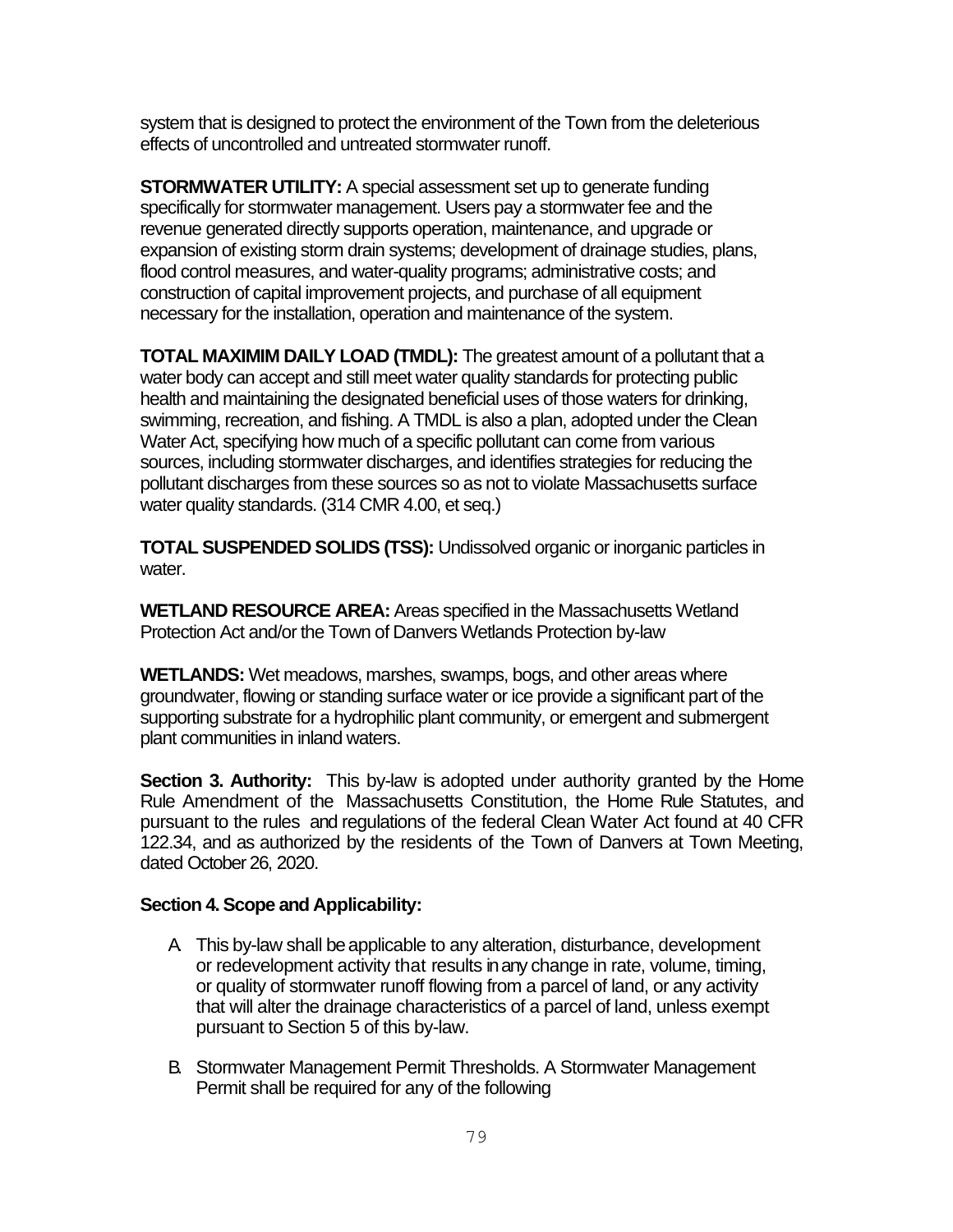system that is designed to protect the environment of the Town from the deleterious effects of uncontrolled and untreated stormwater runoff.

**STORMWATER UTILITY:** A special assessment set up to generate funding specifically for stormwater management. Users pay a stormwater fee and the revenue generated directly supports operation, maintenance, and upgrade or expansion of existing storm drain systems; development of drainage studies, plans, flood control measures, and water-quality programs; administrative costs; and construction of capital improvement projects, and purchase of all equipment necessary for the installation, operation and maintenance of the system.

**TOTAL MAXIMIM DAILY LOAD (TMDL):** The greatest amount of a pollutant that a water body can accept and still meet water quality standards for protecting public health and maintaining the designated beneficial uses of those waters for drinking, swimming, recreation, and fishing. A TMDL is also a plan, adopted under the Clean Water Act, specifying how much of a specific pollutant can come from various sources, including stormwater discharges, and identifies strategies for reducing the pollutant discharges from these sources so as not to violate Massachusetts surface water quality standards. (314 CMR 4.00, et seq.)

**TOTAL SUSPENDED SOLIDS (TSS):** Undissolved organic or inorganic particles in water.

**WETLAND RESOURCE AREA:** Areas specified in the Massachusetts Wetland Protection Act and/or the Town of Danvers Wetlands Protection by-law

**WETLANDS:** Wet meadows, marshes, swamps, bogs, and other areas where groundwater, flowing or standing surface water or ice provide a significant part of the supporting substrate for a hydrophilic plant community, or emergent and submergent plant communities in inland waters.

**Section 3. Authority:** This by-law is adopted under authority granted by the Home Rule Amendment of the Massachusetts Constitution, the Home Rule Statutes, and pursuant to the rules and regulations of the federal Clean Water Act found at 40 CFR 122.34, and as authorized by the residents of the Town of Danvers at Town Meeting, dated October 26, 2020.

**Section 4. Scope and Applicability:**

A. This by-law shall be applicable to any alteration, disturbance, development or redevelopment activity that results in any change in rate, volume, timing, or quality of stormwater runoff flowing from a parcel of land, or any activity that will alter the drainage characteristics of a parcel of land, unless exempt pursuant to Section 5 of this by-law.

B. Stormwater Management Permit Thresholds. A Stormwater Management Permit shall be required for any of the following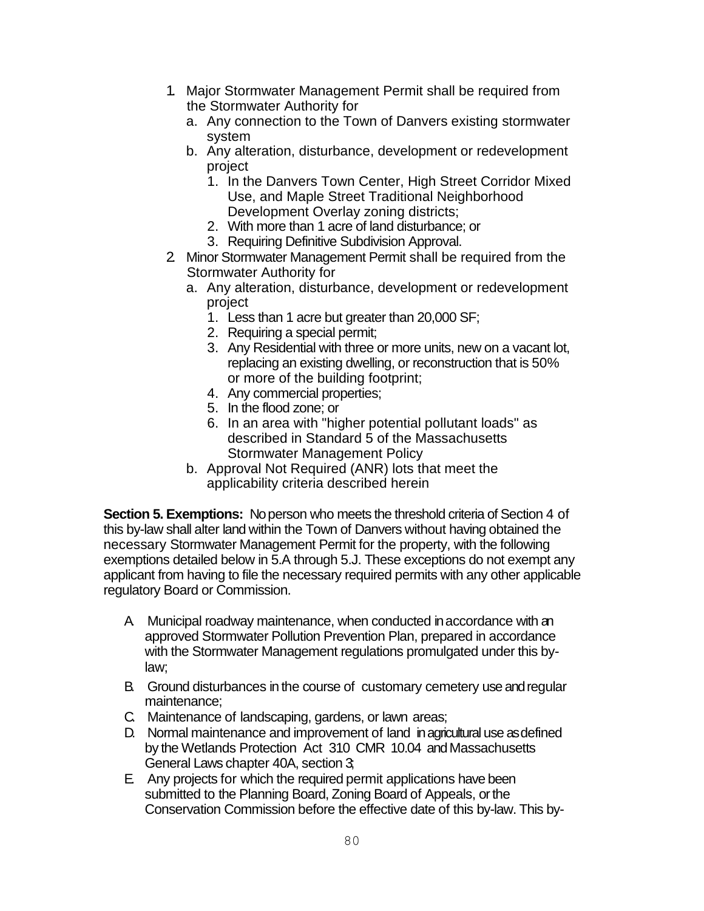1. Major Stormwater Management Permit shall be required from the Stormwater Authority for
   a. Any connection to the Town of Danvers existing stormwater system
   b. Any alteration, disturbance, development or redevelopment project
      1. In the Danvers Town Center, High Street Corridor Mixed Use, and Maple Street Traditional Neighborhood Development Overlay zoning districts;
      2. With more than 1 acre of land disturbance; or
      3. Requiring Definitive Subdivision Approval.
2. Minor Stormwater Management Permit shall be required from the Stormwater Authority for
   a. Any alteration, disturbance, development or redevelopment project
      1. Less than 1 acre but greater than 20,000 SF;
      2. Requiring a special permit;
      3. Any Residential with three or more units, new on a vacant lot, replacing an existing dwelling, or reconstruction that is 50% or more of the building footprint;
      4. Any commercial properties;
      5. In the flood zone; or
      6. In an area with "higher potential pollutant loads" as described in Standard 5 of the Massachusetts Stormwater Management Policy
   b. Approval Not Required (ANR) lots that meet the applicability criteria described herein

**Section 5. Exemptions:** No person who meets the threshold criteria of Section 4 of this by-law shall alter land within the Town of Danvers without having obtained the necessary Stormwater Management Permit for the property, with the following exemptions detailed below in 5.A through 5.J. These exceptions do not exempt any applicant from having to file the necessary required permits with any other applicable regulatory Board or Commission.

A. Municipal roadway maintenance, when conducted in accordance with an approved Stormwater Pollution Prevention Plan, prepared in accordance with the Stormwater Management regulations promulgated under this by-law;

B. Ground disturbances in the course of customary cemetery use and regular maintenance;

C. Maintenance of landscaping, gardens, or lawn areas;

D. Normal maintenance and improvement of land in agricultural use as defined by the Wetlands Protection Act 310 CMR 10.04 and Massachusetts General Laws chapter 40A, section 3;

E. Any projects for which the required permit applications have been submitted to the Planning Board, Zoning Board of Appeals, or the Conservation Commission before the effective date of this by-law. This by-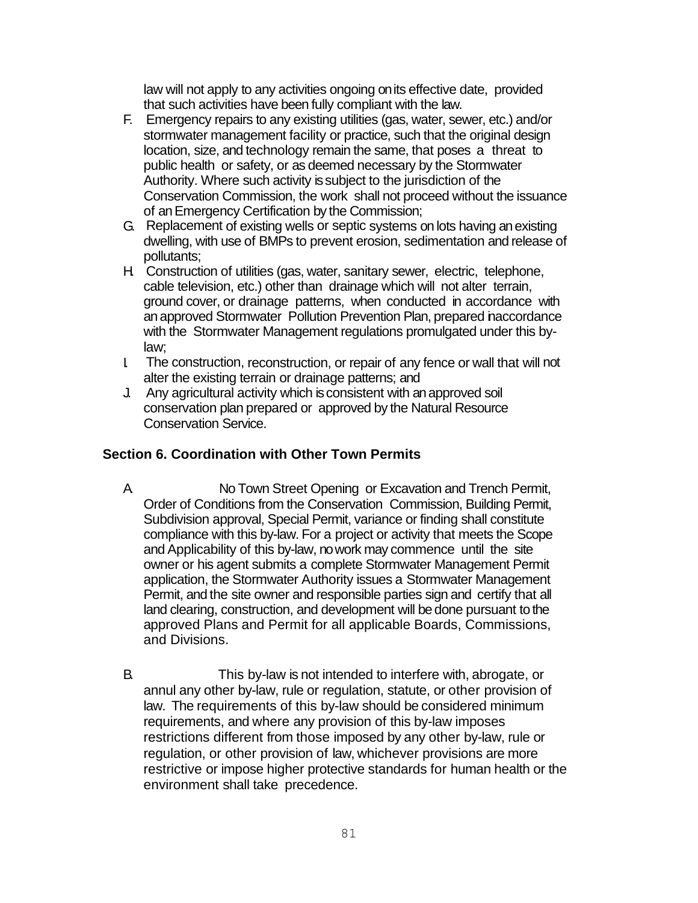law will not apply to any activities ongoing on its effective date, provided that such activities have been fully compliant with the law.

F. Emergency repairs to any existing utilities (gas, water, sewer, etc.) and/or stormwater management facility or practice, such that the original design location, size, and technology remain the same, that poses a threat to public health or safety, or as deemed necessary by the Stormwater Authority. Where such activity is subject to the jurisdiction of the Conservation Commission, the work shall not proceed without the issuance of an Emergency Certification by the Commission;

G. Replacement of existing wells or septic systems on lots having an existing dwelling, with use of BMPs to prevent erosion, sedimentation and release of pollutants;

H. Construction of utilities (gas, water, sanitary sewer, electric, telephone, cable television, etc.) other than drainage which will not alter terrain, ground cover, or drainage patterns, when conducted in accordance with an approved Stormwater Pollution Prevention Plan, prepared in accordance with the Stormwater Management regulations promulgated under this by-law;

I. The construction, reconstruction, or repair of any fence or wall that will not alter the existing terrain or drainage patterns; and

J. Any agricultural activity which is consistent with an approved soil conservation plan prepared or approved by the Natural Resource Conservation Service.

### Section 6. Coordination with Other Town Permits

A. No Town Street Opening or Excavation and Trench Permit, Order of Conditions from the Conservation Commission, Building Permit, Subdivision approval, Special Permit, variance or finding shall constitute compliance with this by-law. For a project or activity that meets the Scope and Applicability of this by-law, no work may commence until the site owner or his agent submits a complete Stormwater Management Permit application, the Stormwater Authority issues a Stormwater Management Permit, and the site owner and responsible parties sign and certify that all land clearing, construction, and development will be done pursuant to the approved Plans and Permit for all applicable Boards, Commissions, and Divisions.

B. This by-law is not intended to interfere with, abrogate, or annul any other by-law, rule or regulation, statute, or other provision of law. The requirements of this by-law should be considered minimum requirements, and where any provision of this by-law imposes restrictions different from those imposed by any other by-law, rule or regulation, or other provision of law, whichever provisions are more restrictive or impose higher protective standards for human health or the environment shall take precedence.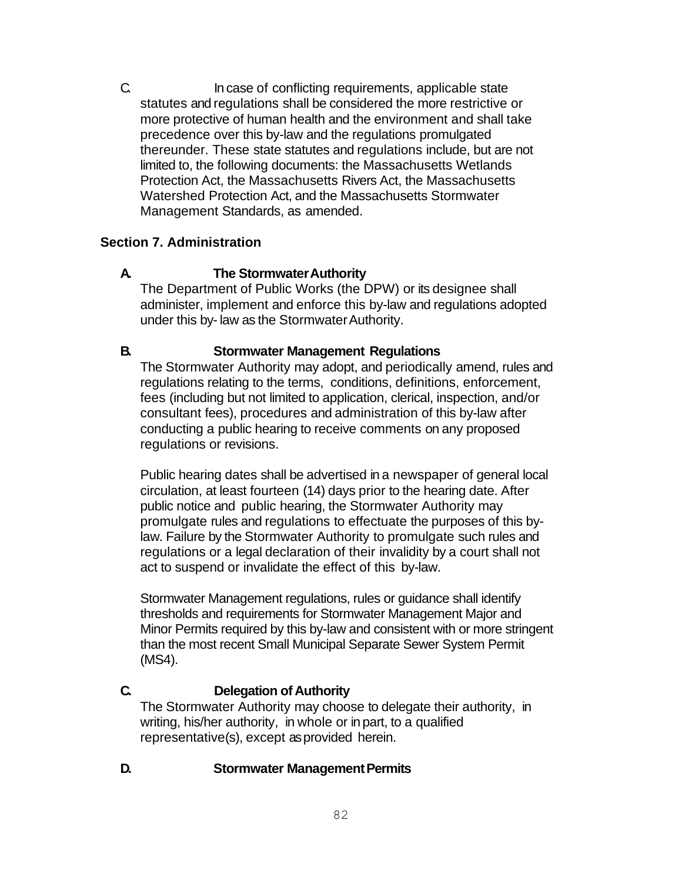C. In case of conflicting requirements, applicable state statutes and regulations shall be considered the more restrictive or more protective of human health and the environment and shall take precedence over this by-law and the regulations promulgated thereunder. These state statutes and regulations include, but are not limited to, the following documents: the Massachusetts Wetlands Protection Act, the Massachusetts Rivers Act, the Massachusetts Watershed Protection Act, and the Massachusetts Stormwater Management Standards, as amended.

## Section 7. Administration

**A. The Stormwater Authority**

The Department of Public Works (the DPW) or its designee shall administer, implement and enforce this by-law and regulations adopted under this by- law as the Stormwater Authority.

**B. Stormwater Management Regulations**

The Stormwater Authority may adopt, and periodically amend, rules and regulations relating to the terms, conditions, definitions, enforcement, fees (including but not limited to application, clerical, inspection, and/or consultant fees), procedures and administration of this by-law after conducting a public hearing to receive comments on any proposed regulations or revisions.

Public hearing dates shall be advertised in a newspaper of general local circulation, at least fourteen (14) days prior to the hearing date. After public notice and public hearing, the Stormwater Authority may promulgate rules and regulations to effectuate the purposes of this by-law. Failure by the Stormwater Authority to promulgate such rules and regulations or a legal declaration of their invalidity by a court shall not act to suspend or invalidate the effect of this by-law.

Stormwater Management regulations, rules or guidance shall identify thresholds and requirements for Stormwater Management Major and Minor Permits required by this by-law and consistent with or more stringent than the most recent Small Municipal Separate Sewer System Permit (MS4).

**C. Delegation of Authority**

The Stormwater Authority may choose to delegate their authority, in writing, his/her authority, in whole or in part, to a qualified representative(s), except as provided herein.

**D. Stormwater Management Permits**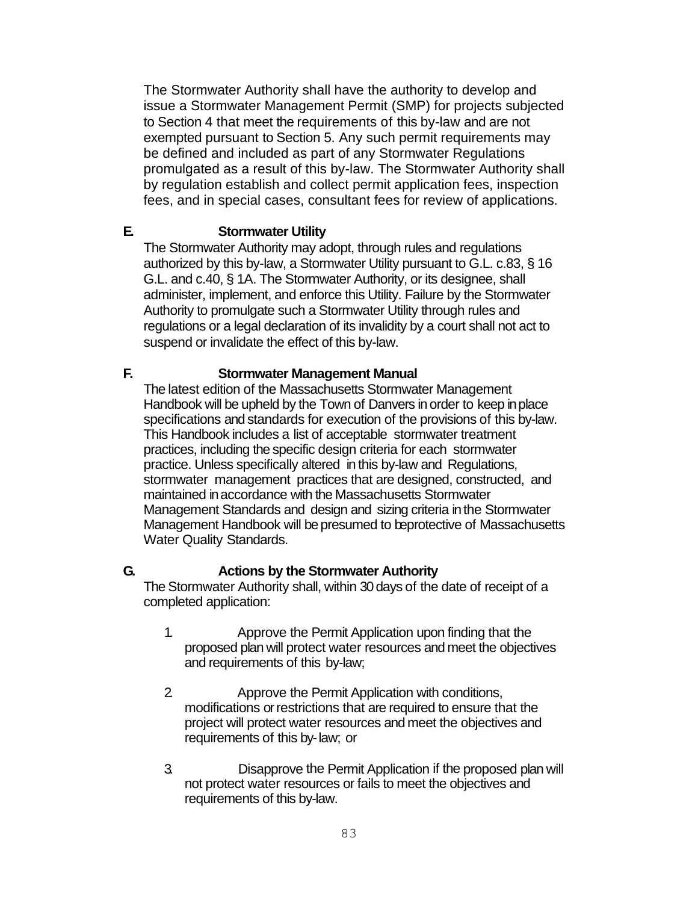The Stormwater Authority shall have the authority to develop and issue a Stormwater Management Permit (SMP) for projects subjected to Section 4 that meet the requirements of this by-law and are not exempted pursuant to Section 5. Any such permit requirements may be defined and included as part of any Stormwater Regulations promulgated as a result of this by-law. The Stormwater Authority shall by regulation establish and collect permit application fees, inspection fees, and in special cases, consultant fees for review of applications.

**E. Stormwater Utility**

The Stormwater Authority may adopt, through rules and regulations authorized by this by-law, a Stormwater Utility pursuant to G.L. c.83, § 16 G.L. and c.40, § 1A. The Stormwater Authority, or its designee, shall administer, implement, and enforce this Utility. Failure by the Stormwater Authority to promulgate such a Stormwater Utility through rules and regulations or a legal declaration of its invalidity by a court shall not act to suspend or invalidate the effect of this by-law.

**F. Stormwater Management Manual**

The latest edition of the Massachusetts Stormwater Management Handbook will be upheld by the Town of Danvers in order to keep in place specifications and standards for execution of the provisions of this by-law. This Handbook includes a list of acceptable stormwater treatment practices, including the specific design criteria for each stormwater practice. Unless specifically altered in this by-law and Regulations, stormwater management practices that are designed, constructed, and maintained in accordance with the Massachusetts Stormwater Management Standards and design and sizing criteria in the Stormwater Management Handbook will be presumed to be protective of Massachusetts Water Quality Standards.

**G. Actions by the Stormwater Authority**

The Stormwater Authority shall, within 30 days of the date of receipt of a completed application:

1. Approve the Permit Application upon finding that the proposed plan will protect water resources and meet the objectives and requirements of this by-law;

2. Approve the Permit Application with conditions, modifications or restrictions that are required to ensure that the project will protect water resources and meet the objectives and requirements of this by-law; or

3. Disapprove the Permit Application if the proposed plan will not protect water resources or fails to meet the objectives and requirements of this by-law.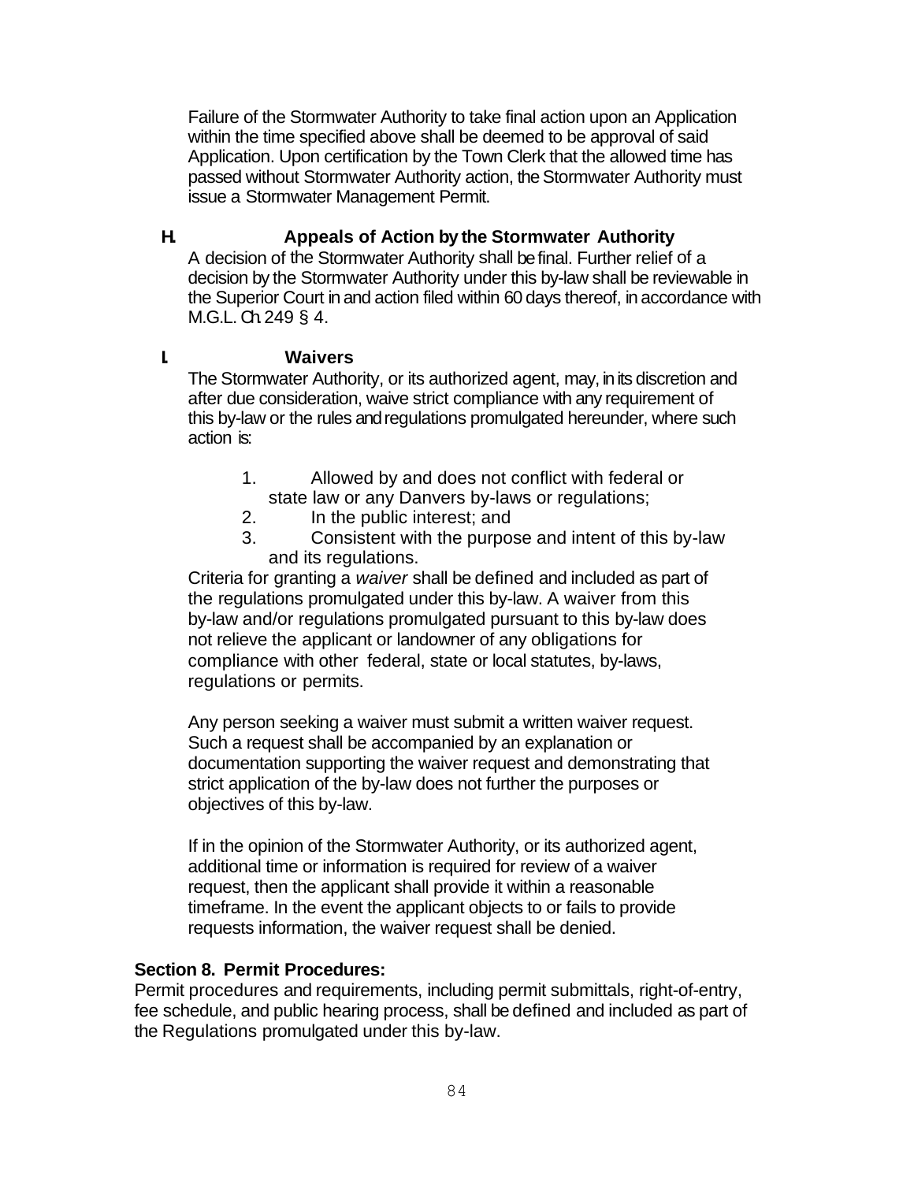Failure of the Stormwater Authority to take final action upon an Application within the time specified above shall be deemed to be approval of said Application. Upon certification by the Town Clerk that the allowed time has passed without Stormwater Authority action, the Stormwater Authority must issue a Stormwater Management Permit.

**H. Appeals of Action by the Stormwater Authority**

A decision of the Stormwater Authority shall be final. Further relief of a decision by the Stormwater Authority under this by-law shall be reviewable in the Superior Court in and action filed within 60 days thereof, in accordance with M.G.L. Ch. 249 § 4.

**I. Waivers**

The Stormwater Authority, or its authorized agent, may, in its discretion and after due consideration, waive strict compliance with any requirement of this by-law or the rules and regulations promulgated hereunder, where such action is:

1. Allowed by and does not conflict with federal or state law or any Danvers by-laws or regulations;
2. In the public interest; and
3. Consistent with the purpose and intent of this by-law and its regulations.

Criteria for granting a *waiver* shall be defined and included as part of the regulations promulgated under this by-law. A waiver from this by-law and/or regulations promulgated pursuant to this by-law does not relieve the applicant or landowner of any obligations for compliance with other federal, state or local statutes, by-laws, regulations or permits.

Any person seeking a waiver must submit a written waiver request. Such a request shall be accompanied by an explanation or documentation supporting the waiver request and demonstrating that strict application of the by-law does not further the purposes or objectives of this by-law.

If in the opinion of the Stormwater Authority, or its authorized agent, additional time or information is required for review of a waiver request, then the applicant shall provide it within a reasonable timeframe. In the event the applicant objects to or fails to provide requests information, the waiver request shall be denied.

**Section 8. Permit Procedures:**

Permit procedures and requirements, including permit submittals, right-of-entry, fee schedule, and public hearing process, shall be defined and included as part of the Regulations promulgated under this by-law.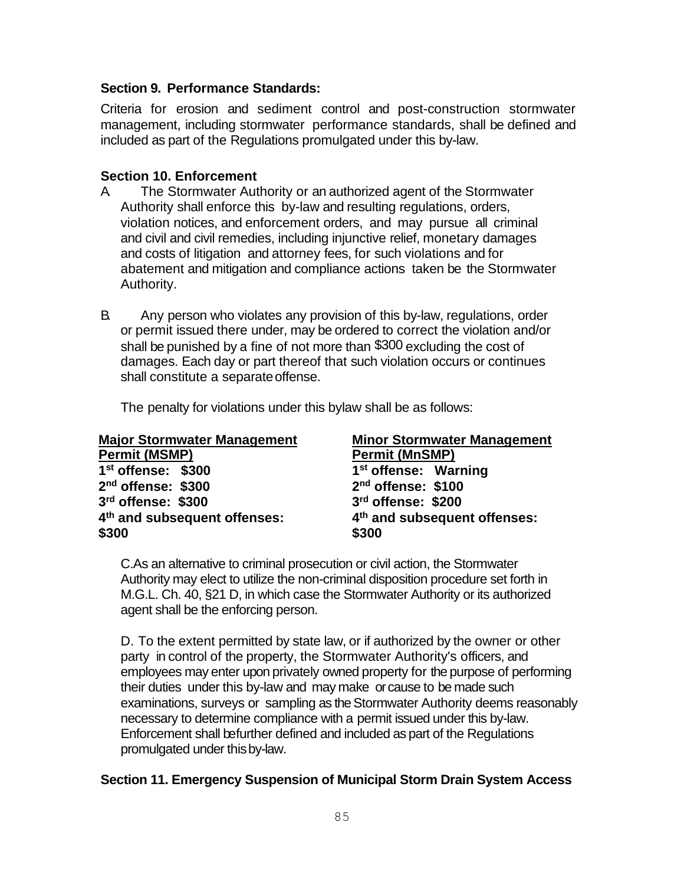### Section 9. Performance Standards:

Criteria for erosion and sediment control and post-construction stormwater management, including stormwater performance standards, shall be defined and included as part of the Regulations promulgated under this by-law.

### Section 10. Enforcement

A. The Stormwater Authority or an authorized agent of the Stormwater Authority shall enforce this by-law and resulting regulations, orders, violation notices, and enforcement orders, and may pursue all criminal and civil and civil remedies, including injunctive relief, monetary damages and costs of litigation and attorney fees, for such violations and for abatement and mitigation and compliance actions taken be the Stormwater Authority.

B. Any person who violates any provision of this by-law, regulations, order or permit issued there under, may be ordered to correct the violation and/or shall be punished by a fine of not more than $300 excluding the cost of damages. Each day or part thereof that such violation occurs or continues shall constitute a separate offense.

The penalty for violations under this bylaw shall be as follows:

| **Major Stormwater Management Permit (MSMP)** | **Minor Stormwater Management Permit (MnSMP)** |
| --- | --- |
| **1st offense: $300** | **1st offense: Warning** |
| **2nd offense: $300** | **2nd offense: $100** |
| **3rd offense: $300** | **3rd offense: $200** |
| **4th and subsequent offenses: $300** | **4th and subsequent offenses: $300** |

C. As an alternative to criminal prosecution or civil action, the Stormwater Authority may elect to utilize the non-criminal disposition procedure set forth in M.G.L. Ch. 40, §21 D, in which case the Stormwater Authority or its authorized agent shall be the enforcing person.

D. To the extent permitted by state law, or if authorized by the owner or other party in control of the property, the Stormwater Authority's officers, and employees may enter upon privately owned property for the purpose of performing their duties under this by-law and may make or cause to be made such examinations, surveys or sampling as the Stormwater Authority deems reasonably necessary to determine compliance with a permit issued under this by-law. Enforcement shall be further defined and included as part of the Regulations promulgated under this by-law.

### Section 11. Emergency Suspension of Municipal Storm Drain System Access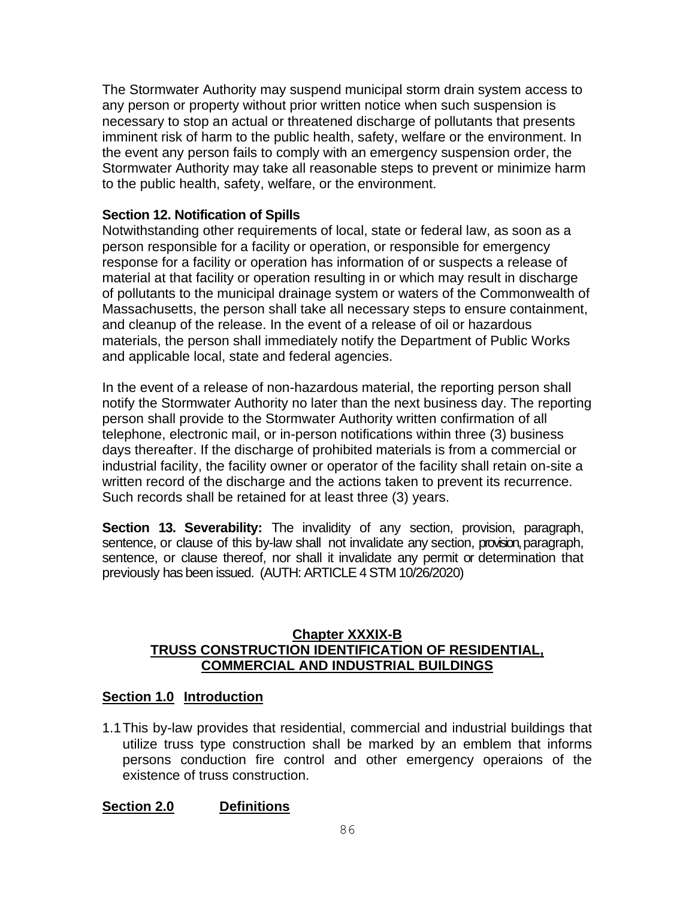The Stormwater Authority may suspend municipal storm drain system access to any person or property without prior written notice when such suspension is necessary to stop an actual or threatened discharge of pollutants that presents imminent risk of harm to the public health, safety, welfare or the environment. In the event any person fails to comply with an emergency suspension order, the Stormwater Authority may take all reasonable steps to prevent or minimize harm to the public health, safety, welfare, or the environment.

**Section 12. Notification of Spills**

Notwithstanding other requirements of local, state or federal law, as soon as a person responsible for a facility or operation, or responsible for emergency response for a facility or operation has information of or suspects a release of material at that facility or operation resulting in or which may result in discharge of pollutants to the municipal drainage system or waters of the Commonwealth of Massachusetts, the person shall take all necessary steps to ensure containment, and cleanup of the release. In the event of a release of oil or hazardous materials, the person shall immediately notify the Department of Public Works and applicable local, state and federal agencies.

In the event of a release of non-hazardous material, the reporting person shall notify the Stormwater Authority no later than the next business day. The reporting person shall provide to the Stormwater Authority written confirmation of all telephone, electronic mail, or in-person notifications within three (3) business days thereafter. If the discharge of prohibited materials is from a commercial or industrial facility, the facility owner or operator of the facility shall retain on-site a written record of the discharge and the actions taken to prevent its recurrence. Such records shall be retained for at least three (3) years.

**Section 13. Severability:** The invalidity of any section, provision, paragraph, sentence, or clause of this by-law shall not invalidate any section, provision, paragraph, sentence, or clause thereof, nor shall it invalidate any permit or determination that previously has been issued. (AUTH: ARTICLE 4 STM 10/26/2020)

## Chapter XXXIX-B
## TRUSS CONSTRUCTION IDENTIFICATION OF RESIDENTIAL, COMMERCIAL AND INDUSTRIAL BUILDINGS

### Section 1.0 Introduction

1.1 This by-law provides that residential, commercial and industrial buildings that utilize truss type construction shall be marked by an emblem that informs persons conduction fire control and other emergency operaions of the existence of truss construction.

### Section 2.0 Definitions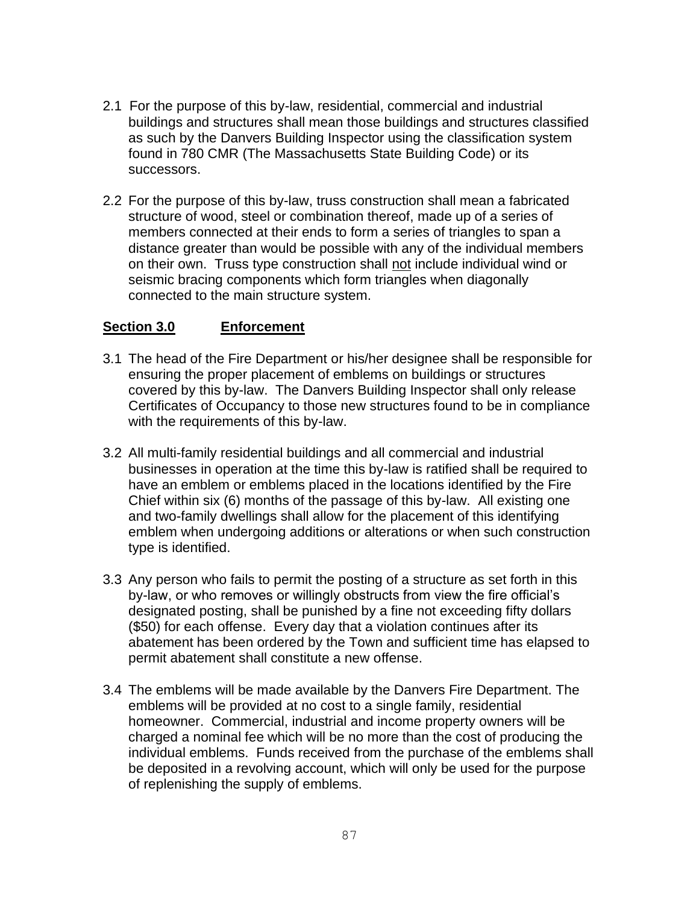2.1 For the purpose of this by-law, residential, commercial and industrial buildings and structures shall mean those buildings and structures classified as such by the Danvers Building Inspector using the classification system found in 780 CMR (The Massachusetts State Building Code) or its successors.

2.2 For the purpose of this by-law, truss construction shall mean a fabricated structure of wood, steel or combination thereof, made up of a series of members connected at their ends to form a series of triangles to span a distance greater than would be possible with any of the individual members on their own. Truss type construction shall <u>not</u> include individual wind or seismic bracing components which form triangles when diagonally connected to the main structure system.

## **<u>Section 3.0 Enforcement</u>**

3.1 The head of the Fire Department or his/her designee shall be responsible for ensuring the proper placement of emblems on buildings or structures covered by this by-law. The Danvers Building Inspector shall only release Certificates of Occupancy to those new structures found to be in compliance with the requirements of this by-law.

3.2 All multi-family residential buildings and all commercial and industrial businesses in operation at the time this by-law is ratified shall be required to have an emblem or emblems placed in the locations identified by the Fire Chief within six (6) months of the passage of this by-law. All existing one and two-family dwellings shall allow for the placement of this identifying emblem when undergoing additions or alterations or when such construction type is identified.

3.3 Any person who fails to permit the posting of a structure as set forth in this by-law, or who removes or willingly obstructs from view the fire official's designated posting, shall be punished by a fine not exceeding fifty dollars ($50) for each offense. Every day that a violation continues after its abatement has been ordered by the Town and sufficient time has elapsed to permit abatement shall constitute a new offense.

3.4 The emblems will be made available by the Danvers Fire Department. The emblems will be provided at no cost to a single family, residential homeowner. Commercial, industrial and income property owners will be charged a nominal fee which will be no more than the cost of producing the individual emblems. Funds received from the purchase of the emblems shall be deposited in a revolving account, which will only be used for the purpose of replenishing the supply of emblems.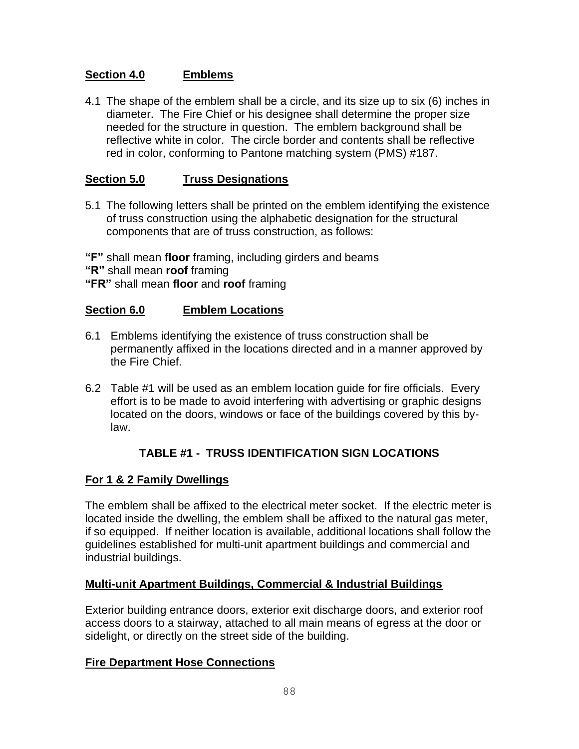## Section 4.0 Emblems

4.1 The shape of the emblem shall be a circle, and its size up to six (6) inches in diameter. The Fire Chief or his designee shall determine the proper size needed for the structure in question. The emblem background shall be reflective white in color. The circle border and contents shall be reflective red in color, conforming to Pantone matching system (PMS) #187.

## Section 5.0 Truss Designations

5.1 The following letters shall be printed on the emblem identifying the existence of truss construction using the alphabetic designation for the structural components that are of truss construction, as follows:

**"F"** shall mean **floor** framing, including girders and beams
**"R"** shall mean **roof** framing
**"FR"** shall mean **floor** and **roof** framing

## Section 6.0 Emblem Locations

6.1 Emblems identifying the existence of truss construction shall be permanently affixed in the locations directed and in a manner approved by the Fire Chief.

6.2 Table #1 will be used as an emblem location guide for fire officials. Every effort is to be made to avoid interfering with advertising or graphic designs located on the doors, windows or face of the buildings covered by this by-law.

### TABLE #1 - TRUSS IDENTIFICATION SIGN LOCATIONS

#### For 1 & 2 Family Dwellings

The emblem shall be affixed to the electrical meter socket. If the electric meter is located inside the dwelling, the emblem shall be affixed to the natural gas meter, if so equipped. If neither location is available, additional locations shall follow the guidelines established for multi-unit apartment buildings and commercial and industrial buildings.

#### Multi-unit Apartment Buildings, Commercial & Industrial Buildings

Exterior building entrance doors, exterior exit discharge doors, and exterior roof access doors to a stairway, attached to all main means of egress at the door or sidelight, or directly on the street side of the building.

#### Fire Department Hose Connections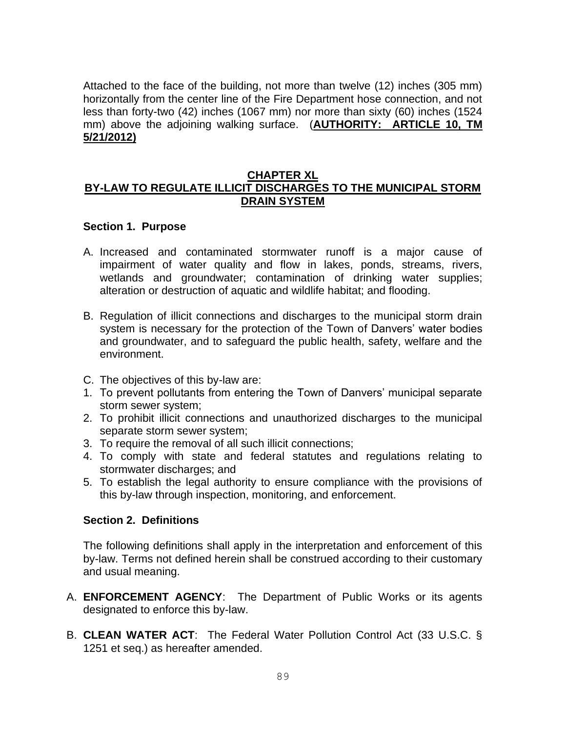Attached to the face of the building, not more than twelve (12) inches (305 mm) horizontally from the center line of the Fire Department hose connection, and not less than forty-two (42) inches (1067 mm) nor more than sixty (60) inches (1524 mm) above the adjoining walking surface. (**AUTHORITY: ARTICLE 10, TM 5/21/2012)**

## CHAPTER XL
## BY-LAW TO REGULATE ILLICIT DISCHARGES TO THE MUNICIPAL STORM DRAIN SYSTEM

### Section 1. Purpose

A. Increased and contaminated stormwater runoff is a major cause of impairment of water quality and flow in lakes, ponds, streams, rivers, wetlands and groundwater; contamination of drinking water supplies; alteration or destruction of aquatic and wildlife habitat; and flooding.

B. Regulation of illicit connections and discharges to the municipal storm drain system is necessary for the protection of the Town of Danvers' water bodies and groundwater, and to safeguard the public health, safety, welfare and the environment.

C. The objectives of this by-law are:

1. To prevent pollutants from entering the Town of Danvers' municipal separate storm sewer system;
2. To prohibit illicit connections and unauthorized discharges to the municipal separate storm sewer system;
3. To require the removal of all such illicit connections;
4. To comply with state and federal statutes and regulations relating to stormwater discharges; and
5. To establish the legal authority to ensure compliance with the provisions of this by-law through inspection, monitoring, and enforcement.

### Section 2. Definitions

The following definitions shall apply in the interpretation and enforcement of this by-law. Terms not defined herein shall be construed according to their customary and usual meaning.

A. **ENFORCEMENT AGENCY**: The Department of Public Works or its agents designated to enforce this by-law.

B. **CLEAN WATER ACT**: The Federal Water Pollution Control Act (33 U.S.C. § 1251 et seq.) as hereafter amended.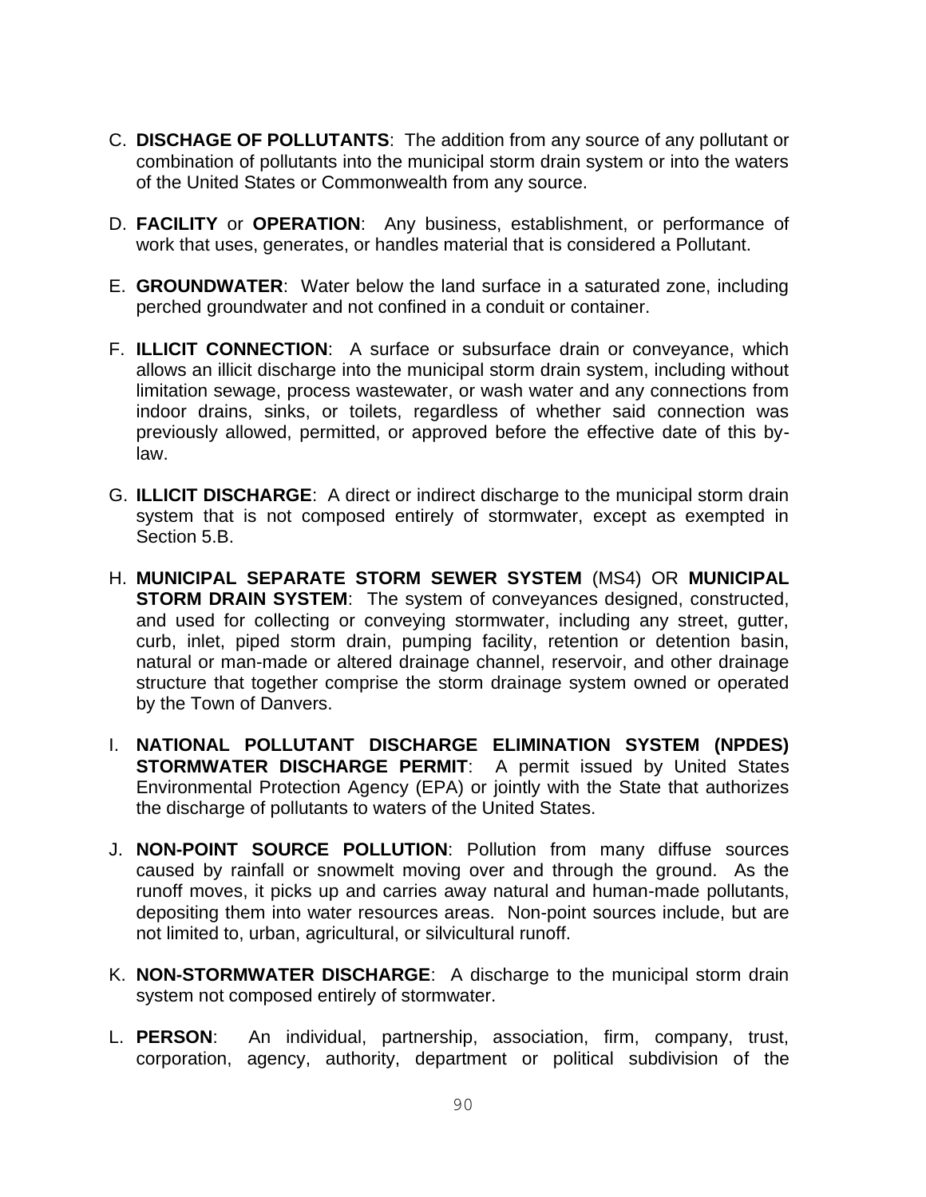C. **DISCHAGE OF POLLUTANTS**: The addition from any source of any pollutant or combination of pollutants into the municipal storm drain system or into the waters of the United States or Commonwealth from any source.

D. **FACILITY** or **OPERATION**: Any business, establishment, or performance of work that uses, generates, or handles material that is considered a Pollutant.

E. **GROUNDWATER**: Water below the land surface in a saturated zone, including perched groundwater and not confined in a conduit or container.

F. **ILLICIT CONNECTION**: A surface or subsurface drain or conveyance, which allows an illicit discharge into the municipal storm drain system, including without limitation sewage, process wastewater, or wash water and any connections from indoor drains, sinks, or toilets, regardless of whether said connection was previously allowed, permitted, or approved before the effective date of this by-law.

G. **ILLICIT DISCHARGE**: A direct or indirect discharge to the municipal storm drain system that is not composed entirely of stormwater, except as exempted in Section 5.B.

H. **MUNICIPAL SEPARATE STORM SEWER SYSTEM** (MS4) OR **MUNICIPAL STORM DRAIN SYSTEM**: The system of conveyances designed, constructed, and used for collecting or conveying stormwater, including any street, gutter, curb, inlet, piped storm drain, pumping facility, retention or detention basin, natural or man-made or altered drainage channel, reservoir, and other drainage structure that together comprise the storm drainage system owned or operated by the Town of Danvers.

I. **NATIONAL POLLUTANT DISCHARGE ELIMINATION SYSTEM (NPDES) STORMWATER DISCHARGE PERMIT**: A permit issued by United States Environmental Protection Agency (EPA) or jointly with the State that authorizes the discharge of pollutants to waters of the United States.

J. **NON-POINT SOURCE POLLUTION**: Pollution from many diffuse sources caused by rainfall or snowmelt moving over and through the ground. As the runoff moves, it picks up and carries away natural and human-made pollutants, depositing them into water resources areas. Non-point sources include, but are not limited to, urban, agricultural, or silvicultural runoff.

K. **NON-STORMWATER DISCHARGE**: A discharge to the municipal storm drain system not composed entirely of stormwater.

L. **PERSON**: An individual, partnership, association, firm, company, trust, corporation, agency, authority, department or political subdivision of the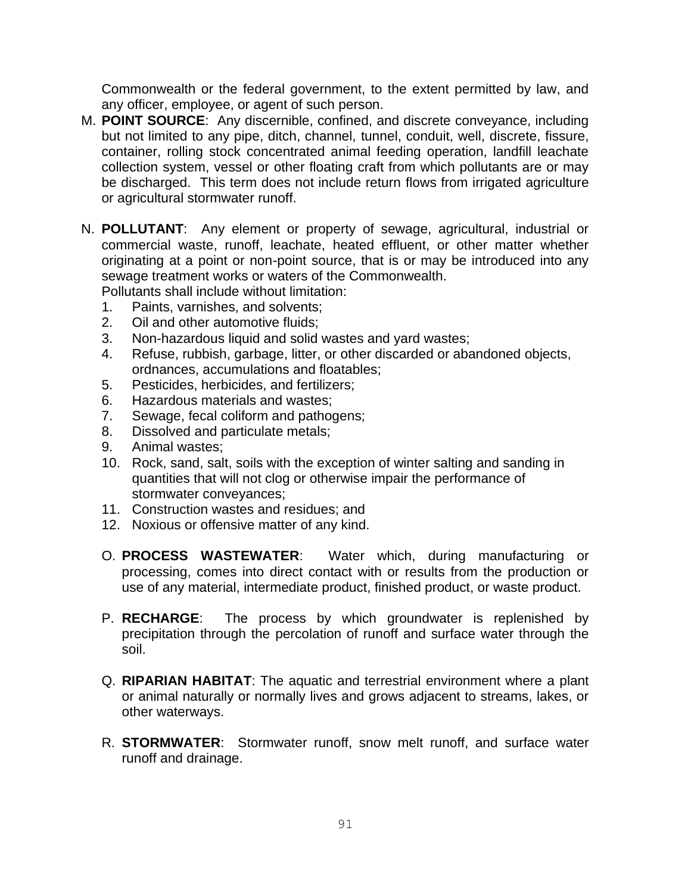Commonwealth or the federal government, to the extent permitted by law, and any officer, employee, or agent of such person.

M. **POINT SOURCE**: Any discernible, confined, and discrete conveyance, including but not limited to any pipe, ditch, channel, tunnel, conduit, well, discrete, fissure, container, rolling stock concentrated animal feeding operation, landfill leachate collection system, vessel or other floating craft from which pollutants are or may be discharged. This term does not include return flows from irrigated agriculture or agricultural stormwater runoff.

N. **POLLUTANT**: Any element or property of sewage, agricultural, industrial or commercial waste, runoff, leachate, heated effluent, or other matter whether originating at a point or non-point source, that is or may be introduced into any sewage treatment works or waters of the Commonwealth.
Pollutants shall include without limitation:
   1. Paints, varnishes, and solvents;
   2. Oil and other automotive fluids;
   3. Non-hazardous liquid and solid wastes and yard wastes;
   4. Refuse, rubbish, garbage, litter, or other discarded or abandoned objects, ordnances, accumulations and floatables;
   5. Pesticides, herbicides, and fertilizers;
   6. Hazardous materials and wastes;
   7. Sewage, fecal coliform and pathogens;
   8. Dissolved and particulate metals;
   9. Animal wastes;
   10. Rock, sand, salt, soils with the exception of winter salting and sanding in quantities that will not clog or otherwise impair the performance of stormwater conveyances;
   11. Construction wastes and residues; and
   12. Noxious or offensive matter of any kind.

O. **PROCESS WASTEWATER**: Water which, during manufacturing or processing, comes into direct contact with or results from the production or use of any material, intermediate product, finished product, or waste product.

P. **RECHARGE**: The process by which groundwater is replenished by precipitation through the percolation of runoff and surface water through the soil.

Q. **RIPARIAN HABITAT**: The aquatic and terrestrial environment where a plant or animal naturally or normally lives and grows adjacent to streams, lakes, or other waterways.

R. **STORMWATER**: Stormwater runoff, snow melt runoff, and surface water runoff and drainage.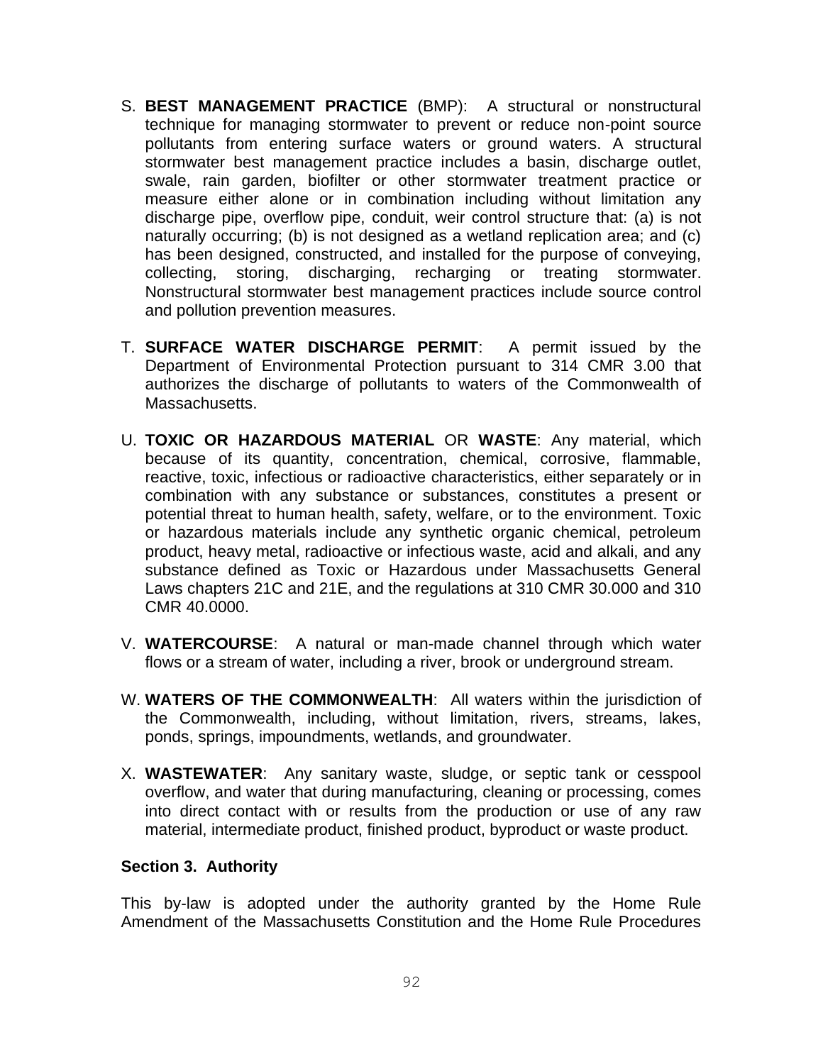S. **BEST MANAGEMENT PRACTICE** (BMP): A structural or nonstructural technique for managing stormwater to prevent or reduce non-point source pollutants from entering surface waters or ground waters. A structural stormwater best management practice includes a basin, discharge outlet, swale, rain garden, biofilter or other stormwater treatment practice or measure either alone or in combination including without limitation any discharge pipe, overflow pipe, conduit, weir control structure that: (a) is not naturally occurring; (b) is not designed as a wetland replication area; and (c) has been designed, constructed, and installed for the purpose of conveying, collecting, storing, discharging, recharging or treating stormwater. Nonstructural stormwater best management practices include source control and pollution prevention measures.

T. **SURFACE WATER DISCHARGE PERMIT**: A permit issued by the Department of Environmental Protection pursuant to 314 CMR 3.00 that authorizes the discharge of pollutants to waters of the Commonwealth of Massachusetts.

U. **TOXIC OR HAZARDOUS MATERIAL** OR **WASTE**: Any material, which because of its quantity, concentration, chemical, corrosive, flammable, reactive, toxic, infectious or radioactive characteristics, either separately or in combination with any substance or substances, constitutes a present or potential threat to human health, safety, welfare, or to the environment. Toxic or hazardous materials include any synthetic organic chemical, petroleum product, heavy metal, radioactive or infectious waste, acid and alkali, and any substance defined as Toxic or Hazardous under Massachusetts General Laws chapters 21C and 21E, and the regulations at 310 CMR 30.000 and 310 CMR 40.0000.

V. **WATERCOURSE**: A natural or man-made channel through which water flows or a stream of water, including a river, brook or underground stream.

W. **WATERS OF THE COMMONWEALTH**: All waters within the jurisdiction of the Commonwealth, including, without limitation, rivers, streams, lakes, ponds, springs, impoundments, wetlands, and groundwater.

X. **WASTEWATER**: Any sanitary waste, sludge, or septic tank or cesspool overflow, and water that during manufacturing, cleaning or processing, comes into direct contact with or results from the production or use of any raw material, intermediate product, finished product, byproduct or waste product.

**Section 3. Authority**

This by-law is adopted under the authority granted by the Home Rule Amendment of the Massachusetts Constitution and the Home Rule Procedures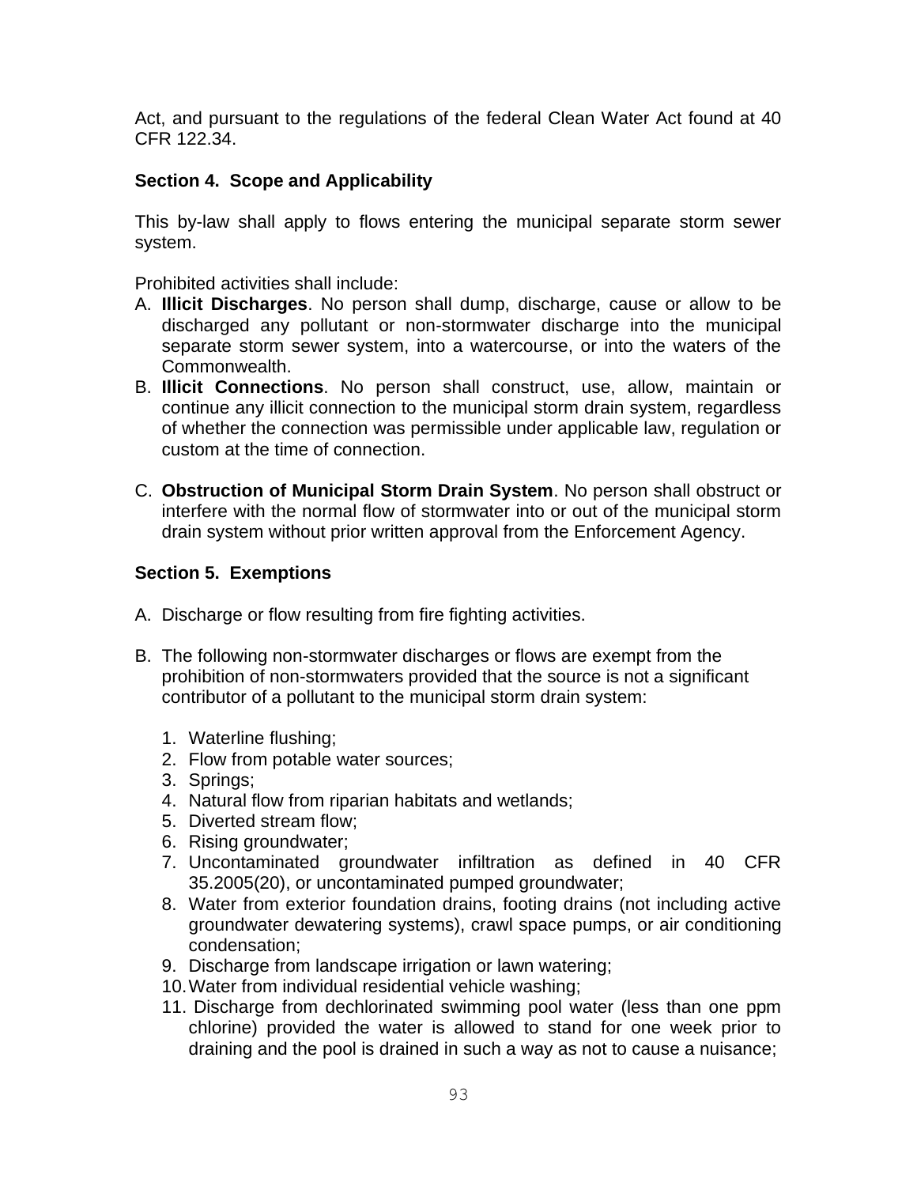Act, and pursuant to the regulations of the federal Clean Water Act found at 40 CFR 122.34.

**Section 4. Scope and Applicability**

This by-law shall apply to flows entering the municipal separate storm sewer system.

Prohibited activities shall include:

A. **Illicit Discharges**. No person shall dump, discharge, cause or allow to be discharged any pollutant or non-stormwater discharge into the municipal separate storm sewer system, into a watercourse, or into the waters of the Commonwealth.

B. **Illicit Connections**. No person shall construct, use, allow, maintain or continue any illicit connection to the municipal storm drain system, regardless of whether the connection was permissible under applicable law, regulation or custom at the time of connection.

C. **Obstruction of Municipal Storm Drain System**. No person shall obstruct or interfere with the normal flow of stormwater into or out of the municipal storm drain system without prior written approval from the Enforcement Agency.

**Section 5. Exemptions**

A. Discharge or flow resulting from fire fighting activities.

B. The following non-stormwater discharges or flows are exempt from the prohibition of non-stormwaters provided that the source is not a significant contributor of a pollutant to the municipal storm drain system:

1. Waterline flushing;
2. Flow from potable water sources;
3. Springs;
4. Natural flow from riparian habitats and wetlands;
5. Diverted stream flow;
6. Rising groundwater;
7. Uncontaminated groundwater infiltration as defined in 40 CFR 35.2005(20), or uncontaminated pumped groundwater;
8. Water from exterior foundation drains, footing drains (not including active groundwater dewatering systems), crawl space pumps, or air conditioning condensation;
9. Discharge from landscape irrigation or lawn watering;
10. Water from individual residential vehicle washing;
11. Discharge from dechlorinated swimming pool water (less than one ppm chlorine) provided the water is allowed to stand for one week prior to draining and the pool is drained in such a way as not to cause a nuisance;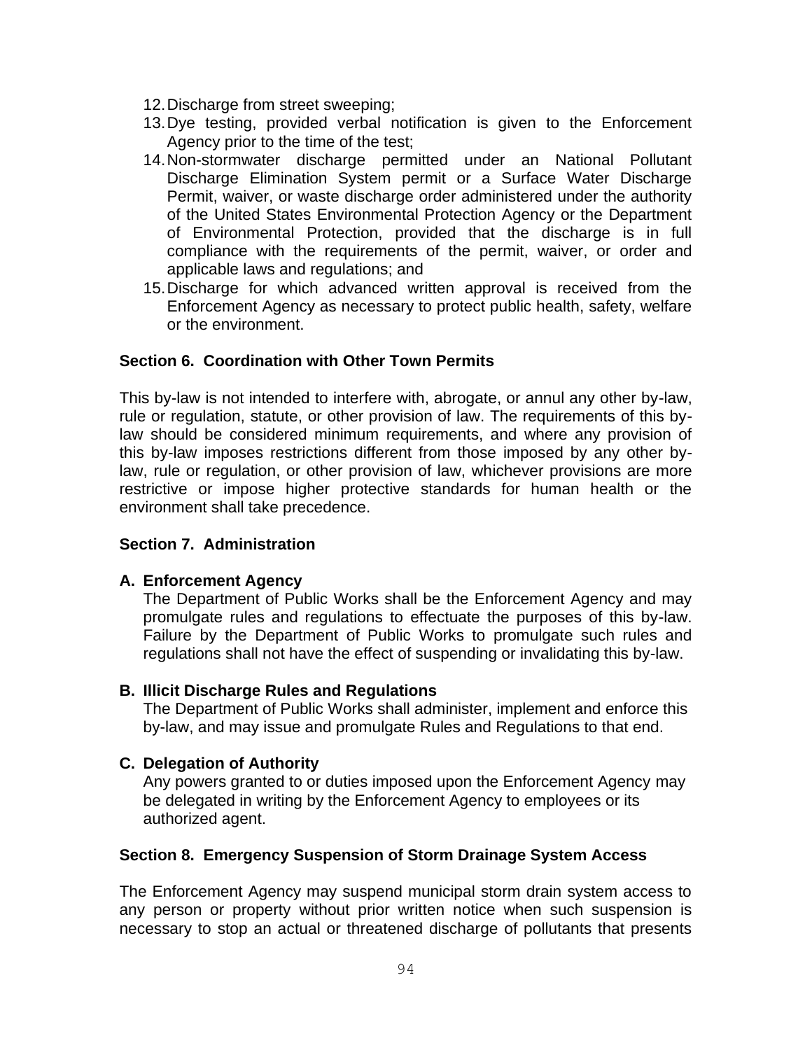12. Discharge from street sweeping;
13. Dye testing, provided verbal notification is given to the Enforcement Agency prior to the time of the test;
14. Non-stormwater discharge permitted under an National Pollutant Discharge Elimination System permit or a Surface Water Discharge Permit, waiver, or waste discharge order administered under the authority of the United States Environmental Protection Agency or the Department of Environmental Protection, provided that the discharge is in full compliance with the requirements of the permit, waiver, or order and applicable laws and regulations; and
15. Discharge for which advanced written approval is received from the Enforcement Agency as necessary to protect public health, safety, welfare or the environment.

### Section 6. Coordination with Other Town Permits

This by-law is not intended to interfere with, abrogate, or annul any other by-law, rule or regulation, statute, or other provision of law. The requirements of this by-law should be considered minimum requirements, and where any provision of this by-law imposes restrictions different from those imposed by any other by-law, rule or regulation, or other provision of law, whichever provisions are more restrictive or impose higher protective standards for human health or the environment shall take precedence.

### Section 7. Administration

**A. Enforcement Agency**
The Department of Public Works shall be the Enforcement Agency and may promulgate rules and regulations to effectuate the purposes of this by-law. Failure by the Department of Public Works to promulgate such rules and regulations shall not have the effect of suspending or invalidating this by-law.

**B. Illicit Discharge Rules and Regulations**
The Department of Public Works shall administer, implement and enforce this by-law, and may issue and promulgate Rules and Regulations to that end.

**C. Delegation of Authority**
Any powers granted to or duties imposed upon the Enforcement Agency may be delegated in writing by the Enforcement Agency to employees or its authorized agent.

### Section 8. Emergency Suspension of Storm Drainage System Access

The Enforcement Agency may suspend municipal storm drain system access to any person or property without prior written notice when such suspension is necessary to stop an actual or threatened discharge of pollutants that presents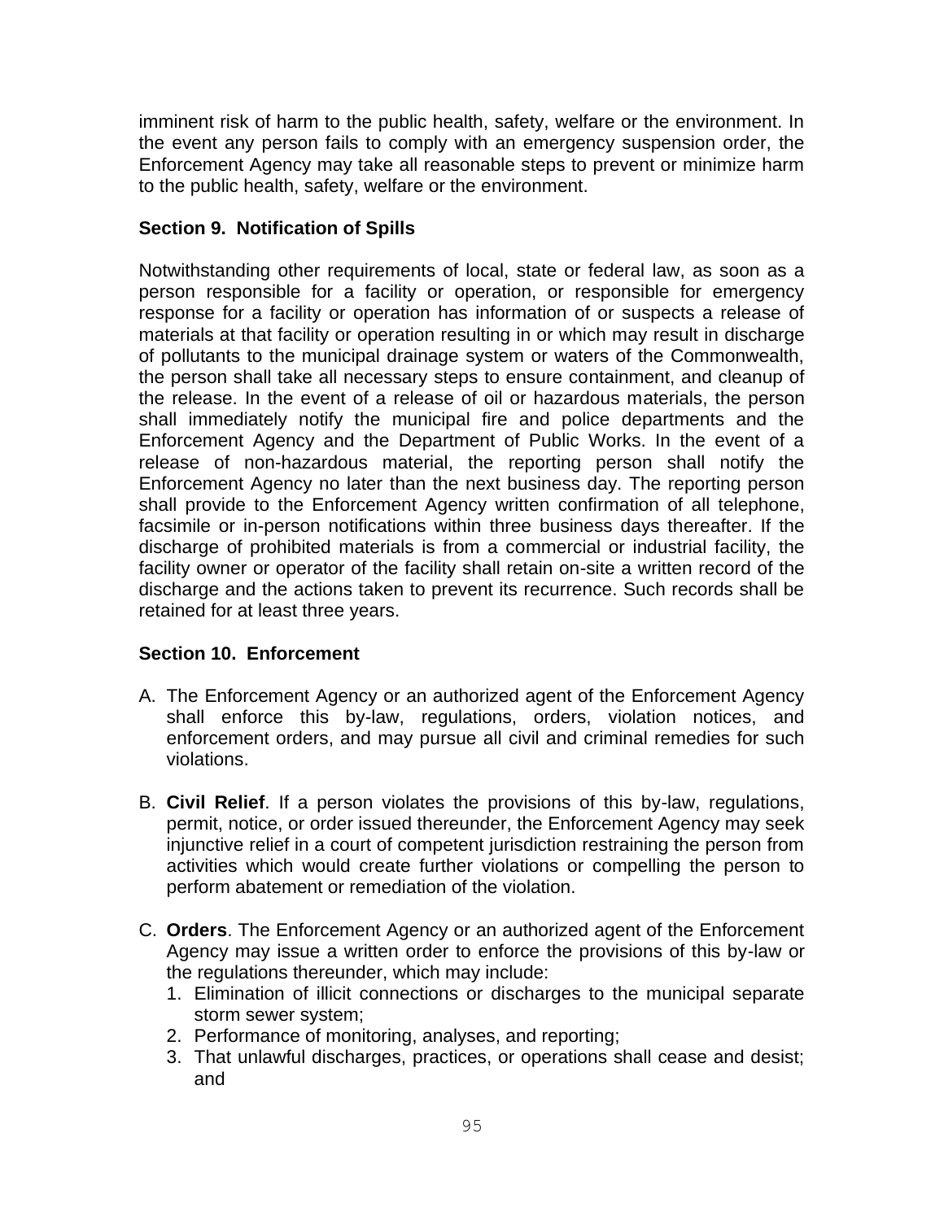imminent risk of harm to the public health, safety, welfare or the environment. In the event any person fails to comply with an emergency suspension order, the Enforcement Agency may take all reasonable steps to prevent or minimize harm to the public health, safety, welfare or the environment.

**Section 9. Notification of Spills**

Notwithstanding other requirements of local, state or federal law, as soon as a person responsible for a facility or operation, or responsible for emergency response for a facility or operation has information of or suspects a release of materials at that facility or operation resulting in or which may result in discharge of pollutants to the municipal drainage system or waters of the Commonwealth, the person shall take all necessary steps to ensure containment, and cleanup of the release. In the event of a release of oil or hazardous materials, the person shall immediately notify the municipal fire and police departments and the Enforcement Agency and the Department of Public Works. In the event of a release of non-hazardous material, the reporting person shall notify the Enforcement Agency no later than the next business day. The reporting person shall provide to the Enforcement Agency written confirmation of all telephone, facsimile or in-person notifications within three business days thereafter. If the discharge of prohibited materials is from a commercial or industrial facility, the facility owner or operator of the facility shall retain on-site a written record of the discharge and the actions taken to prevent its recurrence. Such records shall be retained for at least three years.

**Section 10. Enforcement**

A. The Enforcement Agency or an authorized agent of the Enforcement Agency shall enforce this by-law, regulations, orders, violation notices, and enforcement orders, and may pursue all civil and criminal remedies for such violations.

B. **Civil Relief**. If a person violates the provisions of this by-law, regulations, permit, notice, or order issued thereunder, the Enforcement Agency may seek injunctive relief in a court of competent jurisdiction restraining the person from activities which would create further violations or compelling the person to perform abatement or remediation of the violation.

C. **Orders**. The Enforcement Agency or an authorized agent of the Enforcement Agency may issue a written order to enforce the provisions of this by-law or the regulations thereunder, which may include:
   1. Elimination of illicit connections or discharges to the municipal separate storm sewer system;
   2. Performance of monitoring, analyses, and reporting;
   3. That unlawful discharges, practices, or operations shall cease and desist; and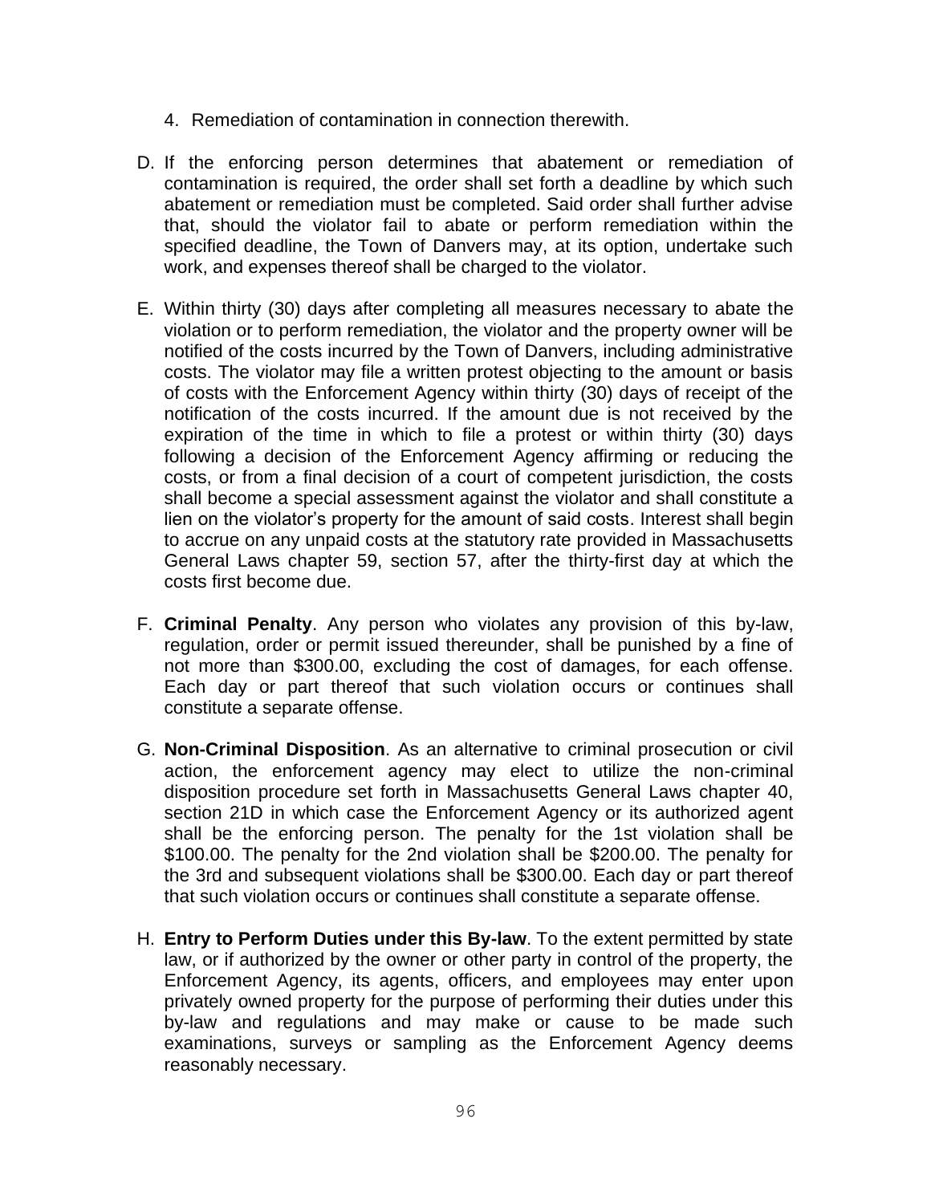4. Remediation of contamination in connection therewith.

D. If the enforcing person determines that abatement or remediation of contamination is required, the order shall set forth a deadline by which such abatement or remediation must be completed. Said order shall further advise that, should the violator fail to abate or perform remediation within the specified deadline, the Town of Danvers may, at its option, undertake such work, and expenses thereof shall be charged to the violator.

E. Within thirty (30) days after completing all measures necessary to abate the violation or to perform remediation, the violator and the property owner will be notified of the costs incurred by the Town of Danvers, including administrative costs. The violator may file a written protest objecting to the amount or basis of costs with the Enforcement Agency within thirty (30) days of receipt of the notification of the costs incurred. If the amount due is not received by the expiration of the time in which to file a protest or within thirty (30) days following a decision of the Enforcement Agency affirming or reducing the costs, or from a final decision of a court of competent jurisdiction, the costs shall become a special assessment against the violator and shall constitute a lien on the violator's property for the amount of said costs. Interest shall begin to accrue on any unpaid costs at the statutory rate provided in Massachusetts General Laws chapter 59, section 57, after the thirty-first day at which the costs first become due.

F. **Criminal Penalty**. Any person who violates any provision of this by-law, regulation, order or permit issued thereunder, shall be punished by a fine of not more than $300.00, excluding the cost of damages, for each offense. Each day or part thereof that such violation occurs or continues shall constitute a separate offense.

G. **Non-Criminal Disposition**. As an alternative to criminal prosecution or civil action, the enforcement agency may elect to utilize the non-criminal disposition procedure set forth in Massachusetts General Laws chapter 40, section 21D in which case the Enforcement Agency or its authorized agent shall be the enforcing person. The penalty for the 1st violation shall be $100.00. The penalty for the 2nd violation shall be $200.00. The penalty for the 3rd and subsequent violations shall be $300.00. Each day or part thereof that such violation occurs or continues shall constitute a separate offense.

H. **Entry to Perform Duties under this By-law**. To the extent permitted by state law, or if authorized by the owner or other party in control of the property, the Enforcement Agency, its agents, officers, and employees may enter upon privately owned property for the purpose of performing their duties under this by-law and regulations and may make or cause to be made such examinations, surveys or sampling as the Enforcement Agency deems reasonably necessary.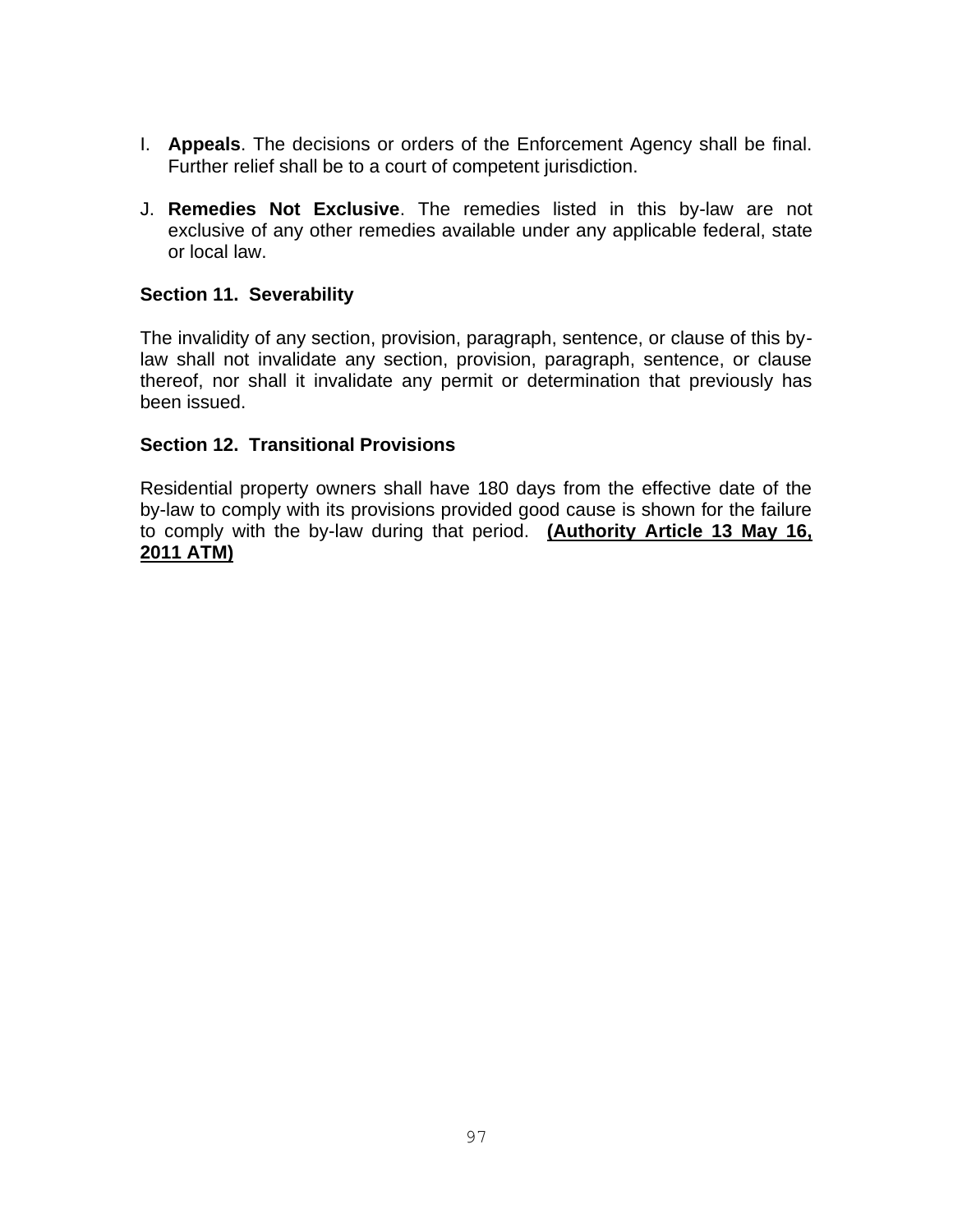I. **Appeals**. The decisions or orders of the Enforcement Agency shall be final. Further relief shall be to a court of competent jurisdiction.

J. **Remedies Not Exclusive**. The remedies listed in this by-law are not exclusive of any other remedies available under any applicable federal, state or local law.

### Section 11. Severability

The invalidity of any section, provision, paragraph, sentence, or clause of this by-law shall not invalidate any section, provision, paragraph, sentence, or clause thereof, nor shall it invalidate any permit or determination that previously has been issued.

### Section 12. Transitional Provisions

Residential property owners shall have 180 days from the effective date of the by-law to comply with its provisions provided good cause is shown for the failure to comply with the by-law during that period. **<u>(Authority Article 13 May 16, 2011 ATM)</u>**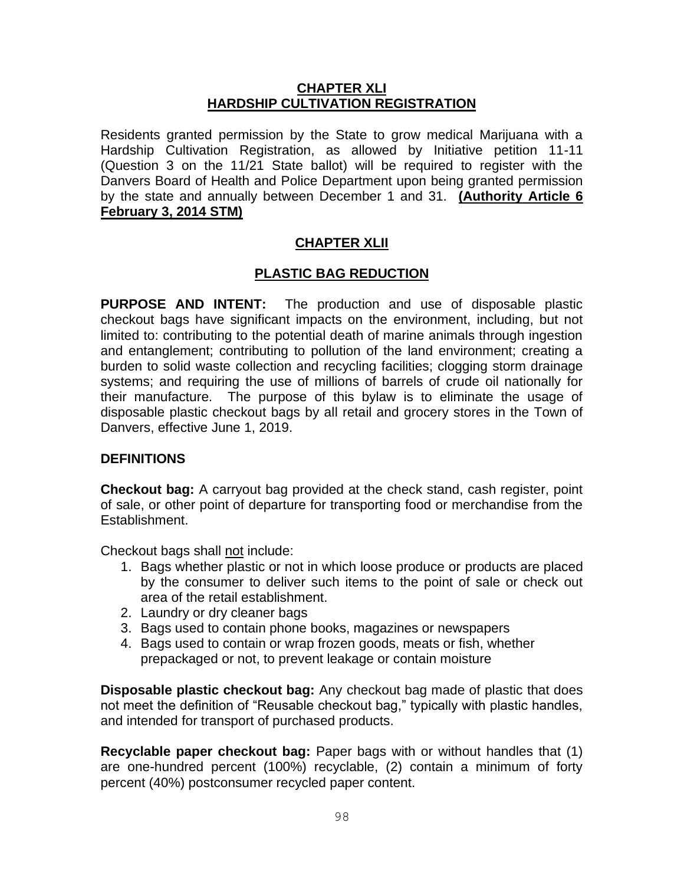## CHAPTER XLI
## HARDSHIP CULTIVATION REGISTRATION

Residents granted permission by the State to grow medical Marijuana with a Hardship Cultivation Registration, as allowed by Initiative petition 11-11 (Question 3 on the 11/21 State ballot) will be required to register with the Danvers Board of Health and Police Department upon being granted permission by the state and annually between December 1 and 31. **(Authority Article 6 February 3, 2014 STM)**

## CHAPTER XLII

## PLASTIC BAG REDUCTION

**PURPOSE AND INTENT:** The production and use of disposable plastic checkout bags have significant impacts on the environment, including, but not limited to: contributing to the potential death of marine animals through ingestion and entanglement; contributing to pollution of the land environment; creating a burden to solid waste collection and recycling facilities; clogging storm drainage systems; and requiring the use of millions of barrels of crude oil nationally for their manufacture. The purpose of this bylaw is to eliminate the usage of disposable plastic checkout bags by all retail and grocery stores in the Town of Danvers, effective June 1, 2019.

**DEFINITIONS**

**Checkout bag:** A carryout bag provided at the check stand, cash register, point of sale, or other point of departure for transporting food or merchandise from the Establishment.

Checkout bags shall not include:

1. Bags whether plastic or not in which loose produce or products are placed by the consumer to deliver such items to the point of sale or check out area of the retail establishment.
2. Laundry or dry cleaner bags
3. Bags used to contain phone books, magazines or newspapers
4. Bags used to contain or wrap frozen goods, meats or fish, whether prepackaged or not, to prevent leakage or contain moisture

**Disposable plastic checkout bag:** Any checkout bag made of plastic that does not meet the definition of "Reusable checkout bag," typically with plastic handles, and intended for transport of purchased products.

**Recyclable paper checkout bag:** Paper bags with or without handles that (1) are one-hundred percent (100%) recyclable, (2) contain a minimum of forty percent (40%) postconsumer recycled paper content.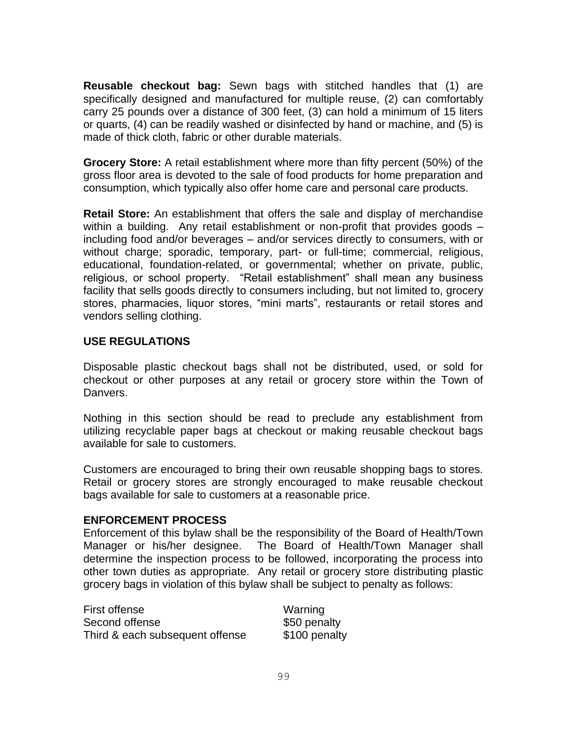**Reusable checkout bag:** Sewn bags with stitched handles that (1) are specifically designed and manufactured for multiple reuse, (2) can comfortably carry 25 pounds over a distance of 300 feet, (3) can hold a minimum of 15 liters or quarts, (4) can be readily washed or disinfected by hand or machine, and (5) is made of thick cloth, fabric or other durable materials.

**Grocery Store:** A retail establishment where more than fifty percent (50%) of the gross floor area is devoted to the sale of food products for home preparation and consumption, which typically also offer home care and personal care products.

**Retail Store:** An establishment that offers the sale and display of merchandise within a building. Any retail establishment or non-profit that provides goods – including food and/or beverages – and/or services directly to consumers, with or without charge; sporadic, temporary, part- or full-time; commercial, religious, educational, foundation-related, or governmental; whether on private, public, religious, or school property. "Retail establishment" shall mean any business facility that sells goods directly to consumers including, but not limited to, grocery stores, pharmacies, liquor stores, "mini marts", restaurants or retail stores and vendors selling clothing.

**USE REGULATIONS**

Disposable plastic checkout bags shall not be distributed, used, or sold for checkout or other purposes at any retail or grocery store within the Town of Danvers.

Nothing in this section should be read to preclude any establishment from utilizing recyclable paper bags at checkout or making reusable checkout bags available for sale to customers.

Customers are encouraged to bring their own reusable shopping bags to stores. Retail or grocery stores are strongly encouraged to make reusable checkout bags available for sale to customers at a reasonable price.

**ENFORCEMENT PROCESS**

Enforcement of this bylaw shall be the responsibility of the Board of Health/Town Manager or his/her designee. The Board of Health/Town Manager shall determine the inspection process to be followed, incorporating the process into other town duties as appropriate. Any retail or grocery store distributing plastic grocery bags in violation of this bylaw shall be subject to penalty as follows:

| | |
|---|---|
| First offense | Warning |
| Second offense | $50 penalty |
| Third & each subsequent offense | $100 penalty |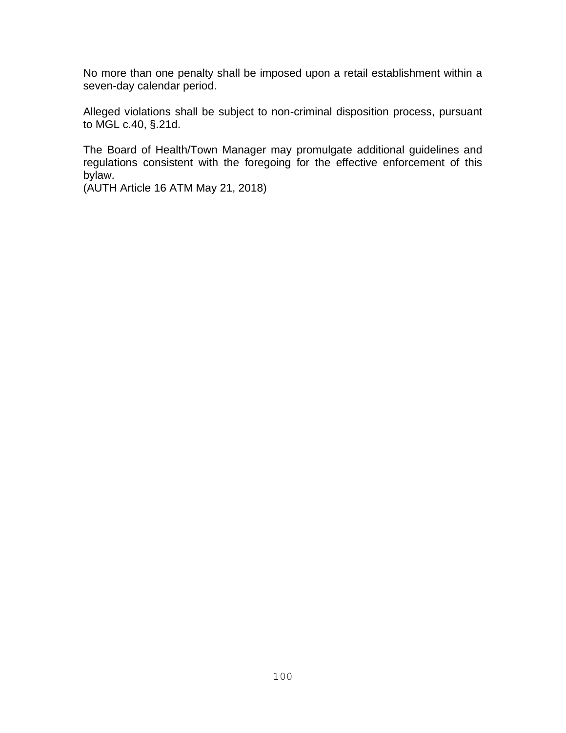No more than one penalty shall be imposed upon a retail establishment within a seven-day calendar period.

Alleged violations shall be subject to non-criminal disposition process, pursuant to MGL c.40, §.21d.

The Board of Health/Town Manager may promulgate additional guidelines and regulations consistent with the foregoing for the effective enforcement of this bylaw.
(AUTH Article 16 ATM May 21, 2018)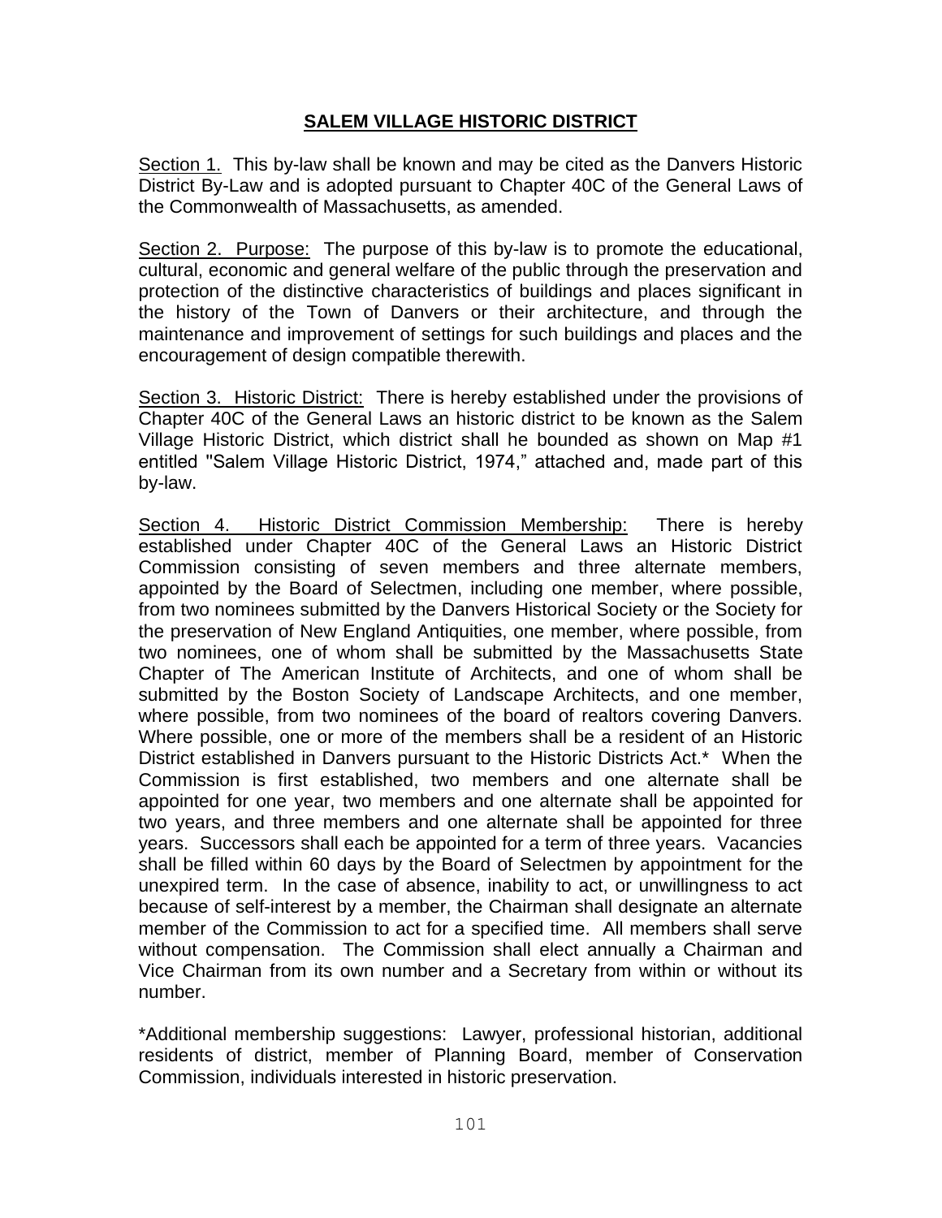# SALEM VILLAGE HISTORIC DISTRICT

Section 1. This by-law shall be known and may be cited as the Danvers Historic District By-Law and is adopted pursuant to Chapter 40C of the General Laws of the Commonwealth of Massachusetts, as amended.

Section 2. Purpose: The purpose of this by-law is to promote the educational, cultural, economic and general welfare of the public through the preservation and protection of the distinctive characteristics of buildings and places significant in the history of the Town of Danvers or their architecture, and through the maintenance and improvement of settings for such buildings and places and the encouragement of design compatible therewith.

Section 3. Historic District: There is hereby established under the provisions of Chapter 40C of the General Laws an historic district to be known as the Salem Village Historic District, which district shall he bounded as shown on Map #1 entitled "Salem Village Historic District, 1974," attached and, made part of this by-law.

Section 4. Historic District Commission Membership: There is hereby established under Chapter 40C of the General Laws an Historic District Commission consisting of seven members and three alternate members, appointed by the Board of Selectmen, including one member, where possible, from two nominees submitted by the Danvers Historical Society or the Society for the preservation of New England Antiquities, one member, where possible, from two nominees, one of whom shall be submitted by the Massachusetts State Chapter of The American Institute of Architects, and one of whom shall be submitted by the Boston Society of Landscape Architects, and one member, where possible, from two nominees of the board of realtors covering Danvers. Where possible, one or more of the members shall be a resident of an Historic District established in Danvers pursuant to the Historic Districts Act.* When the Commission is first established, two members and one alternate shall be appointed for one year, two members and one alternate shall be appointed for two years, and three members and one alternate shall be appointed for three years. Successors shall each be appointed for a term of three years. Vacancies shall be filled within 60 days by the Board of Selectmen by appointment for the unexpired term. In the case of absence, inability to act, or unwillingness to act because of self-interest by a member, the Chairman shall designate an alternate member of the Commission to act for a specified time. All members shall serve without compensation. The Commission shall elect annually a Chairman and Vice Chairman from its own number and a Secretary from within or without its number.

*Additional membership suggestions: Lawyer, professional historian, additional residents of district, member of Planning Board, member of Conservation Commission, individuals interested in historic preservation.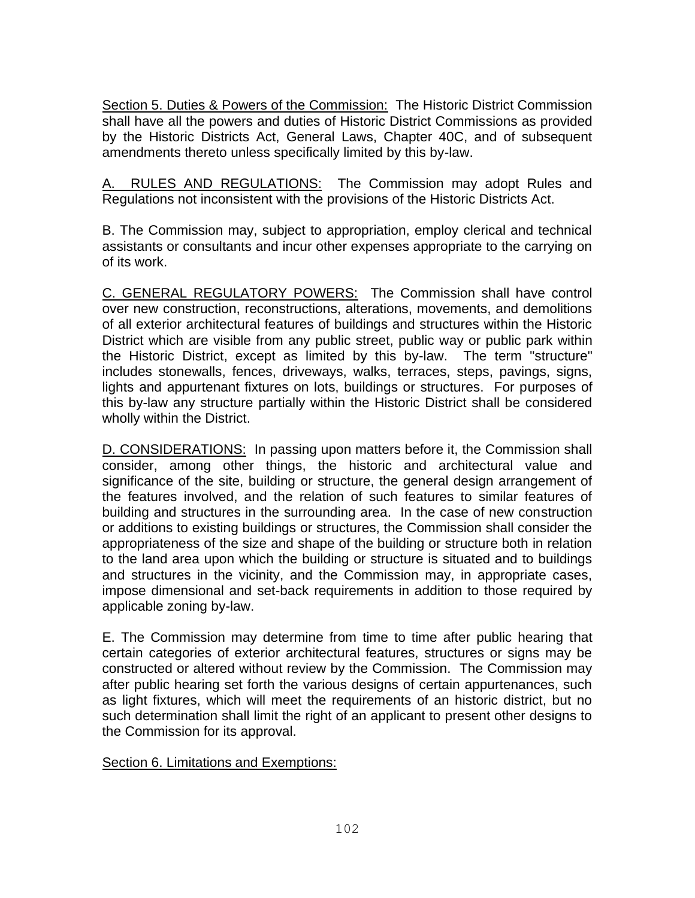<u>Section 5. Duties & Powers of the Commission:</u> The Historic District Commission shall have all the powers and duties of Historic District Commissions as provided by the Historic Districts Act, General Laws, Chapter 40C, and of subsequent amendments thereto unless specifically limited by this by-law.

<u>A. RULES AND REGULATIONS:</u> The Commission may adopt Rules and Regulations not inconsistent with the provisions of the Historic Districts Act.

B. The Commission may, subject to appropriation, employ clerical and technical assistants or consultants and incur other expenses appropriate to the carrying on of its work.

<u>C. GENERAL REGULATORY POWERS:</u> The Commission shall have control over new construction, reconstructions, alterations, movements, and demolitions of all exterior architectural features of buildings and structures within the Historic District which are visible from any public street, public way or public park within the Historic District, except as limited by this by-law. The term "structure" includes stonewalls, fences, driveways, walks, terraces, steps, pavings, signs, lights and appurtenant fixtures on lots, buildings or structures. For purposes of this by-law any structure partially within the Historic District shall be considered wholly within the District.

<u>D. CONSIDERATIONS:</u> In passing upon matters before it, the Commission shall consider, among other things, the historic and architectural value and significance of the site, building or structure, the general design arrangement of the features involved, and the relation of such features to similar features of building and structures in the surrounding area. In the case of new construction or additions to existing buildings or structures, the Commission shall consider the appropriateness of the size and shape of the building or structure both in relation to the land area upon which the building or structure is situated and to buildings and structures in the vicinity, and the Commission may, in appropriate cases, impose dimensional and set-back requirements in addition to those required by applicable zoning by-law.

E. The Commission may determine from time to time after public hearing that certain categories of exterior architectural features, structures or signs may be constructed or altered without review by the Commission. The Commission may after public hearing set forth the various designs of certain appurtenances, such as light fixtures, which will meet the requirements of an historic district, but no such determination shall limit the right of an applicant to present other designs to the Commission for its approval.

<u>Section 6. Limitations and Exemptions:</u>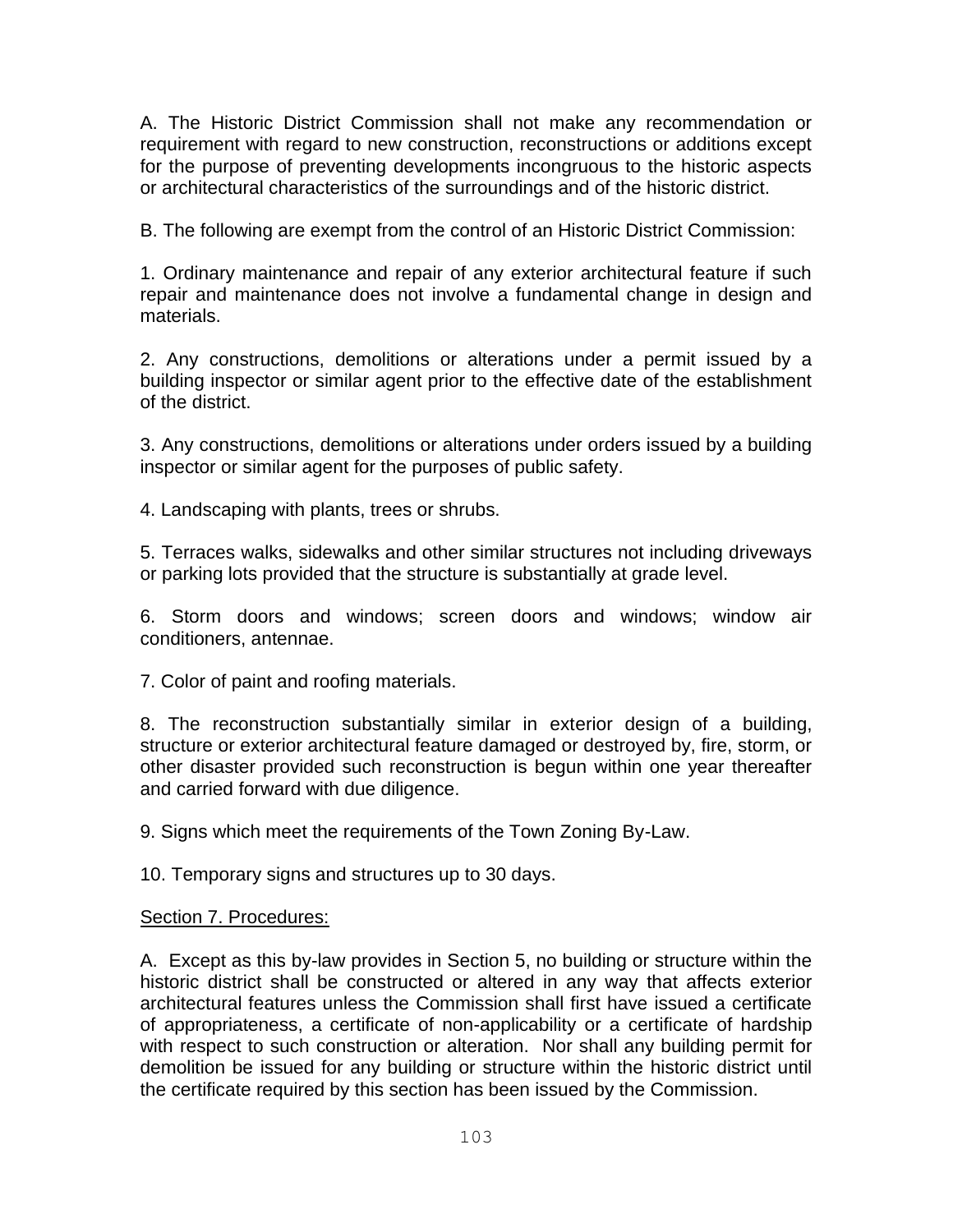A. The Historic District Commission shall not make any recommendation or requirement with regard to new construction, reconstructions or additions except for the purpose of preventing developments incongruous to the historic aspects or architectural characteristics of the surroundings and of the historic district.

B. The following are exempt from the control of an Historic District Commission:

1. Ordinary maintenance and repair of any exterior architectural feature if such repair and maintenance does not involve a fundamental change in design and materials.

2. Any constructions, demolitions or alterations under a permit issued by a building inspector or similar agent prior to the effective date of the establishment of the district.

3. Any constructions, demolitions or alterations under orders issued by a building inspector or similar agent for the purposes of public safety.

4. Landscaping with plants, trees or shrubs.

5. Terraces walks, sidewalks and other similar structures not including driveways or parking lots provided that the structure is substantially at grade level.

6. Storm doors and windows; screen doors and windows; window air conditioners, antennae.

7. Color of paint and roofing materials.

8. The reconstruction substantially similar in exterior design of a building, structure or exterior architectural feature damaged or destroyed by, fire, storm, or other disaster provided such reconstruction is begun within one year thereafter and carried forward with due diligence.

9. Signs which meet the requirements of the Town Zoning By-Law.

10. Temporary signs and structures up to 30 days.

<u>Section 7. Procedures:</u>

A. Except as this by-law provides in Section 5, no building or structure within the historic district shall be constructed or altered in any way that affects exterior architectural features unless the Commission shall first have issued a certificate of appropriateness, a certificate of non-applicability or a certificate of hardship with respect to such construction or alteration. Nor shall any building permit for demolition be issued for any building or structure within the historic district until the certificate required by this section has been issued by the Commission.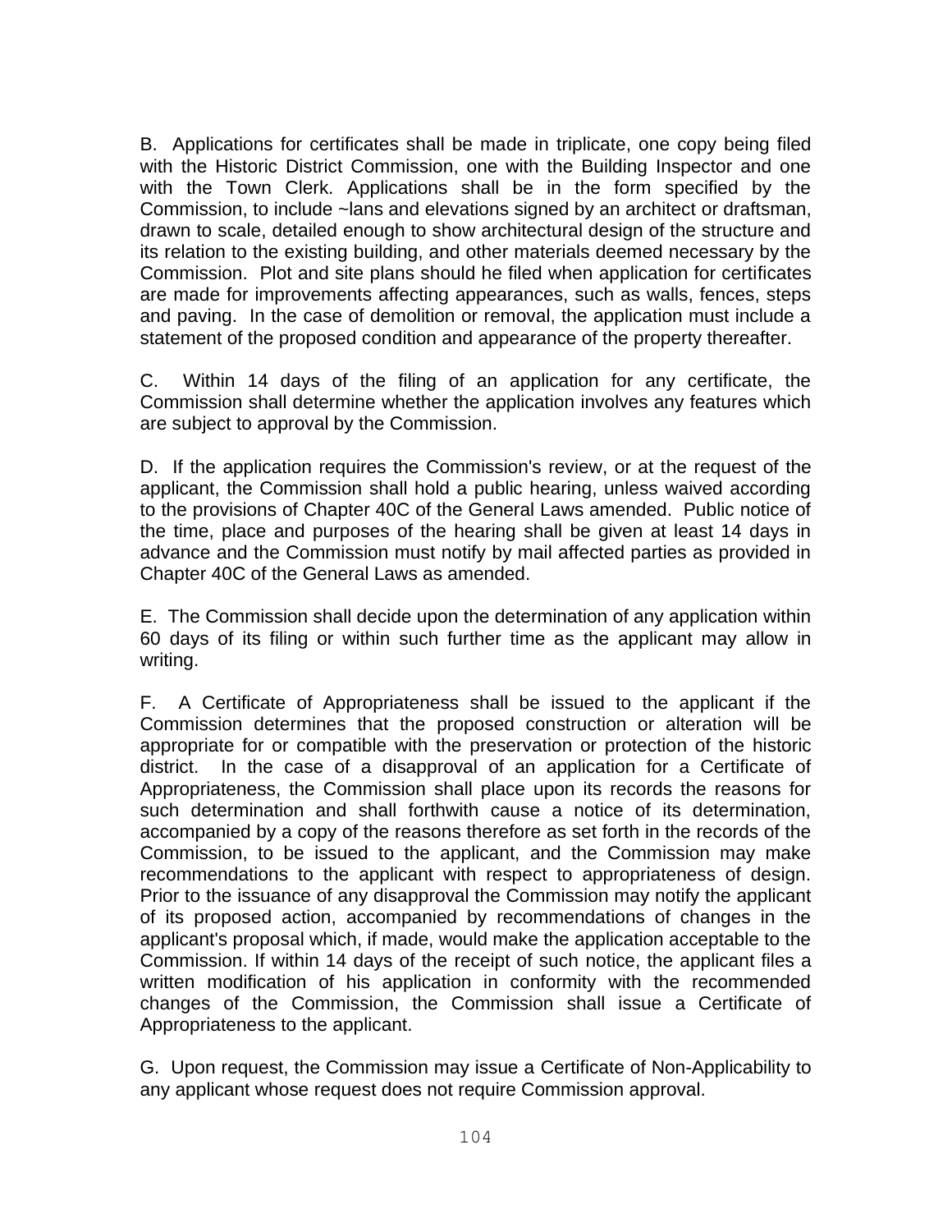B. Applications for certificates shall be made in triplicate, one copy being filed with the Historic District Commission, one with the Building Inspector and one with the Town Clerk. Applications shall be in the form specified by the Commission, to include ~lans and elevations signed by an architect or draftsman, drawn to scale, detailed enough to show architectural design of the structure and its relation to the existing building, and other materials deemed necessary by the Commission. Plot and site plans should he filed when application for certificates are made for improvements affecting appearances, such as walls, fences, steps and paving. In the case of demolition or removal, the application must include a statement of the proposed condition and appearance of the property thereafter.

C. Within 14 days of the filing of an application for any certificate, the Commission shall determine whether the application involves any features which are subject to approval by the Commission.

D. If the application requires the Commission's review, or at the request of the applicant, the Commission shall hold a public hearing, unless waived according to the provisions of Chapter 40C of the General Laws amended. Public notice of the time, place and purposes of the hearing shall be given at least 14 days in advance and the Commission must notify by mail affected parties as provided in Chapter 40C of the General Laws as amended.

E. The Commission shall decide upon the determination of any application within 60 days of its filing or within such further time as the applicant may allow in writing.

F. A Certificate of Appropriateness shall be issued to the applicant if the Commission determines that the proposed construction or alteration will be appropriate for or compatible with the preservation or protection of the historic district. In the case of a disapproval of an application for a Certificate of Appropriateness, the Commission shall place upon its records the reasons for such determination and shall forthwith cause a notice of its determination, accompanied by a copy of the reasons therefore as set forth in the records of the Commission, to be issued to the applicant, and the Commission may make recommendations to the applicant with respect to appropriateness of design. Prior to the issuance of any disapproval the Commission may notify the applicant of its proposed action, accompanied by recommendations of changes in the applicant's proposal which, if made, would make the application acceptable to the Commission. If within 14 days of the receipt of such notice, the applicant files a written modification of his application in conformity with the recommended changes of the Commission, the Commission shall issue a Certificate of Appropriateness to the applicant.

G. Upon request, the Commission may issue a Certificate of Non-Applicability to any applicant whose request does not require Commission approval.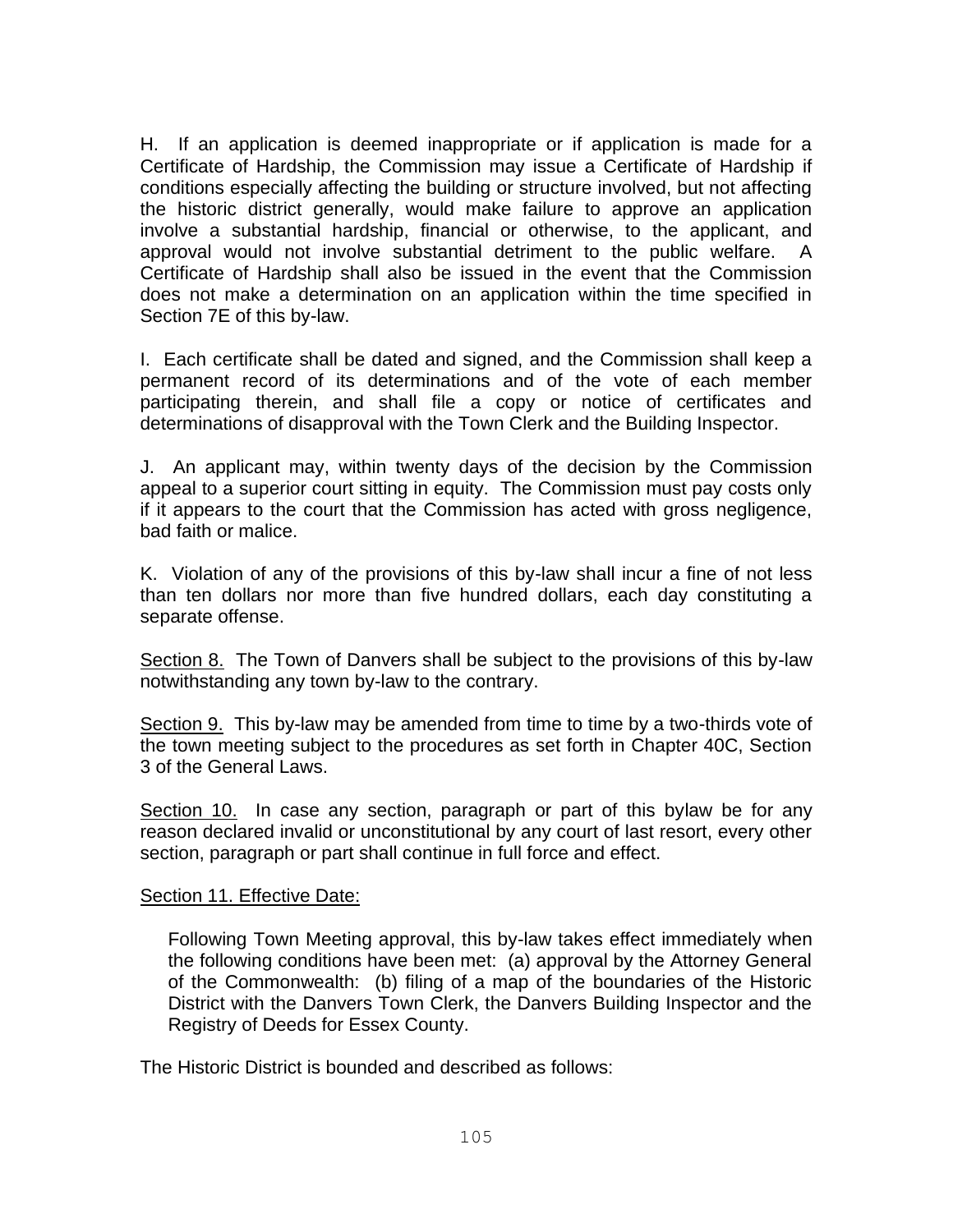H.  If an application is deemed inappropriate or if application is made for a Certificate of Hardship, the Commission may issue a Certificate of Hardship if conditions especially affecting the building or structure involved, but not affecting the historic district generally, would make failure to approve an application involve a substantial hardship, financial or otherwise, to the applicant, and approval would not involve substantial detriment to the public welfare.  A Certificate of Hardship shall also be issued in the event that the Commission does not make a determination on an application within the time specified in Section 7E of this by-law.

I.  Each certificate shall be dated and signed, and the Commission shall keep a permanent record of its determinations and of the vote of each member participating therein, and shall file a copy or notice of certificates and determinations of disapproval with the Town Clerk and the Building Inspector.

J.  An applicant may, within twenty days of the decision by the Commission appeal to a superior court sitting in equity.  The Commission must pay costs only if it appears to the court that the Commission has acted with gross negligence, bad faith or malice.

K.  Violation of any of the provisions of this by-law shall incur a fine of not less than ten dollars nor more than five hundred dollars, each day constituting a separate offense.

<u>Section 8.</u>  The Town of Danvers shall be subject to the provisions of this by-law notwithstanding any town by-law to the contrary.

<u>Section 9.</u>  This by-law may be amended from time to time by a two-thirds vote of the town meeting subject to the procedures as set forth in Chapter 40C, Section 3 of the General Laws.

<u>Section 10.</u>  In case any section, paragraph or part of this bylaw be for any reason declared invalid or unconstitutional by any court of last resort, every other section, paragraph or part shall continue in full force and effect.

<u>Section 11. Effective Date:</u>

Following Town Meeting approval, this by-law takes effect immediately when the following conditions have been met:  (a) approval by the Attorney General of the Commonwealth:  (b) filing of a map of the boundaries of the Historic District with the Danvers Town Clerk, the Danvers Building Inspector and the Registry of Deeds for Essex County.

The Historic District is bounded and described as follows: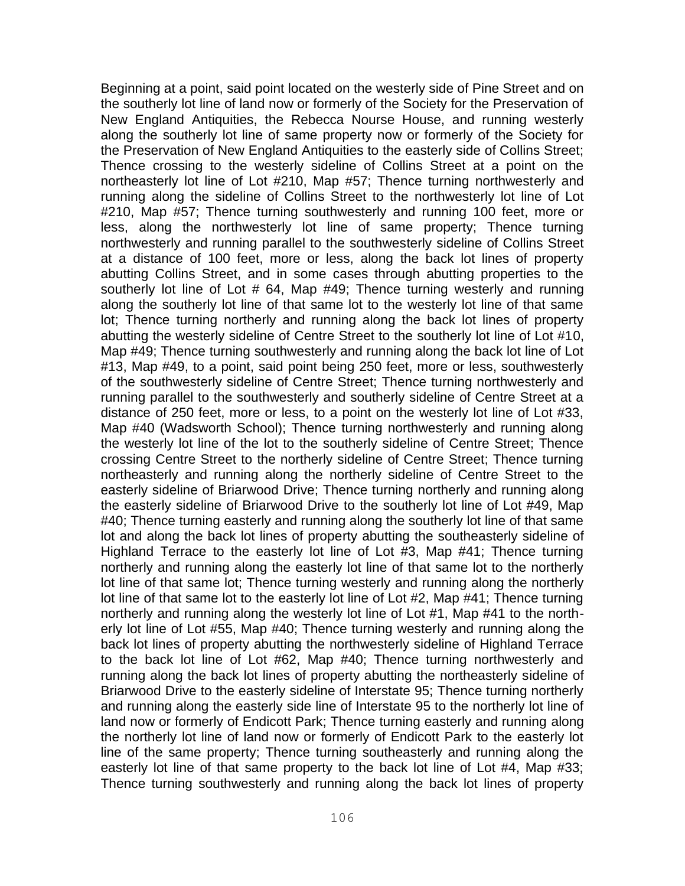Beginning at a point, said point located on the westerly side of Pine Street and on the southerly lot line of land now or formerly of the Society for the Preservation of New England Antiquities, the Rebecca Nourse House, and running westerly along the southerly lot line of same property now or formerly of the Society for the Preservation of New England Antiquities to the easterly side of Collins Street; Thence crossing to the westerly sideline of Collins Street at a point on the northeasterly lot line of Lot #210, Map #57; Thence turning northwesterly and running along the sideline of Collins Street to the northwesterly lot line of Lot #210, Map #57; Thence turning southwesterly and running 100 feet, more or less, along the northwesterly lot line of same property; Thence turning northwesterly and running parallel to the southwesterly sideline of Collins Street at a distance of 100 feet, more or less, along the back lot lines of property abutting Collins Street, and in some cases through abutting properties to the southerly lot line of Lot # 64, Map #49; Thence turning westerly and running along the southerly lot line of that same lot to the westerly lot line of that same lot; Thence turning northerly and running along the back lot lines of property abutting the westerly sideline of Centre Street to the southerly lot line of Lot #10, Map #49; Thence turning southwesterly and running along the back lot line of Lot #13, Map #49, to a point, said point being 250 feet, more or less, southwesterly of the southwesterly sideline of Centre Street; Thence turning northwesterly and running parallel to the southwesterly and southerly sideline of Centre Street at a distance of 250 feet, more or less, to a point on the westerly lot line of Lot #33, Map #40 (Wadsworth School); Thence turning northwesterly and running along the westerly lot line of the lot to the southerly sideline of Centre Street; Thence crossing Centre Street to the northerly sideline of Centre Street; Thence turning northeasterly and running along the northerly sideline of Centre Street to the easterly sideline of Briarwood Drive; Thence turning northerly and running along the easterly sideline of Briarwood Drive to the southerly lot line of Lot #49, Map #40; Thence turning easterly and running along the southerly lot line of that same lot and along the back lot lines of property abutting the southeasterly sideline of Highland Terrace to the easterly lot line of Lot #3, Map #41; Thence turning northerly and running along the easterly lot line of that same lot to the northerly lot line of that same lot; Thence turning westerly and running along the northerly lot line of that same lot to the easterly lot line of Lot #2, Map #41; Thence turning northerly and running along the westerly lot line of Lot #1, Map #41 to the northerly lot line of Lot #55, Map #40; Thence turning westerly and running along the back lot lines of property abutting the northwesterly sideline of Highland Terrace to the back lot line of Lot #62, Map #40; Thence turning northwesterly and running along the back lot lines of property abutting the northeasterly sideline of Briarwood Drive to the easterly sideline of Interstate 95; Thence turning northerly and running along the easterly side line of Interstate 95 to the northerly lot line of land now or formerly of Endicott Park; Thence turning easterly and running along the northerly lot line of land now or formerly of Endicott Park to the easterly lot line of the same property; Thence turning southeasterly and running along the easterly lot line of that same property to the back lot line of Lot #4, Map #33; Thence turning southwesterly and running along the back lot lines of property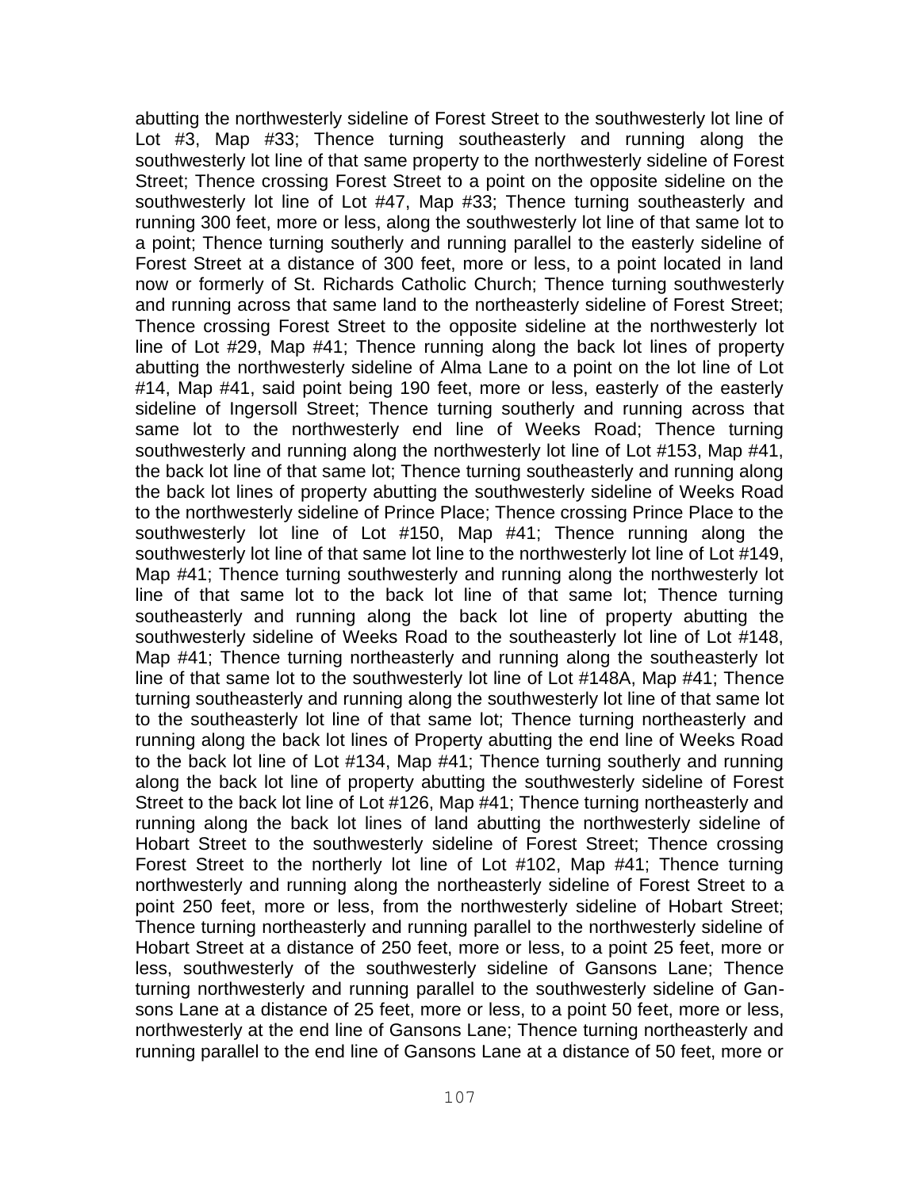abutting the northwesterly sideline of Forest Street to the southwesterly lot line of Lot #3, Map #33; Thence turning southeasterly and running along the southwesterly lot line of that same property to the northwesterly sideline of Forest Street; Thence crossing Forest Street to a point on the opposite sideline on the southwesterly lot line of Lot #47, Map #33; Thence turning southeasterly and running 300 feet, more or less, along the southwesterly lot line of that same lot to a point; Thence turning southerly and running parallel to the easterly sideline of Forest Street at a distance of 300 feet, more or less, to a point located in land now or formerly of St. Richards Catholic Church; Thence turning southwesterly and running across that same land to the northeasterly sideline of Forest Street; Thence crossing Forest Street to the opposite sideline at the northwesterly lot line of Lot #29, Map #41; Thence running along the back lot lines of property abutting the northwesterly sideline of Alma Lane to a point on the lot line of Lot #14, Map #41, said point being 190 feet, more or less, easterly of the easterly sideline of Ingersoll Street; Thence turning southerly and running across that same lot to the northwesterly end line of Weeks Road; Thence turning southwesterly and running along the northwesterly lot line of Lot #153, Map #41, the back lot line of that same lot; Thence turning southeasterly and running along the back lot lines of property abutting the southwesterly sideline of Weeks Road to the northwesterly sideline of Prince Place; Thence crossing Prince Place to the southwesterly lot line of Lot #150, Map #41; Thence running along the southwesterly lot line of that same lot line to the northwesterly lot line of Lot #149, Map #41; Thence turning southwesterly and running along the northwesterly lot line of that same lot to the back lot line of that same lot; Thence turning southeasterly and running along the back lot line of property abutting the southwesterly sideline of Weeks Road to the southeasterly lot line of Lot #148, Map #41; Thence turning northeasterly and running along the southeasterly lot line of that same lot to the southwesterly lot line of Lot #148A, Map #41; Thence turning southeasterly and running along the southwesterly lot line of that same lot to the southeasterly lot line of that same lot; Thence turning northeasterly and running along the back lot lines of Property abutting the end line of Weeks Road to the back lot line of Lot #134, Map #41; Thence turning southerly and running along the back lot line of property abutting the southwesterly sideline of Forest Street to the back lot line of Lot #126, Map #41; Thence turning northeasterly and running along the back lot lines of land abutting the northwesterly sideline of Hobart Street to the southwesterly sideline of Forest Street; Thence crossing Forest Street to the northerly lot line of Lot #102, Map #41; Thence turning northwesterly and running along the northeasterly sideline of Forest Street to a point 250 feet, more or less, from the northwesterly sideline of Hobart Street; Thence turning northeasterly and running parallel to the northwesterly sideline of Hobart Street at a distance of 250 feet, more or less, to a point 25 feet, more or less, southwesterly of the southwesterly sideline of Gansons Lane; Thence turning northwesterly and running parallel to the southwesterly sideline of Gansons Lane at a distance of 25 feet, more or less, to a point 50 feet, more or less, northwesterly at the end line of Gansons Lane; Thence turning northeasterly and running parallel to the end line of Gansons Lane at a distance of 50 feet, more or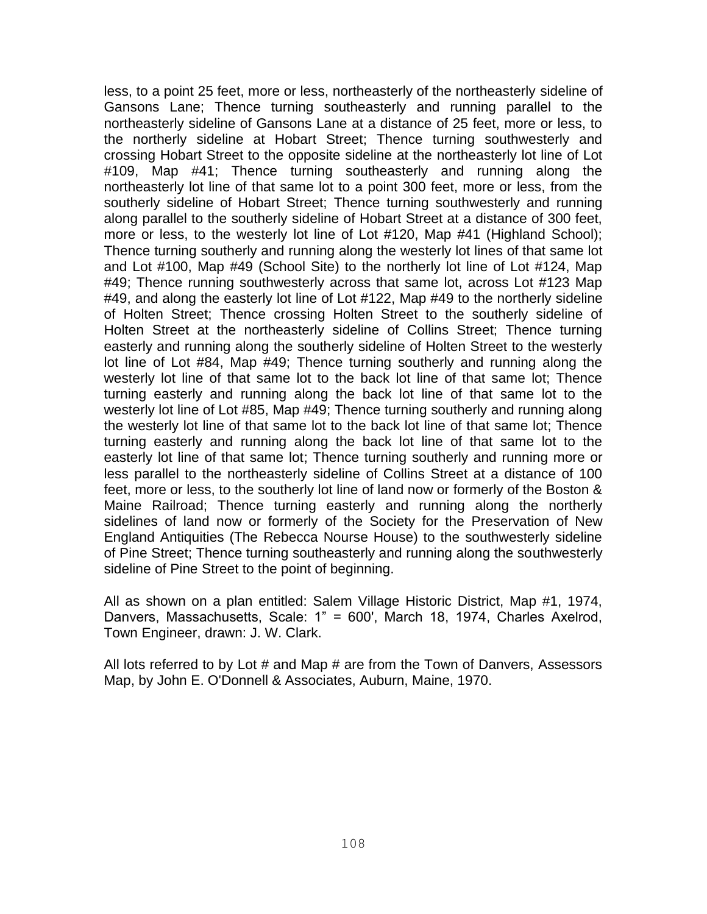less, to a point 25 feet, more or less, northeasterly of the northeasterly sideline of Gansons Lane; Thence turning southeasterly and running parallel to the northeasterly sideline of Gansons Lane at a distance of 25 feet, more or less, to the northerly sideline at Hobart Street; Thence turning southwesterly and crossing Hobart Street to the opposite sideline at the northeasterly lot line of Lot #109, Map #41; Thence turning southeasterly and running along the northeasterly lot line of that same lot to a point 300 feet, more or less, from the southerly sideline of Hobart Street; Thence turning southwesterly and running along parallel to the southerly sideline of Hobart Street at a distance of 300 feet, more or less, to the westerly lot line of Lot #120, Map #41 (Highland School); Thence turning southerly and running along the westerly lot lines of that same lot and Lot #100, Map #49 (School Site) to the northerly lot line of Lot #124, Map #49; Thence running southwesterly across that same lot, across Lot #123 Map #49, and along the easterly lot line of Lot #122, Map #49 to the northerly sideline of Holten Street; Thence crossing Holten Street to the southerly sideline of Holten Street at the northeasterly sideline of Collins Street; Thence turning easterly and running along the southerly sideline of Holten Street to the westerly lot line of Lot #84, Map #49; Thence turning southerly and running along the westerly lot line of that same lot to the back lot line of that same lot; Thence turning easterly and running along the back lot line of that same lot to the westerly lot line of Lot #85, Map #49; Thence turning southerly and running along the westerly lot line of that same lot to the back lot line of that same lot; Thence turning easterly and running along the back lot line of that same lot to the easterly lot line of that same lot; Thence turning southerly and running more or less parallel to the northeasterly sideline of Collins Street at a distance of 100 feet, more or less, to the southerly lot line of land now or formerly of the Boston & Maine Railroad; Thence turning easterly and running along the northerly sidelines of land now or formerly of the Society for the Preservation of New England Antiquities (The Rebecca Nourse House) to the southwesterly sideline of Pine Street; Thence turning southeasterly and running along the southwesterly sideline of Pine Street to the point of beginning.

All as shown on a plan entitled: Salem Village Historic District, Map #1, 1974, Danvers, Massachusetts, Scale: 1" = 600', March 18, 1974, Charles Axelrod, Town Engineer, drawn: J. W. Clark.

All lots referred to by Lot # and Map # are from the Town of Danvers, Assessors Map, by John E. O'Donnell & Associates, Auburn, Maine, 1970.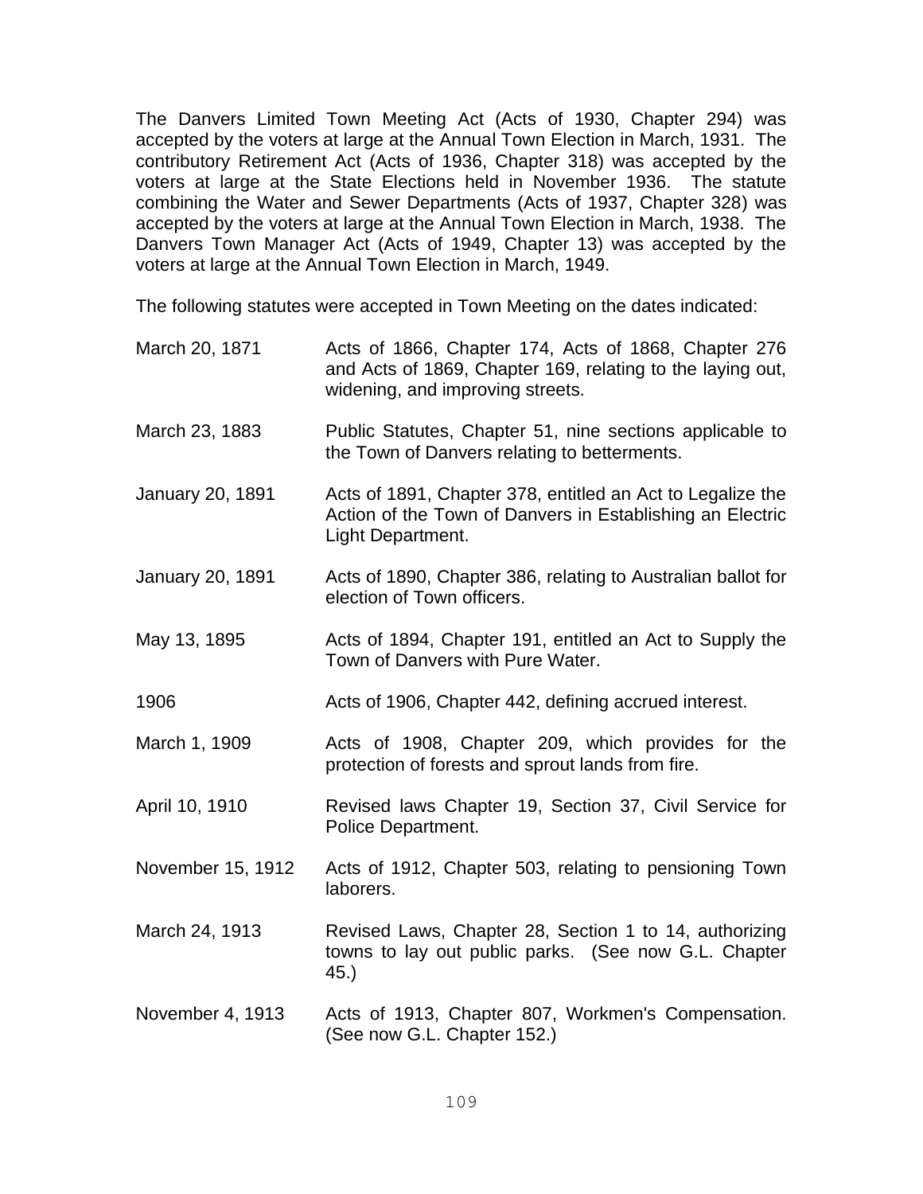The Danvers Limited Town Meeting Act (Acts of 1930, Chapter 294) was accepted by the voters at large at the Annual Town Election in March, 1931. The contributory Retirement Act (Acts of 1936, Chapter 318) was accepted by the voters at large at the State Elections held in November 1936. The statute combining the Water and Sewer Departments (Acts of 1937, Chapter 328) was accepted by the voters at large at the Annual Town Election in March, 1938. The Danvers Town Manager Act (Acts of 1949, Chapter 13) was accepted by the voters at large at the Annual Town Election in March, 1949.

The following statutes were accepted in Town Meeting on the dates indicated:

| | |
|---|---|
| March 20, 1871 | Acts of 1866, Chapter 174, Acts of 1868, Chapter 276 and Acts of 1869, Chapter 169, relating to the laying out, widening, and improving streets. |
| March 23, 1883 | Public Statutes, Chapter 51, nine sections applicable to the Town of Danvers relating to betterments. |
| January 20, 1891 | Acts of 1891, Chapter 378, entitled an Act to Legalize the Action of the Town of Danvers in Establishing an Electric Light Department. |
| January 20, 1891 | Acts of 1890, Chapter 386, relating to Australian ballot for election of Town officers. |
| May 13, 1895 | Acts of 1894, Chapter 191, entitled an Act to Supply the Town of Danvers with Pure Water. |
| 1906 | Acts of 1906, Chapter 442, defining accrued interest. |
| March 1, 1909 | Acts of 1908, Chapter 209, which provides for the protection of forests and sprout lands from fire. |
| April 10, 1910 | Revised laws Chapter 19, Section 37, Civil Service for Police Department. |
| November 15, 1912 | Acts of 1912, Chapter 503, relating to pensioning Town laborers. |
| March 24, 1913 | Revised Laws, Chapter 28, Section 1 to 14, authorizing towns to lay out public parks. (See now G.L. Chapter 45.) |
| November 4, 1913 | Acts of 1913, Chapter 807, Workmen's Compensation. (See now G.L. Chapter 152.) |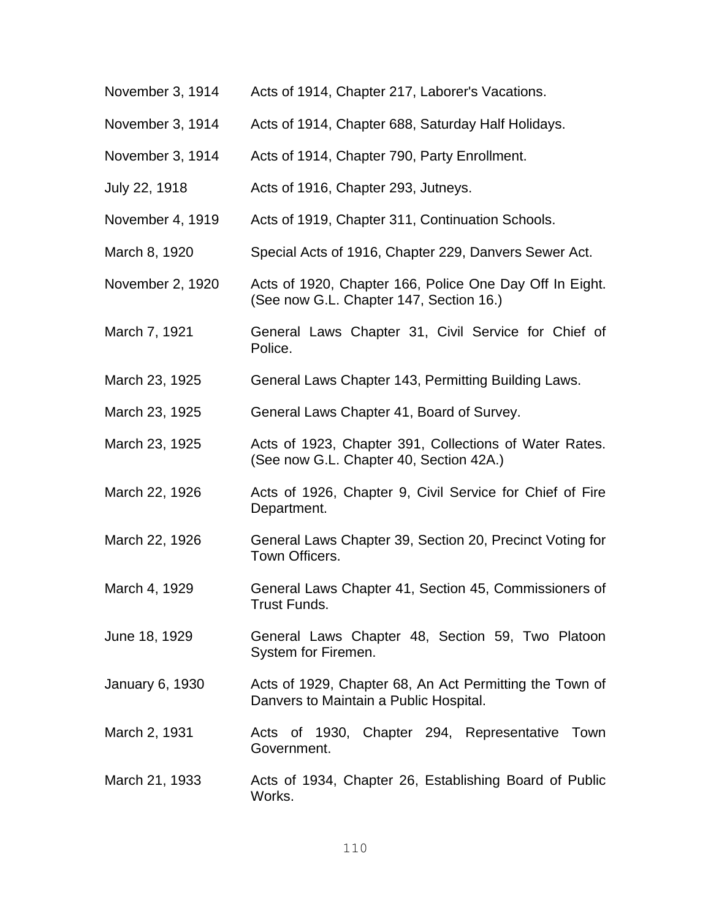| | |
|---|---|
| November 3, 1914 | Acts of 1914, Chapter 217, Laborer's Vacations. |
| November 3, 1914 | Acts of 1914, Chapter 688, Saturday Half Holidays. |
| November 3, 1914 | Acts of 1914, Chapter 790, Party Enrollment. |
| July 22, 1918 | Acts of 1916, Chapter 293, Jutneys. |
| November 4, 1919 | Acts of 1919, Chapter 311, Continuation Schools. |
| March 8, 1920 | Special Acts of 1916, Chapter 229, Danvers Sewer Act. |
| November 2, 1920 | Acts of 1920, Chapter 166, Police One Day Off In Eight. (See now G.L. Chapter 147, Section 16.) |
| March 7, 1921 | General Laws Chapter 31, Civil Service for Chief of Police. |
| March 23, 1925 | General Laws Chapter 143, Permitting Building Laws. |
| March 23, 1925 | General Laws Chapter 41, Board of Survey. |
| March 23, 1925 | Acts of 1923, Chapter 391, Collections of Water Rates. (See now G.L. Chapter 40, Section 42A.) |
| March 22, 1926 | Acts of 1926, Chapter 9, Civil Service for Chief of Fire Department. |
| March 22, 1926 | General Laws Chapter 39, Section 20, Precinct Voting for Town Officers. |
| March 4, 1929 | General Laws Chapter 41, Section 45, Commissioners of Trust Funds. |
| June 18, 1929 | General Laws Chapter 48, Section 59, Two Platoon System for Firemen. |
| January 6, 1930 | Acts of 1929, Chapter 68, An Act Permitting the Town of Danvers to Maintain a Public Hospital. |
| March 2, 1931 | Acts of 1930, Chapter 294, Representative Town Government. |
| March 21, 1933 | Acts of 1934, Chapter 26, Establishing Board of Public Works. |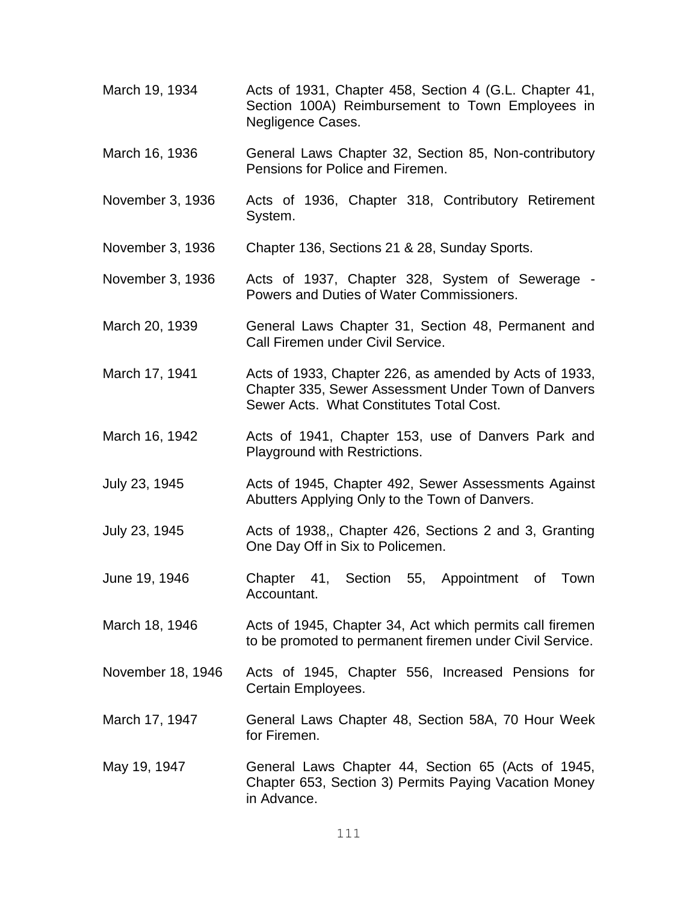| | |
|---|---|
| March 19, 1934 | Acts of 1931, Chapter 458, Section 4 (G.L. Chapter 41, Section 100A) Reimbursement to Town Employees in Negligence Cases. |
| March 16, 1936 | General Laws Chapter 32, Section 85, Non-contributory Pensions for Police and Firemen. |
| November 3, 1936 | Acts of 1936, Chapter 318, Contributory Retirement System. |
| November 3, 1936 | Chapter 136, Sections 21 & 28, Sunday Sports. |
| November 3, 1936 | Acts of 1937, Chapter 328, System of Sewerage - Powers and Duties of Water Commissioners. |
| March 20, 1939 | General Laws Chapter 31, Section 48, Permanent and Call Firemen under Civil Service. |
| March 17, 1941 | Acts of 1933, Chapter 226, as amended by Acts of 1933, Chapter 335, Sewer Assessment Under Town of Danvers Sewer Acts. What Constitutes Total Cost. |
| March 16, 1942 | Acts of 1941, Chapter 153, use of Danvers Park and Playground with Restrictions. |
| July 23, 1945 | Acts of 1945, Chapter 492, Sewer Assessments Against Abutters Applying Only to the Town of Danvers. |
| July 23, 1945 | Acts of 1938,, Chapter 426, Sections 2 and 3, Granting One Day Off in Six to Policemen. |
| June 19, 1946 | Chapter 41, Section 55, Appointment of Town Accountant. |
| March 18, 1946 | Acts of 1945, Chapter 34, Act which permits call firemen to be promoted to permanent firemen under Civil Service. |
| November 18, 1946 | Acts of 1945, Chapter 556, Increased Pensions for Certain Employees. |
| March 17, 1947 | General Laws Chapter 48, Section 58A, 70 Hour Week for Firemen. |
| May 19, 1947 | General Laws Chapter 44, Section 65 (Acts of 1945, Chapter 653, Section 3) Permits Paying Vacation Money in Advance. |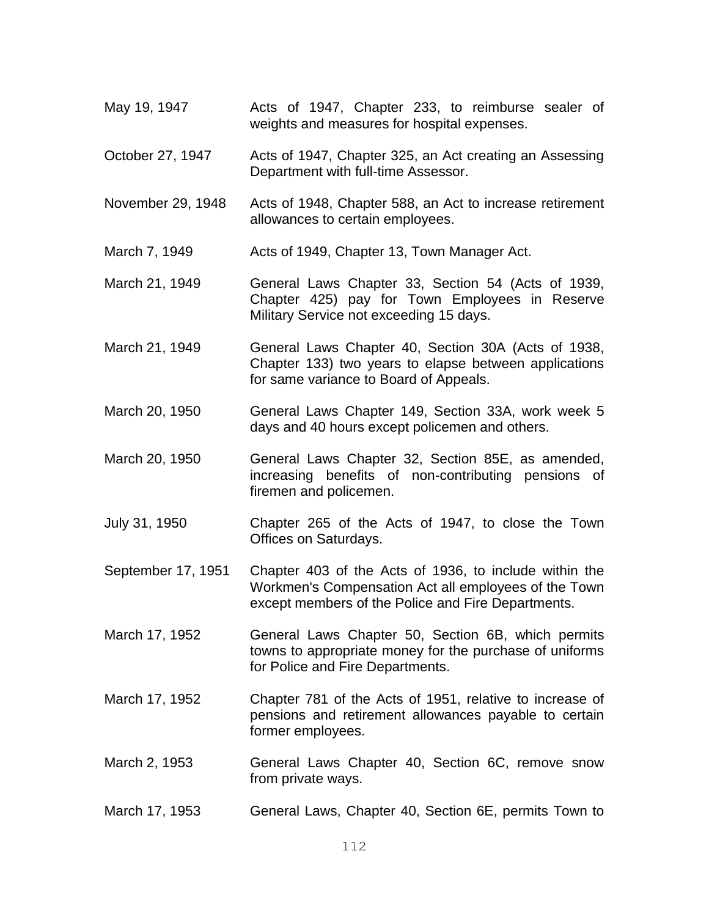| | |
|---|---|
| May 19, 1947 | Acts of 1947, Chapter 233, to reimburse sealer of weights and measures for hospital expenses. |
| October 27, 1947 | Acts of 1947, Chapter 325, an Act creating an Assessing Department with full-time Assessor. |
| November 29, 1948 | Acts of 1948, Chapter 588, an Act to increase retirement allowances to certain employees. |
| March 7, 1949 | Acts of 1949, Chapter 13, Town Manager Act. |
| March 21, 1949 | General Laws Chapter 33, Section 54 (Acts of 1939, Chapter 425) pay for Town Employees in Reserve Military Service not exceeding 15 days. |
| March 21, 1949 | General Laws Chapter 40, Section 30A (Acts of 1938, Chapter 133) two years to elapse between applications for same variance to Board of Appeals. |
| March 20, 1950 | General Laws Chapter 149, Section 33A, work week 5 days and 40 hours except policemen and others. |
| March 20, 1950 | General Laws Chapter 32, Section 85E, as amended, increasing benefits of non-contributing pensions of firemen and policemen. |
| July 31, 1950 | Chapter 265 of the Acts of 1947, to close the Town Offices on Saturdays. |
| September 17, 1951 | Chapter 403 of the Acts of 1936, to include within the Workmen's Compensation Act all employees of the Town except members of the Police and Fire Departments. |
| March 17, 1952 | General Laws Chapter 50, Section 6B, which permits towns to appropriate money for the purchase of uniforms for Police and Fire Departments. |
| March 17, 1952 | Chapter 781 of the Acts of 1951, relative to increase of pensions and retirement allowances payable to certain former employees. |
| March 2, 1953 | General Laws Chapter 40, Section 6C, remove snow from private ways. |
| March 17, 1953 | General Laws, Chapter 40, Section 6E, permits Town to |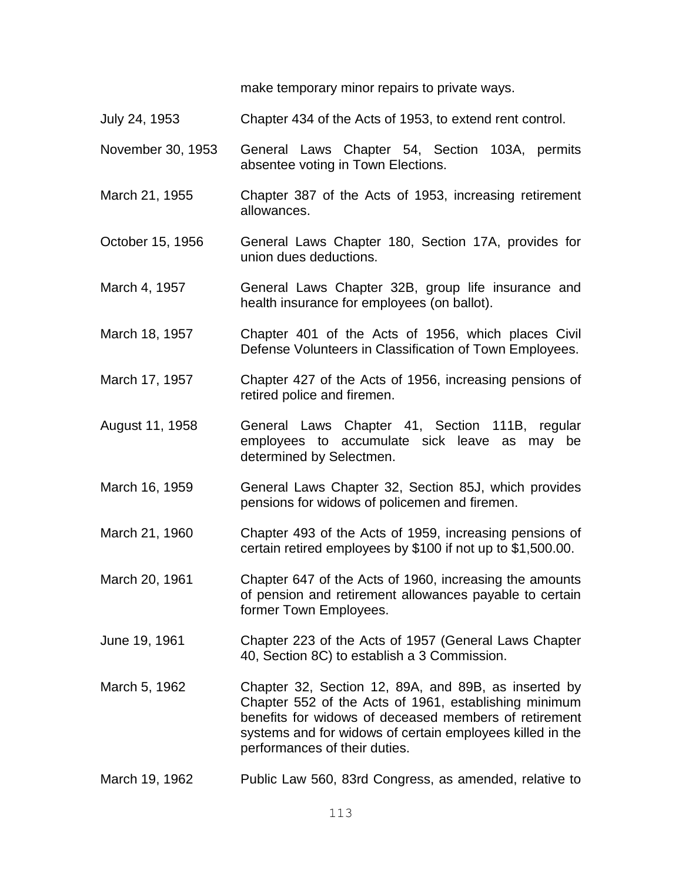make temporary minor repairs to private ways.

| | |
|---|---|
| July 24, 1953 | Chapter 434 of the Acts of 1953, to extend rent control. |
| November 30, 1953 | General Laws Chapter 54, Section 103A, permits absentee voting in Town Elections. |
| March 21, 1955 | Chapter 387 of the Acts of 1953, increasing retirement allowances. |
| October 15, 1956 | General Laws Chapter 180, Section 17A, provides for union dues deductions. |
| March 4, 1957 | General Laws Chapter 32B, group life insurance and health insurance for employees (on ballot). |
| March 18, 1957 | Chapter 401 of the Acts of 1956, which places Civil Defense Volunteers in Classification of Town Employees. |
| March 17, 1957 | Chapter 427 of the Acts of 1956, increasing pensions of retired police and firemen. |
| August 11, 1958 | General Laws Chapter 41, Section 111B, regular employees to accumulate sick leave as may be determined by Selectmen. |
| March 16, 1959 | General Laws Chapter 32, Section 85J, which provides pensions for widows of policemen and firemen. |
| March 21, 1960 | Chapter 493 of the Acts of 1959, increasing pensions of certain retired employees by $100 if not up to $1,500.00. |
| March 20, 1961 | Chapter 647 of the Acts of 1960, increasing the amounts of pension and retirement allowances payable to certain former Town Employees. |
| June 19, 1961 | Chapter 223 of the Acts of 1957 (General Laws Chapter 40, Section 8C) to establish a 3 Commission. |
| March 5, 1962 | Chapter 32, Section 12, 89A, and 89B, as inserted by Chapter 552 of the Acts of 1961, establishing minimum benefits for widows of deceased members of retirement systems and for widows of certain employees killed in the performances of their duties. |
| March 19, 1962 | Public Law 560, 83rd Congress, as amended, relative to |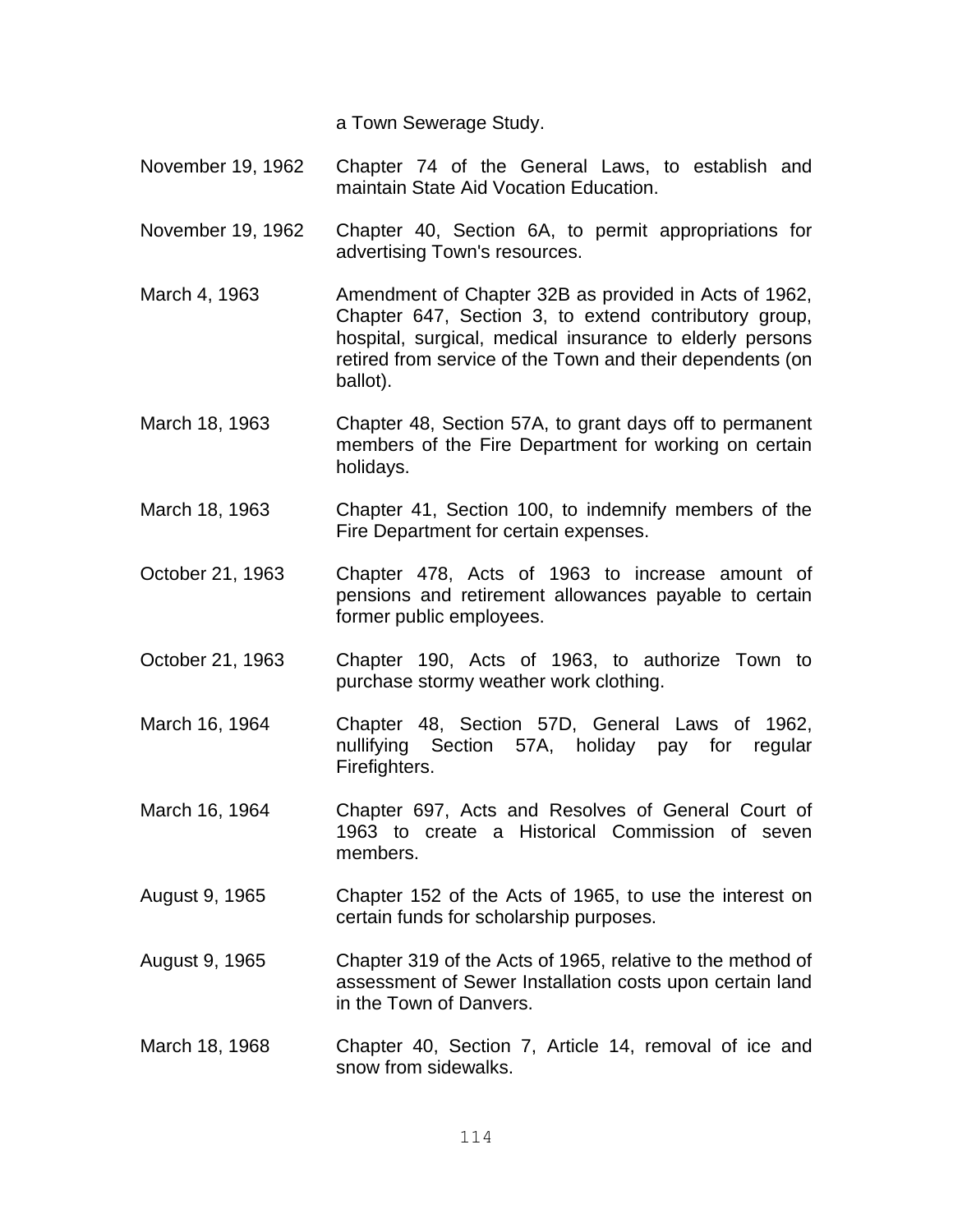a Town Sewerage Study.

| | |
|---|---|
| November 19, 1962 | Chapter 74 of the General Laws, to establish and maintain State Aid Vocation Education. |
| November 19, 1962 | Chapter 40, Section 6A, to permit appropriations for advertising Town's resources. |
| March 4, 1963 | Amendment of Chapter 32B as provided in Acts of 1962, Chapter 647, Section 3, to extend contributory group, hospital, surgical, medical insurance to elderly persons retired from service of the Town and their dependents (on ballot). |
| March 18, 1963 | Chapter 48, Section 57A, to grant days off to permanent members of the Fire Department for working on certain holidays. |
| March 18, 1963 | Chapter 41, Section 100, to indemnify members of the Fire Department for certain expenses. |
| October 21, 1963 | Chapter 478, Acts of 1963 to increase amount of pensions and retirement allowances payable to certain former public employees. |
| October 21, 1963 | Chapter 190, Acts of 1963, to authorize Town to purchase stormy weather work clothing. |
| March 16, 1964 | Chapter 48, Section 57D, General Laws of 1962, nullifying Section 57A, holiday pay for regular Firefighters. |
| March 16, 1964 | Chapter 697, Acts and Resolves of General Court of 1963 to create a Historical Commission of seven members. |
| August 9, 1965 | Chapter 152 of the Acts of 1965, to use the interest on certain funds for scholarship purposes. |
| August 9, 1965 | Chapter 319 of the Acts of 1965, relative to the method of assessment of Sewer Installation costs upon certain land in the Town of Danvers. |
| March 18, 1968 | Chapter 40, Section 7, Article 14, removal of ice and snow from sidewalks. |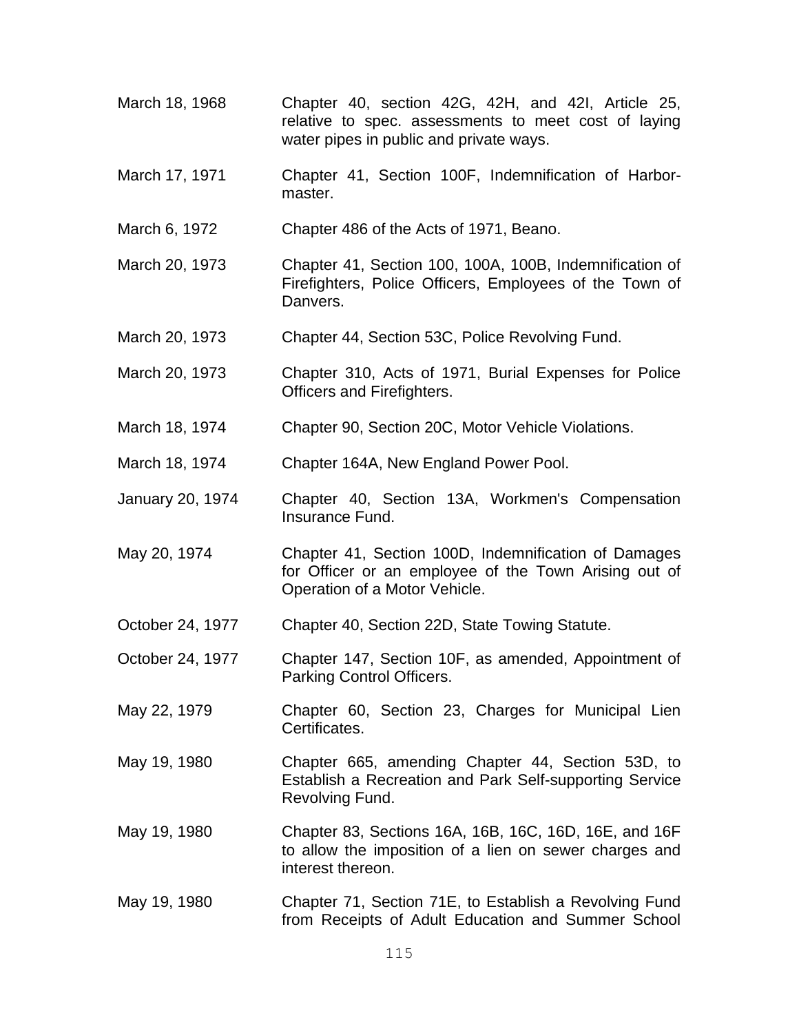| | |
|---|---|
| March 18, 1968 | Chapter 40, section 42G, 42H, and 42I, Article 25, relative to spec. assessments to meet cost of laying water pipes in public and private ways. |
| March 17, 1971 | Chapter 41, Section 100F, Indemnification of Harbor-master. |
| March 6, 1972 | Chapter 486 of the Acts of 1971, Beano. |
| March 20, 1973 | Chapter 41, Section 100, 100A, 100B, Indemnification of Firefighters, Police Officers, Employees of the Town of Danvers. |
| March 20, 1973 | Chapter 44, Section 53C, Police Revolving Fund. |
| March 20, 1973 | Chapter 310, Acts of 1971, Burial Expenses for Police Officers and Firefighters. |
| March 18, 1974 | Chapter 90, Section 20C, Motor Vehicle Violations. |
| March 18, 1974 | Chapter 164A, New England Power Pool. |
| January 20, 1974 | Chapter 40, Section 13A, Workmen's Compensation Insurance Fund. |
| May 20, 1974 | Chapter 41, Section 100D, Indemnification of Damages for Officer or an employee of the Town Arising out of Operation of a Motor Vehicle. |
| October 24, 1977 | Chapter 40, Section 22D, State Towing Statute. |
| October 24, 1977 | Chapter 147, Section 10F, as amended, Appointment of Parking Control Officers. |
| May 22, 1979 | Chapter 60, Section 23, Charges for Municipal Lien Certificates. |
| May 19, 1980 | Chapter 665, amending Chapter 44, Section 53D, to Establish a Recreation and Park Self-supporting Service Revolving Fund. |
| May 19, 1980 | Chapter 83, Sections 16A, 16B, 16C, 16D, 16E, and 16F to allow the imposition of a lien on sewer charges and interest thereon. |
| May 19, 1980 | Chapter 71, Section 71E, to Establish a Revolving Fund from Receipts of Adult Education and Summer School |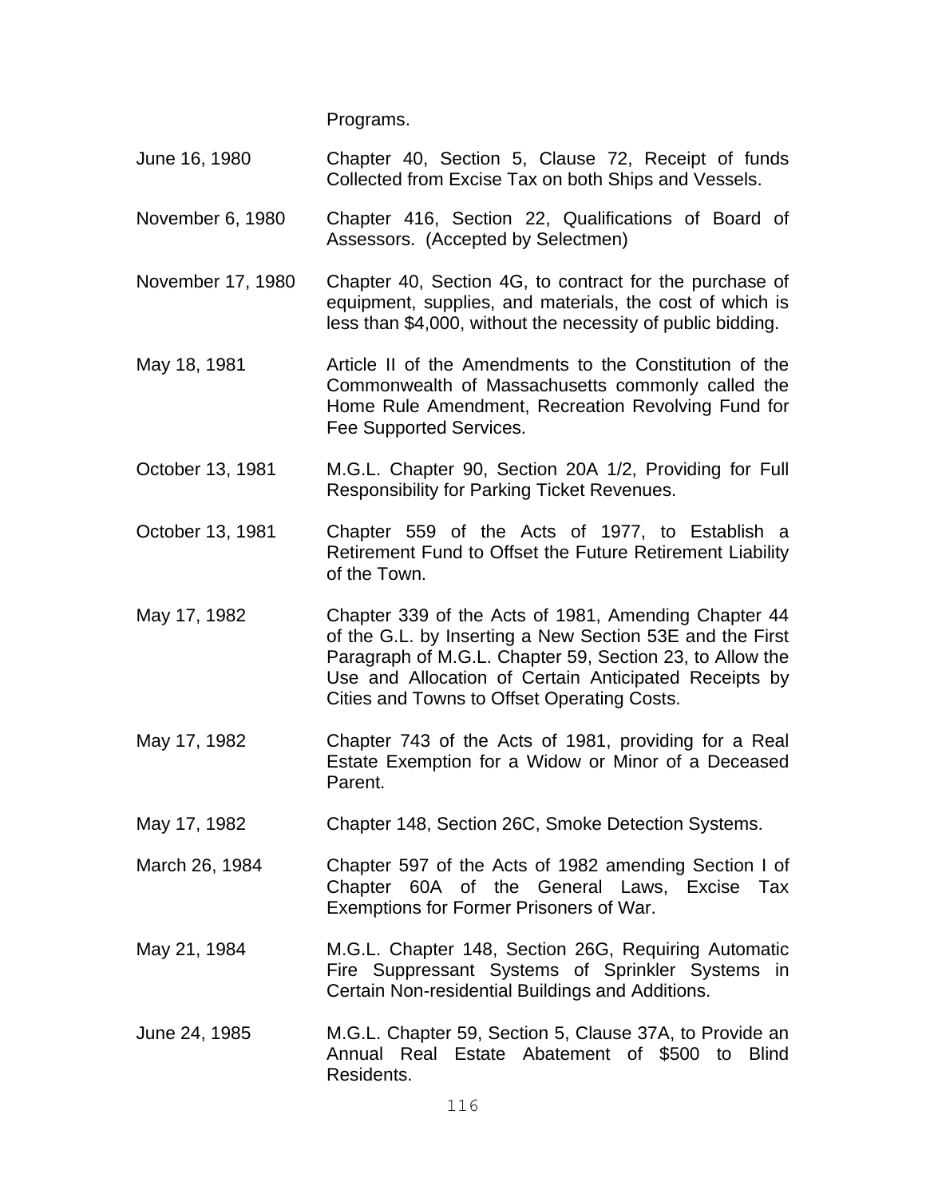Programs.

| | |
|---|---|
| June 16, 1980 | Chapter 40, Section 5, Clause 72, Receipt of funds Collected from Excise Tax on both Ships and Vessels. |
| November 6, 1980 | Chapter 416, Section 22, Qualifications of Board of Assessors. (Accepted by Selectmen) |
| November 17, 1980 | Chapter 40, Section 4G, to contract for the purchase of equipment, supplies, and materials, the cost of which is less than $4,000, without the necessity of public bidding. |
| May 18, 1981 | Article II of the Amendments to the Constitution of the Commonwealth of Massachusetts commonly called the Home Rule Amendment, Recreation Revolving Fund for Fee Supported Services. |
| October 13, 1981 | M.G.L. Chapter 90, Section 20A 1/2, Providing for Full Responsibility for Parking Ticket Revenues. |
| October 13, 1981 | Chapter 559 of the Acts of 1977, to Establish a Retirement Fund to Offset the Future Retirement Liability of the Town. |
| May 17, 1982 | Chapter 339 of the Acts of 1981, Amending Chapter 44 of the G.L. by Inserting a New Section 53E and the First Paragraph of M.G.L. Chapter 59, Section 23, to Allow the Use and Allocation of Certain Anticipated Receipts by Cities and Towns to Offset Operating Costs. |
| May 17, 1982 | Chapter 743 of the Acts of 1981, providing for a Real Estate Exemption for a Widow or Minor of a Deceased Parent. |
| May 17, 1982 | Chapter 148, Section 26C, Smoke Detection Systems. |
| March 26, 1984 | Chapter 597 of the Acts of 1982 amending Section I of Chapter 60A of the General Laws, Excise Tax Exemptions for Former Prisoners of War. |
| May 21, 1984 | M.G.L. Chapter 148, Section 26G, Requiring Automatic Fire Suppressant Systems of Sprinkler Systems in Certain Non-residential Buildings and Additions. |
| June 24, 1985 | M.G.L. Chapter 59, Section 5, Clause 37A, to Provide an Annual Real Estate Abatement of $500 to Blind Residents. |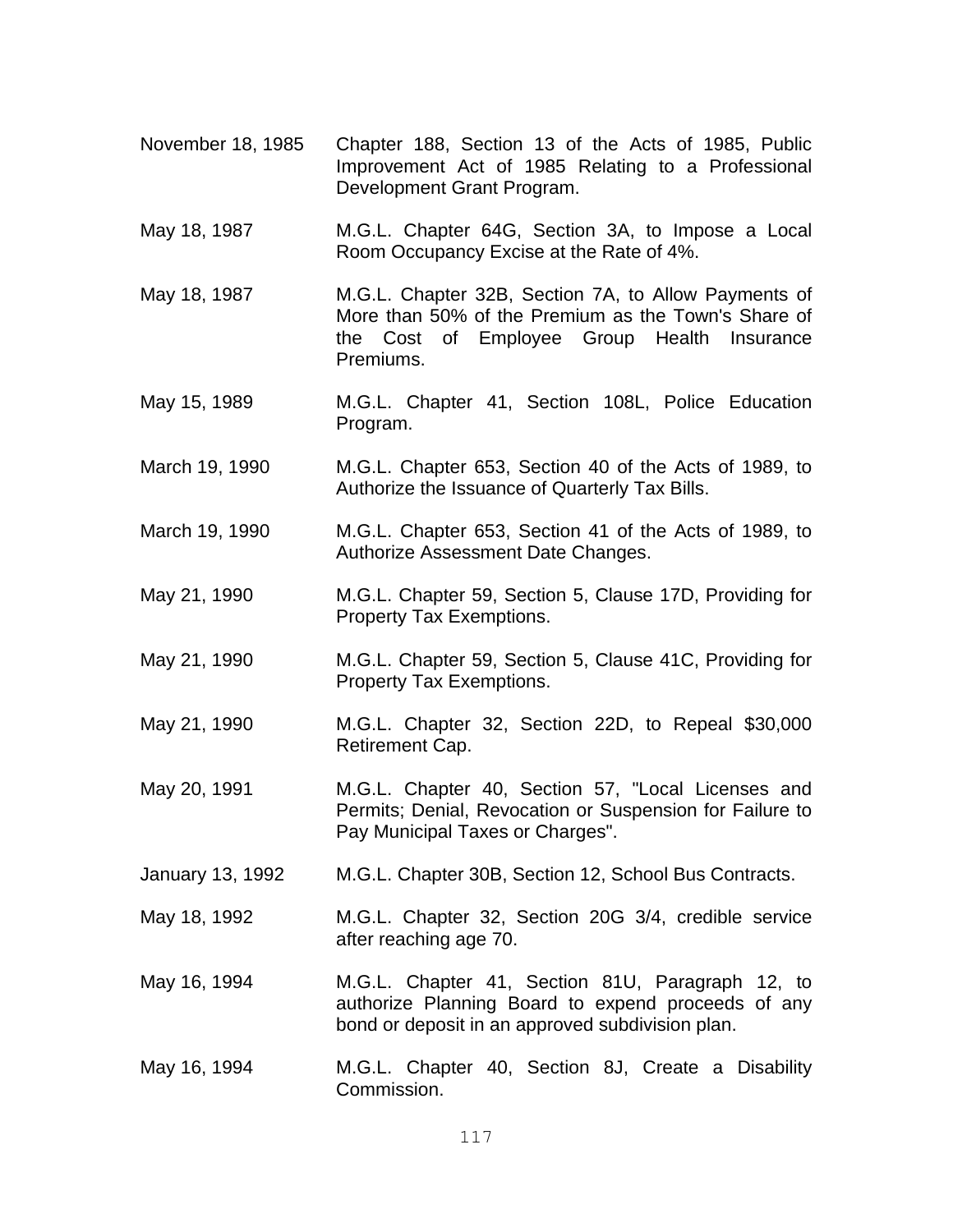| | |
|---|---|
| November 18, 1985 | Chapter 188, Section 13 of the Acts of 1985, Public Improvement Act of 1985 Relating to a Professional Development Grant Program. |
| May 18, 1987 | M.G.L. Chapter 64G, Section 3A, to Impose a Local Room Occupancy Excise at the Rate of 4%. |
| May 18, 1987 | M.G.L. Chapter 32B, Section 7A, to Allow Payments of More than 50% of the Premium as the Town's Share of the Cost of Employee Group Health Insurance Premiums. |
| May 15, 1989 | M.G.L. Chapter 41, Section 108L, Police Education Program. |
| March 19, 1990 | M.G.L. Chapter 653, Section 40 of the Acts of 1989, to Authorize the Issuance of Quarterly Tax Bills. |
| March 19, 1990 | M.G.L. Chapter 653, Section 41 of the Acts of 1989, to Authorize Assessment Date Changes. |
| May 21, 1990 | M.G.L. Chapter 59, Section 5, Clause 17D, Providing for Property Tax Exemptions. |
| May 21, 1990 | M.G.L. Chapter 59, Section 5, Clause 41C, Providing for Property Tax Exemptions. |
| May 21, 1990 | M.G.L. Chapter 32, Section 22D, to Repeal $30,000 Retirement Cap. |
| May 20, 1991 | M.G.L. Chapter 40, Section 57, "Local Licenses and Permits; Denial, Revocation or Suspension for Failure to Pay Municipal Taxes or Charges". |
| January 13, 1992 | M.G.L. Chapter 30B, Section 12, School Bus Contracts. |
| May 18, 1992 | M.G.L. Chapter 32, Section 20G 3/4, credible service after reaching age 70. |
| May 16, 1994 | M.G.L. Chapter 41, Section 81U, Paragraph 12, to authorize Planning Board to expend proceeds of any bond or deposit in an approved subdivision plan. |
| May 16, 1994 | M.G.L. Chapter 40, Section 8J, Create a Disability Commission. |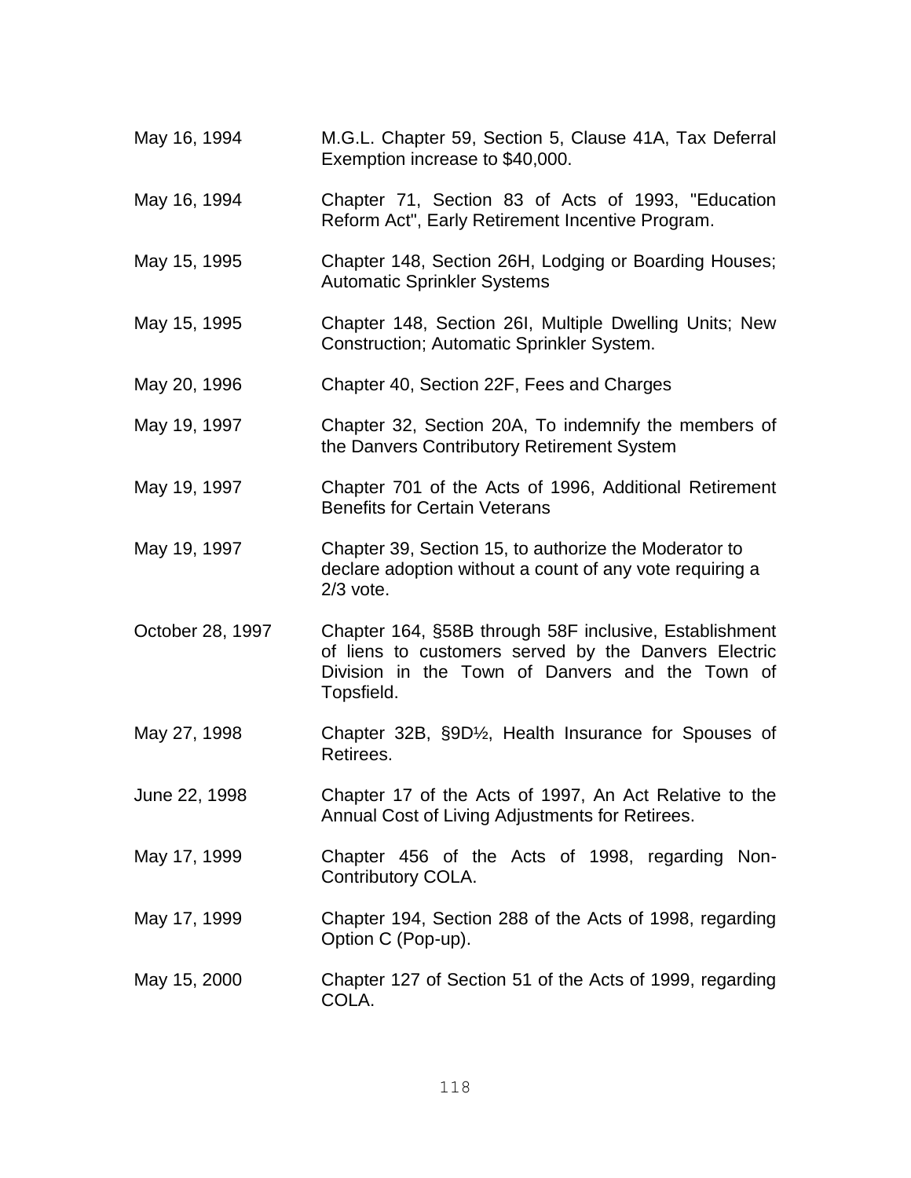| | |
|---|---|
| May 16, 1994 | M.G.L. Chapter 59, Section 5, Clause 41A, Tax Deferral Exemption increase to $40,000. |
| May 16, 1994 | Chapter 71, Section 83 of Acts of 1993, "Education Reform Act", Early Retirement Incentive Program. |
| May 15, 1995 | Chapter 148, Section 26H, Lodging or Boarding Houses; Automatic Sprinkler Systems |
| May 15, 1995 | Chapter 148, Section 26I, Multiple Dwelling Units; New Construction; Automatic Sprinkler System. |
| May 20, 1996 | Chapter 40, Section 22F, Fees and Charges |
| May 19, 1997 | Chapter 32, Section 20A, To indemnify the members of the Danvers Contributory Retirement System |
| May 19, 1997 | Chapter 701 of the Acts of 1996, Additional Retirement Benefits for Certain Veterans |
| May 19, 1997 | Chapter 39, Section 15, to authorize the Moderator to declare adoption without a count of any vote requiring a 2/3 vote. |
| October 28, 1997 | Chapter 164, §58B through 58F inclusive, Establishment of liens to customers served by the Danvers Electric Division in the Town of Danvers and the Town of Topsfield. |
| May 27, 1998 | Chapter 32B, §9D½, Health Insurance for Spouses of Retirees. |
| June 22, 1998 | Chapter 17 of the Acts of 1997, An Act Relative to the Annual Cost of Living Adjustments for Retirees. |
| May 17, 1999 | Chapter 456 of the Acts of 1998, regarding Non-Contributory COLA. |
| May 17, 1999 | Chapter 194, Section 288 of the Acts of 1998, regarding Option C (Pop-up). |
| May 15, 2000 | Chapter 127 of Section 51 of the Acts of 1999, regarding COLA. |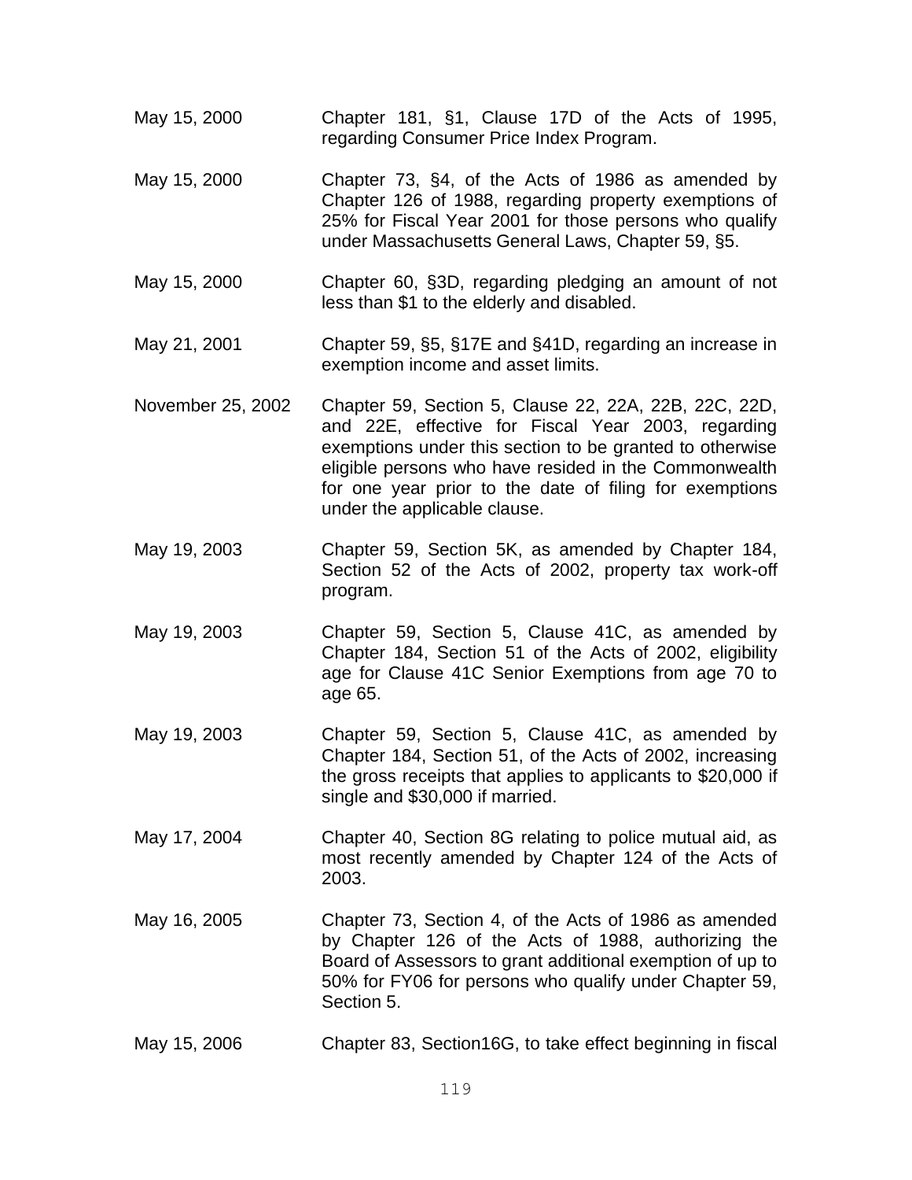| | |
|---|---|
| May 15, 2000 | Chapter 181, §1, Clause 17D of the Acts of 1995, regarding Consumer Price Index Program. |
| May 15, 2000 | Chapter 73, §4, of the Acts of 1986 as amended by Chapter 126 of 1988, regarding property exemptions of 25% for Fiscal Year 2001 for those persons who qualify under Massachusetts General Laws, Chapter 59, §5. |
| May 15, 2000 | Chapter 60, §3D, regarding pledging an amount of not less than $1 to the elderly and disabled. |
| May 21, 2001 | Chapter 59, §5, §17E and §41D, regarding an increase in exemption income and asset limits. |
| November 25, 2002 | Chapter 59, Section 5, Clause 22, 22A, 22B, 22C, 22D, and 22E, effective for Fiscal Year 2003, regarding exemptions under this section to be granted to otherwise eligible persons who have resided in the Commonwealth for one year prior to the date of filing for exemptions under the applicable clause. |
| May 19, 2003 | Chapter 59, Section 5K, as amended by Chapter 184, Section 52 of the Acts of 2002, property tax work-off program. |
| May 19, 2003 | Chapter 59, Section 5, Clause 41C, as amended by Chapter 184, Section 51 of the Acts of 2002, eligibility age for Clause 41C Senior Exemptions from age 70 to age 65. |
| May 19, 2003 | Chapter 59, Section 5, Clause 41C, as amended by Chapter 184, Section 51, of the Acts of 2002, increasing the gross receipts that applies to applicants to $20,000 if single and $30,000 if married. |
| May 17, 2004 | Chapter 40, Section 8G relating to police mutual aid, as most recently amended by Chapter 124 of the Acts of 2003. |
| May 16, 2005 | Chapter 73, Section 4, of the Acts of 1986 as amended by Chapter 126 of the Acts of 1988, authorizing the Board of Assessors to grant additional exemption of up to 50% for FY06 for persons who qualify under Chapter 59, Section 5. |
| May 15, 2006 | Chapter 83, Section16G, to take effect beginning in fiscal |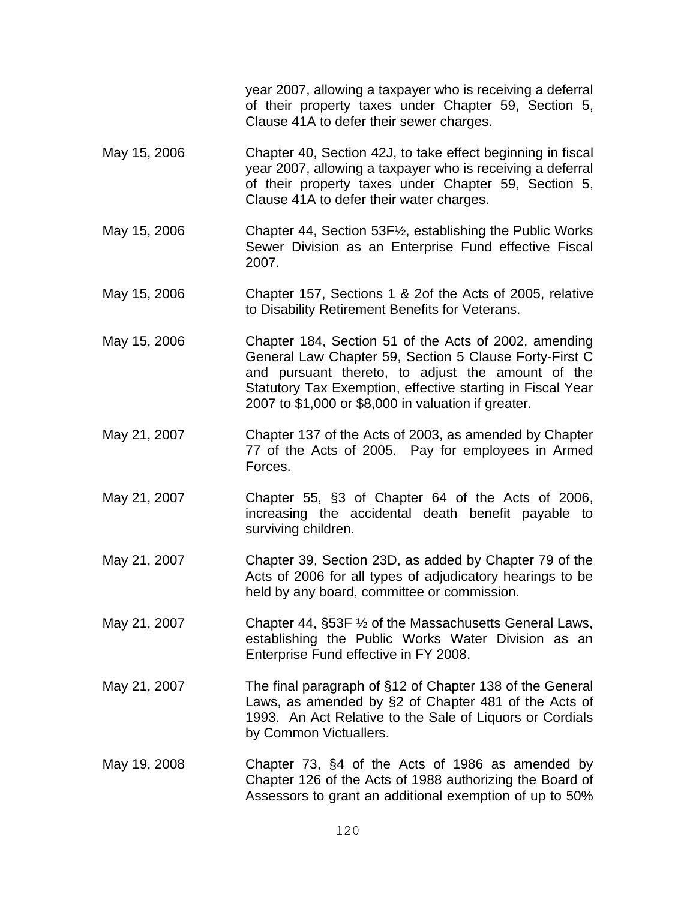year 2007, allowing a taxpayer who is receiving a deferral of their property taxes under Chapter 59, Section 5, Clause 41A to defer their sewer charges.

| | |
|---|---|
| May 15, 2006 | Chapter 40, Section 42J, to take effect beginning in fiscal year 2007, allowing a taxpayer who is receiving a deferral of their property taxes under Chapter 59, Section 5, Clause 41A to defer their water charges. |
| May 15, 2006 | Chapter 44, Section 53F½, establishing the Public Works Sewer Division as an Enterprise Fund effective Fiscal 2007. |
| May 15, 2006 | Chapter 157, Sections 1 & 2of the Acts of 2005, relative to Disability Retirement Benefits for Veterans. |
| May 15, 2006 | Chapter 184, Section 51 of the Acts of 2002, amending General Law Chapter 59, Section 5 Clause Forty-First C and pursuant thereto, to adjust the amount of the Statutory Tax Exemption, effective starting in Fiscal Year 2007 to $1,000 or $8,000 in valuation if greater. |
| May 21, 2007 | Chapter 137 of the Acts of 2003, as amended by Chapter 77 of the Acts of 2005. Pay for employees in Armed Forces. |
| May 21, 2007 | Chapter 55, §3 of Chapter 64 of the Acts of 2006, increasing the accidental death benefit payable to surviving children. |
| May 21, 2007 | Chapter 39, Section 23D, as added by Chapter 79 of the Acts of 2006 for all types of adjudicatory hearings to be held by any board, committee or commission. |
| May 21, 2007 | Chapter 44, §53F ½ of the Massachusetts General Laws, establishing the Public Works Water Division as an Enterprise Fund effective in FY 2008. |
| May 21, 2007 | The final paragraph of §12 of Chapter 138 of the General Laws, as amended by §2 of Chapter 481 of the Acts of 1993. An Act Relative to the Sale of Liquors or Cordials by Common Victuallers. |
| May 19, 2008 | Chapter 73, §4 of the Acts of 1986 as amended by Chapter 126 of the Acts of 1988 authorizing the Board of Assessors to grant an additional exemption of up to 50% |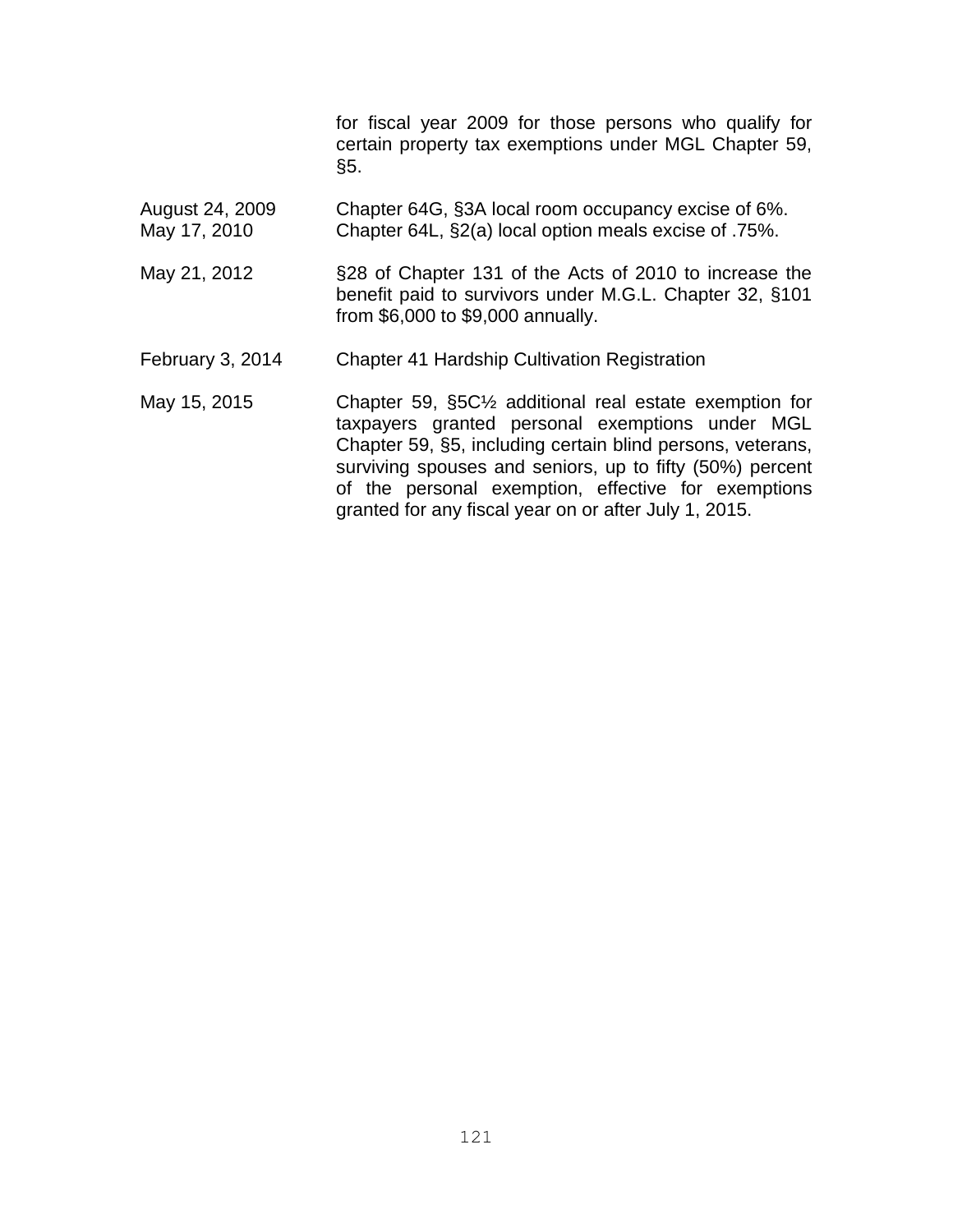for fiscal year 2009 for those persons who qualify for certain property tax exemptions under MGL Chapter 59, §5.

| | |
|---|---|
| August 24, 2009 | Chapter 64G, §3A local room occupancy excise of 6%. |
| May 17, 2010 | Chapter 64L, §2(a) local option meals excise of .75%. |
| May 21, 2012 | §28 of Chapter 131 of the Acts of 2010 to increase the benefit paid to survivors under M.G.L. Chapter 32, §101 from $6,000 to $9,000 annually. |
| February 3, 2014 | Chapter 41 Hardship Cultivation Registration |
| May 15, 2015 | Chapter 59, §5C½ additional real estate exemption for taxpayers granted personal exemptions under MGL Chapter 59, §5, including certain blind persons, veterans, surviving spouses and seniors, up to fifty (50%) percent of the personal exemption, effective for exemptions granted for any fiscal year on or after July 1, 2015. |